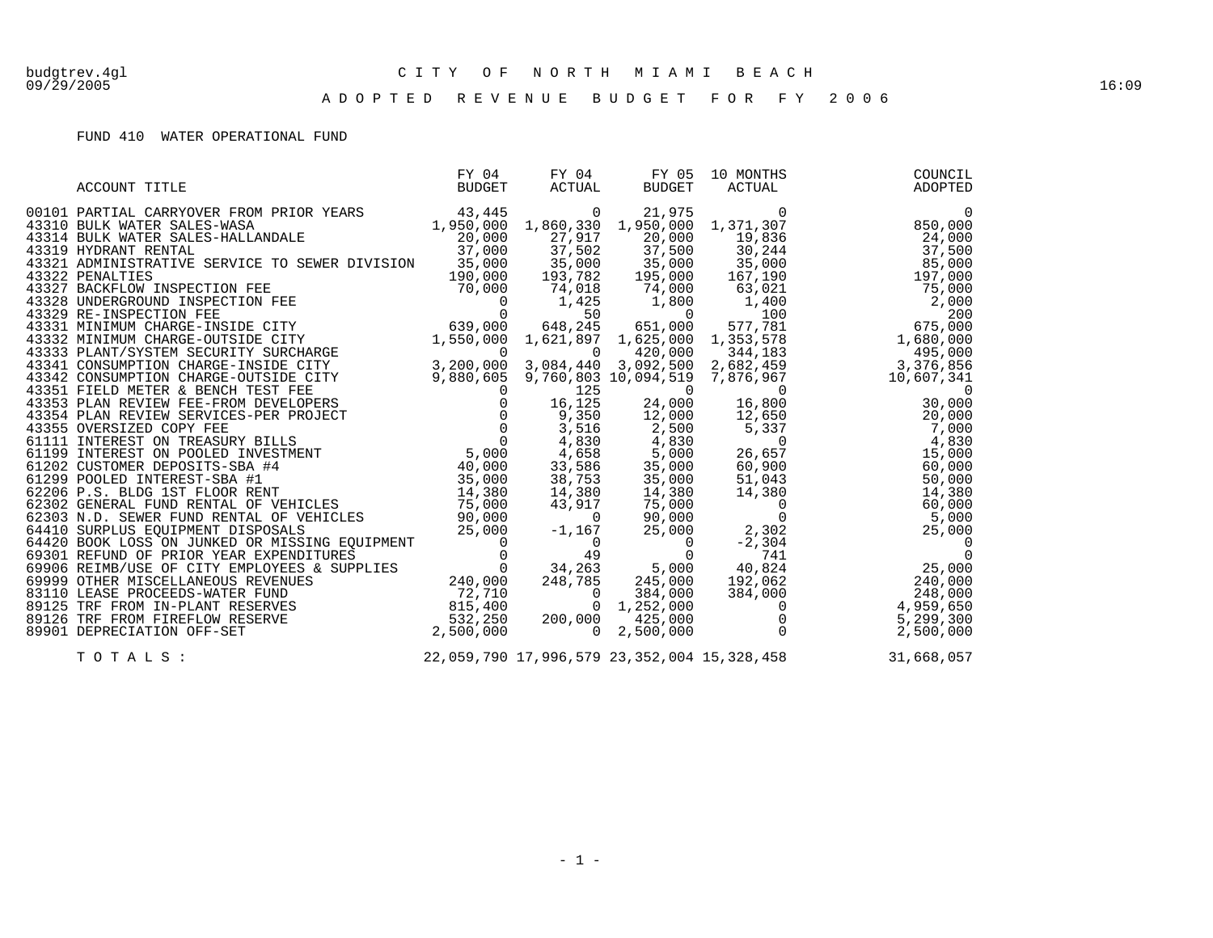budgtrev.4gl
09/29/2005

# CITY OF NORTH MIAMI BEACH

16:09

## ADOPTED REVENUE BUDGET FOR FY 2006

### FUND 410 WATER OPERATIONAL FUND

| ACCOUNT TITLE | FY 04 BUDGET | FY 04 ACTUAL | FY 05 BUDGET | 10 MONTHS ACTUAL | COUNCIL ADOPTED |
|---|---|---|---|---|---|
| 00101 PARTIAL CARRYOVER FROM PRIOR YEARS | 43,445 | 0 | 21,975 | 0 | 0 |
| 43310 BULK WATER SALES-WASA | 1,950,000 | 1,860,330 | 1,950,000 | 1,371,307 | 850,000 |
| 43314 BULK WATER SALES-HALLANDALE | 20,000 | 27,917 | 20,000 | 19,836 | 24,000 |
| 43319 HYDRANT RENTAL | 37,000 | 37,502 | 37,500 | 30,244 | 37,500 |
| 43321 ADMINISTRATIVE SERVICE TO SEWER DIVISION | 35,000 | 35,000 | 35,000 | 35,000 | 85,000 |
| 43322 PENALTIES | 190,000 | 193,782 | 195,000 | 167,190 | 197,000 |
| 43327 BACKFLOW INSPECTION FEE | 70,000 | 74,018 | 74,000 | 63,021 | 75,000 |
| 43328 UNDERGROUND INSPECTION FEE | 0 | 1,425 | 1,800 | 1,400 | 2,000 |
| 43329 RE-INSPECTION FEE | 0 | 50 | 0 | 100 | 200 |
| 43331 MINIMUM CHARGE-INSIDE CITY | 639,000 | 648,245 | 651,000 | 577,781 | 675,000 |
| 43332 MINIMUM CHARGE-OUTSIDE CITY | 1,550,000 | 1,621,897 | 1,625,000 | 1,353,578 | 1,680,000 |
| 43333 PLANT/SYSTEM SECURITY SURCHARGE | 0 | 0 | 420,000 | 344,183 | 495,000 |
| 43341 CONSUMPTION CHARGE-INSIDE CITY | 3,200,000 | 3,084,440 | 3,092,500 | 2,682,459 | 3,376,856 |
| 43342 CONSUMPTION CHARGE-OUTSIDE CITY | 9,880,605 | 9,760,803 | 10,094,519 | 7,876,967 | 10,607,341 |
| 43351 FIELD METER & BENCH TEST FEE | 0 | 125 | 0 | 0 | 0 |
| 43353 PLAN REVIEW FEE-FROM DEVELOPERS | 0 | 16,125 | 24,000 | 16,800 | 30,000 |
| 43354 PLAN REVIEW SERVICES-PER PROJECT | 0 | 9,350 | 12,000 | 12,650 | 20,000 |
| 43355 OVERSIZED COPY FEE | 0 | 3,516 | 2,500 | 5,337 | 7,000 |
| 61111 INTEREST ON TREASURY BILLS | 0 | 4,830 | 4,830 | 0 | 4,830 |
| 61199 INTEREST ON POOLED INVESTMENT | 5,000 | 4,658 | 5,000 | 26,657 | 15,000 |
| 61202 CUSTOMER DEPOSITS-SBA #4 | 40,000 | 33,586 | 35,000 | 60,900 | 60,000 |
| 61299 POOLED INTEREST-SBA #1 | 35,000 | 38,753 | 35,000 | 51,043 | 50,000 |
| 62206 P.S. BLDG 1ST FLOOR RENT | 14,380 | 14,380 | 14,380 | 14,380 | 14,380 |
| 62302 GENERAL FUND RENTAL OF VEHICLES | 75,000 | 43,917 | 75,000 | 0 | 60,000 |
| 62303 N.D. SEWER FUND RENTAL OF VEHICLES | 90,000 | 0 | 90,000 | 0 | 5,000 |
| 64410 SURPLUS EQUIPMENT DISPOSALS | 25,000 | -1,167 | 25,000 | 2,302 | 25,000 |
| 64420 BOOK LOSS ON JUNKED OR MISSING EQUIPMENT | 0 | 0 | 0 | -2,304 | 0 |
| 69301 REFUND OF PRIOR YEAR EXPENDITURES | 0 | 49 | 0 | 741 | 0 |
| 69906 REIMB/USE OF CITY EMPLOYEES & SUPPLIES | 0 | 34,263 | 5,000 | 40,824 | 25,000 |
| 69999 OTHER MISCELLANEOUS REVENUES | 240,000 | 248,785 | 245,000 | 192,062 | 240,000 |
| 83110 LEASE PROCEEDS-WATER FUND | 72,710 | 0 | 384,000 | 384,000 | 248,000 |
| 89125 TRF FROM IN-PLANT RESERVES | 815,400 | 0 | 1,252,000 | 0 | 4,959,650 |
| 89126 TRF FROM FIREFLOW RESERVE | 532,250 | 200,000 | 425,000 | 0 | 5,299,300 |
| 89901 DEPRECIATION OFF-SET | 2,500,000 | 0 | 2,500,000 | 0 | 2,500,000 |
| TOTALS: | 22,059,790 | 17,996,579 | 23,352,004 | 15,328,458 | 31,668,057 |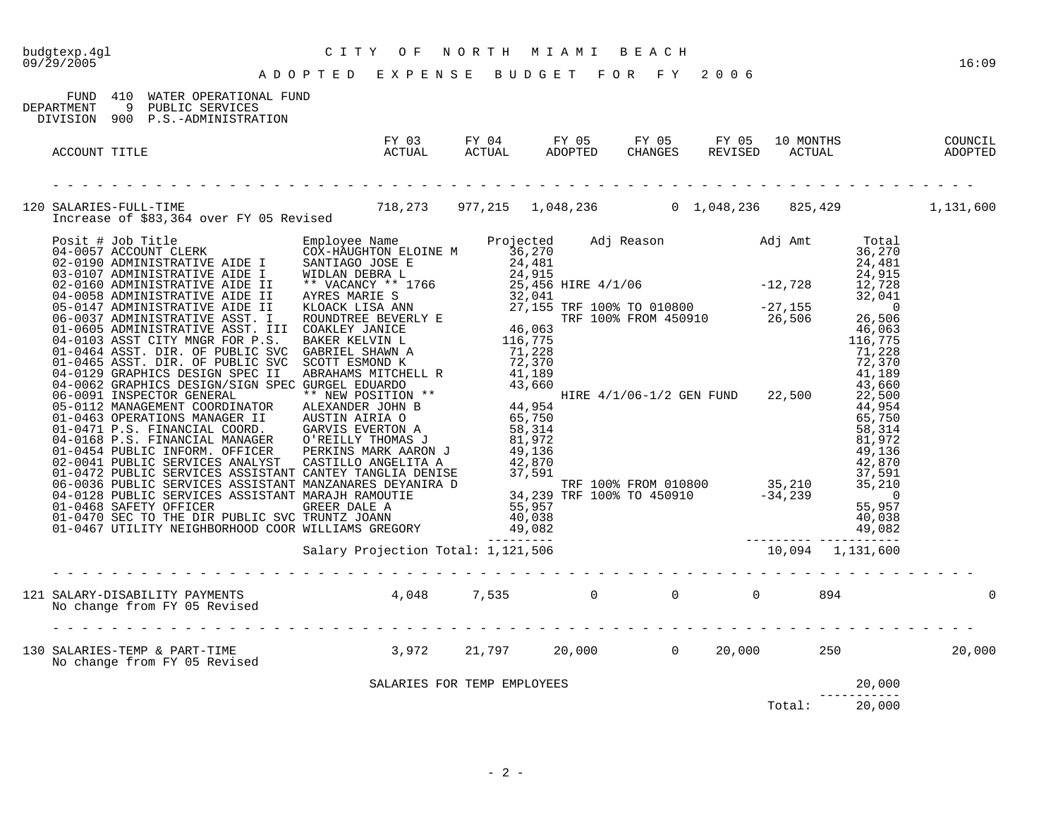CITY OF NORTH MIAMI BEACH

ADOPTED EXPENSE BUDGET FOR FY 2006

FUND 410 WATER OPERATIONAL FUND
DEPARTMENT 9 PUBLIC SERVICES
DIVISION 900 P.S.-ADMINISTRATION

| ACCOUNT TITLE | FY 03 ACTUAL | FY 04 ACTUAL | FY 05 ADOPTED | FY 05 CHANGES | FY 05 REVISED | 10 MONTHS ACTUAL | COUNCIL ADOPTED |
|---|---|---|---|---|---|---|---|
| 120 SALARIES-FULL-TIME | 718,273 | 977,215 | 1,048,236 | 0 | 1,048,236 | 825,429 | 1,131,600 |

Increase of $83,364 over FY 05 Revised

| Posit # | Job Title | Employee Name | Projected | Adj Reason | Adj Amt | Total |
|---|---|---|---|---|---|---|
| 04-0057 | ACCOUNT CLERK | COX-HAUGHTON ELOINE M | 36,270 | | | 36,270 |
| 02-0190 | ADMINISTRATIVE AIDE I | SANTIAGO JOSE E | 24,481 | | | 24,481 |
| 03-0107 | ADMINISTRATIVE AIDE I | WIDLAN DEBRA L | 24,915 | | | 24,915 |
| 02-0160 | ADMINISTRATIVE AIDE II | ** VACANCY ** 1766 | 25,456 | HIRE 4/1/06 | -12,728 | 12,728 |
| 04-0058 | ADMINISTRATIVE AIDE II | AYRES MARIE S | 32,041 | | | 32,041 |
| 05-0147 | ADMINISTRATIVE AIDE II | KLOACK LISA ANN | 27,155 | TRF 100% TO 010800 | -27,155 | 0 |
| 06-0037 | ADMINISTRATIVE ASST. I | ROUNDTREE BEVERLY E | | TRF 100% FROM 450910 | 26,506 | 26,506 |
| 01-0605 | ADMINISTRATIVE ASST. III | COAKLEY JANICE | 46,063 | | | 46,063 |
| 04-0103 | ASST CITY MNGR FOR P.S. | BAKER KELVIN L | 116,775 | | | 116,775 |
| 01-0464 | ASST. DIR. OF PUBLIC SVC | GABRIEL SHAWN A | 71,228 | | | 71,228 |
| 01-0465 | ASST. DIR. OF PUBLIC SVC | SCOTT ESMOND K | 72,370 | | | 72,370 |
| 04-0129 | GRAPHICS DESIGN SPEC II | ABRAHAMS MITCHELL R | 41,189 | | | 41,189 |
| 04-0062 | GRAPHICS DESIGN/SIGN SPEC | GURGEL EDUARDO | 43,660 | | | 43,660 |
| 06-0091 | INSPECTOR GENERAL | ** NEW POSITION ** | | HIRE 4/1/06-1/2 GEN FUND | 22,500 | 22,500 |
| 05-0112 | MANAGEMENT COORDINATOR | ALEXANDER JOHN B | 44,954 | | | 44,954 |
| 01-0463 | OPERATIONS MANAGER II | AUSTIN AIRIA O | 65,750 | | | 65,750 |
| 01-0471 | P.S. FINANCIAL COORD. | GARVIS EVERTON A | 58,314 | | | 58,314 |
| 04-0168 | P.S. FINANCIAL MANAGER | O'REILLY THOMAS J | 81,972 | | | 81,972 |
| 01-0454 | PUBLIC INFORM. OFFICER | PERKINS MARK AARON J | 49,136 | | | 49,136 |
| 02-0041 | PUBLIC SERVICES ANALYST | CASTILLO ANGELITA A | 42,870 | | | 42,870 |
| 01-0472 | PUBLIC SERVICES ASSISTANT | CANTEY TANGLIA DENISE | 37,591 | | | 37,591 |
| 06-0036 | PUBLIC SERVICES ASSISTANT | MANZANARES DEYANIRA D | | TRF 100% FROM 010800 | 35,210 | 35,210 |
| 04-0128 | PUBLIC SERVICES ASSISTANT | MARAJH RAMOUTIE | 34,239 | TRF 100% TO 450910 | -34,239 | 0 |
| 01-0468 | SAFETY OFFICER | GREER DALE A | 55,957 | | | 55,957 |
| 01-0470 | SEC TO THE DIR PUBLIC SVC | TRUNTZ JOANN | 40,038 | | | 40,038 |
| 01-0467 | UTILITY NEIGHBORHOOD COOR | WILLIAMS GREGORY | 49,082 | | | 49,082 |
| | | Salary Projection Total: | 1,121,506 | | 10,094 | 1,131,600 |

| ACCOUNT TITLE | FY 03 ACTUAL | FY 04 ACTUAL | FY 05 ADOPTED | FY 05 CHANGES | FY 05 REVISED | 10 MONTHS ACTUAL | COUNCIL ADOPTED |
|---|---|---|---|---|---|---|---|
| 121 SALARY-DISABILITY PAYMENTS | 4,048 | 7,535 | 0 | 0 | 0 | 894 | 0 |

No change from FY 05 Revised

| ACCOUNT TITLE | FY 03 ACTUAL | FY 04 ACTUAL | FY 05 ADOPTED | FY 05 CHANGES | FY 05 REVISED | 10 MONTHS ACTUAL | COUNCIL ADOPTED |
|---|---|---|---|---|---|---|---|
| 130 SALARIES-TEMP & PART-TIME | 3,972 | 21,797 | 20,000 | 0 | 20,000 | 250 | 20,000 |

No change from FY 05 Revised

| | |
|---|---|
| SALARIES FOR TEMP EMPLOYEES | 20,000 |
| Total: | 20,000 |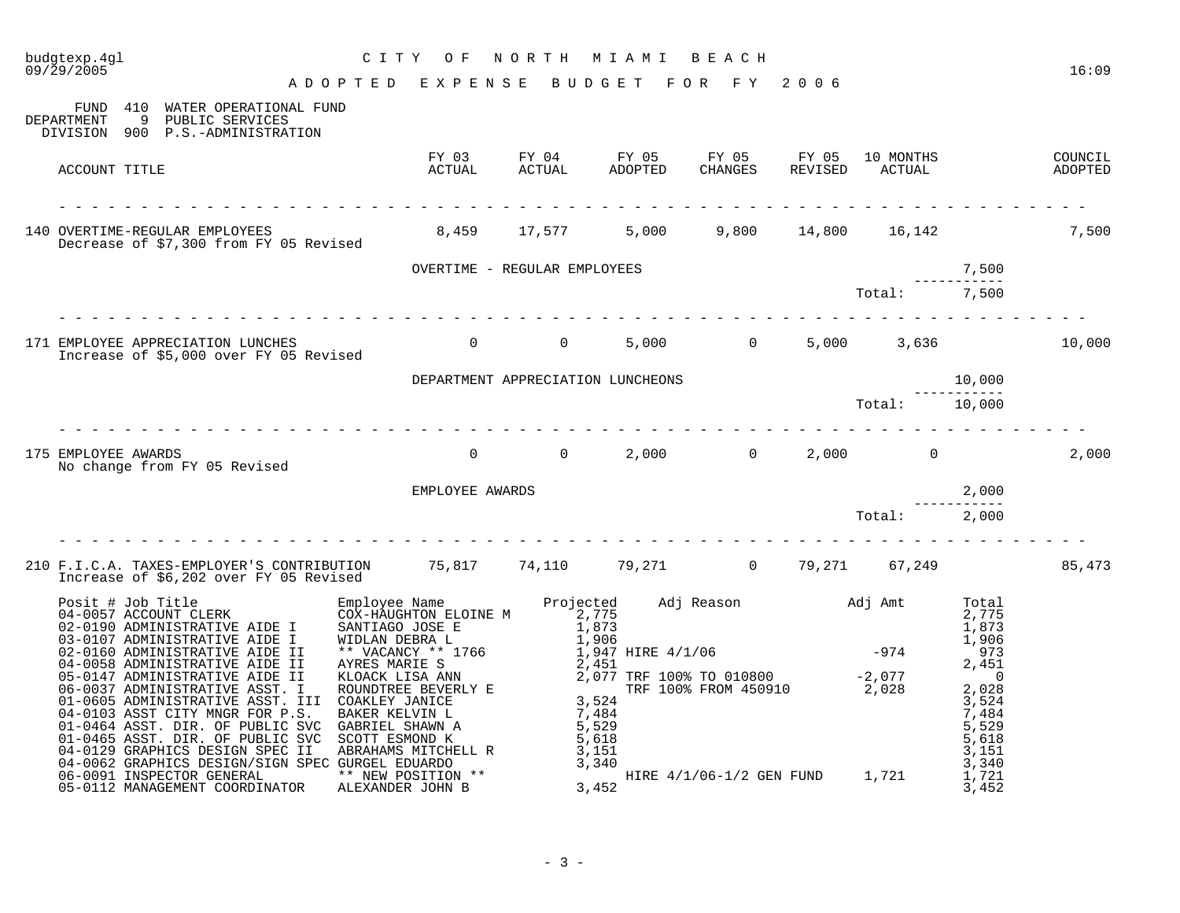# CITY OF NORTH MIAMI BEACH

## ADOPTED EXPENSE BUDGET FOR FY 2006

budgtexp.4gl
09/29/2005
16:09

FUND 410 WATER OPERATIONAL FUND
DEPARTMENT 9 PUBLIC SERVICES
DIVISION 900 P.S.-ADMINISTRATION

| ACCOUNT TITLE | FY 03 ACTUAL | FY 04 ACTUAL | FY 05 ADOPTED | FY 05 CHANGES | FY 05 REVISED | 10 MONTHS ACTUAL | COUNCIL ADOPTED |
|---|---|---|---|---|---|---|---|
| 140 OVERTIME-REGULAR EMPLOYEES<br>Decrease of $7,300 from FY 05 Revised | 8,459 | 17,577 | 5,000 | 9,800 | 14,800 | 16,142 | 7,500 |
| 171 EMPLOYEE APPRECIATION LUNCHES<br>Increase of $5,000 over FY 05 Revised | 0 | 0 | 5,000 | 0 | 5,000 | 3,636 | 10,000 |
| 175 EMPLOYEE AWARDS<br>No change from FY 05 Revised | 0 | 0 | 2,000 | 0 | 2,000 | 0 | 2,000 |
| 210 F.I.C.A. TAXES-EMPLOYER'S CONTRIBUTION<br>Increase of $6,202 over FY 05 Revised | 75,817 | 74,110 | 79,271 | 0 | 79,271 | 67,249 | 85,473 |

**140 OVERTIME-REGULAR EMPLOYEES**

| Item | Amount |
|---|---|
| OVERTIME - REGULAR EMPLOYEES | 7,500 |
| Total: | 7,500 |

**171 EMPLOYEE APPRECIATION LUNCHES**

| Item | Amount |
|---|---|
| DEPARTMENT APPRECIATION LUNCHEONS | 10,000 |
| Total: | 10,000 |

**175 EMPLOYEE AWARDS**

| Item | Amount |
|---|---|
| EMPLOYEE AWARDS | 2,000 |
| Total: | 2,000 |

**210 F.I.C.A. TAXES-EMPLOYER'S CONTRIBUTION**

| Posit # | Job Title | Employee Name | Projected | Adj Reason | Adj Amt | Total |
|---|---|---|---|---|---|---|
| 04-0057 | ACCOUNT CLERK | COX-HAUGHTON ELOINE M | 2,775 | | | 2,775 |
| 02-0190 | ADMINISTRATIVE AIDE I | SANTIAGO JOSE E | 1,873 | | | 1,873 |
| 03-0107 | ADMINISTRATIVE AIDE I | WIDLAN DEBRA L | 1,906 | | | 1,906 |
| 02-0160 | ADMINISTRATIVE AIDE II | ** VACANCY ** 1766 | 1,947 | HIRE 4/1/06 | -974 | 973 |
| 04-0058 | ADMINISTRATIVE AIDE II | AYRES MARIE S | 2,451 | | | 2,451 |
| 05-0147 | ADMINISTRATIVE AIDE II | KLOACK LISA ANN | 2,077 | TRF 100% TO 010800 | -2,077 | 0 |
| 06-0037 | ADMINISTRATIVE ASST. I | ROUNDTREE BEVERLY E | | TRF 100% FROM 450910 | 2,028 | 2,028 |
| 01-0605 | ADMINISTRATIVE ASST. III | COAKLEY JANICE | 3,524 | | | 3,524 |
| 04-0103 | ASST CITY MNGR FOR P.S. | BAKER KELVIN L | 7,484 | | | 7,484 |
| 01-0464 | ASST. DIR. OF PUBLIC SVC | GABRIEL SHAWN A | 5,529 | | | 5,529 |
| 01-0465 | ASST. DIR. OF PUBLIC SVC | SCOTT ESMOND K | 5,618 | | | 5,618 |
| 04-0129 | GRAPHICS DESIGN SPEC II | ABRAHAMS MITCHELL R | 3,151 | | | 3,151 |
| 04-0062 | GRAPHICS DESIGN/SIGN SPEC | GURGEL EDUARDO | 3,340 | | | 3,340 |
| 06-0091 | INSPECTOR GENERAL | ** NEW POSITION ** | | HIRE 4/1/06-1/2 GEN FUND | 1,721 | 1,721 |
| 05-0112 | MANAGEMENT COORDINATOR | ALEXANDER JOHN B | 3,452 | | | 3,452 |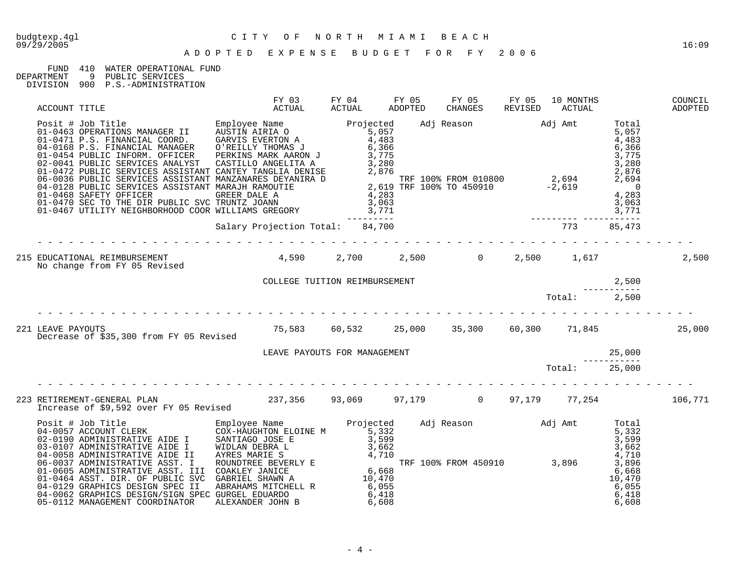budgtexp.4gl CITY OF NORTH MIAMI BEACH
09/29/2005 16:09

# ADOPTED EXPENSE BUDGET FOR FY 2006

FUND 410 WATER OPERATIONAL FUND
DEPARTMENT 9 PUBLIC SERVICES
DIVISION 900 P.S.-ADMINISTRATION

| ACCOUNT TITLE | FY 03 ACTUAL | FY 04 ACTUAL | FY 05 ADOPTED | FY 05 CHANGES | FY 05 REVISED | 10 MONTHS ACTUAL | | COUNCIL ADOPTED |
|---|---|---|---|---|---|---|---|---|

| Posit # | Job Title | Employee Name | Projected | Adj Reason | Adj Amt | Total |
|---|---|---|---|---|---|---|
| 01-0463 | OPERATIONS MANAGER II | AUSTIN AIRIA O | 5,057 | | | 5,057 |
| 01-0471 | P.S. FINANCIAL COORD. | GARVIS EVERTON A | 4,483 | | | 4,483 |
| 04-0168 | P.S. FINANCIAL MANAGER | O'REILLY THOMAS J | 6,366 | | | 6,366 |
| 01-0454 | PUBLIC INFORM. OFFICER | PERKINS MARK AARON J | 3,775 | | | 3,775 |
| 02-0041 | PUBLIC SERVICES ANALYST | CASTILLO ANGELITA A | 3,280 | | | 3,280 |
| 01-0472 | PUBLIC SERVICES ASSISTANT | CANTEY TANGLIA DENISE | 2,876 | | | 2,876 |
| 06-0036 | PUBLIC SERVICES ASSISTANT | MANZANARES DEYANIRA D | | TRF 100% FROM 010800 | 2,694 | 2,694 |
| 04-0128 | PUBLIC SERVICES ASSISTANT | MARAJH RAMOUTIE | 2,619 | TRF 100% TO 450910 | -2,619 | 0 |
| 01-0468 | SAFETY OFFICER | GREER DALE A | 4,283 | | | 4,283 |
| 01-0470 | SEC TO THE DIR PUBLIC SVC | TRUNTZ JOANN | 3,063 | | | 3,063 |
| 01-0467 | UTILITY NEIGHBORHOOD COOR | WILLIAMS GREGORY | 3,771 | | | 3,771 |
| | | Salary Projection Total: | 84,700 | | 773 | 85,473 |

| ACCOUNT TITLE | FY 03 ACTUAL | FY 04 ACTUAL | FY 05 ADOPTED | FY 05 CHANGES | FY 05 REVISED | 10 MONTHS ACTUAL | | COUNCIL ADOPTED |
|---|---|---|---|---|---|---|---|---|
| 215 EDUCATIONAL REIMBURSEMENT<br>No change from FY 05 Revised | 4,590 | 2,700 | 2,500 | 0 | 2,500 | 1,617 | | 2,500 |
| COLLEGE TUITION REIMBURSEMENT | | | | | | | 2,500 | |
| | | | | | | Total: | 2,500 | |
| 221 LEAVE PAYOUTS<br>Decrease of $35,300 from FY 05 Revised | 75,583 | 60,532 | 25,000 | 35,300 | 60,300 | 71,845 | | 25,000 |
| LEAVE PAYOUTS FOR MANAGEMENT | | | | | | | 25,000 | |
| | | | | | | Total: | 25,000 | |
| 223 RETIREMENT-GENERAL PLAN<br>Increase of $9,592 over FY 05 Revised | 237,356 | 93,069 | 97,179 | 0 | 97,179 | 77,254 | | 106,771 |

| Posit # | Job Title | Employee Name | Projected | Adj Reason | Adj Amt | Total |
|---|---|---|---|---|---|---|
| 04-0057 | ACCOUNT CLERK | COX-HAUGHTON ELOINE M | 5,332 | | | 5,332 |
| 02-0190 | ADMINISTRATIVE AIDE I | SANTIAGO JOSE E | 3,599 | | | 3,599 |
| 03-0107 | ADMINISTRATIVE AIDE I | WIDLAN DEBRA L | 3,662 | | | 3,662 |
| 04-0058 | ADMINISTRATIVE AIDE II | AYRES MARIE S | 4,710 | | | 4,710 |
| 06-0037 | ADMINISTRATIVE ASST. I | ROUNDTREE BEVERLY E | | TRF 100% FROM 450910 | 3,896 | 3,896 |
| 01-0605 | ADMINISTRATIVE ASST. III | COAKLEY JANICE | 6,668 | | | 6,668 |
| 01-0464 | ASST. DIR. OF PUBLIC SVC | GABRIEL SHAWN A | 10,470 | | | 10,470 |
| 04-0129 | GRAPHICS DESIGN SPEC II | ABRAHAMS MITCHELL R | 6,055 | | | 6,055 |
| 04-0062 | GRAPHICS DESIGN/SIGN SPEC | GURGEL EDUARDO | 6,418 | | | 6,418 |
| 05-0112 | MANAGEMENT COORDINATOR | ALEXANDER JOHN B | 6,608 | | | 6,608 |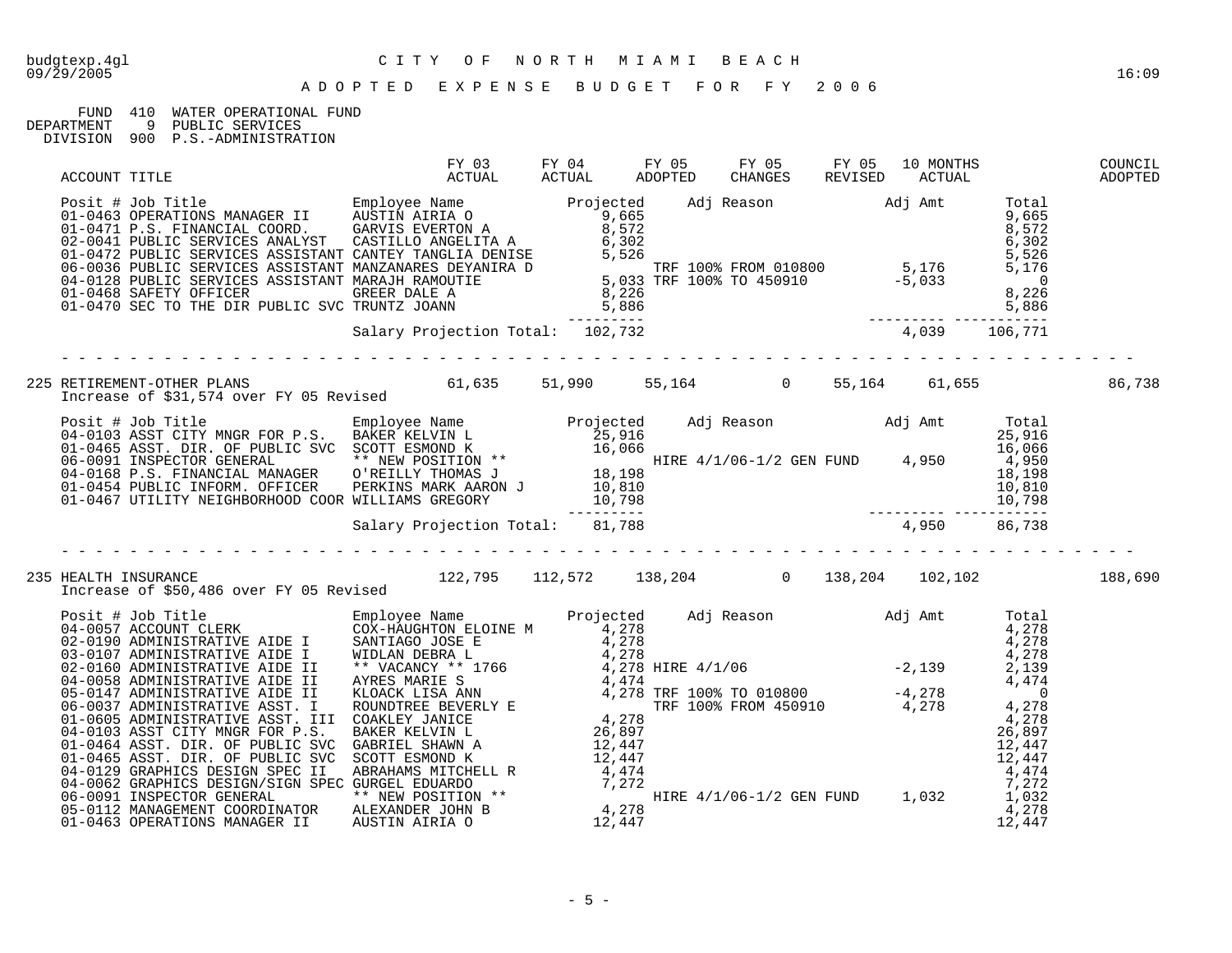budgtexp.4gl CITY OF NORTH MIAMI BEACH
09/29/2005 16:09

ADOPTED EXPENSE BUDGET FOR FY 2006

FUND 410 WATER OPERATIONAL FUND
DEPARTMENT 9 PUBLIC SERVICES
DIVISION 900 P.S.-ADMINISTRATION

| ACCOUNT TITLE | FY 03 ACTUAL | FY 04 ACTUAL | FY 05 ADOPTED | FY 05 CHANGES | FY 05 REVISED | 10 MONTHS ACTUAL | COUNCIL ADOPTED |
|---|---|---|---|---|---|---|---|

| Posit # | Job Title | Employee Name | Projected | Adj Reason | Adj Amt | Total |
|---|---|---|---|---|---|---|
| 01-0463 | OPERATIONS MANAGER II | AUSTIN AIRIA O | 9,665 | | | 9,665 |
| 01-0471 | P.S. FINANCIAL COORD. | GARVIS EVERTON A | 8,572 | | | 8,572 |
| 02-0041 | PUBLIC SERVICES ANALYST | CASTILLO ANGELITA A | 6,302 | | | 6,302 |
| 01-0472 | PUBLIC SERVICES ASSISTANT | CANTEY TANGLIA DENISE | 5,526 | | | 5,526 |
| 06-0036 | PUBLIC SERVICES ASSISTANT | MANZANARES DEYANIRA D | | TRF 100% FROM 010800 | 5,176 | 5,176 |
| 04-0128 | PUBLIC SERVICES ASSISTANT | MARAJH RAMOUTIE | 5,033 | TRF 100% TO 450910 | -5,033 | 0 |
| 01-0468 | SAFETY OFFICER | GREER DALE A | 8,226 | | | 8,226 |
| 01-0470 | SEC TO THE DIR PUBLIC SVC | TRUNTZ JOANN | 5,886 | | | 5,886 |
| | | Salary Projection Total: | 102,732 | | 4,039 | 106,771 |

| ACCOUNT TITLE | FY 03 ACTUAL | FY 04 ACTUAL | FY 05 ADOPTED | FY 05 CHANGES | FY 05 REVISED | 10 MONTHS ACTUAL | COUNCIL ADOPTED |
|---|---|---|---|---|---|---|---|
| 225 RETIREMENT-OTHER PLANS | 61,635 | 51,990 | 55,164 | 0 | 55,164 | 61,655 | 86,738 |

Increase of $31,574 over FY 05 Revised

| Posit # | Job Title | Employee Name | Projected | Adj Reason | Adj Amt | Total |
|---|---|---|---|---|---|---|
| 04-0103 | ASST CITY MNGR FOR P.S. | BAKER KELVIN L | 25,916 | | | 25,916 |
| 01-0465 | ASST. DIR. OF PUBLIC SVC | SCOTT ESMOND K | 16,066 | | | 16,066 |
| 06-0091 | INSPECTOR GENERAL | ** NEW POSITION ** | | HIRE 4/1/06-1/2 GEN FUND | 4,950 | 4,950 |
| 04-0168 | P.S. FINANCIAL MANAGER | O'REILLY THOMAS J | 18,198 | | | 18,198 |
| 01-0454 | PUBLIC INFORM. OFFICER | PERKINS MARK AARON J | 10,810 | | | 10,810 |
| 01-0467 | UTILITY NEIGHBORHOOD COOR | WILLIAMS GREGORY | 10,798 | | | 10,798 |
| | | Salary Projection Total: | 81,788 | | 4,950 | 86,738 |

| ACCOUNT TITLE | FY 03 ACTUAL | FY 04 ACTUAL | FY 05 ADOPTED | FY 05 CHANGES | FY 05 REVISED | 10 MONTHS ACTUAL | COUNCIL ADOPTED |
|---|---|---|---|---|---|---|---|
| 235 HEALTH INSURANCE | 122,795 | 112,572 | 138,204 | 0 | 138,204 | 102,102 | 188,690 |

Increase of $50,486 over FY 05 Revised

| Posit # | Job Title | Employee Name | Projected | Adj Reason | Adj Amt | Total |
|---|---|---|---|---|---|---|
| 04-0057 | ACCOUNT CLERK | COX-HAUGHTON ELOINE M | 4,278 | | | 4,278 |
| 02-0190 | ADMINISTRATIVE AIDE I | SANTIAGO JOSE E | 4,278 | | | 4,278 |
| 03-0107 | ADMINISTRATIVE AIDE I | WIDLAN DEBRA L | 4,278 | | | 4,278 |
| 02-0160 | ADMINISTRATIVE AIDE II | ** VACANCY ** 1766 | 4,278 | HIRE 4/1/06 | -2,139 | 2,139 |
| 04-0058 | ADMINISTRATIVE AIDE II | AYRES MARIE S | 4,474 | | | 4,474 |
| 05-0147 | ADMINISTRATIVE AIDE II | KLOACK LISA ANN | 4,278 | TRF 100% TO 010800 | -4,278 | 0 |
| 06-0037 | ADMINISTRATIVE ASST. I | ROUNDTREE BEVERLY E | | TRF 100% FROM 450910 | 4,278 | 4,278 |
| 01-0605 | ADMINISTRATIVE ASST. III | COAKLEY JANICE | 4,278 | | | 4,278 |
| 04-0103 | ASST CITY MNGR FOR P.S. | BAKER KELVIN L | 26,897 | | | 26,897 |
| 01-0464 | ASST. DIR. OF PUBLIC SVC | GABRIEL SHAWN A | 12,447 | | | 12,447 |
| 01-0465 | ASST. DIR. OF PUBLIC SVC | SCOTT ESMOND K | 12,447 | | | 12,447 |
| 04-0129 | GRAPHICS DESIGN SPEC II | ABRAHAMS MITCHELL R | 4,474 | | | 4,474 |
| 04-0062 | GRAPHICS DESIGN/SIGN SPEC | GURGEL EDUARDO | 7,272 | | | 7,272 |
| 06-0091 | INSPECTOR GENERAL | ** NEW POSITION ** | | HIRE 4/1/06-1/2 GEN FUND | 1,032 | 1,032 |
| 05-0112 | MANAGEMENT COORDINATOR | ALEXANDER JOHN B | 4,278 | | | 4,278 |
| 01-0463 | OPERATIONS MANAGER II | AUSTIN AIRIA O | 12,447 | | | 12,447 |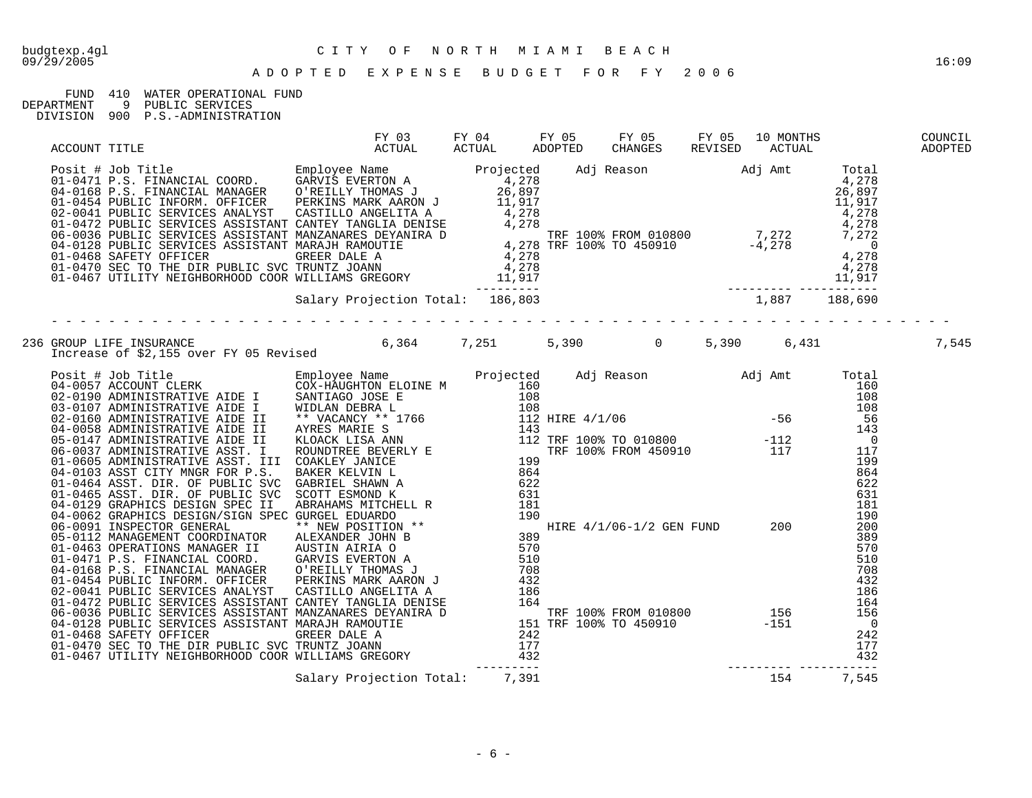budgtexp.4gl — CITY OF NORTH MIAMI BEACH — 09/29/2005 16:09

# ADOPTED EXPENSE BUDGET FOR FY 2006

FUND 410 WATER OPERATIONAL FUND
DEPARTMENT 9 PUBLIC SERVICES
DIVISION 900 P.S.-ADMINISTRATION

| ACCOUNT TITLE | FY 03 ACTUAL | FY 04 ACTUAL | FY 05 ADOPTED | FY 05 CHANGES | FY 05 REVISED | 10 MONTHS ACTUAL | COUNCIL ADOPTED |
|---|---|---|---|---|---|---|---|

| Posit # | Job Title | Employee Name | Projected | Adj Reason | Adj Amt | Total |
|---|---|---|---|---|---|---|
| 01-0471 | P.S. FINANCIAL COORD. | GARVIS EVERTON A | 4,278 | | | 4,278 |
| 04-0168 | P.S. FINANCIAL MANAGER | O'REILLY THOMAS J | 26,897 | | | 26,897 |
| 01-0454 | PUBLIC INFORM. OFFICER | PERKINS MARK AARON J | 11,917 | | | 11,917 |
| 02-0041 | PUBLIC SERVICES ANALYST | CASTILLO ANGELITA A | 4,278 | | | 4,278 |
| 01-0472 | PUBLIC SERVICES ASSISTANT | CANTEY TANGLIA DENISE | 4,278 | | | 4,278 |
| 06-0036 | PUBLIC SERVICES ASSISTANT | MANZANARES DEYANIRA D | | TRF 100% FROM 010800 | 7,272 | 7,272 |
| 04-0128 | PUBLIC SERVICES ASSISTANT | MARAJH RAMOUTIE | 4,278 | TRF 100% TO 450910 | -4,278 | 0 |
| 01-0468 | SAFETY OFFICER | GREER DALE A | 4,278 | | | 4,278 |
| 01-0470 | SEC TO THE DIR PUBLIC SVC | TRUNTZ JOANN | 4,278 | | | 4,278 |
| 01-0467 | UTILITY NEIGHBORHOOD COOR | WILLIAMS GREGORY | 11,917 | | | 11,917 |
| | | Salary Projection Total: | 186,803 | | 1,887 | 188,690 |

| ACCOUNT TITLE | FY 03 ACTUAL | FY 04 ACTUAL | FY 05 ADOPTED | FY 05 CHANGES | FY 05 REVISED | 10 MONTHS ACTUAL | COUNCIL ADOPTED |
|---|---|---|---|---|---|---|---|
| 236 GROUP LIFE INSURANCE | 6,364 | 7,251 | 5,390 | 0 | 5,390 | 6,431 | 7,545 |

Increase of $2,155 over FY 05 Revised

| Posit # | Job Title | Employee Name | Projected | Adj Reason | Adj Amt | Total |
|---|---|---|---|---|---|---|
| 04-0057 | ACCOUNT CLERK | COX-HAUGHTON ELOINE M | 160 | | | 160 |
| 02-0190 | ADMINISTRATIVE AIDE I | SANTIAGO JOSE E | 108 | | | 108 |
| 03-0107 | ADMINISTRATIVE AIDE I | WIDLAN DEBRA L | 108 | | | 108 |
| 02-0160 | ADMINISTRATIVE AIDE II | ** VACANCY ** 1766 | 112 | HIRE 4/1/06 | -56 | 56 |
| 04-0058 | ADMINISTRATIVE AIDE II | AYRES MARIE S | 143 | | | 143 |
| 05-0147 | ADMINISTRATIVE AIDE II | KLOACK LISA ANN | 112 | TRF 100% TO 010800 | -112 | 0 |
| 06-0037 | ADMINISTRATIVE ASST. I | ROUNDTREE BEVERLY E | | TRF 100% FROM 450910 | 117 | 117 |
| 01-0605 | ADMINISTRATIVE ASST. III | COAKLEY JANICE | 199 | | | 199 |
| 04-0103 | ASST CITY MNGR FOR P.S. | BAKER KELVIN L | 864 | | | 864 |
| 01-0464 | ASST. DIR. OF PUBLIC SVC | GABRIEL SHAWN A | 622 | | | 622 |
| 01-0465 | ASST. DIR. OF PUBLIC SVC | SCOTT ESMOND K | 631 | | | 631 |
| 04-0129 | GRAPHICS DESIGN SPEC II | ABRAHAMS MITCHELL R | 181 | | | 181 |
| 04-0062 | GRAPHICS DESIGN/SIGN SPEC | GURGEL EDUARDO | 190 | | | 190 |
| 06-0091 | INSPECTOR GENERAL | ** NEW POSITION ** | | HIRE 4/1/06-1/2 GEN FUND | 200 | 200 |
| 05-0112 | MANAGEMENT COORDINATOR | ALEXANDER JOHN B | 389 | | | 389 |
| 01-0463 | OPERATIONS MANAGER II | AUSTIN AIRIA O | 570 | | | 570 |
| 01-0471 | P.S. FINANCIAL COORD. | GARVIS EVERTON A | 510 | | | 510 |
| 04-0168 | P.S. FINANCIAL MANAGER | O'REILLY THOMAS J | 708 | | | 708 |
| 01-0454 | PUBLIC INFORM. OFFICER | PERKINS MARK AARON J | 432 | | | 432 |
| 02-0041 | PUBLIC SERVICES ANALYST | CASTILLO ANGELITA A | 186 | | | 186 |
| 01-0472 | PUBLIC SERVICES ASSISTANT | CANTEY TANGLIA DENISE | 164 | | | 164 |
| 06-0036 | PUBLIC SERVICES ASSISTANT | MANZANARES DEYANIRA D | | TRF 100% FROM 010800 | 156 | 156 |
| 04-0128 | PUBLIC SERVICES ASSISTANT | MARAJH RAMOUTIE | 151 | TRF 100% TO 450910 | -151 | 0 |
| 01-0468 | SAFETY OFFICER | GREER DALE A | 242 | | | 242 |
| 01-0470 | SEC TO THE DIR PUBLIC SVC | TRUNTZ JOANN | 177 | | | 177 |
| 01-0467 | UTILITY NEIGHBORHOOD COOR | WILLIAMS GREGORY | 432 | | | 432 |
| | | Salary Projection Total: | 7,391 | | 154 | 7,545 |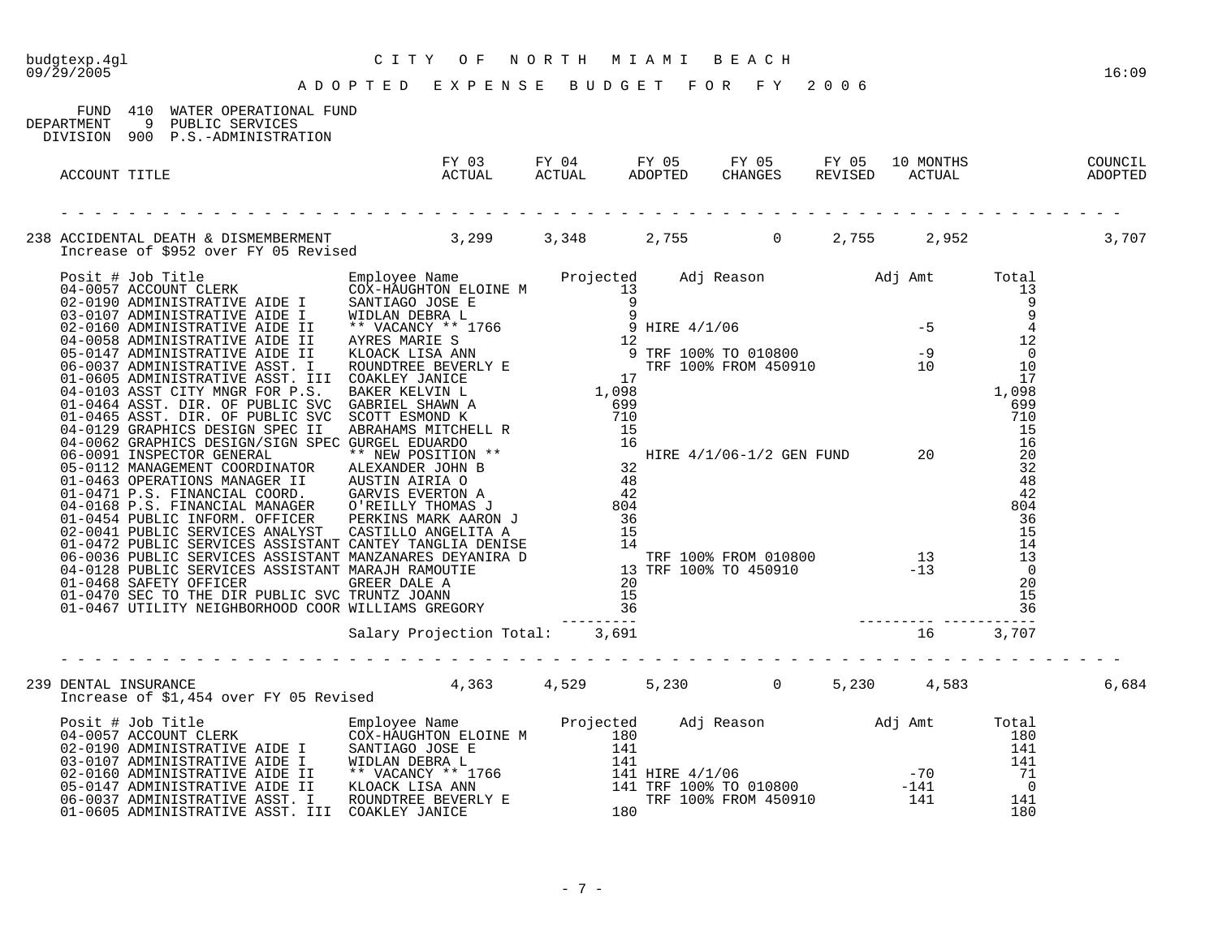budgtexp.4gl — CITY OF NORTH MIAMI BEACH
09/29/2005 — 16:09

ADOPTED EXPENSE BUDGET FOR FY 2006

FUND 410 WATER OPERATIONAL FUND
DEPARTMENT 9 PUBLIC SERVICES
DIVISION 900 P.S.-ADMINISTRATION

| ACCOUNT TITLE | FY 03 ACTUAL | FY 04 ACTUAL | FY 05 ADOPTED | FY 05 CHANGES | FY 05 REVISED | 10 MONTHS ACTUAL | COUNCIL ADOPTED |
|---|---|---|---|---|---|---|---|
| 238 ACCIDENTAL DEATH & DISMEMBERMENT | 3,299 | 3,348 | 2,755 | 0 | 2,755 | 2,952 | 3,707 |

Increase of $952 over FY 05 Revised

| Posit # | Job Title | Employee Name | Projected | Adj Reason | Adj Amt | Total |
|---|---|---|---|---|---|---|
| 04-0057 | ACCOUNT CLERK | COX-HAUGHTON ELOINE M | 13 | | | 13 |
| 02-0190 | ADMINISTRATIVE AIDE I | SANTIAGO JOSE E | 9 | | | 9 |
| 03-0107 | ADMINISTRATIVE AIDE I | WIDLAN DEBRA L | 9 | | | 9 |
| 02-0160 | ADMINISTRATIVE AIDE II | ** VACANCY ** 1766 | 9 | HIRE 4/1/06 | -5 | 4 |
| 04-0058 | ADMINISTRATIVE AIDE II | AYRES MARIE S | 12 | | | 12 |
| 05-0147 | ADMINISTRATIVE AIDE II | KLOACK LISA ANN | 9 | TRF 100% TO 010800 | -9 | 0 |
| 06-0037 | ADMINISTRATIVE ASST. I | ROUNDTREE BEVERLY E | | TRF 100% FROM 450910 | 10 | 10 |
| 01-0605 | ADMINISTRATIVE ASST. III | COAKLEY JANICE | 17 | | | 17 |
| 04-0103 | ASST CITY MNGR FOR P.S. | BAKER KELVIN L | 1,098 | | | 1,098 |
| 01-0464 | ASST. DIR. OF PUBLIC SVC | GABRIEL SHAWN A | 699 | | | 699 |
| 01-0465 | ASST. DIR. OF PUBLIC SVC | SCOTT ESMOND K | 710 | | | 710 |
| 04-0129 | GRAPHICS DESIGN SPEC II | ABRAHAMS MITCHELL R | 15 | | | 15 |
| 04-0062 | GRAPHICS DESIGN/SIGN SPEC | GURGEL EDUARDO | 16 | | | 16 |
| 06-0091 | INSPECTOR GENERAL | ** NEW POSITION ** | | HIRE 4/1/06-1/2 GEN FUND | 20 | 20 |
| 05-0112 | MANAGEMENT COORDINATOR | ALEXANDER JOHN B | 32 | | | 32 |
| 01-0463 | OPERATIONS MANAGER II | AUSTIN AIRIA O | 48 | | | 48 |
| 01-0471 | P.S. FINANCIAL COORD. | GARVIS EVERTON A | 42 | | | 42 |
| 04-0168 | P.S. FINANCIAL MANAGER | O'REILLY THOMAS J | 804 | | | 804 |
| 01-0454 | PUBLIC INFORM. OFFICER | PERKINS MARK AARON J | 36 | | | 36 |
| 02-0041 | PUBLIC SERVICES ANALYST | CASTILLO ANGELITA A | 15 | | | 15 |
| 01-0472 | PUBLIC SERVICES ASSISTANT | CANTEY TANGLIA DENISE | 14 | | | 14 |
| 06-0036 | PUBLIC SERVICES ASSISTANT | MANZANARES DEYANIRA D | | TRF 100% FROM 010800 | 13 | 13 |
| 04-0128 | PUBLIC SERVICES ASSISTANT | MARAJH RAMOUTIE | 13 | TRF 100% TO 450910 | -13 | 0 |
| 01-0468 | SAFETY OFFICER | GREER DALE A | 20 | | | 20 |
| 01-0470 | SEC TO THE DIR PUBLIC SVC | TRUNTZ JOANN | 15 | | | 15 |
| 01-0467 | UTILITY NEIGHBORHOOD COOR | WILLIAMS GREGORY | 36 | | | 36 |
| | | Salary Projection Total: | 3,691 | | 16 | 3,707 |

| ACCOUNT TITLE | FY 03 ACTUAL | FY 04 ACTUAL | FY 05 ADOPTED | FY 05 CHANGES | FY 05 REVISED | 10 MONTHS ACTUAL | COUNCIL ADOPTED |
|---|---|---|---|---|---|---|---|
| 239 DENTAL INSURANCE | 4,363 | 4,529 | 5,230 | 0 | 5,230 | 4,583 | 6,684 |

Increase of $1,454 over FY 05 Revised

| Posit # | Job Title | Employee Name | Projected | Adj Reason | Adj Amt | Total |
|---|---|---|---|---|---|---|
| 04-0057 | ACCOUNT CLERK | COX-HAUGHTON ELOINE M | 180 | | | 180 |
| 02-0190 | ADMINISTRATIVE AIDE I | SANTIAGO JOSE E | 141 | | | 141 |
| 03-0107 | ADMINISTRATIVE AIDE I | WIDLAN DEBRA L | 141 | | | 141 |
| 02-0160 | ADMINISTRATIVE AIDE II | ** VACANCY ** 1766 | 141 | HIRE 4/1/06 | -70 | 71 |
| 05-0147 | ADMINISTRATIVE AIDE II | KLOACK LISA ANN | 141 | TRF 100% TO 010800 | -141 | 0 |
| 06-0037 | ADMINISTRATIVE ASST. I | ROUNDTREE BEVERLY E | | TRF 100% FROM 450910 | 141 | 141 |
| 01-0605 | ADMINISTRATIVE ASST. III | COAKLEY JANICE | 180 | | | 180 |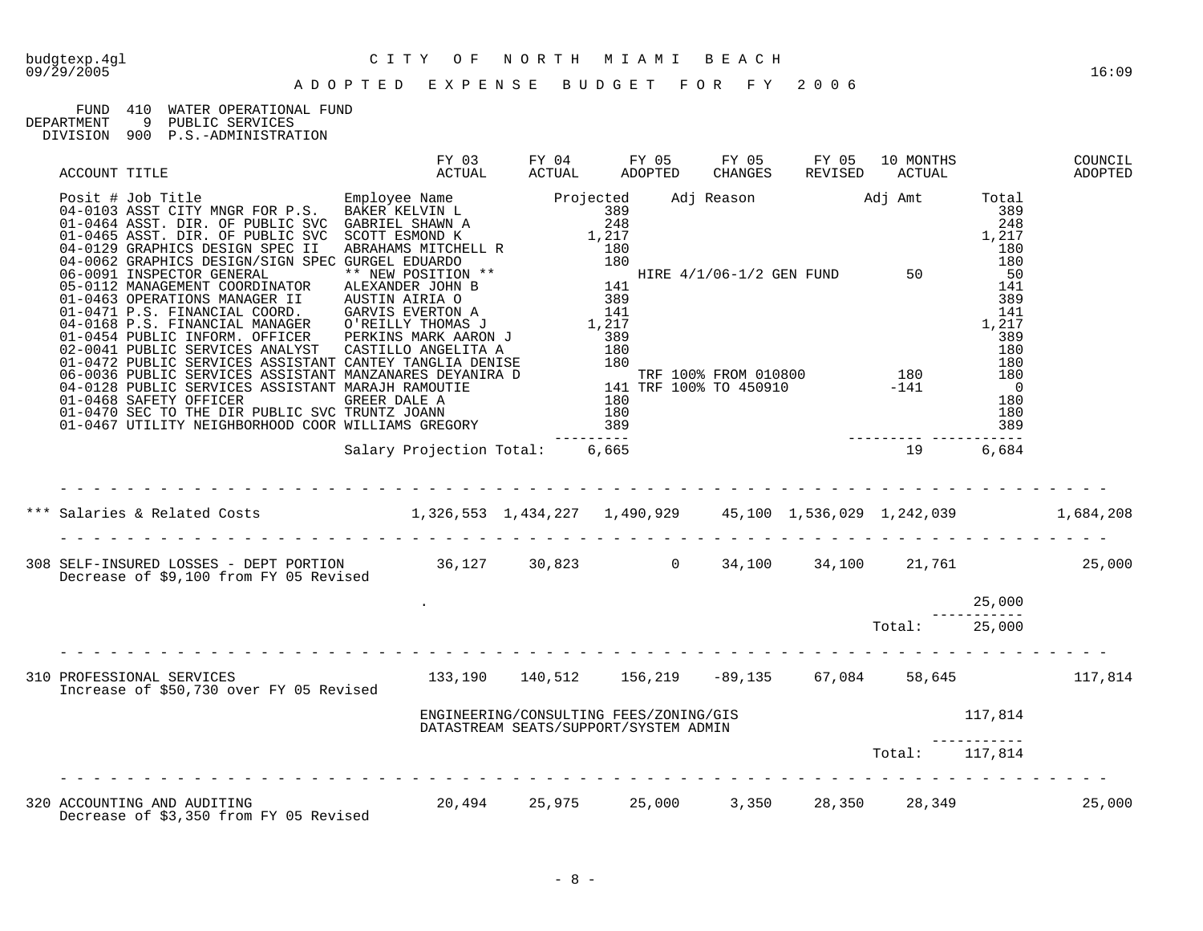budgtexp.4gl
09/29/2005

# CITY OF NORTH MIAMI BEACH

## ADOPTED EXPENSE BUDGET FOR FY 2006

16:09

FUND 410 WATER OPERATIONAL FUND
DEPARTMENT 9 PUBLIC SERVICES
DIVISION 900 P.S.-ADMINISTRATION

| ACCOUNT TITLE | FY 03 ACTUAL | FY 04 ACTUAL | FY 05 ADOPTED | FY 05 CHANGES | FY 05 REVISED | 10 MONTHS ACTUAL | | COUNCIL ADOPTED |
|---|---|---|---|---|---|---|---|---|

| Posit # | Job Title | Employee Name | Projected | Adj Reason | Adj Amt | Total |
|---|---|---|---|---|---|---|
| 04-0103 | ASST CITY MNGR FOR P.S. | BAKER KELVIN L | 389 | | | 389 |
| 01-0464 | ASST. DIR. OF PUBLIC SVC | GABRIEL SHAWN A | 248 | | | 248 |
| 01-0465 | ASST. DIR. OF PUBLIC SVC | SCOTT ESMOND K | 1,217 | | | 1,217 |
| 04-0129 | GRAPHICS DESIGN SPEC II | ABRAHAMS MITCHELL R | 180 | | | 180 |
| 04-0062 | GRAPHICS DESIGN/SIGN SPEC | GURGEL EDUARDO | 180 | | | 180 |
| 06-0091 | INSPECTOR GENERAL | ** NEW POSITION ** | | HIRE 4/1/06-1/2 GEN FUND | 50 | 50 |
| 05-0112 | MANAGEMENT COORDINATOR | ALEXANDER JOHN B | 141 | | | 141 |
| 01-0463 | OPERATIONS MANAGER II | AUSTIN AIRIA O | 389 | | | 389 |
| 01-0471 | P.S. FINANCIAL COORD. | GARVIS EVERTON A | 141 | | | 141 |
| 04-0168 | P.S. FINANCIAL MANAGER | O'REILLY THOMAS J | 1,217 | | | 1,217 |
| 01-0454 | PUBLIC INFORM. OFFICER | PERKINS MARK AARON J | 389 | | | 389 |
| 02-0041 | PUBLIC SERVICES ANALYST | CASTILLO ANGELITA A | 180 | | | 180 |
| 01-0472 | PUBLIC SERVICES ASSISTANT | CANTEY TANGLIA DENISE | 180 | | | 180 |
| 06-0036 | PUBLIC SERVICES ASSISTANT | MANZANARES DEYANIRA D | | TRF 100% FROM 010800 | 180 | 180 |
| 04-0128 | PUBLIC SERVICES ASSISTANT | MARAJH RAMOUTIE | 141 | TRF 100% TO 450910 | -141 | 0 |
| 01-0468 | SAFETY OFFICER | GREER DALE A | 180 | | | 180 |
| 01-0470 | SEC TO THE DIR PUBLIC SVC | TRUNTZ JOANN | 180 | | | 180 |
| 01-0467 | UTILITY NEIGHBORHOOD COOR | WILLIAMS GREGORY | 389 | | | 389 |
| | | Salary Projection Total: | 6,665 | | 19 | 6,684 |

| ACCOUNT TITLE | FY 03 ACTUAL | FY 04 ACTUAL | FY 05 ADOPTED | FY 05 CHANGES | FY 05 REVISED | 10 MONTHS ACTUAL | | COUNCIL ADOPTED |
|---|---|---|---|---|---|---|---|---|
| *** Salaries & Related Costs | 1,326,553 | 1,434,227 | 1,490,929 | 45,100 | 1,536,029 | 1,242,039 | | 1,684,208 |
| 308 SELF-INSURED LOSSES - DEPT PORTION<br>Decrease of $9,100 from FY 05 Revised | 36,127 | 30,823 | 0 | 34,100 | 34,100 | 21,761 | | 25,000 |
| . | | | | | | | 25,000 | |
| | | | | | | Total: | 25,000 | |
| 310 PROFESSIONAL SERVICES<br>Increase of $50,730 over FY 05 Revised | 133,190 | 140,512 | 156,219 | -89,135 | 67,084 | 58,645 | | 117,814 |
| ENGINEERING/CONSULTING FEES/ZONING/GIS<br>DATASTREAM SEATS/SUPPORT/SYSTEM ADMIN | | | | | | | 117,814 | |
| | | | | | | Total: | 117,814 | |
| 320 ACCOUNTING AND AUDITING<br>Decrease of $3,350 from FY 05 Revised | 20,494 | 25,975 | 25,000 | 3,350 | 28,350 | 28,349 | | 25,000 |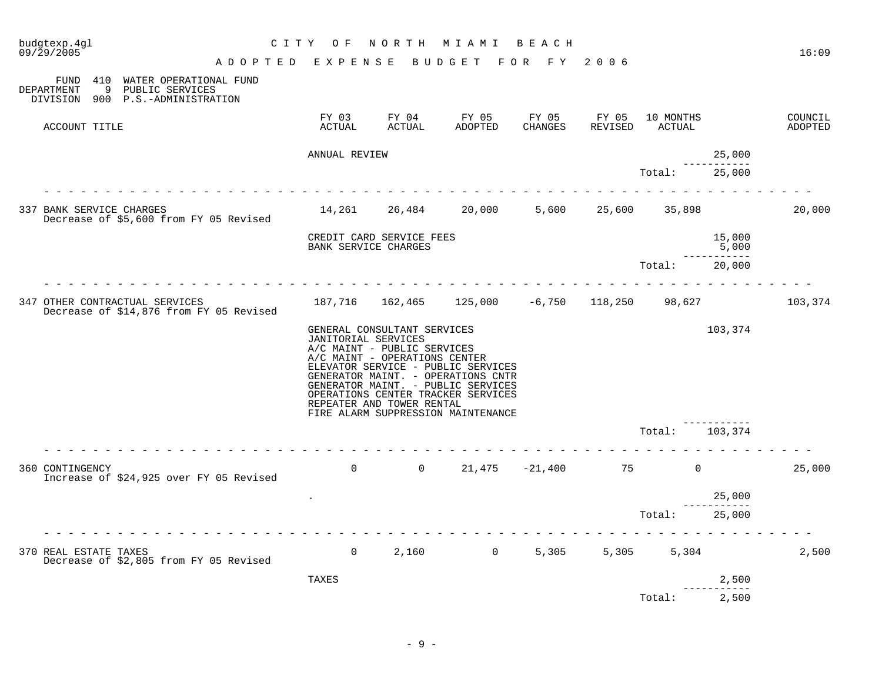CITY OF NORTH MIAMI BEACH

ADOPTED EXPENSE BUDGET FOR FY 2006

FUND 410 WATER OPERATIONAL FUND
DEPARTMENT 9 PUBLIC SERVICES
DIVISION 900 P.S.-ADMINISTRATION

| ACCOUNT TITLE | FY 03 ACTUAL | FY 04 ACTUAL | FY 05 ADOPTED | FY 05 CHANGES | FY 05 REVISED | 10 MONTHS ACTUAL | | COUNCIL ADOPTED |
|---|---|---|---|---|---|---|---|---|
| | ANNUAL REVIEW | | | | | | 25,000 | |
| | | | | | | Total: | 25,000 | |
| 337 BANK SERVICE CHARGES<br>Decrease of $5,600 from FY 05 Revised | 14,261 | 26,484 | 20,000 | 5,600 | 25,600 | 35,898 | | 20,000 |
| | CREDIT CARD SERVICE FEES | | | | | | 15,000 | |
| | BANK SERVICE CHARGES | | | | | | 5,000 | |
| | | | | | | Total: | 20,000 | |
| 347 OTHER CONTRACTUAL SERVICES<br>Decrease of $14,876 from FY 05 Revised | 187,716 | 162,465 | 125,000 | -6,750 | 118,250 | 98,627 | | 103,374 |
| | GENERAL CONSULTANT SERVICES<br>JANITORIAL SERVICES<br>A/C MAINT - PUBLIC SERVICES<br>A/C MAINT - OPERATIONS CENTER<br>ELEVATOR SERVICE - PUBLIC SERVICES<br>GENERATOR MAINT. - OPERATIONS CNTR<br>GENERATOR MAINT. - PUBLIC SERVICES<br>OPERATIONS CENTER TRACKER SERVICES<br>REPEATER AND TOWER RENTAL<br>FIRE ALARM SUPPRESSION MAINTENANCE | | | | | | 103,374 | |
| | | | | | | Total: | 103,374 | |
| 360 CONTINGENCY<br>Increase of $24,925 over FY 05 Revised | 0 | 0 | 21,475 | -21,400 | 75 | 0 | | 25,000 |
| | . | | | | | | 25,000 | |
| | | | | | | Total: | 25,000 | |
| 370 REAL ESTATE TAXES<br>Decrease of $2,805 from FY 05 Revised | 0 | 2,160 | 0 | 5,305 | 5,305 | 5,304 | | 2,500 |
| | TAXES | | | | | | 2,500 | |
| | | | | | | Total: | 2,500 | |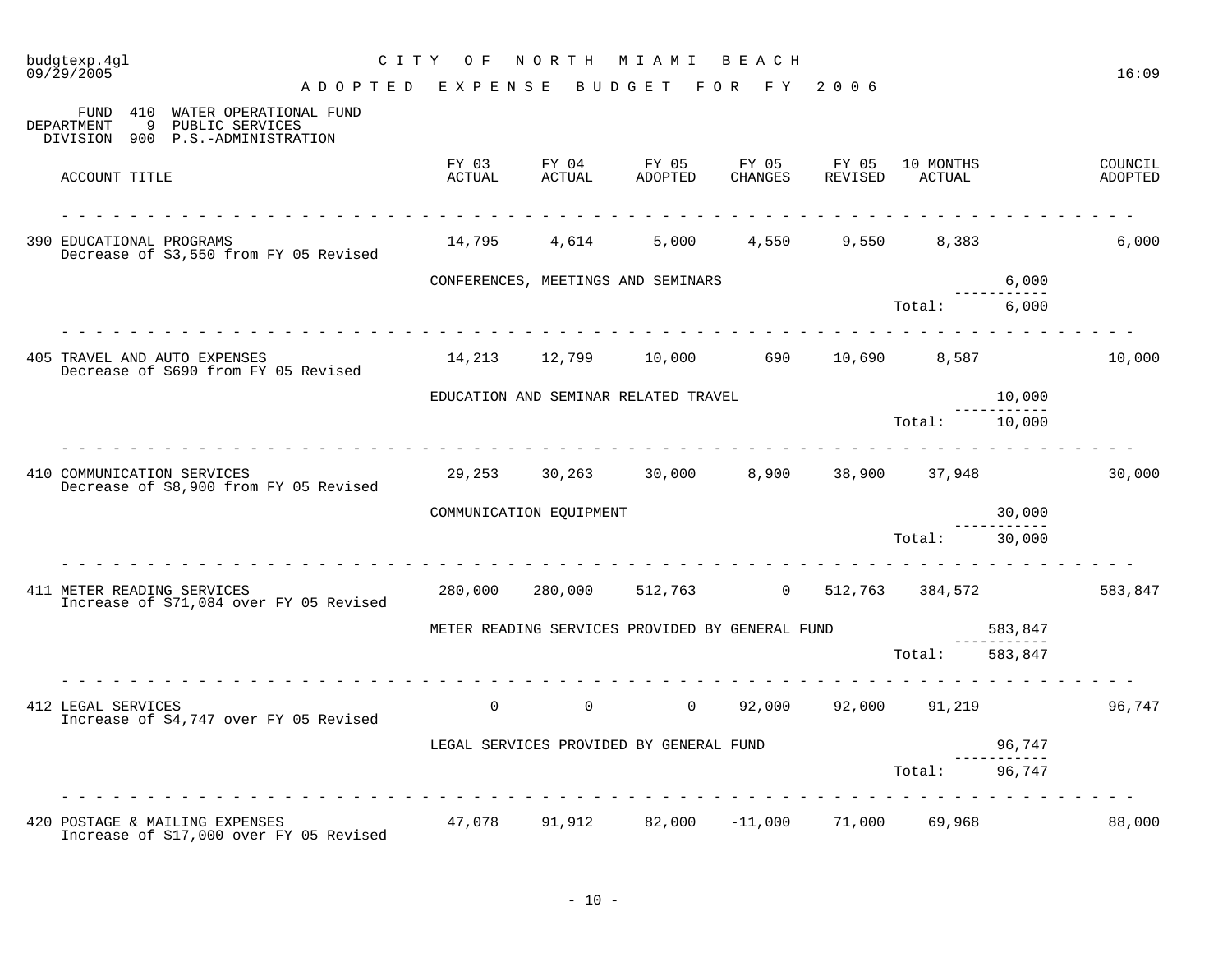budgtexp.4gl
09/29/2005

# CITY OF NORTH MIAMI BEACH

## ADOPTED EXPENSE BUDGET FOR FY 2006

16:09

FUND 410 WATER OPERATIONAL FUND
DEPARTMENT 9 PUBLIC SERVICES
DIVISION 900 P.S.-ADMINISTRATION

| ACCOUNT TITLE | FY 03 ACTUAL | FY 04 ACTUAL | FY 05 ADOPTED | FY 05 CHANGES | FY 05 REVISED | 10 MONTHS ACTUAL | | COUNCIL ADOPTED |
|---|---|---|---|---|---|---|---|---|
| 390 EDUCATIONAL PROGRAMS<br>Decrease of $3,550 from FY 05 Revised | 14,795 | 4,614 | 5,000 | 4,550 | 9,550 | 8,383 | | 6,000 |
| | CONFERENCES, MEETINGS AND SEMINARS | | | | | | 6,000 | |
| | | | | | | Total: | 6,000 | |
| 405 TRAVEL AND AUTO EXPENSES<br>Decrease of $690 from FY 05 Revised | 14,213 | 12,799 | 10,000 | 690 | 10,690 | 8,587 | | 10,000 |
| | EDUCATION AND SEMINAR RELATED TRAVEL | | | | | | 10,000 | |
| | | | | | | Total: | 10,000 | |
| 410 COMMUNICATION SERVICES<br>Decrease of $8,900 from FY 05 Revised | 29,253 | 30,263 | 30,000 | 8,900 | 38,900 | 37,948 | | 30,000 |
| | COMMUNICATION EQUIPMENT | | | | | | 30,000 | |
| | | | | | | Total: | 30,000 | |
| 411 METER READING SERVICES<br>Increase of $71,084 over FY 05 Revised | 280,000 | 280,000 | 512,763 | 0 | 512,763 | 384,572 | | 583,847 |
| | METER READING SERVICES PROVIDED BY GENERAL FUND | | | | | | 583,847 | |
| | | | | | | Total: | 583,847 | |
| 412 LEGAL SERVICES<br>Increase of $4,747 over FY 05 Revised | 0 | 0 | 0 | 92,000 | 92,000 | 91,219 | | 96,747 |
| | LEGAL SERVICES PROVIDED BY GENERAL FUND | | | | | | 96,747 | |
| | | | | | | Total: | 96,747 | |
| 420 POSTAGE & MAILING EXPENSES<br>Increase of $17,000 over FY 05 Revised | 47,078 | 91,912 | 82,000 | -11,000 | 71,000 | 69,968 | | 88,000 |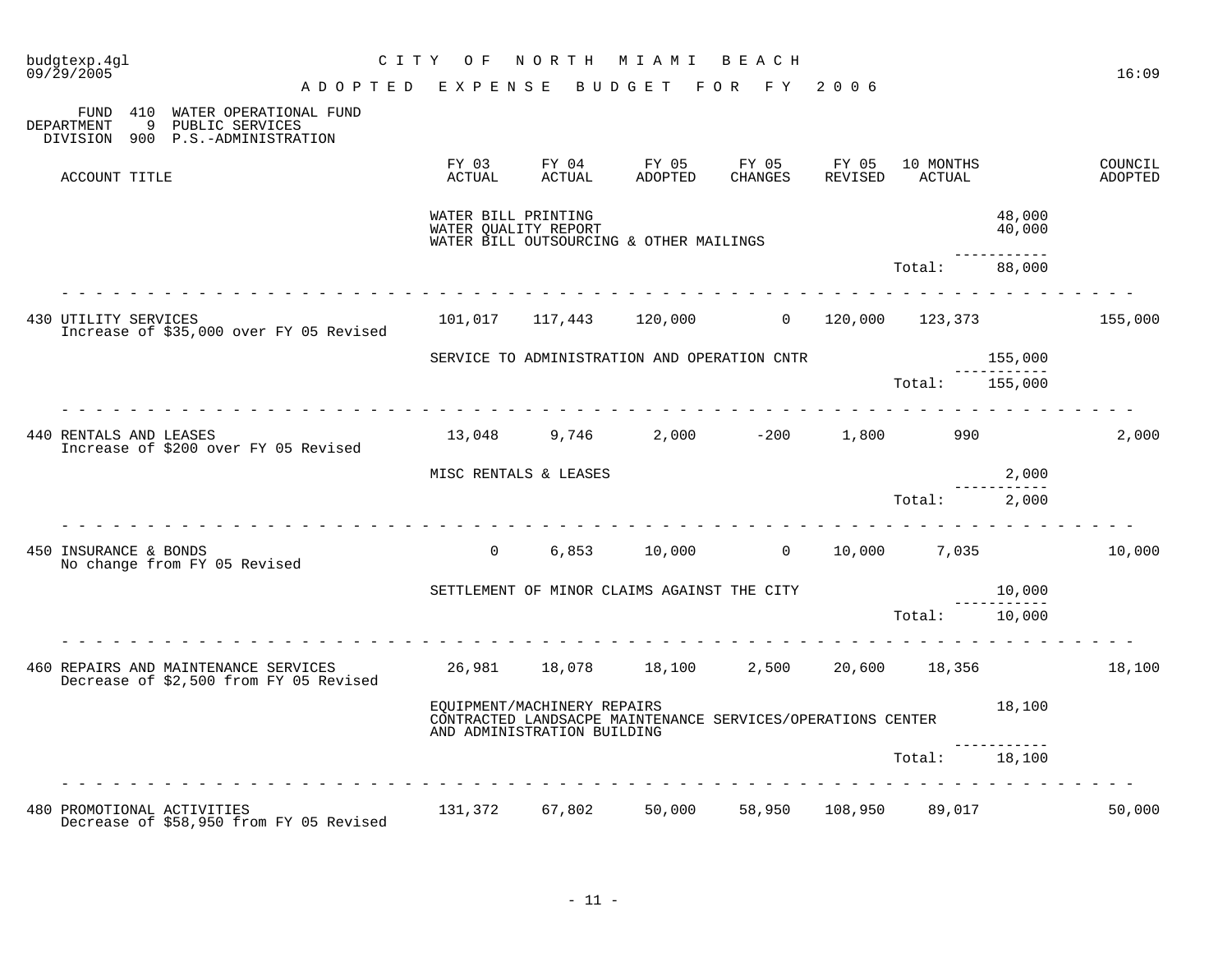FUND 410 WATER OPERATIONAL FUND
DEPARTMENT 9 PUBLIC SERVICES
DIVISION 900 P.S.-ADMINISTRATION

| ACCOUNT TITLE | FY 03 ACTUAL | FY 04 ACTUAL | FY 05 ADOPTED | FY 05 CHANGES | FY 05 REVISED | 10 MONTHS ACTUAL | | COUNCIL ADOPTED |
|---|---|---|---|---|---|---|---|---|
| | WATER BILL PRINTING | | | | | | 48,000 | |
| | WATER QUALITY REPORT | | | | | | 40,000 | |
| | WATER BILL OUTSOURCING & OTHER MAILINGS | | | | | | | |
| | | | | | | Total: | 88,000 | |
| 430 UTILITY SERVICES<br>Increase of $35,000 over FY 05 Revised | 101,017 | 117,443 | 120,000 | 0 | 120,000 | 123,373 | | 155,000 |
| | SERVICE TO ADMINISTRATION AND OPERATION CNTR | | | | | | 155,000 | |
| | | | | | | Total: | 155,000 | |
| 440 RENTALS AND LEASES<br>Increase of $200 over FY 05 Revised | 13,048 | 9,746 | 2,000 | -200 | 1,800 | 990 | | 2,000 |
| | MISC RENTALS & LEASES | | | | | | 2,000 | |
| | | | | | | Total: | 2,000 | |
| 450 INSURANCE & BONDS<br>No change from FY 05 Revised | 0 | 6,853 | 10,000 | 0 | 10,000 | 7,035 | | 10,000 |
| | SETTLEMENT OF MINOR CLAIMS AGAINST THE CITY | | | | | | 10,000 | |
| | | | | | | Total: | 10,000 | |
| 460 REPAIRS AND MAINTENANCE SERVICES<br>Decrease of $2,500 from FY 05 Revised | 26,981 | 18,078 | 18,100 | 2,500 | 20,600 | 18,356 | | 18,100 |
| | EQUIPMENT/MACHINERY REPAIRS | | | | | | 18,100 | |
| | CONTRACTED LANDSACPE MAINTENANCE SERVICES/OPERATIONS CENTER AND ADMINISTRATION BUILDING | | | | | | | |
| | | | | | | Total: | 18,100 | |
| 480 PROMOTIONAL ACTIVITIES<br>Decrease of $58,950 from FY 05 Revised | 131,372 | 67,802 | 50,000 | 58,950 | 108,950 | 89,017 | | 50,000 |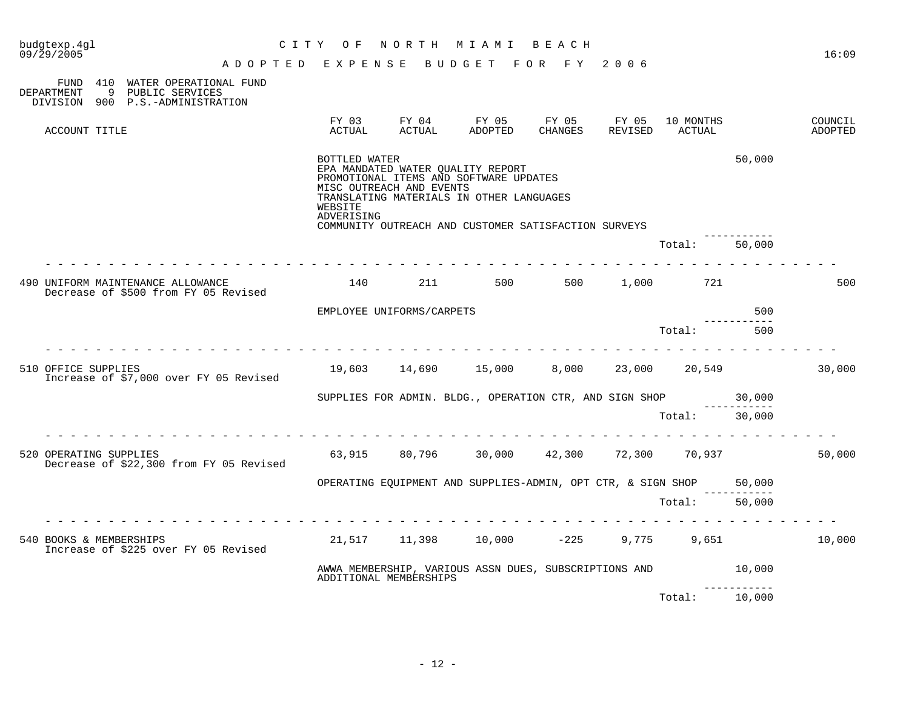CITY OF NORTH MIAMI BEACH

ADOPTED EXPENSE BUDGET FOR FY 2006

FUND 410 WATER OPERATIONAL FUND
DEPARTMENT 9 PUBLIC SERVICES
DIVISION 900 P.S.-ADMINISTRATION

| ACCOUNT TITLE | FY 03 ACTUAL | FY 04 ACTUAL | FY 05 ADOPTED | FY 05 CHANGES | FY 05 REVISED | 10 MONTHS ACTUAL | | COUNCIL ADOPTED |
|---|---|---|---|---|---|---|---|---|
| | BOTTLED WATER<br>EPA MANDATED WATER QUALITY REPORT<br>PROMOTIONAL ITEMS AND SOFTWARE UPDATES<br>MISC OUTREACH AND EVENTS<br>TRANSLATING MATERIALS IN OTHER LANGUAGES<br>WEBSITE<br>ADVERISING<br>COMMUNITY OUTREACH AND CUSTOMER SATISFACTION SURVEYS | | | | | | 50,000 | |
| | | | | | | Total: | 50,000 | |
| 490 UNIFORM MAINTENANCE ALLOWANCE<br>Decrease of $500 from FY 05 Revised | 140 | 211 | 500 | 500 | 1,000 | 721 | | 500 |
| | EMPLOYEE UNIFORMS/CARPETS | | | | | | 500 | |
| | | | | | | Total: | 500 | |
| 510 OFFICE SUPPLIES<br>Increase of $7,000 over FY 05 Revised | 19,603 | 14,690 | 15,000 | 8,000 | 23,000 | 20,549 | | 30,000 |
| | SUPPLIES FOR ADMIN. BLDG., OPERATION CTR, AND SIGN SHOP | | | | | | 30,000 | |
| | | | | | | Total: | 30,000 | |
| 520 OPERATING SUPPLIES<br>Decrease of $22,300 from FY 05 Revised | 63,915 | 80,796 | 30,000 | 42,300 | 72,300 | 70,937 | | 50,000 |
| | OPERATING EQUIPMENT AND SUPPLIES-ADMIN, OPT CTR, & SIGN SHOP | | | | | | 50,000 | |
| | | | | | | Total: | 50,000 | |
| 540 BOOKS & MEMBERSHIPS<br>Increase of $225 over FY 05 Revised | 21,517 | 11,398 | 10,000 | -225 | 9,775 | 9,651 | | 10,000 |
| | AWWA MEMBERSHIP, VARIOUS ASSN DUES, SUBSCRIPTIONS AND ADDITIONAL MEMBERSHIPS | | | | | | 10,000 | |
| | | | | | | Total: | 10,000 | |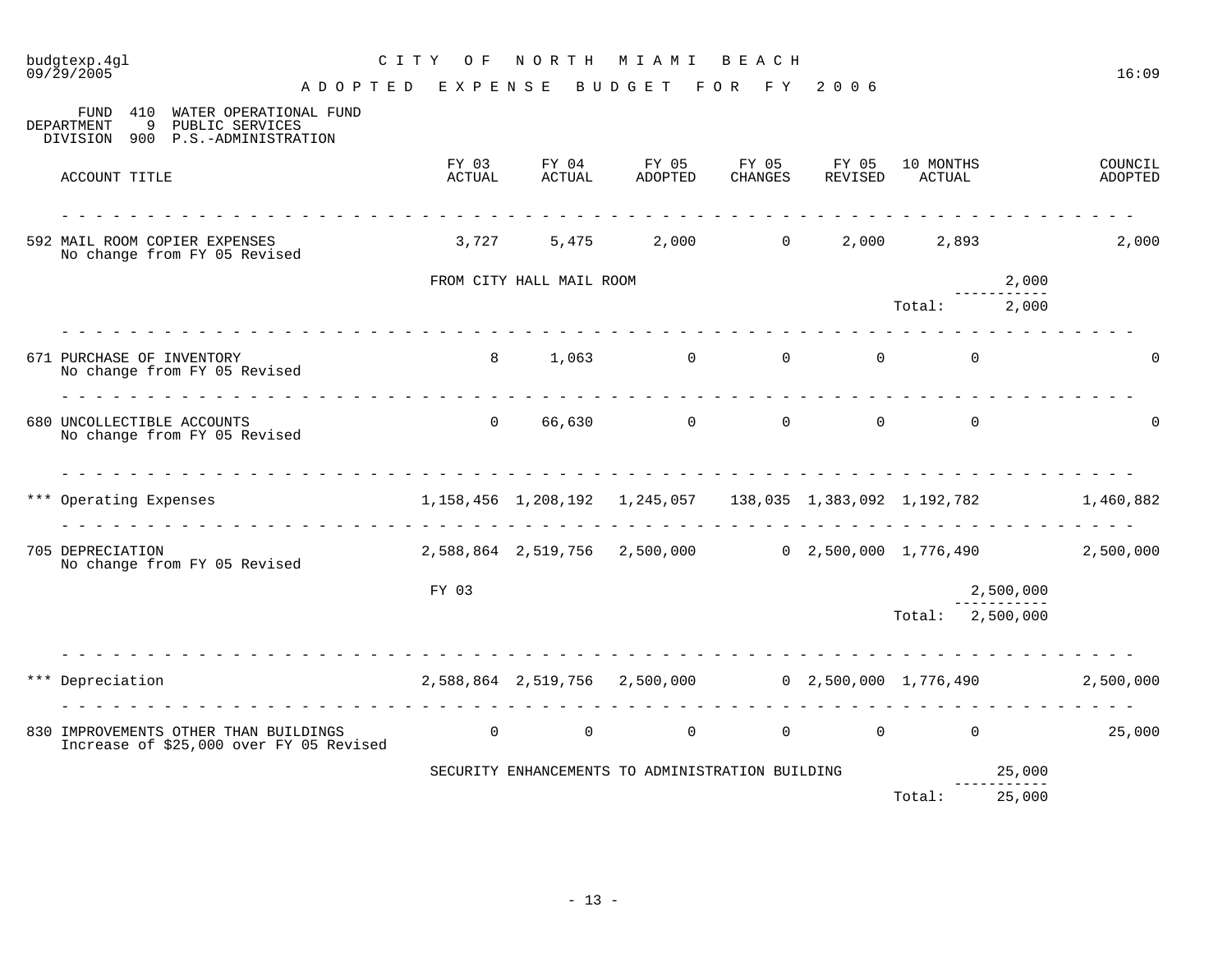# CITY OF NORTH MIAMI BEACH

## ADOPTED EXPENSE BUDGET FOR FY 2006

budgtexp.4gl
09/29/2005
16:09

FUND 410 WATER OPERATIONAL FUND
DEPARTMENT 9 PUBLIC SERVICES
DIVISION 900 P.S.-ADMINISTRATION

| ACCOUNT TITLE | FY 03 ACTUAL | FY 04 ACTUAL | FY 05 ADOPTED | FY 05 CHANGES | FY 05 REVISED | 10 MONTHS ACTUAL | | COUNCIL ADOPTED |
|---|---|---|---|---|---|---|---|---|
| 592 MAIL ROOM COPIER EXPENSES<br>No change from FY 05 Revised | 3,727 | 5,475 | 2,000 | 0 | 2,000 | 2,893 | | 2,000 |
| | FROM CITY HALL MAIL ROOM | | | | | | 2,000 | |
| | | | | | | Total: | 2,000 | |
| 671 PURCHASE OF INVENTORY<br>No change from FY 05 Revised | 8 | 1,063 | 0 | 0 | 0 | 0 | | 0 |
| 680 UNCOLLECTIBLE ACCOUNTS<br>No change from FY 05 Revised | 0 | 66,630 | 0 | 0 | 0 | 0 | | 0 |
| *** Operating Expenses | 1,158,456 | 1,208,192 | 1,245,057 | 138,035 | 1,383,092 | 1,192,782 | | 1,460,882 |
| 705 DEPRECIATION<br>No change from FY 05 Revised | 2,588,864 | 2,519,756 | 2,500,000 | 0 | 2,500,000 | 1,776,490 | | 2,500,000 |
| | FY 03 | | | | | | 2,500,000 | |
| | | | | | | Total: | 2,500,000 | |
| *** Depreciation | 2,588,864 | 2,519,756 | 2,500,000 | 0 | 2,500,000 | 1,776,490 | | 2,500,000 |
| 830 IMPROVEMENTS OTHER THAN BUILDINGS<br>Increase of $25,000 over FY 05 Revised | 0 | 0 | 0 | 0 | 0 | 0 | | 25,000 |
| | SECURITY ENHANCEMENTS TO ADMINISTRATION BUILDING | | | | | | 25,000 | |
| | | | | | | Total: | 25,000 | |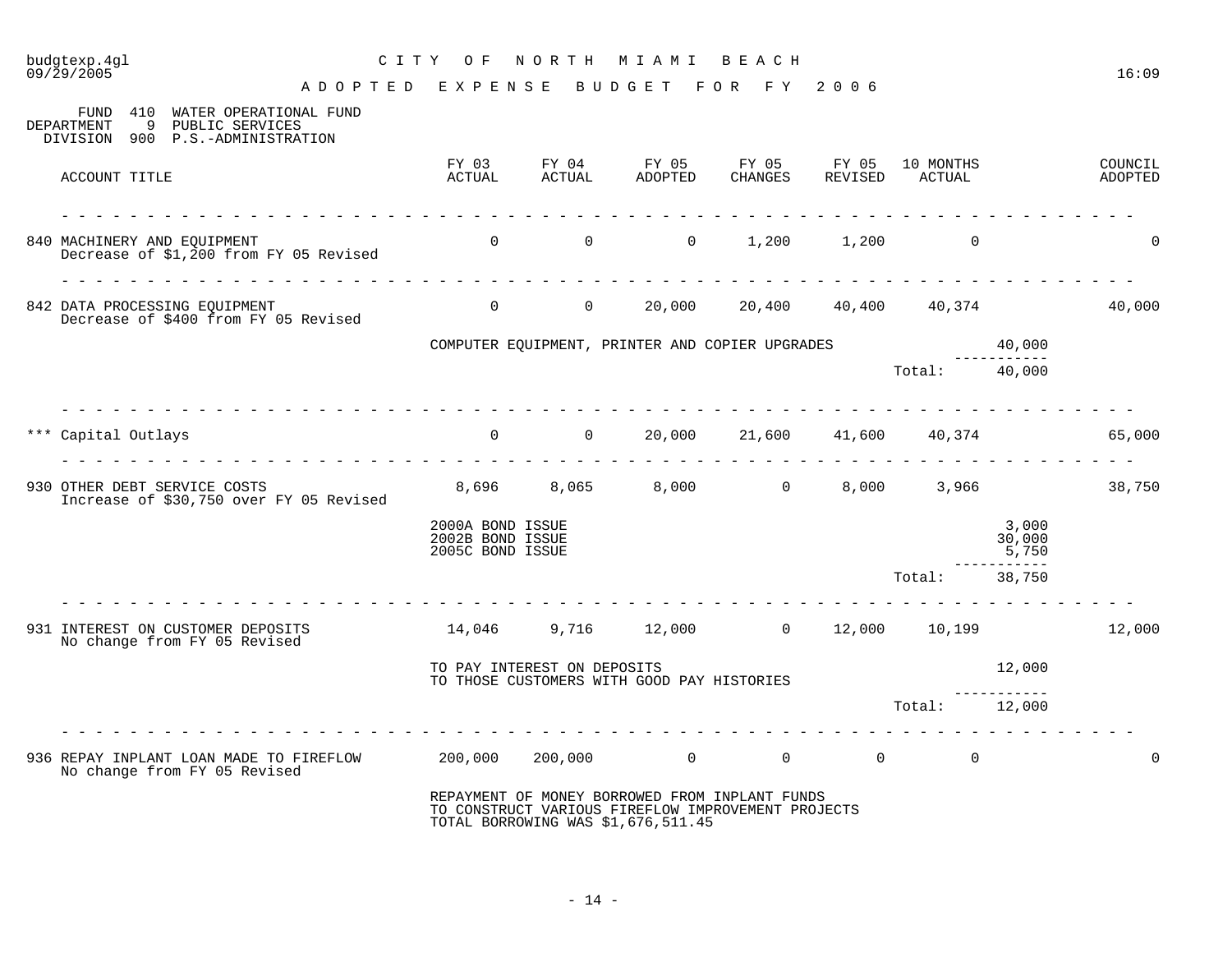CITY OF NORTH MIAMI BEACH

ADOPTED EXPENSE BUDGET FOR FY 2006

FUND 410 WATER OPERATIONAL FUND
DEPARTMENT 9 PUBLIC SERVICES
DIVISION 900 P.S.-ADMINISTRATION

| ACCOUNT TITLE | FY 03 ACTUAL | FY 04 ACTUAL | FY 05 ADOPTED | FY 05 CHANGES | FY 05 REVISED | 10 MONTHS ACTUAL | | COUNCIL ADOPTED |
|---|---|---|---|---|---|---|---|---|
| 840 MACHINERY AND EQUIPMENT<br>Decrease of $1,200 from FY 05 Revised | 0 | 0 | 0 | 1,200 | 1,200 | 0 | | 0 |
| 842 DATA PROCESSING EQUIPMENT<br>Decrease of $400 from FY 05 Revised | 0 | 0 | 20,000 | 20,400 | 40,400 | 40,374 | | 40,000 |
| | COMPUTER EQUIPMENT, PRINTER AND COPIER UPGRADES | | | | | | 40,000 | |
| | | | | | | Total: | 40,000 | |
| *** Capital Outlays | 0 | 0 | 20,000 | 21,600 | 41,600 | 40,374 | | 65,000 |
| 930 OTHER DEBT SERVICE COSTS<br>Increase of $30,750 over FY 05 Revised | 8,696 | 8,065 | 8,000 | 0 | 8,000 | 3,966 | | 38,750 |
| | 2000A BOND ISSUE | | | | | | 3,000 | |
| | 2002B BOND ISSUE | | | | | | 30,000 | |
| | 2005C BOND ISSUE | | | | | | 5,750 | |
| | | | | | | Total: | 38,750 | |
| 931 INTEREST ON CUSTOMER DEPOSITS<br>No change from FY 05 Revised | 14,046 | 9,716 | 12,000 | 0 | 12,000 | 10,199 | | 12,000 |
| | TO PAY INTEREST ON DEPOSITS TO THOSE CUSTOMERS WITH GOOD PAY HISTORIES | | | | | | 12,000 | |
| | | | | | | Total: | 12,000 | |
| 936 REPAY INPLANT LOAN MADE TO FIREFLOW<br>No change from FY 05 Revised | 200,000 | 200,000 | 0 | 0 | 0 | 0 | | 0 |
| | REPAYMENT OF MONEY BORROWED FROM INPLANT FUNDS TO CONSTRUCT VARIOUS FIREFLOW IMPROVEMENT PROJECTS TOTAL BORROWING WAS $1,676,511.45 | | | | | | | |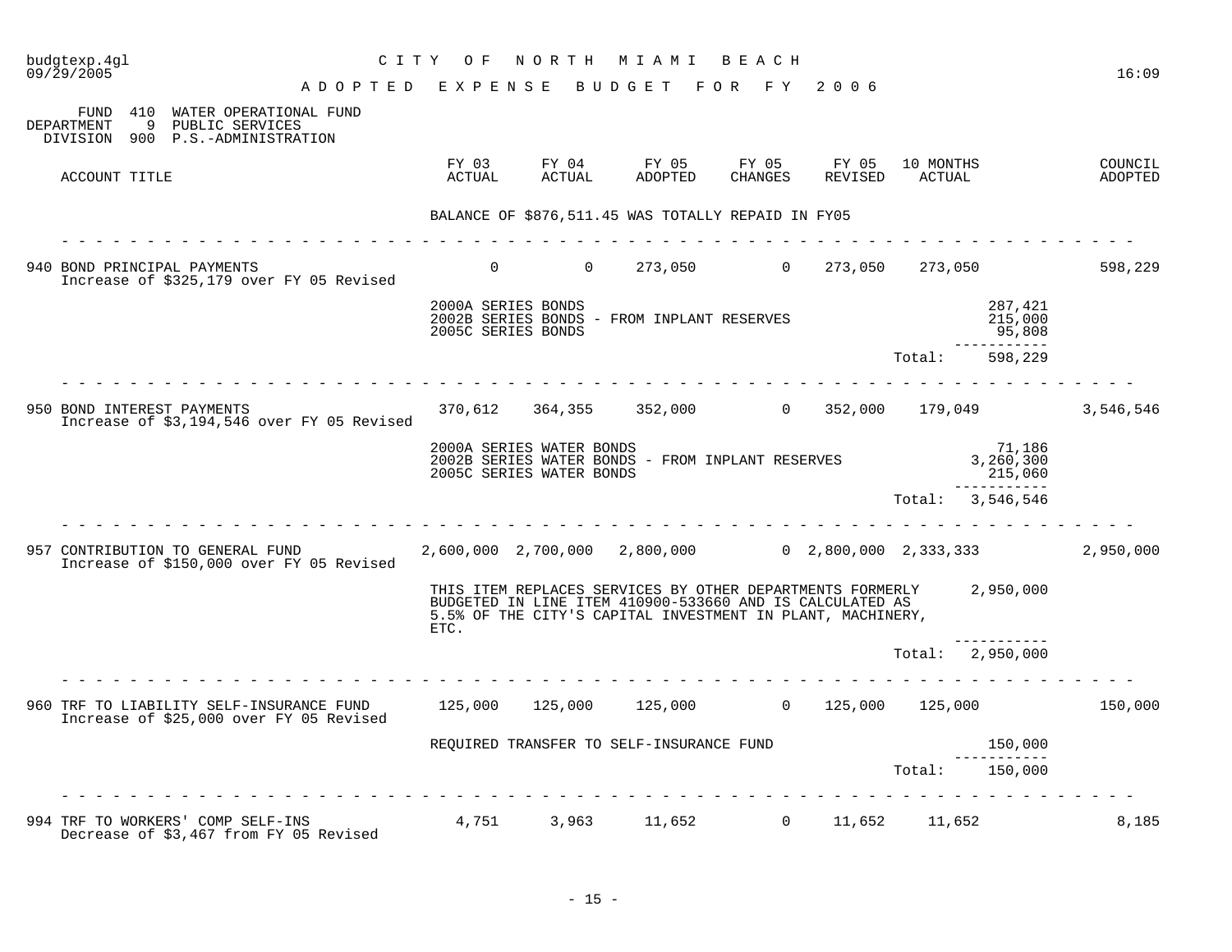FUND 410 WATER OPERATIONAL FUND
DEPARTMENT 9 PUBLIC SERVICES
DIVISION 900 P.S.-ADMINISTRATION

| ACCOUNT TITLE | FY 03 ACTUAL | FY 04 ACTUAL | FY 05 ADOPTED | FY 05 CHANGES | FY 05 REVISED | 10 MONTHS ACTUAL | | COUNCIL ADOPTED |
|---|---|---|---|---|---|---|---|---|
| | BALANCE OF $876,511.45 WAS TOTALLY REPAID IN FY05 | | | | | | | |
| 940 BOND PRINCIPAL PAYMENTS<br>Increase of $325,179 over FY 05 Revised | 0 | 0 | 273,050 | 0 | 273,050 | 273,050 | | 598,229 |
| | 2000A SERIES BONDS | | | | | | 287,421 | |
| | 2002B SERIES BONDS - FROM INPLANT RESERVES | | | | | | 215,000 | |
| | 2005C SERIES BONDS | | | | | | 95,808 | |
| | | | | | | Total: | 598,229 | |
| 950 BOND INTEREST PAYMENTS<br>Increase of $3,194,546 over FY 05 Revised | 370,612 | 364,355 | 352,000 | 0 | 352,000 | 179,049 | | 3,546,546 |
| | 2000A SERIES WATER BONDS | | | | | | 71,186 | |
| | 2002B SERIES WATER BONDS - FROM INPLANT RESERVES | | | | | | 3,260,300 | |
| | 2005C SERIES WATER BONDS | | | | | | 215,060 | |
| | | | | | | Total: | 3,546,546 | |
| 957 CONTRIBUTION TO GENERAL FUND<br>Increase of $150,000 over FY 05 Revised | 2,600,000 | 2,700,000 | 2,800,000 | 0 | 2,800,000 | 2,333,333 | | 2,950,000 |
| | THIS ITEM REPLACES SERVICES BY OTHER DEPARTMENTS FORMERLY BUDGETED IN LINE ITEM 410900-533660 AND IS CALCULATED AS 5.5% OF THE CITY'S CAPITAL INVESTMENT IN PLANT, MACHINERY, ETC. | | | | | | 2,950,000 | |
| | | | | | | Total: | 2,950,000 | |
| 960 TRF TO LIABILITY SELF-INSURANCE FUND<br>Increase of $25,000 over FY 05 Revised | 125,000 | 125,000 | 125,000 | 0 | 125,000 | 125,000 | | 150,000 |
| | REQUIRED TRANSFER TO SELF-INSURANCE FUND | | | | | | 150,000 | |
| | | | | | | Total: | 150,000 | |
| 994 TRF TO WORKERS' COMP SELF-INS<br>Decrease of $3,467 from FY 05 Revised | 4,751 | 3,963 | 11,652 | 0 | 11,652 | 11,652 | | 8,185 |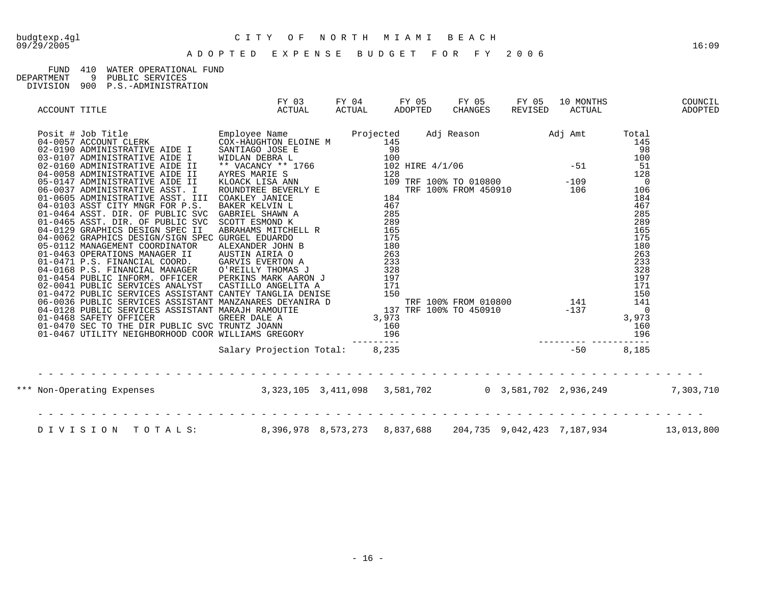budgtexp.4gl
09/29/2005

# CITY OF NORTH MIAMI BEACH

16:09

## ADOPTED EXPENSE BUDGET FOR FY 2006

FUND 410 WATER OPERATIONAL FUND
DEPARTMENT 9 PUBLIC SERVICES
DIVISION 900 P.S.-ADMINISTRATION

| ACCOUNT TITLE | FY 03 ACTUAL | FY 04 ACTUAL | FY 05 ADOPTED | FY 05 CHANGES | FY 05 REVISED | 10 MONTHS ACTUAL | COUNCIL ADOPTED |
|---|---|---|---|---|---|---|---|

| Posit # | Job Title | Employee Name | Projected | Adj Reason | Adj Amt | Total |
|---|---|---|---|---|---|---|
| 04-0057 | ACCOUNT CLERK | COX-HAUGHTON ELOINE M | 145 | | | 145 |
| 02-0190 | ADMINISTRATIVE AIDE I | SANTIAGO JOSE E | 98 | | | 98 |
| 03-0107 | ADMINISTRATIVE AIDE I | WIDLAN DEBRA L | 100 | | | 100 |
| 02-0160 | ADMINISTRATIVE AIDE II | ** VACANCY ** 1766 | 102 | HIRE 4/1/06 | -51 | 51 |
| 04-0058 | ADMINISTRATIVE AIDE II | AYRES MARIE S | 128 | | | 128 |
| 05-0147 | ADMINISTRATIVE AIDE II | KLOACK LISA ANN | 109 | TRF 100% TO 010800 | -109 | 0 |
| 06-0037 | ADMINISTRATIVE ASST. I | ROUNDTREE BEVERLY E | | TRF 100% FROM 450910 | 106 | 106 |
| 01-0605 | ADMINISTRATIVE ASST. III | COAKLEY JANICE | 184 | | | 184 |
| 04-0103 | ASST CITY MNGR FOR P.S. | BAKER KELVIN L | 467 | | | 467 |
| 01-0464 | ASST. DIR. OF PUBLIC SVC | GABRIEL SHAWN A | 285 | | | 285 |
| 01-0465 | ASST. DIR. OF PUBLIC SVC | SCOTT ESMOND K | 289 | | | 289 |
| 04-0129 | GRAPHICS DESIGN SPEC II | ABRAHAMS MITCHELL R | 165 | | | 165 |
| 04-0062 | GRAPHICS DESIGN/SIGN SPEC | GURGEL EDUARDO | 175 | | | 175 |
| 05-0112 | MANAGEMENT COORDINATOR | ALEXANDER JOHN B | 180 | | | 180 |
| 01-0463 | OPERATIONS MANAGER II | AUSTIN AIRIA O | 263 | | | 263 |
| 01-0471 | P.S. FINANCIAL COORD. | GARVIS EVERTON A | 233 | | | 233 |
| 04-0168 | P.S. FINANCIAL MANAGER | O'REILLY THOMAS J | 328 | | | 328 |
| 01-0454 | PUBLIC INFORM. OFFICER | PERKINS MARK AARON J | 197 | | | 197 |
| 02-0041 | PUBLIC SERVICES ANALYST | CASTILLO ANGELITA A | 171 | | | 171 |
| 01-0472 | PUBLIC SERVICES ASSISTANT | CANTEY TANGLIA DENISE | 150 | | | 150 |
| 06-0036 | PUBLIC SERVICES ASSISTANT | MANZANARES DEYANIRA D | | TRF 100% FROM 010800 | 141 | 141 |
| 04-0128 | PUBLIC SERVICES ASSISTANT | MARAJH RAMOUTIE | 137 | TRF 100% TO 450910 | -137 | 0 |
| 01-0468 | SAFETY OFFICER | GREER DALE A | 3,973 | | | 3,973 |
| 01-0470 | SEC TO THE DIR PUBLIC SVC | TRUNTZ JOANN | 160 | | | 160 |
| 01-0467 | UTILITY NEIGHBORHOOD COOR | WILLIAMS GREGORY | 196 | | | 196 |
| | | Salary Projection Total: | 8,235 | | -50 | 8,185 |

| ACCOUNT TITLE | FY 03 ACTUAL | FY 04 ACTUAL | FY 05 ADOPTED | FY 05 CHANGES | FY 05 REVISED | 10 MONTHS ACTUAL | COUNCIL ADOPTED |
|---|---|---|---|---|---|---|---|
| *** Non-Operating Expenses | 3,323,105 | 3,411,098 | 3,581,702 | 0 | 3,581,702 | 2,936,249 | 7,303,710 |
| DIVISION TOTALS: | 8,396,978 | 8,573,273 | 8,837,688 | 204,735 | 9,042,423 | 7,187,934 | 13,013,800 |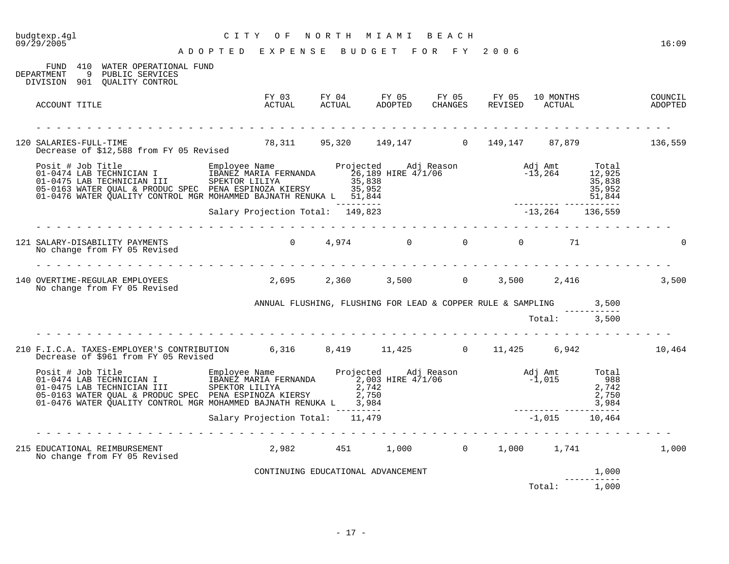# CITY OF NORTH MIAMI BEACH

## ADOPTED EXPENSE BUDGET FOR FY 2006

FUND 410 WATER OPERATIONAL FUND
DEPARTMENT 9 PUBLIC SERVICES
DIVISION 901 QUALITY CONTROL

| ACCOUNT TITLE | FY 03 ACTUAL | FY 04 ACTUAL | FY 05 ADOPTED | FY 05 CHANGES | FY 05 REVISED | 10 MONTHS ACTUAL | COUNCIL ADOPTED |
|---|---|---|---|---|---|---|---|
| 120 SALARIES-FULL-TIME | 78,311 | 95,320 | 149,147 | 0 | 149,147 | 87,879 | 136,559 |

Decrease of $12,588 from FY 05 Revised

| Posit # | Job Title | Employee Name | Projected | Adj Reason | Adj Amt | Total |
|---|---|---|---|---|---|---|
| 01-0474 | LAB TECHNICIAN I | IBANEZ MARIA FERNANDA | 26,189 | HIRE 4/1/06 | -13,264 | 12,925 |
| 01-0475 | LAB TECHNICIAN III | SPEKTOR LILIYA | 35,838 | | | 35,838 |
| 05-0163 | WATER QUAL & PRODUC SPEC | PENA ESPINOZA KIERSY | 35,952 | | | 35,952 |
| 01-0476 | WATER QUALITY CONTROL MGR | MOHAMMED BAJNATH RENUKA L | 51,844 | | | 51,844 |
| | | Salary Projection Total: | 149,823 | | -13,264 | 136,559 |

| ACCOUNT TITLE | FY 03 ACTUAL | FY 04 ACTUAL | FY 05 ADOPTED | FY 05 CHANGES | FY 05 REVISED | 10 MONTHS ACTUAL | COUNCIL ADOPTED |
|---|---|---|---|---|---|---|---|
| 121 SALARY-DISABILITY PAYMENTS | 0 | 4,974 | 0 | 0 | 0 | 71 | 0 |

No change from FY 05 Revised

| ACCOUNT TITLE | FY 03 ACTUAL | FY 04 ACTUAL | FY 05 ADOPTED | FY 05 CHANGES | FY 05 REVISED | 10 MONTHS ACTUAL | COUNCIL ADOPTED |
|---|---|---|---|---|---|---|---|
| 140 OVERTIME-REGULAR EMPLOYEES | 2,695 | 2,360 | 3,500 | 0 | 3,500 | 2,416 | 3,500 |

No change from FY 05 Revised

| Description | Amount |
|---|---|
| ANNUAL FLUSHING, FLUSHING FOR LEAD & COPPER RULE & SAMPLING | 3,500 |
| Total: | 3,500 |

| ACCOUNT TITLE | FY 03 ACTUAL | FY 04 ACTUAL | FY 05 ADOPTED | FY 05 CHANGES | FY 05 REVISED | 10 MONTHS ACTUAL | COUNCIL ADOPTED |
|---|---|---|---|---|---|---|---|
| 210 F.I.C.A. TAXES-EMPLOYER'S CONTRIBUTION | 6,316 | 8,419 | 11,425 | 0 | 11,425 | 6,942 | 10,464 |

Decrease of $961 from FY 05 Revised

| Posit # | Job Title | Employee Name | Projected | Adj Reason | Adj Amt | Total |
|---|---|---|---|---|---|---|
| 01-0474 | LAB TECHNICIAN I | IBANEZ MARIA FERNANDA | 2,003 | HIRE 4/1/06 | -1,015 | 988 |
| 01-0475 | LAB TECHNICIAN III | SPEKTOR LILIYA | 2,742 | | | 2,742 |
| 05-0163 | WATER QUAL & PRODUC SPEC | PENA ESPINOZA KIERSY | 2,750 | | | 2,750 |
| 01-0476 | WATER QUALITY CONTROL MGR | MOHAMMED BAJNATH RENUKA L | 3,984 | | | 3,984 |
| | | Salary Projection Total: | 11,479 | | -1,015 | 10,464 |

| ACCOUNT TITLE | FY 03 ACTUAL | FY 04 ACTUAL | FY 05 ADOPTED | FY 05 CHANGES | FY 05 REVISED | 10 MONTHS ACTUAL | COUNCIL ADOPTED |
|---|---|---|---|---|---|---|---|
| 215 EDUCATIONAL REIMBURSEMENT | 2,982 | 451 | 1,000 | 0 | 1,000 | 1,741 | 1,000 |

No change from FY 05 Revised

| Description | Amount |
|---|---|
| CONTINUING EDUCATIONAL ADVANCEMENT | 1,000 |
| Total: | 1,000 |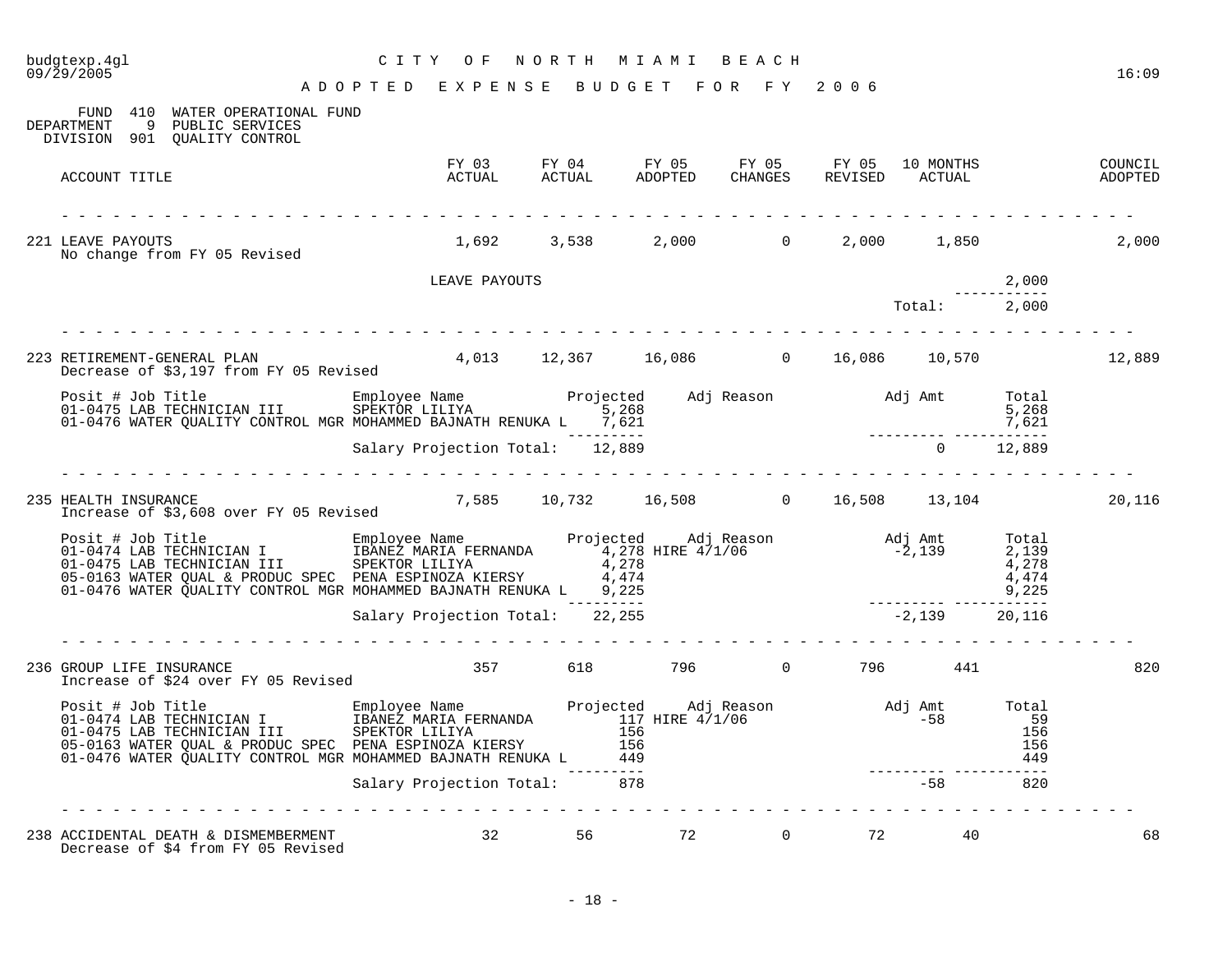CITY OF NORTH MIAMI BEACH

ADOPTED EXPENSE BUDGET FOR FY 2006

budgtexp.4gl
09/29/2005
16:09

FUND 410 WATER OPERATIONAL FUND
DEPARTMENT 9 PUBLIC SERVICES
DIVISION 901 QUALITY CONTROL

| ACCOUNT TITLE | FY 03 ACTUAL | FY 04 ACTUAL | FY 05 ADOPTED | FY 05 CHANGES | FY 05 REVISED | 10 MONTHS ACTUAL | COUNCIL ADOPTED |
|---|---|---|---|---|---|---|---|
| 221 LEAVE PAYOUTS | 1,692 | 3,538 | 2,000 | 0 | 2,000 | 1,850 | 2,000 |

No change from FY 05 Revised

| | |
|---|---|
| LEAVE PAYOUTS | 2,000 |
| Total: | 2,000 |

| ACCOUNT TITLE | FY 03 ACTUAL | FY 04 ACTUAL | FY 05 ADOPTED | FY 05 CHANGES | FY 05 REVISED | 10 MONTHS ACTUAL | COUNCIL ADOPTED |
|---|---|---|---|---|---|---|---|
| 223 RETIREMENT-GENERAL PLAN | 4,013 | 12,367 | 16,086 | 0 | 16,086 | 10,570 | 12,889 |

Decrease of $3,197 from FY 05 Revised

| Posit # | Job Title | Employee Name | Projected | Adj Reason | Adj Amt | Total |
|---|---|---|---|---|---|---|
| 01-0475 | LAB TECHNICIAN III | SPEKTOR LILIYA | 5,268 | | | 5,268 |
| 01-0476 | WATER QUALITY CONTROL MGR | MOHAMMED BAJNATH RENUKA L | 7,621 | | | 7,621 |
| | | Salary Projection Total: | 12,889 | | 0 | 12,889 |

| ACCOUNT TITLE | FY 03 ACTUAL | FY 04 ACTUAL | FY 05 ADOPTED | FY 05 CHANGES | FY 05 REVISED | 10 MONTHS ACTUAL | COUNCIL ADOPTED |
|---|---|---|---|---|---|---|---|
| 235 HEALTH INSURANCE | 7,585 | 10,732 | 16,508 | 0 | 16,508 | 13,104 | 20,116 |

Increase of $3,608 over FY 05 Revised

| Posit # | Job Title | Employee Name | Projected | Adj Reason | Adj Amt | Total |
|---|---|---|---|---|---|---|
| 01-0474 | LAB TECHNICIAN I | IBANEZ MARIA FERNANDA | 4,278 | HIRE 4/1/06 | -2,139 | 2,139 |
| 01-0475 | LAB TECHNICIAN III | SPEKTOR LILIYA | 4,278 | | | 4,278 |
| 05-0163 | WATER QUAL & PRODUC SPEC | PENA ESPINOZA KIERSY | 4,474 | | | 4,474 |
| 01-0476 | WATER QUALITY CONTROL MGR | MOHAMMED BAJNATH RENUKA L | 9,225 | | | 9,225 |
| | | Salary Projection Total: | 22,255 | | -2,139 | 20,116 |

| ACCOUNT TITLE | FY 03 ACTUAL | FY 04 ACTUAL | FY 05 ADOPTED | FY 05 CHANGES | FY 05 REVISED | 10 MONTHS ACTUAL | COUNCIL ADOPTED |
|---|---|---|---|---|---|---|---|
| 236 GROUP LIFE INSURANCE | 357 | 618 | 796 | 0 | 796 | 441 | 820 |

Increase of $24 over FY 05 Revised

| Posit # | Job Title | Employee Name | Projected | Adj Reason | Adj Amt | Total |
|---|---|---|---|---|---|---|
| 01-0474 | LAB TECHNICIAN I | IBANEZ MARIA FERNANDA | 117 | HIRE 4/1/06 | -58 | 59 |
| 01-0475 | LAB TECHNICIAN III | SPEKTOR LILIYA | 156 | | | 156 |
| 05-0163 | WATER QUAL & PRODUC SPEC | PENA ESPINOZA KIERSY | 156 | | | 156 |
| 01-0476 | WATER QUALITY CONTROL MGR | MOHAMMED BAJNATH RENUKA L | 449 | | | 449 |
| | | Salary Projection Total: | 878 | | -58 | 820 |

| ACCOUNT TITLE | FY 03 ACTUAL | FY 04 ACTUAL | FY 05 ADOPTED | FY 05 CHANGES | FY 05 REVISED | 10 MONTHS ACTUAL | COUNCIL ADOPTED |
|---|---|---|---|---|---|---|---|
| 238 ACCIDENTAL DEATH & DISMEMBERMENT | 32 | 56 | 72 | 0 | 72 | 40 | 68 |

Decrease of $4 from FY 05 Revised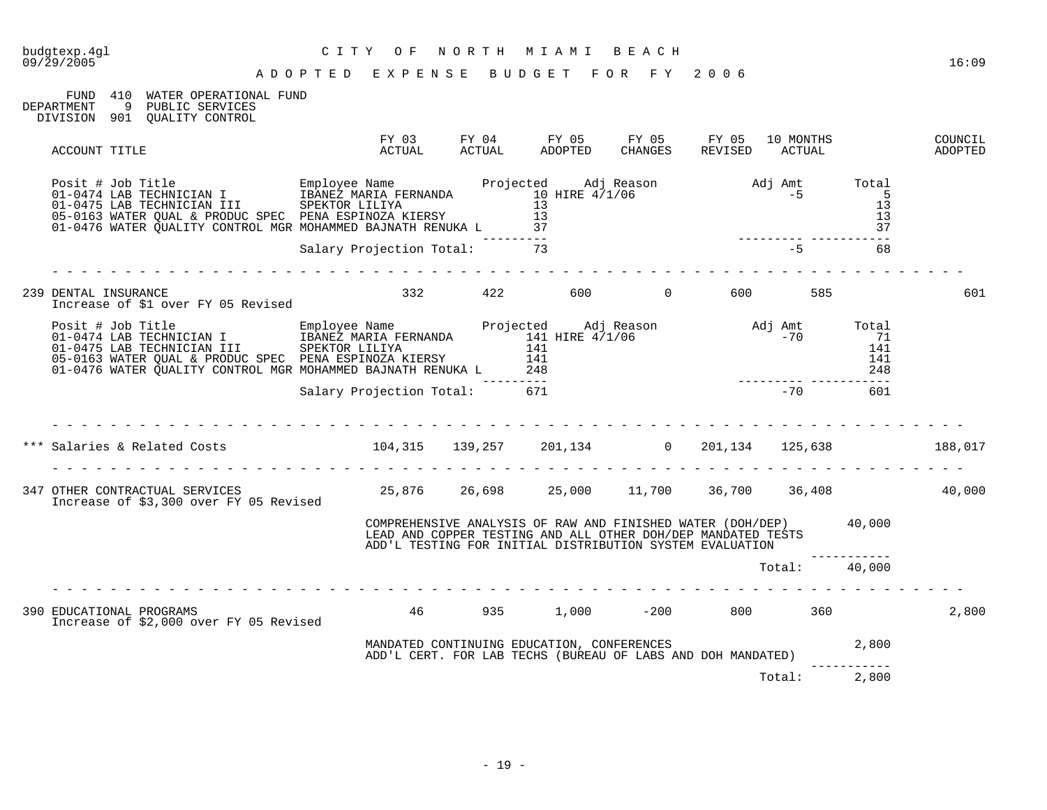budgtexp.4gl — CITY OF NORTH MIAMI BEACH — 09/29/2005 — 16:09

# ADOPTED EXPENSE BUDGET FOR FY 2006

FUND 410 WATER OPERATIONAL FUND
DEPARTMENT 9 PUBLIC SERVICES
DIVISION 901 QUALITY CONTROL

| ACCOUNT TITLE | FY 03 ACTUAL | FY 04 ACTUAL | FY 05 ADOPTED | FY 05 CHANGES | FY 05 REVISED | 10 MONTHS ACTUAL | COUNCIL ADOPTED |
|---|---|---|---|---|---|---|---|

| Posit # | Job Title | Employee Name | Projected | Adj Reason | Adj Amt | Total |
|---|---|---|---|---|---|---|
| 01-0474 | LAB TECHNICIAN I | IBANEZ MARIA FERNANDA | 10 | HIRE 4/1/06 | -5 | 5 |
| 01-0475 | LAB TECHNICIAN III | SPEKTOR LILIYA | 13 | | | 13 |
| 05-0163 | WATER QUAL & PRODUC SPEC | PENA ESPINOZA KIERSY | 13 | | | 13 |
| 01-0476 | WATER QUALITY CONTROL MGR | MOHAMMED BAJNATH RENUKA L | 37 | | | 37 |
| | | Salary Projection Total: | 73 | | -5 | 68 |

| ACCOUNT TITLE | FY 03 ACTUAL | FY 04 ACTUAL | FY 05 ADOPTED | FY 05 CHANGES | FY 05 REVISED | 10 MONTHS ACTUAL | COUNCIL ADOPTED |
|---|---|---|---|---|---|---|---|
| 239 DENTAL INSURANCE<br>Increase of $1 over FY 05 Revised | 332 | 422 | 600 | 0 | 600 | 585 | 601 |

| Posit # | Job Title | Employee Name | Projected | Adj Reason | Adj Amt | Total |
|---|---|---|---|---|---|---|
| 01-0474 | LAB TECHNICIAN I | IBANEZ MARIA FERNANDA | 141 | HIRE 4/1/06 | -70 | 71 |
| 01-0475 | LAB TECHNICIAN III | SPEKTOR LILIYA | 141 | | | 141 |
| 05-0163 | WATER QUAL & PRODUC SPEC | PENA ESPINOZA KIERSY | 141 | | | 141 |
| 01-0476 | WATER QUALITY CONTROL MGR | MOHAMMED BAJNATH RENUKA L | 248 | | | 248 |
| | | Salary Projection Total: | 671 | | -70 | 601 |

| ACCOUNT TITLE | FY 03 ACTUAL | FY 04 ACTUAL | FY 05 ADOPTED | FY 05 CHANGES | FY 05 REVISED | 10 MONTHS ACTUAL | COUNCIL ADOPTED |
|---|---|---|---|---|---|---|---|
| *** Salaries & Related Costs | 104,315 | 139,257 | 201,134 | 0 | 201,134 | 125,638 | 188,017 |
| 347 OTHER CONTRACTUAL SERVICES<br>Increase of $3,300 over FY 05 Revised | 25,876 | 26,698 | 25,000 | 11,700 | 36,700 | 36,408 | 40,000 |

| Description | Amount |
|---|---|
| COMPREHENSIVE ANALYSIS OF RAW AND FINISHED WATER (DOH/DEP)<br>LEAD AND COPPER TESTING AND ALL OTHER DOH/DEP MANDATED TESTS<br>ADD'L TESTING FOR INITIAL DISTRIBUTION SYSTEM EVALUATION | 40,000 |
| Total: | 40,000 |

| ACCOUNT TITLE | FY 03 ACTUAL | FY 04 ACTUAL | FY 05 ADOPTED | FY 05 CHANGES | FY 05 REVISED | 10 MONTHS ACTUAL | COUNCIL ADOPTED |
|---|---|---|---|---|---|---|---|
| 390 EDUCATIONAL PROGRAMS<br>Increase of $2,000 over FY 05 Revised | 46 | 935 | 1,000 | -200 | 800 | 360 | 2,800 |

| Description | Amount |
|---|---|
| MANDATED CONTINUING EDUCATION, CONFERENCES<br>ADD'L CERT. FOR LAB TECHS (BUREAU OF LABS AND DOH MANDATED) | 2,800 |
| Total: | 2,800 |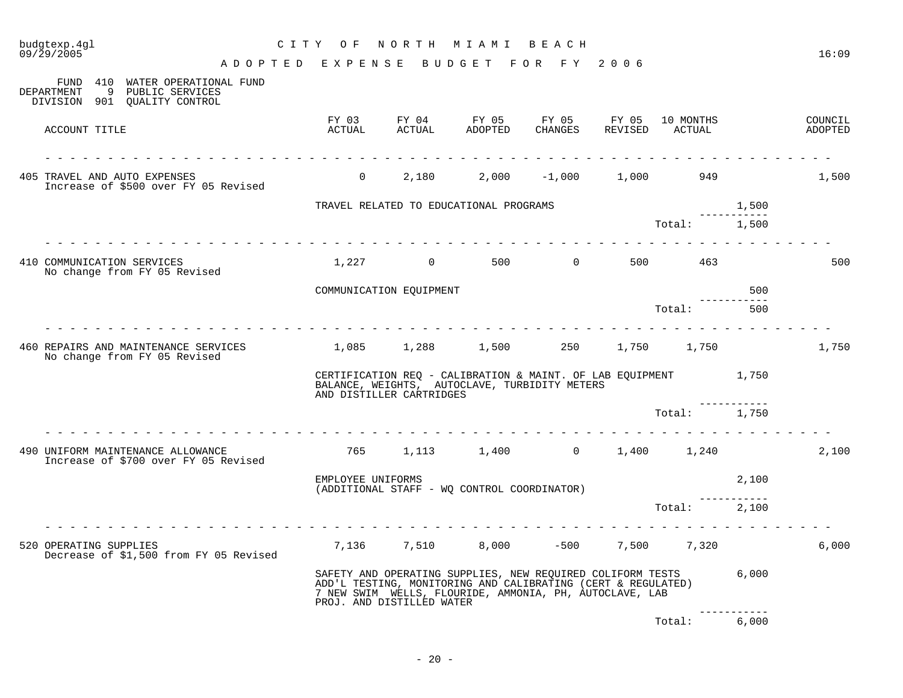# CITY OF NORTH MIAMI BEACH

## ADOPTED EXPENSE BUDGET FOR FY 2006

FUND 410 WATER OPERATIONAL FUND
DEPARTMENT 9 PUBLIC SERVICES
DIVISION 901 QUALITY CONTROL

| ACCOUNT TITLE | FY 03 ACTUAL | FY 04 ACTUAL | FY 05 ADOPTED | FY 05 CHANGES | FY 05 REVISED | 10 MONTHS ACTUAL | | COUNCIL ADOPTED |
|---|---|---|---|---|---|---|---|---|
| 405 TRAVEL AND AUTO EXPENSES<br>Increase of $500 over FY 05 Revised | 0 | 2,180 | 2,000 | -1,000 | 1,000 | 949 | | 1,500 |
| | TRAVEL RELATED TO EDUCATIONAL PROGRAMS | | | | | | 1,500 | |
| | | | | | | Total: | 1,500 | |
| 410 COMMUNICATION SERVICES<br>No change from FY 05 Revised | 1,227 | 0 | 500 | 0 | 500 | 463 | | 500 |
| | COMMUNICATION EQUIPMENT | | | | | | 500 | |
| | | | | | | Total: | 500 | |
| 460 REPAIRS AND MAINTENANCE SERVICES<br>No change from FY 05 Revised | 1,085 | 1,288 | 1,500 | 250 | 1,750 | 1,750 | | 1,750 |
| | CERTIFICATION REQ - CALIBRATION & MAINT. OF LAB EQUIPMENT BALANCE, WEIGHTS, AUTOCLAVE, TURBIDITY METERS AND DISTILLER CARTRIDGES | | | | | | 1,750 | |
| | | | | | | Total: | 1,750 | |
| 490 UNIFORM MAINTENANCE ALLOWANCE<br>Increase of $700 over FY 05 Revised | 765 | 1,113 | 1,400 | 0 | 1,400 | 1,240 | | 2,100 |
| | EMPLOYEE UNIFORMS (ADDITIONAL STAFF - WQ CONTROL COORDINATOR) | | | | | | 2,100 | |
| | | | | | | Total: | 2,100 | |
| 520 OPERATING SUPPLIES<br>Decrease of $1,500 from FY 05 Revised | 7,136 | 7,510 | 8,000 | -500 | 7,500 | 7,320 | | 6,000 |
| | SAFETY AND OPERATING SUPPLIES, NEW REQUIRED COLIFORM TESTS ADD'L TESTING, MONITORING AND CALIBRATING (CERT & REGULATED) 7 NEW SWIM WELLS, FLOURIDE, AMMONIA, PH, AUTOCLAVE, LAB PROJ. AND DISTILLED WATER | | | | | | 6,000 | |
| | | | | | | Total: | 6,000 | |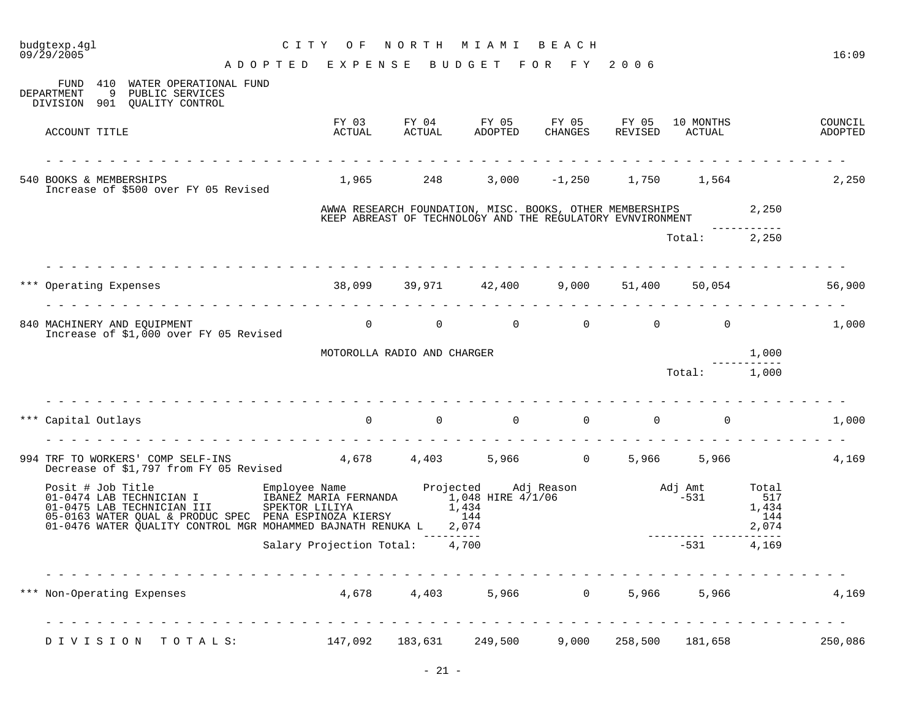CITY OF NORTH MIAMI BEACH

ADOPTED EXPENSE BUDGET FOR FY 2006

FUND 410 WATER OPERATIONAL FUND
DEPARTMENT 9 PUBLIC SERVICES
DIVISION 901 QUALITY CONTROL

| ACCOUNT TITLE | FY 03 ACTUAL | FY 04 ACTUAL | FY 05 ADOPTED | FY 05 CHANGES | FY 05 REVISED | 10 MONTHS ACTUAL | | COUNCIL ADOPTED |
|---|---|---|---|---|---|---|---|---|
| 540 BOOKS & MEMBERSHIPS<br>Increase of $500 over FY 05 Revised | 1,965 | 248 | 3,000 | -1,250 | 1,750 | 1,564 | | 2,250 |
| | AWWA RESEARCH FOUNDATION, MISC. BOOKS, OTHER MEMBERSHIPS<br>KEEP ABREAST OF TECHNOLOGY AND THE REGULATORY EVNVIRONMENT | | | | | | 2,250 | |
| | | | | | | Total: | 2,250 | |
| *** Operating Expenses | 38,099 | 39,971 | 42,400 | 9,000 | 51,400 | 50,054 | | 56,900 |
| 840 MACHINERY AND EQUIPMENT<br>Increase of $1,000 over FY 05 Revised | 0 | 0 | 0 | 0 | 0 | 0 | | 1,000 |
| | MOTOROLLA RADIO AND CHARGER | | | | | | 1,000 | |
| | | | | | | Total: | 1,000 | |
| *** Capital Outlays | 0 | 0 | 0 | 0 | 0 | 0 | | 1,000 |
| 994 TRF TO WORKERS' COMP SELF-INS<br>Decrease of $1,797 from FY 05 Revised | 4,678 | 4,403 | 5,966 | 0 | 5,966 | 5,966 | | 4,169 |

| Posit # Job Title | Employee Name | Projected | Adj Reason | Adj Amt | Total |
|---|---|---|---|---|---|
| 01-0474 LAB TECHNICIAN I | IBANEZ MARIA FERNANDA | 1,048 | HIRE 4/1/06 | -531 | 517 |
| 01-0475 LAB TECHNICIAN III | SPEKTOR LILIYA | 1,434 | | | 1,434 |
| 05-0163 WATER QUAL & PRODUC SPEC | PENA ESPINOZA KIERSY | 144 | | | 144 |
| 01-0476 WATER QUALITY CONTROL MGR | MOHAMMED BAJNATH RENUKA L | 2,074 | | | 2,074 |
| | Salary Projection Total: | 4,700 | | -531 | 4,169 |

| ACCOUNT TITLE | FY 03 ACTUAL | FY 04 ACTUAL | FY 05 ADOPTED | FY 05 CHANGES | FY 05 REVISED | 10 MONTHS ACTUAL | COUNCIL ADOPTED |
|---|---|---|---|---|---|---|---|
| *** Non-Operating Expenses | 4,678 | 4,403 | 5,966 | 0 | 5,966 | 5,966 | 4,169 |
| DIVISION TOTALS: | 147,092 | 183,631 | 249,500 | 9,000 | 258,500 | 181,658 | 250,086 |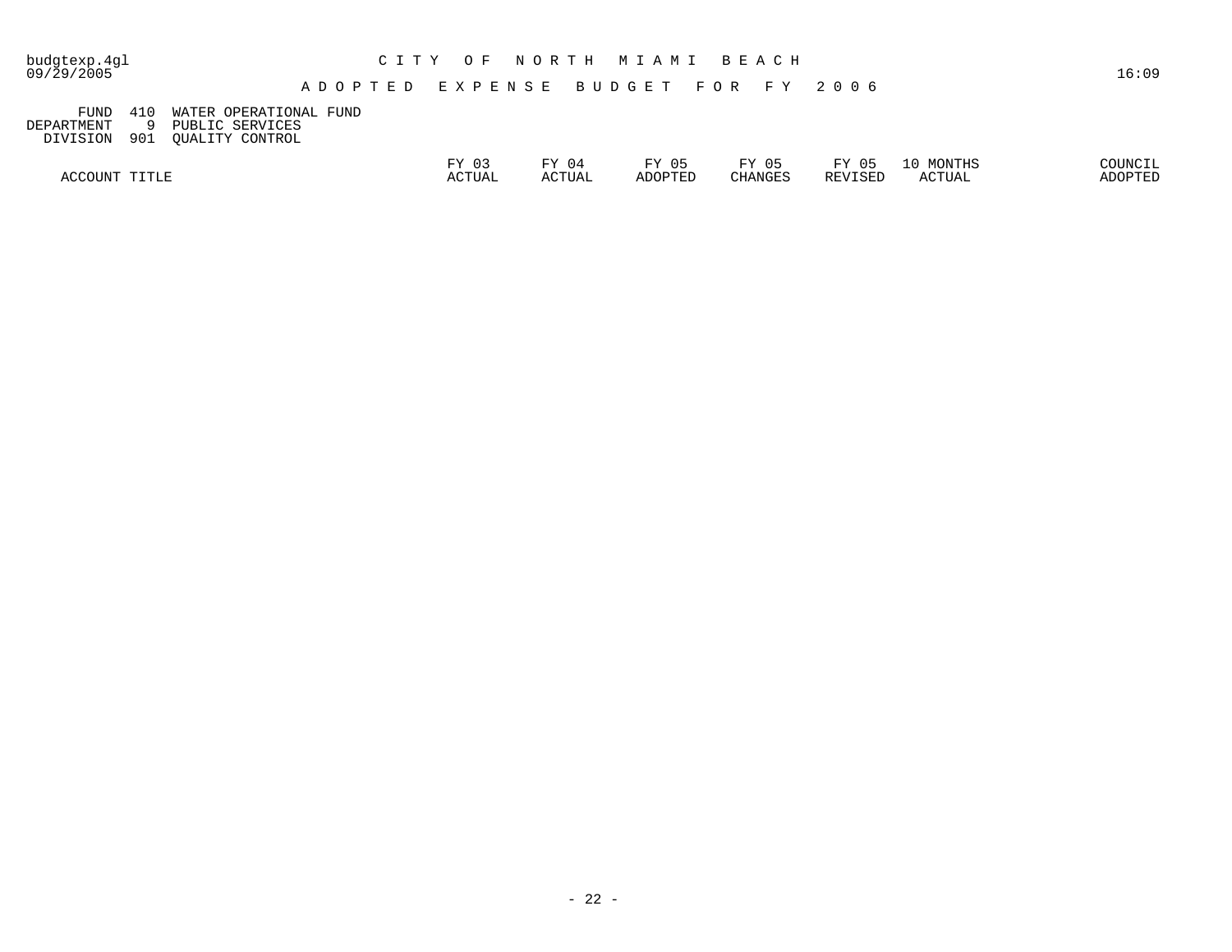# CITY OF NORTH MIAMI BEACH

## ADOPTED EXPENSE BUDGET FOR FY 2006

FUND 410 WATER OPERATIONAL FUND
DEPARTMENT 9 PUBLIC SERVICES
DIVISION 901 QUALITY CONTROL

| ACCOUNT TITLE | FY 03 ACTUAL | FY 04 ACTUAL | FY 05 ADOPTED | FY 05 CHANGES | FY 05 REVISED | 10 MONTHS ACTUAL | COUNCIL ADOPTED |
|---|---|---|---|---|---|---|---|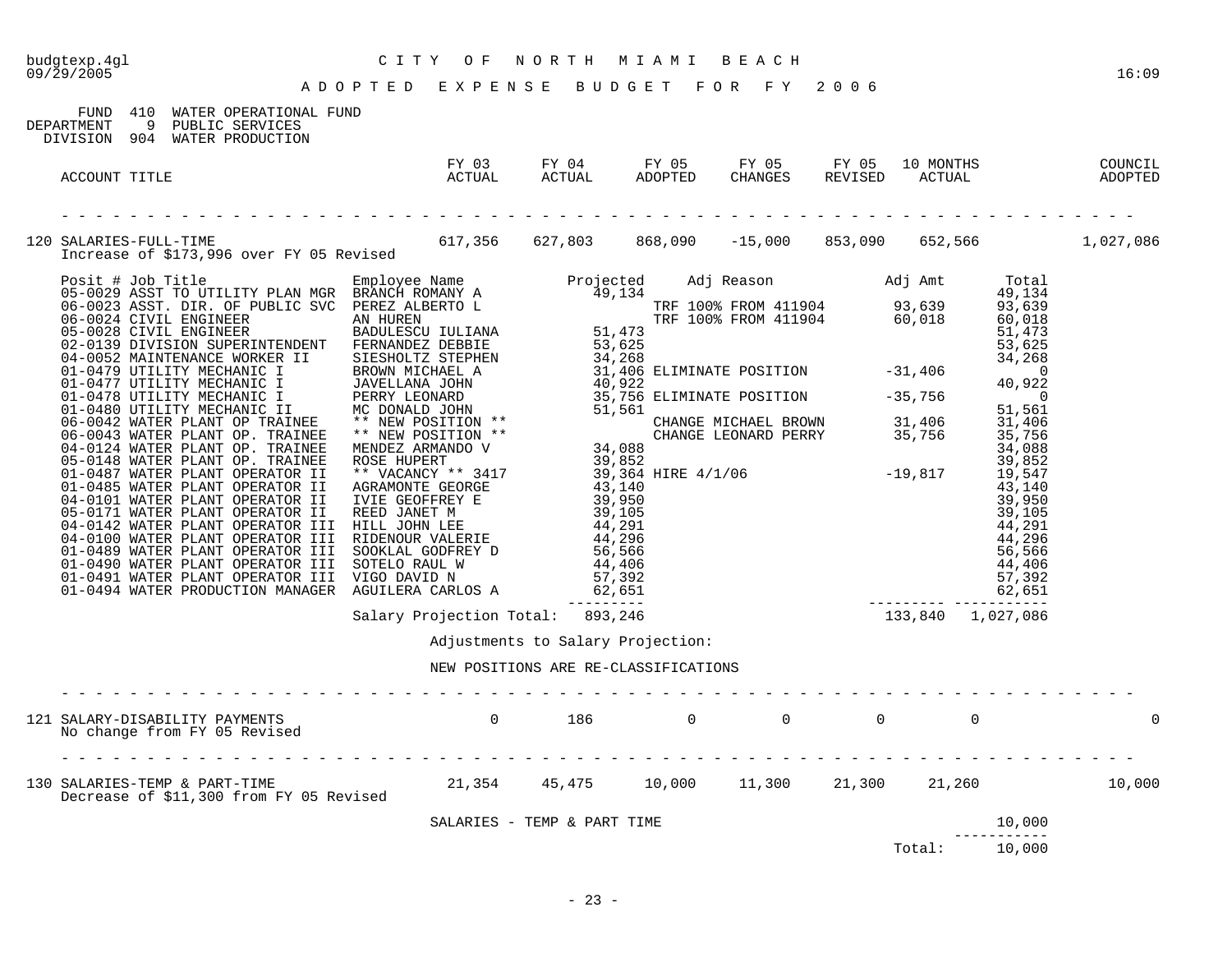CITY OF NORTH MIAMI BEACH

ADOPTED EXPENSE BUDGET FOR FY 2006

FUND 410 WATER OPERATIONAL FUND
DEPARTMENT 9 PUBLIC SERVICES
DIVISION 904 WATER PRODUCTION

| ACCOUNT TITLE | FY 03 ACTUAL | FY 04 ACTUAL | FY 05 ADOPTED | FY 05 CHANGES | FY 05 REVISED | 10 MONTHS ACTUAL | COUNCIL ADOPTED |
|---|---|---|---|---|---|---|---|
| 120 SALARIES-FULL-TIME | 617,356 | 627,803 | 868,090 | -15,000 | 853,090 | 652,566 | 1,027,086 |

Increase of $173,996 over FY 05 Revised

| Posit # | Job Title | Employee Name | Projected | Adj Reason | Adj Amt | Total |
|---|---|---|---|---|---|---|
| 05-0029 | ASST TO UTILITY PLAN MGR | BRANCH ROMANY A | 49,134 | | | 49,134 |
| 06-0023 | ASST. DIR. OF PUBLIC SVC | PEREZ ALBERTO L | | TRF 100% FROM 411904 | 93,639 | 93,639 |
| 06-0024 | CIVIL ENGINEER | AN HUREN | | TRF 100% FROM 411904 | 60,018 | 60,018 |
| 05-0028 | CIVIL ENGINEER | BADULESCU IULIANA | 51,473 | | | 51,473 |
| 02-0139 | DIVISION SUPERINTENDENT | FERNANDEZ DEBBIE | 53,625 | | | 53,625 |
| 04-0052 | MAINTENANCE WORKER II | SIESHOLTZ STEPHEN | 34,268 | | | 34,268 |
| 01-0479 | UTILITY MECHANIC I | BROWN MICHAEL A | 31,406 | ELIMINATE POSITION | -31,406 | 0 |
| 01-0477 | UTILITY MECHANIC I | JAVELLANA JOHN | 40,922 | | | 40,922 |
| 01-0478 | UTILITY MECHANIC I | PERRY LEONARD | 35,756 | ELIMINATE POSITION | -35,756 | 0 |
| 01-0480 | UTILITY MECHANIC II | MC DONALD JOHN | 51,561 | | | 51,561 |
| 06-0042 | WATER PLANT OP TRAINEE | ** NEW POSITION ** | | CHANGE MICHAEL BROWN | 31,406 | 31,406 |
| 06-0043 | WATER PLANT OP. TRAINEE | ** NEW POSITION ** | | CHANGE LEONARD PERRY | 35,756 | 35,756 |
| 04-0124 | WATER PLANT OP. TRAINEE | MENDEZ ARMANDO V | 34,088 | | | 34,088 |
| 05-0148 | WATER PLANT OP. TRAINEE | ROSE HUPERT | 39,852 | | | 39,852 |
| 01-0487 | WATER PLANT OPERATOR II | ** VACANCY ** 3417 | 39,364 | HIRE 4/1/06 | -19,817 | 19,547 |
| 01-0485 | WATER PLANT OPERATOR II | AGRAMONTE GEORGE | 43,140 | | | 43,140 |
| 04-0101 | WATER PLANT OPERATOR II | IVIE GEOFFREY E | 39,950 | | | 39,950 |
| 05-0171 | WATER PLANT OPERATOR II | REED JANET M | 39,105 | | | 39,105 |
| 04-0142 | WATER PLANT OPERATOR III | HILL JOHN LEE | 44,291 | | | 44,291 |
| 04-0100 | WATER PLANT OPERATOR III | RIDENOUR VALERIE | 44,296 | | | 44,296 |
| 01-0489 | WATER PLANT OPERATOR III | SOOKLAL GODFREY D | 56,566 | | | 56,566 |
| 01-0490 | WATER PLANT OPERATOR III | SOTELO RAUL W | 44,406 | | | 44,406 |
| 01-0491 | WATER PLANT OPERATOR III | VIGO DAVID N | 57,392 | | | 57,392 |
| 01-0494 | WATER PRODUCTION MANAGER | AGUILERA CARLOS A | 62,651 | | | 62,651 |
| | | Salary Projection Total: | 893,246 | | 133,840 | 1,027,086 |

Adjustments to Salary Projection:

NEW POSITIONS ARE RE-CLASSIFICATIONS

| ACCOUNT TITLE | FY 03 ACTUAL | FY 04 ACTUAL | FY 05 ADOPTED | FY 05 CHANGES | FY 05 REVISED | 10 MONTHS ACTUAL | COUNCIL ADOPTED |
|---|---|---|---|---|---|---|---|
| 121 SALARY-DISABILITY PAYMENTS | 0 | 186 | 0 | 0 | 0 | 0 | 0 |

No change from FY 05 Revised

| ACCOUNT TITLE | FY 03 ACTUAL | FY 04 ACTUAL | FY 05 ADOPTED | FY 05 CHANGES | FY 05 REVISED | 10 MONTHS ACTUAL | COUNCIL ADOPTED |
|---|---|---|---|---|---|---|---|
| 130 SALARIES-TEMP & PART-TIME | 21,354 | 45,475 | 10,000 | 11,300 | 21,300 | 21,260 | 10,000 |

Decrease of $11,300 from FY 05 Revised

| | |
|---|---|
| SALARIES - TEMP & PART TIME | 10,000 |
| Total: | 10,000 |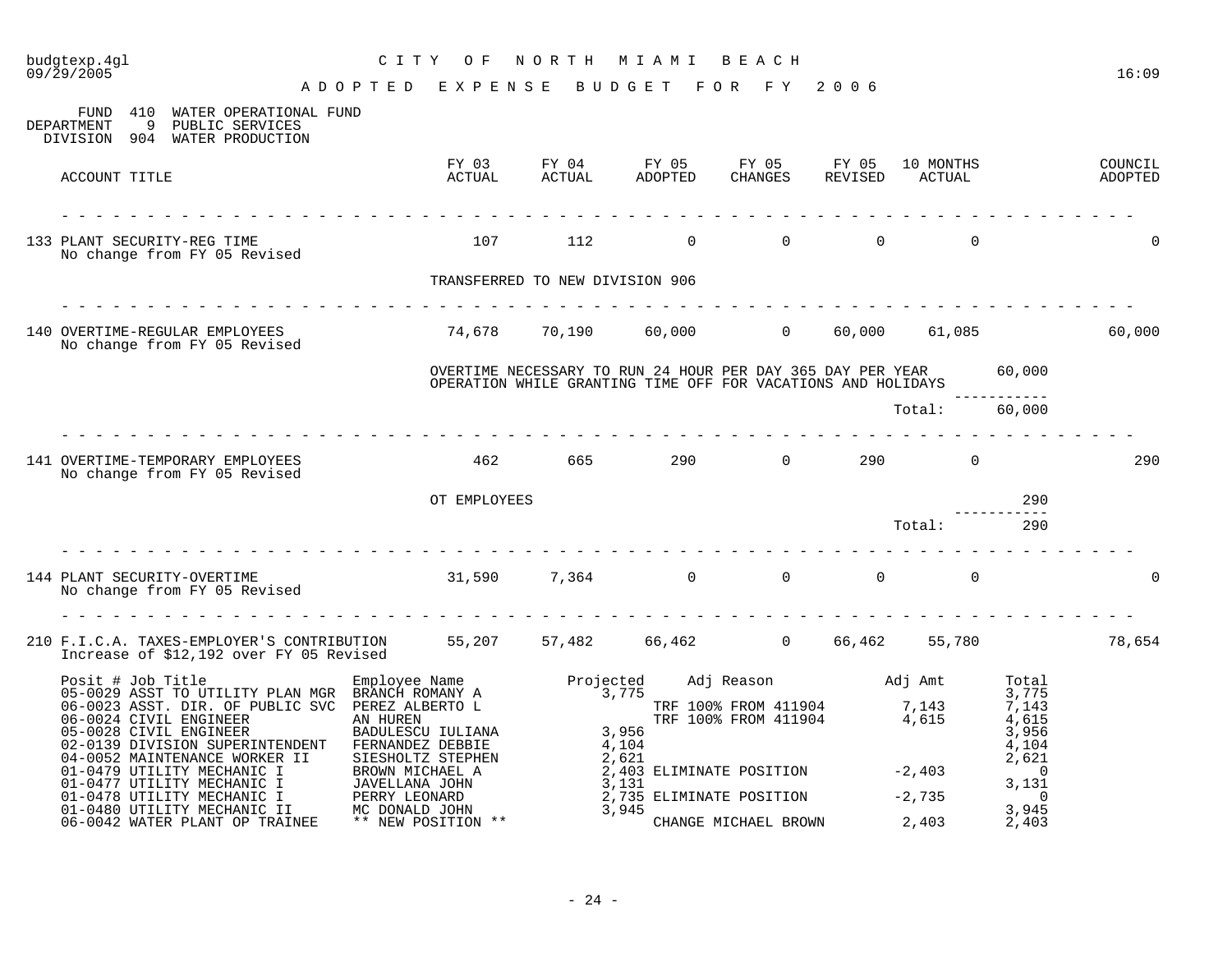budgtexp.4gl — CITY OF NORTH MIAMI BEACH — 09/29/2005 — 16:09

# ADOPTED EXPENSE BUDGET FOR FY 2006

FUND 410 WATER OPERATIONAL FUND
DEPARTMENT 9 PUBLIC SERVICES
DIVISION 904 WATER PRODUCTION

| ACCOUNT TITLE | FY 03 ACTUAL | FY 04 ACTUAL | FY 05 ADOPTED | FY 05 CHANGES | FY 05 REVISED | 10 MONTHS ACTUAL | COUNCIL ADOPTED |
|---|---|---|---|---|---|---|---|
| 133 PLANT SECURITY-REG TIME<br>No change from FY 05 Revised | 107 | 112 | 0 | 0 | 0 | 0 | 0 |

TRANSFERRED TO NEW DIVISION 906

| ACCOUNT TITLE | FY 03 ACTUAL | FY 04 ACTUAL | FY 05 ADOPTED | FY 05 CHANGES | FY 05 REVISED | 10 MONTHS ACTUAL | COUNCIL ADOPTED |
|---|---|---|---|---|---|---|---|
| 140 OVERTIME-REGULAR EMPLOYEES<br>No change from FY 05 Revised | 74,678 | 70,190 | 60,000 | 0 | 60,000 | 61,085 | 60,000 |

| Description | Amount |
|---|---|
| OVERTIME NECESSARY TO RUN 24 HOUR PER DAY 365 DAY PER YEAR OPERATION WHILE GRANTING TIME OFF FOR VACATIONS AND HOLIDAYS | 60,000 |
| Total: | 60,000 |

| ACCOUNT TITLE | FY 03 ACTUAL | FY 04 ACTUAL | FY 05 ADOPTED | FY 05 CHANGES | FY 05 REVISED | 10 MONTHS ACTUAL | COUNCIL ADOPTED |
|---|---|---|---|---|---|---|---|
| 141 OVERTIME-TEMPORARY EMPLOYEES<br>No change from FY 05 Revised | 462 | 665 | 290 | 0 | 290 | 0 | 290 |

| Description | Amount |
|---|---|
| OT EMPLOYEES | 290 |
| Total: | 290 |

| ACCOUNT TITLE | FY 03 ACTUAL | FY 04 ACTUAL | FY 05 ADOPTED | FY 05 CHANGES | FY 05 REVISED | 10 MONTHS ACTUAL | COUNCIL ADOPTED |
|---|---|---|---|---|---|---|---|
| 144 PLANT SECURITY-OVERTIME<br>No change from FY 05 Revised | 31,590 | 7,364 | 0 | 0 | 0 | 0 | 0 |
| 210 F.I.C.A. TAXES-EMPLOYER'S CONTRIBUTION<br>Increase of $12,192 over FY 05 Revised | 55,207 | 57,482 | 66,462 | 0 | 66,462 | 55,780 | 78,654 |

| Posit # | Job Title | Employee Name | Projected | Adj Reason | Adj Amt | Total |
|---|---|---|---|---|---|---|
| 05-0029 | ASST TO UTILITY PLAN MGR | BRANCH ROMANY A | 3,775 | | | 3,775 |
| 06-0023 | ASST. DIR. OF PUBLIC SVC | PEREZ ALBERTO L | | TRF 100% FROM 411904 | 7,143 | 7,143 |
| 06-0024 | CIVIL ENGINEER | AN HUREN | | TRF 100% FROM 411904 | 4,615 | 4,615 |
| 05-0028 | CIVIL ENGINEER | BADULESCU IULIANA | 3,956 | | | 3,956 |
| 02-0139 | DIVISION SUPERINTENDENT | FERNANDEZ DEBBIE | 4,104 | | | 4,104 |
| 04-0052 | MAINTENANCE WORKER II | SIESHOLTZ STEPHEN | 2,621 | | | 2,621 |
| 01-0479 | UTILITY MECHANIC I | BROWN MICHAEL A | 2,403 | ELIMINATE POSITION | -2,403 | 0 |
| 01-0477 | UTILITY MECHANIC I | JAVELLANA JOHN | 3,131 | | | 3,131 |
| 01-0478 | UTILITY MECHANIC I | PERRY LEONARD | 2,735 | ELIMINATE POSITION | -2,735 | 0 |
| 01-0480 | UTILITY MECHANIC II | MC DONALD JOHN | 3,945 | | | 3,945 |
| 06-0042 | WATER PLANT OP TRAINEE | ** NEW POSITION ** | | CHANGE MICHAEL BROWN | 2,403 | 2,403 |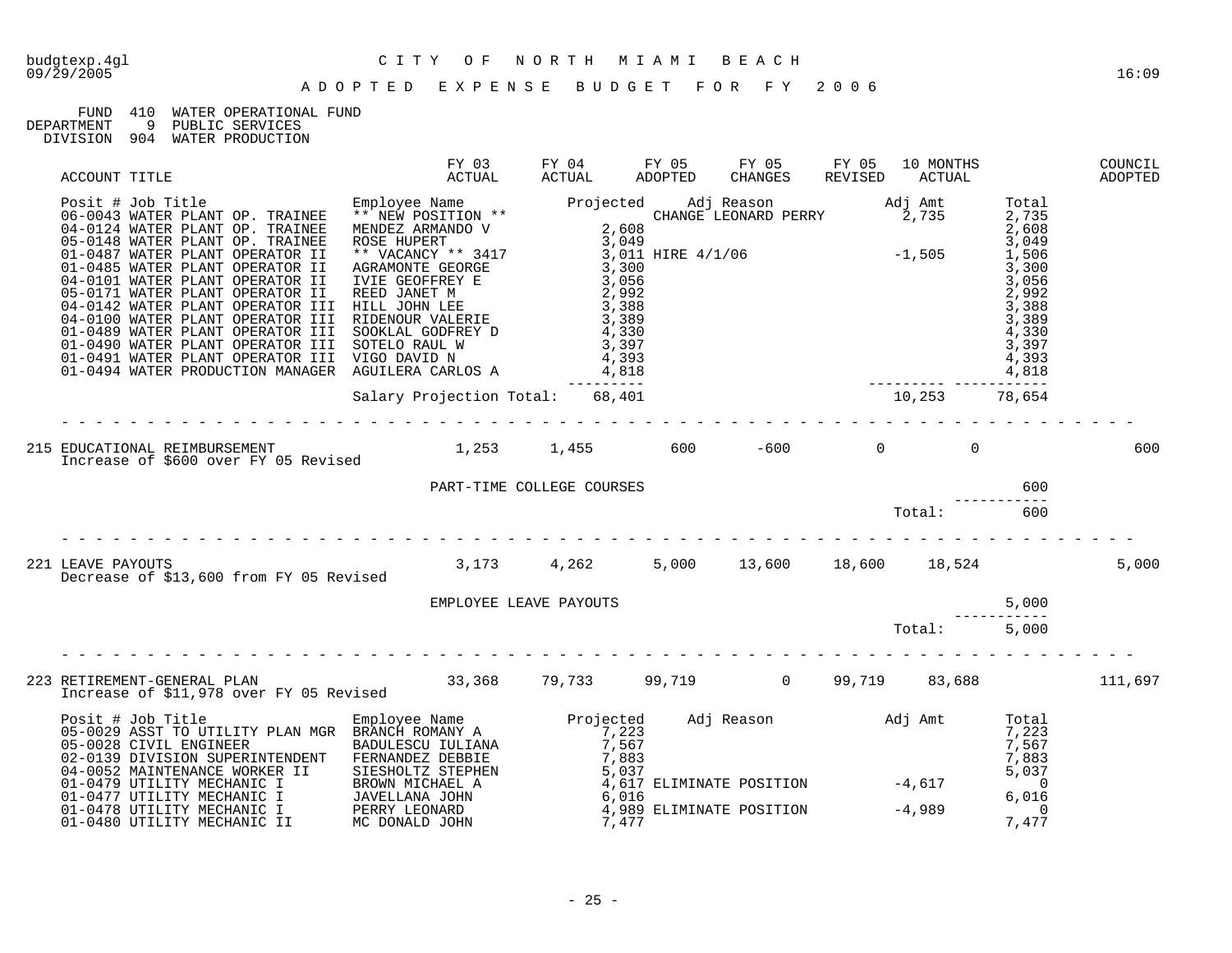budgtexp.4gl
09/29/2005

# C I T Y O F N O R T H M I A M I B E A C H

## A D O P T E D E X P E N S E B U D G E T F O R F Y 2 0 0 6

16:09

FUND 410 WATER OPERATIONAL FUND
DEPARTMENT 9 PUBLIC SERVICES
DIVISION 904 WATER PRODUCTION

| ACCOUNT TITLE | FY 03 ACTUAL | FY 04 ACTUAL | FY 05 ADOPTED | FY 05 CHANGES | FY 05 REVISED | 10 MONTHS ACTUAL | COUNCIL ADOPTED |
|---|---|---|---|---|---|---|---|

| Posit # Job Title | Employee Name | Projected | Adj Reason | Adj Amt | Total |
|---|---|---|---|---|---|
| 06-0043 WATER PLANT OP. TRAINEE | ** NEW POSITION ** | | CHANGE LEONARD PERRY | 2,735 | 2,735 |
| 04-0124 WATER PLANT OP. TRAINEE | MENDEZ ARMANDO V | 2,608 | | | 2,608 |
| 05-0148 WATER PLANT OP. TRAINEE | ROSE HUPERT | 3,049 | | | 3,049 |
| 01-0487 WATER PLANT OPERATOR II | ** VACANCY ** 3417 | 3,011 | HIRE 4/1/06 | -1,505 | 1,506 |
| 01-0485 WATER PLANT OPERATOR II | AGRAMONTE GEORGE | 3,300 | | | 3,300 |
| 04-0101 WATER PLANT OPERATOR II | IVIE GEOFFREY E | 3,056 | | | 3,056 |
| 05-0171 WATER PLANT OPERATOR II | REED JANET M | 2,992 | | | 2,992 |
| 04-0142 WATER PLANT OPERATOR III | HILL JOHN LEE | 3,388 | | | 3,388 |
| 04-0100 WATER PLANT OPERATOR III | RIDENOUR VALERIE | 3,389 | | | 3,389 |
| 01-0489 WATER PLANT OPERATOR III | SOOKLAL GODFREY D | 4,330 | | | 4,330 |
| 01-0490 WATER PLANT OPERATOR III | SOTELO RAUL W | 3,397 | | | 3,397 |
| 01-0491 WATER PLANT OPERATOR III | VIGO DAVID N | 4,393 | | | 4,393 |
| 01-0494 WATER PRODUCTION MANAGER | AGUILERA CARLOS A | 4,818 | | | 4,818 |
| | Salary Projection Total: | 68,401 | | 10,253 | 78,654 |

| ACCOUNT TITLE | FY 03 ACTUAL | FY 04 ACTUAL | FY 05 ADOPTED | FY 05 CHANGES | FY 05 REVISED | 10 MONTHS ACTUAL | COUNCIL ADOPTED |
|---|---|---|---|---|---|---|---|
| 215 EDUCATIONAL REIMBURSEMENT | 1,253 | 1,455 | 600 | -600 | 0 | 0 | 600 |

Increase of $600 over FY 05 Revised

| | |
|---|---|
| PART-TIME COLLEGE COURSES | 600 |
| Total: | 600 |

| ACCOUNT TITLE | FY 03 ACTUAL | FY 04 ACTUAL | FY 05 ADOPTED | FY 05 CHANGES | FY 05 REVISED | 10 MONTHS ACTUAL | COUNCIL ADOPTED |
|---|---|---|---|---|---|---|---|
| 221 LEAVE PAYOUTS | 3,173 | 4,262 | 5,000 | 13,600 | 18,600 | 18,524 | 5,000 |

Decrease of $13,600 from FY 05 Revised

| | |
|---|---|
| EMPLOYEE LEAVE PAYOUTS | 5,000 |
| Total: | 5,000 |

| ACCOUNT TITLE | FY 03 ACTUAL | FY 04 ACTUAL | FY 05 ADOPTED | FY 05 CHANGES | FY 05 REVISED | 10 MONTHS ACTUAL | COUNCIL ADOPTED |
|---|---|---|---|---|---|---|---|
| 223 RETIREMENT-GENERAL PLAN | 33,368 | 79,733 | 99,719 | 0 | 99,719 | 83,688 | 111,697 |

Increase of $11,978 over FY 05 Revised

| Posit # Job Title | Employee Name | Projected | Adj Reason | Adj Amt | Total |
|---|---|---|---|---|---|
| 05-0029 ASST TO UTILITY PLAN MGR | BRANCH ROMANY A | 7,223 | | | 7,223 |
| 05-0028 CIVIL ENGINEER | BADULESCU IULIANA | 7,567 | | | 7,567 |
| 02-0139 DIVISION SUPERINTENDENT | FERNANDEZ DEBBIE | 7,883 | | | 7,883 |
| 04-0052 MAINTENANCE WORKER II | SIESHOLTZ STEPHEN | 5,037 | | | 5,037 |
| 01-0479 UTILITY MECHANIC I | BROWN MICHAEL A | 4,617 | ELIMINATE POSITION | -4,617 | 0 |
| 01-0477 UTILITY MECHANIC I | JAVELLANA JOHN | 6,016 | | | 6,016 |
| 01-0478 UTILITY MECHANIC I | PERRY LEONARD | 4,989 | ELIMINATE POSITION | -4,989 | 0 |
| 01-0480 UTILITY MECHANIC II | MC DONALD JOHN | 7,477 | | | 7,477 |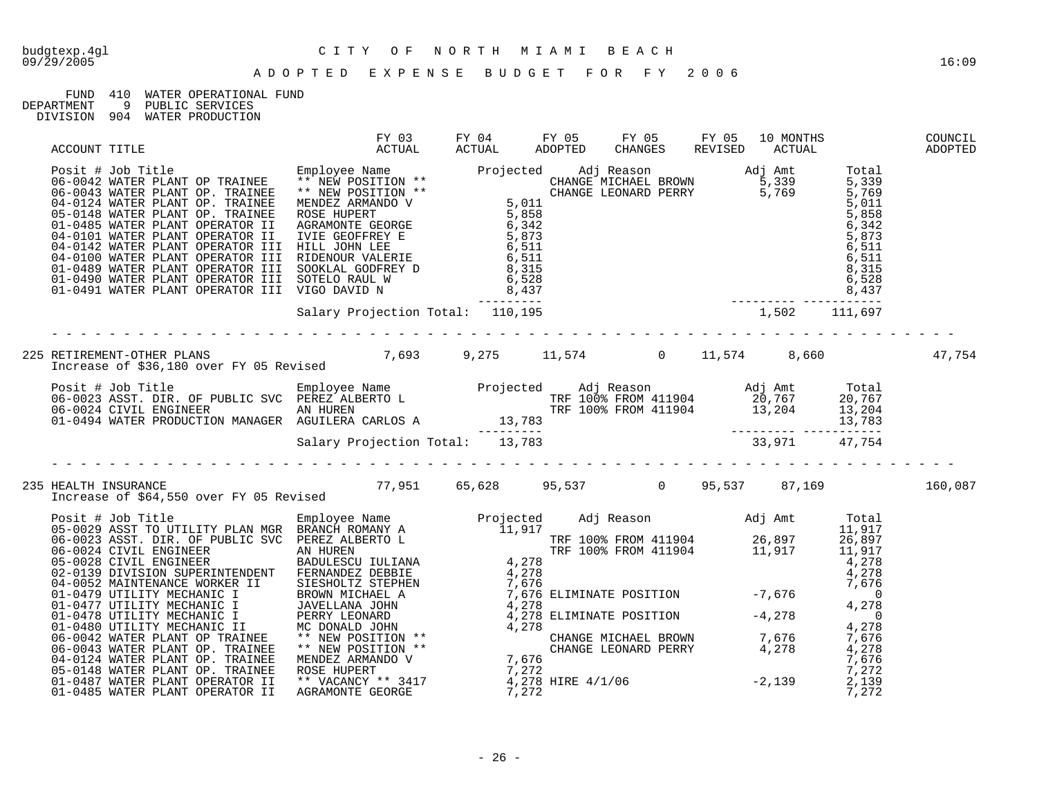budgtexp.4gl
09/29/2005

# CITY OF NORTH MIAMI BEACH

## ADOPTED EXPENSE BUDGET FOR FY 2006

FUND 410 WATER OPERATIONAL FUND
DEPARTMENT 9 PUBLIC SERVICES
DIVISION 904 WATER PRODUCTION

| ACCOUNT TITLE | FY 03 ACTUAL | FY 04 ACTUAL | FY 05 ADOPTED | FY 05 CHANGES | FY 05 REVISED | 10 MONTHS ACTUAL | COUNCIL ADOPTED |
|---|---|---|---|---|---|---|---|

| Posit # | Job Title | Employee Name | Projected | Adj Reason | Adj Amt | Total |
|---|---|---|---|---|---|---|
| 06-0042 | WATER PLANT OP TRAINEE | ** NEW POSITION ** | | CHANGE MICHAEL BROWN | 5,339 | 5,339 |
| 06-0043 | WATER PLANT OP. TRAINEE | ** NEW POSITION ** | | CHANGE LEONARD PERRY | 5,769 | 5,769 |
| 04-0124 | WATER PLANT OP. TRAINEE | MENDEZ ARMANDO V | 5,011 | | | 5,011 |
| 05-0148 | WATER PLANT OP. TRAINEE | ROSE HUPERT | 5,858 | | | 5,858 |
| 01-0485 | WATER PLANT OPERATOR II | AGRAMONTE GEORGE | 6,342 | | | 6,342 |
| 04-0101 | WATER PLANT OPERATOR II | IVIE GEOFFREY E | 5,873 | | | 5,873 |
| 04-0142 | WATER PLANT OPERATOR III | HILL JOHN LEE | 6,511 | | | 6,511 |
| 04-0100 | WATER PLANT OPERATOR III | RIDENOUR VALERIE | 6,511 | | | 6,511 |
| 01-0489 | WATER PLANT OPERATOR III | SOOKLAL GODFREY D | 8,315 | | | 8,315 |
| 01-0490 | WATER PLANT OPERATOR III | SOTELO RAUL W | 6,528 | | | 6,528 |
| 01-0491 | WATER PLANT OPERATOR III | VIGO DAVID N | 8,437 | | | 8,437 |
| | | Salary Projection Total: | 110,195 | | 1,502 | 111,697 |

| ACCOUNT TITLE | FY 03 ACTUAL | FY 04 ACTUAL | FY 05 ADOPTED | FY 05 CHANGES | FY 05 REVISED | 10 MONTHS ACTUAL | COUNCIL ADOPTED |
|---|---|---|---|---|---|---|---|
| 225 RETIREMENT-OTHER PLANS | 7,693 | 9,275 | 11,574 | 0 | 11,574 | 8,660 | 47,754 |

Increase of $36,180 over FY 05 Revised

| Posit # | Job Title | Employee Name | Projected | Adj Reason | Adj Amt | Total |
|---|---|---|---|---|---|---|
| 06-0023 | ASST. DIR. OF PUBLIC SVC | PEREZ ALBERTO L | | TRF 100% FROM 411904 | 20,767 | 20,767 |
| 06-0024 | CIVIL ENGINEER | AN HUREN | | TRF 100% FROM 411904 | 13,204 | 13,204 |
| 01-0494 | WATER PRODUCTION MANAGER | AGUILERA CARLOS A | 13,783 | | | 13,783 |
| | | Salary Projection Total: | 13,783 | | 33,971 | 47,754 |

| ACCOUNT TITLE | FY 03 ACTUAL | FY 04 ACTUAL | FY 05 ADOPTED | FY 05 CHANGES | FY 05 REVISED | 10 MONTHS ACTUAL | COUNCIL ADOPTED |
|---|---|---|---|---|---|---|---|
| 235 HEALTH INSURANCE | 77,951 | 65,628 | 95,537 | 0 | 95,537 | 87,169 | 160,087 |

Increase of $64,550 over FY 05 Revised

| Posit # | Job Title | Employee Name | Projected | Adj Reason | Adj Amt | Total |
|---|---|---|---|---|---|---|
| 05-0029 | ASST TO UTILITY PLAN MGR | BRANCH ROMANY A | 11,917 | | | 11,917 |
| 06-0023 | ASST. DIR. OF PUBLIC SVC | PEREZ ALBERTO L | | TRF 100% FROM 411904 | 26,897 | 26,897 |
| 06-0024 | CIVIL ENGINEER | AN HUREN | | TRF 100% FROM 411904 | 11,917 | 11,917 |
| 05-0028 | CIVIL ENGINEER | BADULESCU IULIANA | 4,278 | | | 4,278 |
| 02-0139 | DIVISION SUPERINTENDENT | FERNANDEZ DEBBIE | 4,278 | | | 4,278 |
| 04-0052 | MAINTENANCE WORKER II | SIESHOLTZ STEPHEN | 7,676 | | | 7,676 |
| 01-0479 | UTILITY MECHANIC I | BROWN MICHAEL A | 7,676 | ELIMINATE POSITION | -7,676 | 0 |
| 01-0477 | UTILITY MECHANIC I | JAVELLANA JOHN | 4,278 | | | 4,278 |
| 01-0478 | UTILITY MECHANIC I | PERRY LEONARD | 4,278 | ELIMINATE POSITION | -4,278 | 0 |
| 01-0480 | UTILITY MECHANIC II | MC DONALD JOHN | 4,278 | | | 4,278 |
| 06-0042 | WATER PLANT OP TRAINEE | ** NEW POSITION ** | | CHANGE MICHAEL BROWN | 7,676 | 7,676 |
| 06-0043 | WATER PLANT OP. TRAINEE | ** NEW POSITION ** | | CHANGE LEONARD PERRY | 4,278 | 4,278 |
| 04-0124 | WATER PLANT OP. TRAINEE | MENDEZ ARMANDO V | 7,676 | | | 7,676 |
| 05-0148 | WATER PLANT OP. TRAINEE | ROSE HUPERT | 7,272 | | | 7,272 |
| 01-0487 | WATER PLANT OPERATOR II | ** VACANCY ** 3417 | 4,278 | HIRE 4/1/06 | -2,139 | 2,139 |
| 01-0485 | WATER PLANT OPERATOR II | AGRAMONTE GEORGE | 7,272 | | | 7,272 |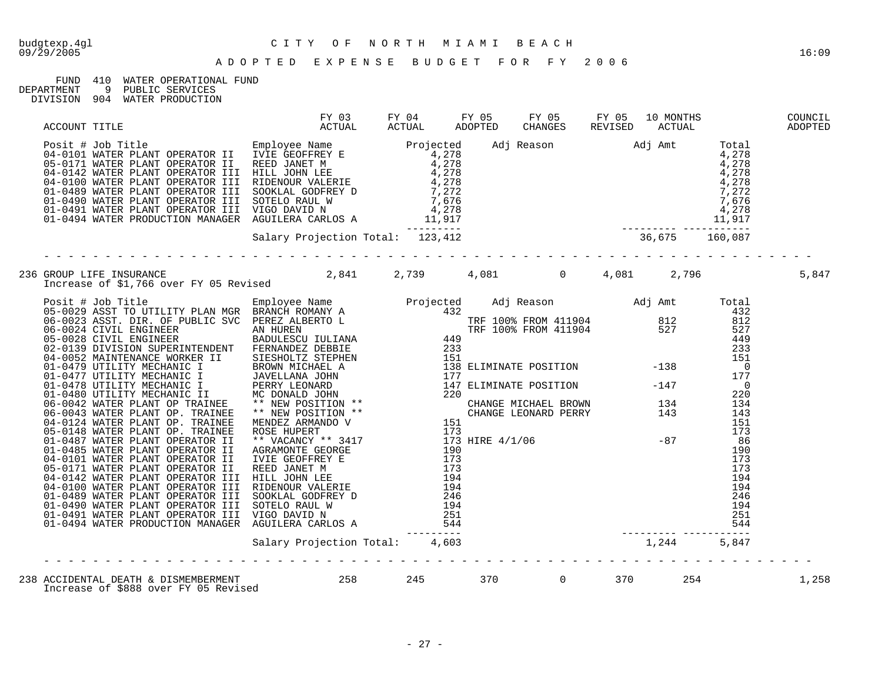budgtexp.4gl — CITY OF NORTH MIAMI BEACH
09/29/2005 — 16:09

# ADOPTED EXPENSE BUDGET FOR FY 2006

FUND 410 WATER OPERATIONAL FUND
DEPARTMENT 9 PUBLIC SERVICES
DIVISION 904 WATER PRODUCTION

| ACCOUNT TITLE | FY 03 ACTUAL | FY 04 ACTUAL | FY 05 ADOPTED | FY 05 CHANGES | FY 05 REVISED | 10 MONTHS ACTUAL | COUNCIL ADOPTED |
|---|---|---|---|---|---|---|---|

| Posit # | Job Title | Employee Name | Projected | Adj Reason | Adj Amt | Total |
|---|---|---|---|---|---|---|
| 04-0101 | WATER PLANT OPERATOR II | IVIE GEOFFREY E | 4,278 | | | 4,278 |
| 05-0171 | WATER PLANT OPERATOR II | REED JANET M | 4,278 | | | 4,278 |
| 04-0142 | WATER PLANT OPERATOR III | HILL JOHN LEE | 4,278 | | | 4,278 |
| 04-0100 | WATER PLANT OPERATOR III | RIDENOUR VALERIE | 4,278 | | | 4,278 |
| 01-0489 | WATER PLANT OPERATOR III | SOOKLAL GODFREY D | 7,272 | | | 7,272 |
| 01-0490 | WATER PLANT OPERATOR III | SOTELO RAUL W | 7,676 | | | 7,676 |
| 01-0491 | WATER PLANT OPERATOR III | VIGO DAVID N | 4,278 | | | 4,278 |
| 01-0494 | WATER PRODUCTION MANAGER | AGUILERA CARLOS A | 11,917 | | | 11,917 |
| | | Salary Projection Total: | 123,412 | | 36,675 | 160,087 |

| ACCOUNT TITLE | FY 03 ACTUAL | FY 04 ACTUAL | FY 05 ADOPTED | FY 05 CHANGES | FY 05 REVISED | 10 MONTHS ACTUAL | COUNCIL ADOPTED |
|---|---|---|---|---|---|---|---|
| 236 GROUP LIFE INSURANCE | 2,841 | 2,739 | 4,081 | 0 | 4,081 | 2,796 | 5,847 |

Increase of $1,766 over FY 05 Revised

| Posit # | Job Title | Employee Name | Projected | Adj Reason | Adj Amt | Total |
|---|---|---|---|---|---|---|
| 05-0029 | ASST TO UTILITY PLAN MGR | BRANCH ROMANY A | 432 | | | 432 |
| 06-0023 | ASST. DIR. OF PUBLIC SVC | PEREZ ALBERTO L | | TRF 100% FROM 411904 | 812 | 812 |
| 06-0024 | CIVIL ENGINEER | AN HUREN | | TRF 100% FROM 411904 | 527 | 527 |
| 05-0028 | CIVIL ENGINEER | BADULESCU IULIANA | 449 | | | 449 |
| 02-0139 | DIVISION SUPERINTENDENT | FERNANDEZ DEBBIE | 233 | | | 233 |
| 04-0052 | MAINTENANCE WORKER II | SIESHOLTZ STEPHEN | 151 | | | 151 |
| 01-0479 | UTILITY MECHANIC I | BROWN MICHAEL A | 138 | ELIMINATE POSITION | -138 | 0 |
| 01-0477 | UTILITY MECHANIC I | JAVELLANA JOHN | 177 | | | 177 |
| 01-0478 | UTILITY MECHANIC I | PERRY LEONARD | 147 | ELIMINATE POSITION | -147 | 0 |
| 01-0480 | UTILITY MECHANIC II | MC DONALD JOHN | 220 | | | 220 |
| 06-0042 | WATER PLANT OP TRAINEE | ** NEW POSITION ** | | CHANGE MICHAEL BROWN | 134 | 134 |
| 06-0043 | WATER PLANT OP. TRAINEE | ** NEW POSITION ** | | CHANGE LEONARD PERRY | 143 | 143 |
| 04-0124 | WATER PLANT OP. TRAINEE | MENDEZ ARMANDO V | 151 | | | 151 |
| 05-0148 | WATER PLANT OP. TRAINEE | ROSE HUPERT | 173 | | | 173 |
| 01-0487 | WATER PLANT OPERATOR II | ** VACANCY ** 3417 | 173 | HIRE 4/1/06 | -87 | 86 |
| 01-0485 | WATER PLANT OPERATOR II | AGRAMONTE GEORGE | 190 | | | 190 |
| 04-0101 | WATER PLANT OPERATOR II | IVIE GEOFFREY E | 173 | | | 173 |
| 05-0171 | WATER PLANT OPERATOR II | REED JANET M | 173 | | | 173 |
| 04-0142 | WATER PLANT OPERATOR III | HILL JOHN LEE | 194 | | | 194 |
| 04-0100 | WATER PLANT OPERATOR III | RIDENOUR VALERIE | 194 | | | 194 |
| 01-0489 | WATER PLANT OPERATOR III | SOOKLAL GODFREY D | 246 | | | 246 |
| 01-0490 | WATER PLANT OPERATOR III | SOTELO RAUL W | 194 | | | 194 |
| 01-0491 | WATER PLANT OPERATOR III | VIGO DAVID N | 251 | | | 251 |
| 01-0494 | WATER PRODUCTION MANAGER | AGUILERA CARLOS A | 544 | | | 544 |
| | | Salary Projection Total: | 4,603 | | 1,244 | 5,847 |

| ACCOUNT TITLE | FY 03 ACTUAL | FY 04 ACTUAL | FY 05 ADOPTED | FY 05 CHANGES | FY 05 REVISED | 10 MONTHS ACTUAL | COUNCIL ADOPTED |
|---|---|---|---|---|---|---|---|
| 238 ACCIDENTAL DEATH & DISMEMBERMENT | 258 | 245 | 370 | 0 | 370 | 254 | 1,258 |

Increase of $888 over FY 05 Revised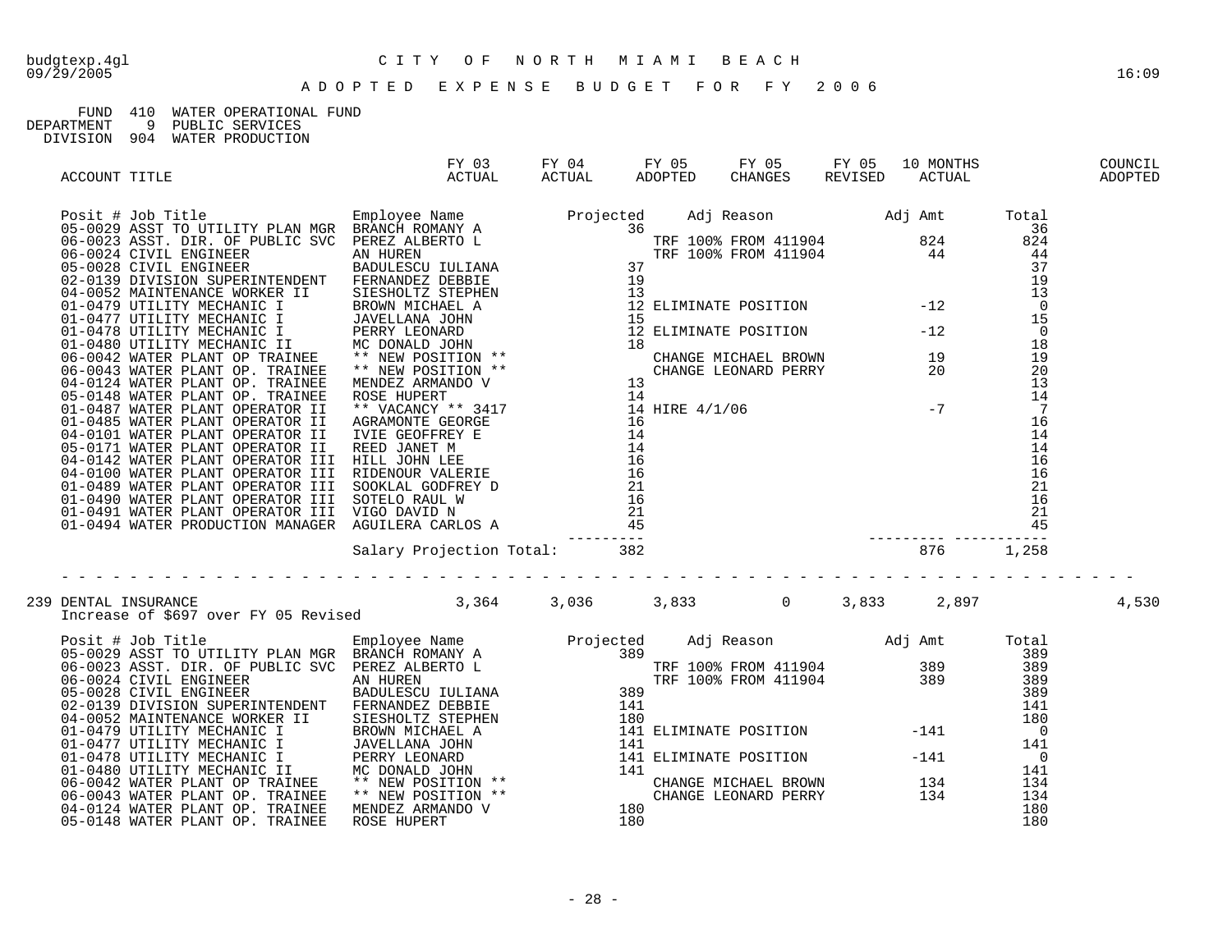budgtexp.4gl
09/29/2005

CITY OF NORTH MIAMI BEACH

ADOPTED EXPENSE BUDGET FOR FY 2006

16:09

FUND 410 WATER OPERATIONAL FUND
DEPARTMENT 9 PUBLIC SERVICES
DIVISION 904 WATER PRODUCTION

| ACCOUNT TITLE | FY 03 ACTUAL | FY 04 ACTUAL | FY 05 ADOPTED | FY 05 CHANGES | FY 05 REVISED | 10 MONTHS ACTUAL | COUNCIL ADOPTED |
|---|---|---|---|---|---|---|---|

| Posit # | Job Title | Employee Name | Projected | Adj Reason | Adj Amt | Total |
|---|---|---|---|---|---|---|
| 05-0029 | ASST TO UTILITY PLAN MGR | BRANCH ROMANY A | 36 | | | 36 |
| 06-0023 | ASST. DIR. OF PUBLIC SVC | PEREZ ALBERTO L | | TRF 100% FROM 411904 | 824 | 824 |
| 06-0024 | CIVIL ENGINEER | AN HUREN | | TRF 100% FROM 411904 | 44 | 44 |
| 05-0028 | CIVIL ENGINEER | BADULESCU IULIANA | 37 | | | 37 |
| 02-0139 | DIVISION SUPERINTENDENT | FERNANDEZ DEBBIE | 19 | | | 19 |
| 04-0052 | MAINTENANCE WORKER II | SIESHOLTZ STEPHEN | 13 | | | 13 |
| 01-0479 | UTILITY MECHANIC I | BROWN MICHAEL A | 12 | ELIMINATE POSITION | -12 | 0 |
| 01-0477 | UTILITY MECHANIC I | JAVELLANA JOHN | 15 | | | 15 |
| 01-0478 | UTILITY MECHANIC I | PERRY LEONARD | 12 | ELIMINATE POSITION | -12 | 0 |
| 01-0480 | UTILITY MECHANIC II | MC DONALD JOHN | 18 | | | 18 |
| 06-0042 | WATER PLANT OP TRAINEE | ** NEW POSITION ** | | CHANGE MICHAEL BROWN | 19 | 19 |
| 06-0043 | WATER PLANT OP. TRAINEE | ** NEW POSITION ** | | CHANGE LEONARD PERRY | 20 | 20 |
| 04-0124 | WATER PLANT OP. TRAINEE | MENDEZ ARMANDO V | 13 | | | 13 |
| 05-0148 | WATER PLANT OP. TRAINEE | ROSE HUPERT | 14 | | | 14 |
| 01-0487 | WATER PLANT OPERATOR II | ** VACANCY ** 3417 | 14 | HIRE 4/1/06 | -7 | 7 |
| 01-0485 | WATER PLANT OPERATOR II | AGRAMONTE GEORGE | 16 | | | 16 |
| 04-0101 | WATER PLANT OPERATOR II | IVIE GEOFFREY E | 14 | | | 14 |
| 05-0171 | WATER PLANT OPERATOR II | REED JANET M | 14 | | | 14 |
| 04-0142 | WATER PLANT OPERATOR III | HILL JOHN LEE | 16 | | | 16 |
| 04-0100 | WATER PLANT OPERATOR III | RIDENOUR VALERIE | 16 | | | 16 |
| 01-0489 | WATER PLANT OPERATOR III | SOOKLAL GODFREY D | 21 | | | 21 |
| 01-0490 | WATER PLANT OPERATOR III | SOTELO RAUL W | 16 | | | 16 |
| 01-0491 | WATER PLANT OPERATOR III | VIGO DAVID N | 21 | | | 21 |
| 01-0494 | WATER PRODUCTION MANAGER | AGUILERA CARLOS A | 45 | | | 45 |
| | | Salary Projection Total: | 382 | | 876 | 1,258 |

| ACCOUNT TITLE | FY 03 ACTUAL | FY 04 ACTUAL | FY 05 ADOPTED | FY 05 CHANGES | FY 05 REVISED | 10 MONTHS ACTUAL | COUNCIL ADOPTED |
|---|---|---|---|---|---|---|---|
| 239 DENTAL INSURANCE | 3,364 | 3,036 | 3,833 | 0 | 3,833 | 2,897 | 4,530 |

Increase of $697 over FY 05 Revised

| Posit # | Job Title | Employee Name | Projected | Adj Reason | Adj Amt | Total |
|---|---|---|---|---|---|---|
| 05-0029 | ASST TO UTILITY PLAN MGR | BRANCH ROMANY A | 389 | | | 389 |
| 06-0023 | ASST. DIR. OF PUBLIC SVC | PEREZ ALBERTO L | | TRF 100% FROM 411904 | 389 | 389 |
| 06-0024 | CIVIL ENGINEER | AN HUREN | | TRF 100% FROM 411904 | 389 | 389 |
| 05-0028 | CIVIL ENGINEER | BADULESCU IULIANA | 389 | | | 389 |
| 02-0139 | DIVISION SUPERINTENDENT | FERNANDEZ DEBBIE | 141 | | | 141 |
| 04-0052 | MAINTENANCE WORKER II | SIESHOLTZ STEPHEN | 180 | | | 180 |
| 01-0479 | UTILITY MECHANIC I | BROWN MICHAEL A | 141 | ELIMINATE POSITION | -141 | 0 |
| 01-0477 | UTILITY MECHANIC I | JAVELLANA JOHN | 141 | | | 141 |
| 01-0478 | UTILITY MECHANIC I | PERRY LEONARD | 141 | ELIMINATE POSITION | -141 | 0 |
| 01-0480 | UTILITY MECHANIC II | MC DONALD JOHN | 141 | | | 141 |
| 06-0042 | WATER PLANT OP TRAINEE | ** NEW POSITION ** | | CHANGE MICHAEL BROWN | 134 | 134 |
| 06-0043 | WATER PLANT OP. TRAINEE | ** NEW POSITION ** | | CHANGE LEONARD PERRY | 134 | 134 |
| 04-0124 | WATER PLANT OP. TRAINEE | MENDEZ ARMANDO V | 180 | | | 180 |
| 05-0148 | WATER PLANT OP. TRAINEE | ROSE HUPERT | 180 | | | 180 |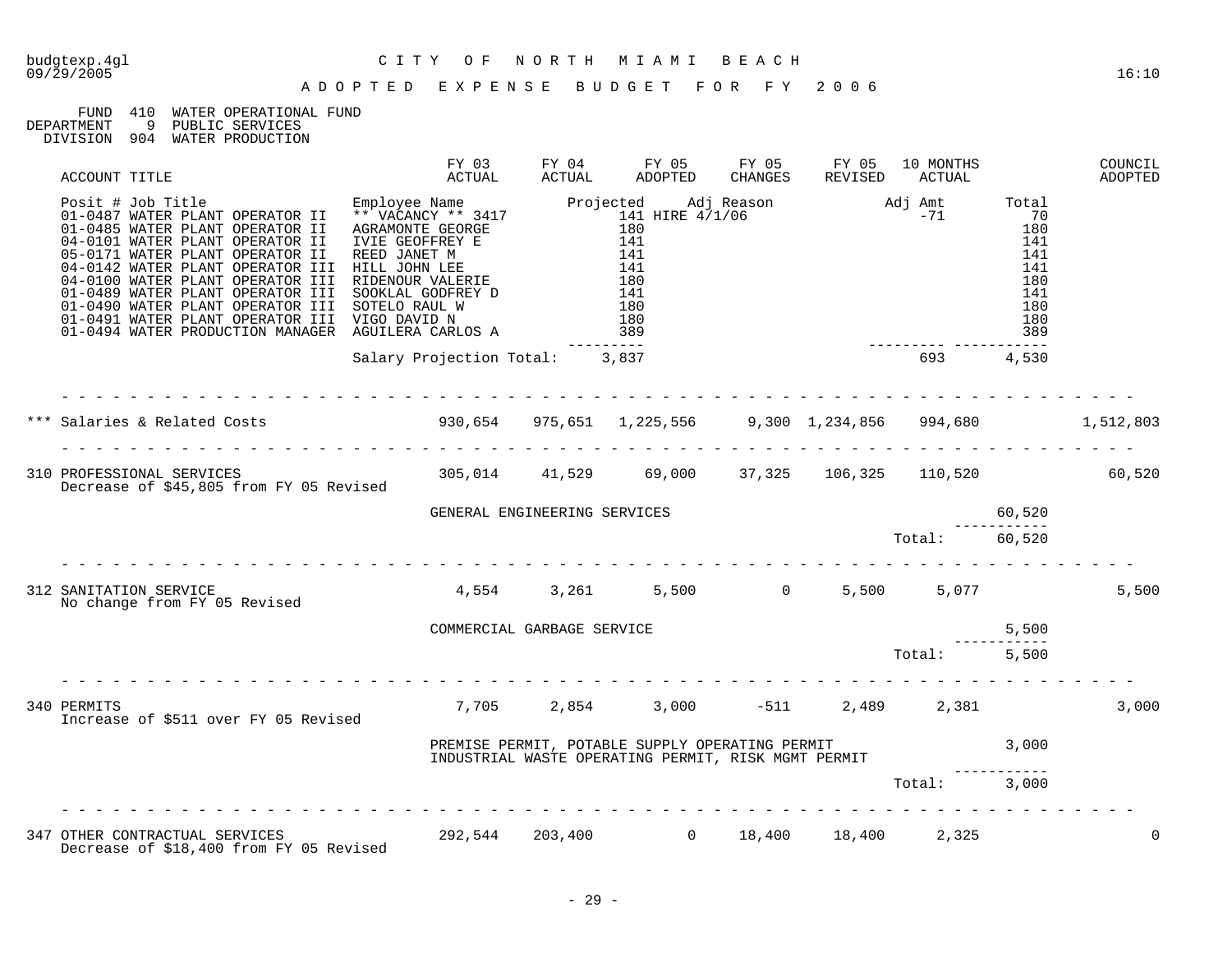budgtexp.4gl
09/29/2005

# CITY OF NORTH MIAMI BEACH

## ADOPTED EXPENSE BUDGET FOR FY 2006

FUND 410 WATER OPERATIONAL FUND
DEPARTMENT 9 PUBLIC SERVICES
DIVISION 904 WATER PRODUCTION

| Posit # | Job Title | Employee Name | Projected | Adj Reason | Adj Amt | Total |
|---|---|---|---|---|---|---|
| 01-0487 | WATER PLANT OPERATOR II | ** VACANCY ** 3417 | 141 | HIRE 4/1/06 | -71 | 70 |
| 01-0485 | WATER PLANT OPERATOR II | AGRAMONTE GEORGE | 180 | | | 180 |
| 04-0101 | WATER PLANT OPERATOR II | IVIE GEOFFREY E | 141 | | | 141 |
| 05-0171 | WATER PLANT OPERATOR II | REED JANET M | 141 | | | 141 |
| 04-0142 | WATER PLANT OPERATOR III | HILL JOHN LEE | 141 | | | 141 |
| 04-0100 | WATER PLANT OPERATOR III | RIDENOUR VALERIE | 180 | | | 180 |
| 01-0489 | WATER PLANT OPERATOR III | SOOKLAL GODFREY D | 141 | | | 141 |
| 01-0490 | WATER PLANT OPERATOR III | SOTELO RAUL W | 180 | | | 180 |
| 01-0491 | WATER PLANT OPERATOR III | VIGO DAVID N | 180 | | | 180 |
| 01-0494 | WATER PRODUCTION MANAGER | AGUILERA CARLOS A | 389 | | | 389 |
| | | Salary Projection Total: | 3,837 | | 693 | 4,530 |

| ACCOUNT TITLE | FY 03 ACTUAL | FY 04 ACTUAL | FY 05 ADOPTED | FY 05 CHANGES | FY 05 REVISED | 10 MONTHS ACTUAL | | COUNCIL ADOPTED |
|---|---|---|---|---|---|---|---|---|
| *** Salaries & Related Costs | 930,654 | 975,651 | 1,225,556 | 9,300 | 1,234,856 | 994,680 | | 1,512,803 |
| 310 PROFESSIONAL SERVICES<br>Decrease of $45,805 from FY 05 Revised | 305,014 | 41,529 | 69,000 | 37,325 | 106,325 | 110,520 | | 60,520 |
| GENERAL ENGINEERING SERVICES | | | | | | | 60,520 | |
| | | | | | | Total: | 60,520 | |
| 312 SANITATION SERVICE<br>No change from FY 05 Revised | 4,554 | 3,261 | 5,500 | 0 | 5,500 | 5,077 | | 5,500 |
| COMMERCIAL GARBAGE SERVICE | | | | | | | 5,500 | |
| | | | | | | Total: | 5,500 | |
| 340 PERMITS<br>Increase of $511 over FY 05 Revised | 7,705 | 2,854 | 3,000 | -511 | 2,489 | 2,381 | | 3,000 |
| PREMISE PERMIT, POTABLE SUPPLY OPERATING PERMIT<br>INDUSTRIAL WASTE OPERATING PERMIT, RISK MGMT PERMIT | | | | | | | 3,000 | |
| | | | | | | Total: | 3,000 | |
| 347 OTHER CONTRACTUAL SERVICES<br>Decrease of $18,400 from FY 05 Revised | 292,544 | 203,400 | 0 | 18,400 | 18,400 | 2,325 | | 0 |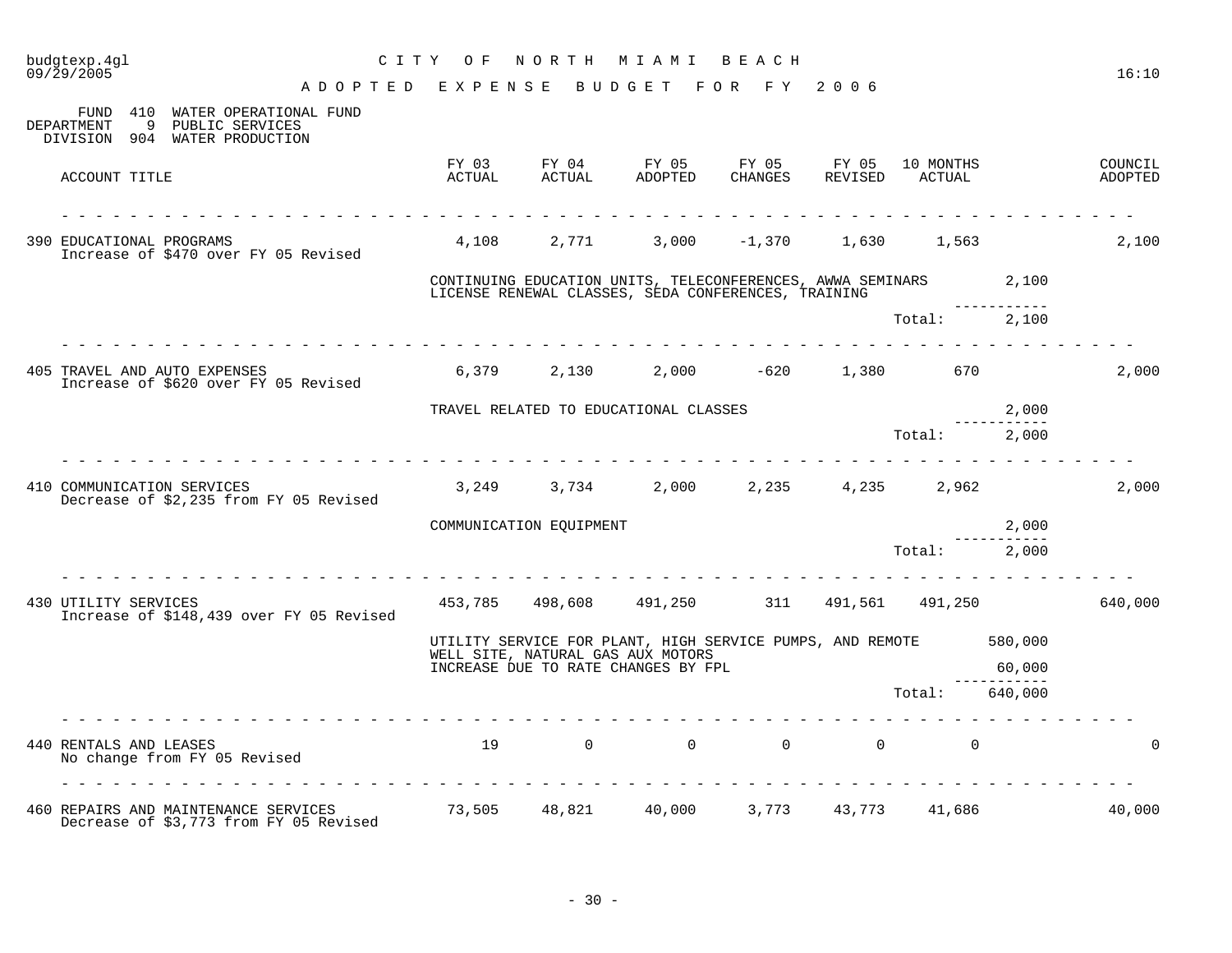# CITY OF NORTH MIAMI BEACH

## ADOPTED EXPENSE BUDGET FOR FY 2006

FUND 410 WATER OPERATIONAL FUND
DEPARTMENT 9 PUBLIC SERVICES
DIVISION 904 WATER PRODUCTION

| ACCOUNT TITLE | FY 03 ACTUAL | FY 04 ACTUAL | FY 05 ADOPTED | FY 05 CHANGES | FY 05 REVISED | 10 MONTHS ACTUAL | | COUNCIL ADOPTED |
|---|---|---|---|---|---|---|---|---|
| 390 EDUCATIONAL PROGRAMS<br>Increase of $470 over FY 05 Revised | 4,108 | 2,771 | 3,000 | -1,370 | 1,630 | 1,563 | | 2,100 |
| | CONTINUING EDUCATION UNITS, TELECONFERENCES, AWWA SEMINARS LICENSE RENEWAL CLASSES, SEDA CONFERENCES, TRAINING | | | | | | 2,100 | |
| | | | | | | Total: | 2,100 | |
| 405 TRAVEL AND AUTO EXPENSES<br>Increase of $620 over FY 05 Revised | 6,379 | 2,130 | 2,000 | -620 | 1,380 | 670 | | 2,000 |
| | TRAVEL RELATED TO EDUCATIONAL CLASSES | | | | | | 2,000 | |
| | | | | | | Total: | 2,000 | |
| 410 COMMUNICATION SERVICES<br>Decrease of $2,235 from FY 05 Revised | 3,249 | 3,734 | 2,000 | 2,235 | 4,235 | 2,962 | | 2,000 |
| | COMMUNICATION EQUIPMENT | | | | | | 2,000 | |
| | | | | | | Total: | 2,000 | |
| 430 UTILITY SERVICES<br>Increase of $148,439 over FY 05 Revised | 453,785 | 498,608 | 491,250 | 311 | 491,561 | 491,250 | | 640,000 |
| | UTILITY SERVICE FOR PLANT, HIGH SERVICE PUMPS, AND REMOTE WELL SITE, NATURAL GAS AUX MOTORS | | | | | | 580,000 | |
| | INCREASE DUE TO RATE CHANGES BY FPL | | | | | | 60,000 | |
| | | | | | | Total: | 640,000 | |
| 440 RENTALS AND LEASES<br>No change from FY 05 Revised | 19 | 0 | 0 | 0 | 0 | 0 | | 0 |
| 460 REPAIRS AND MAINTENANCE SERVICES<br>Decrease of $3,773 from FY 05 Revised | 73,505 | 48,821 | 40,000 | 3,773 | 43,773 | 41,686 | | 40,000 |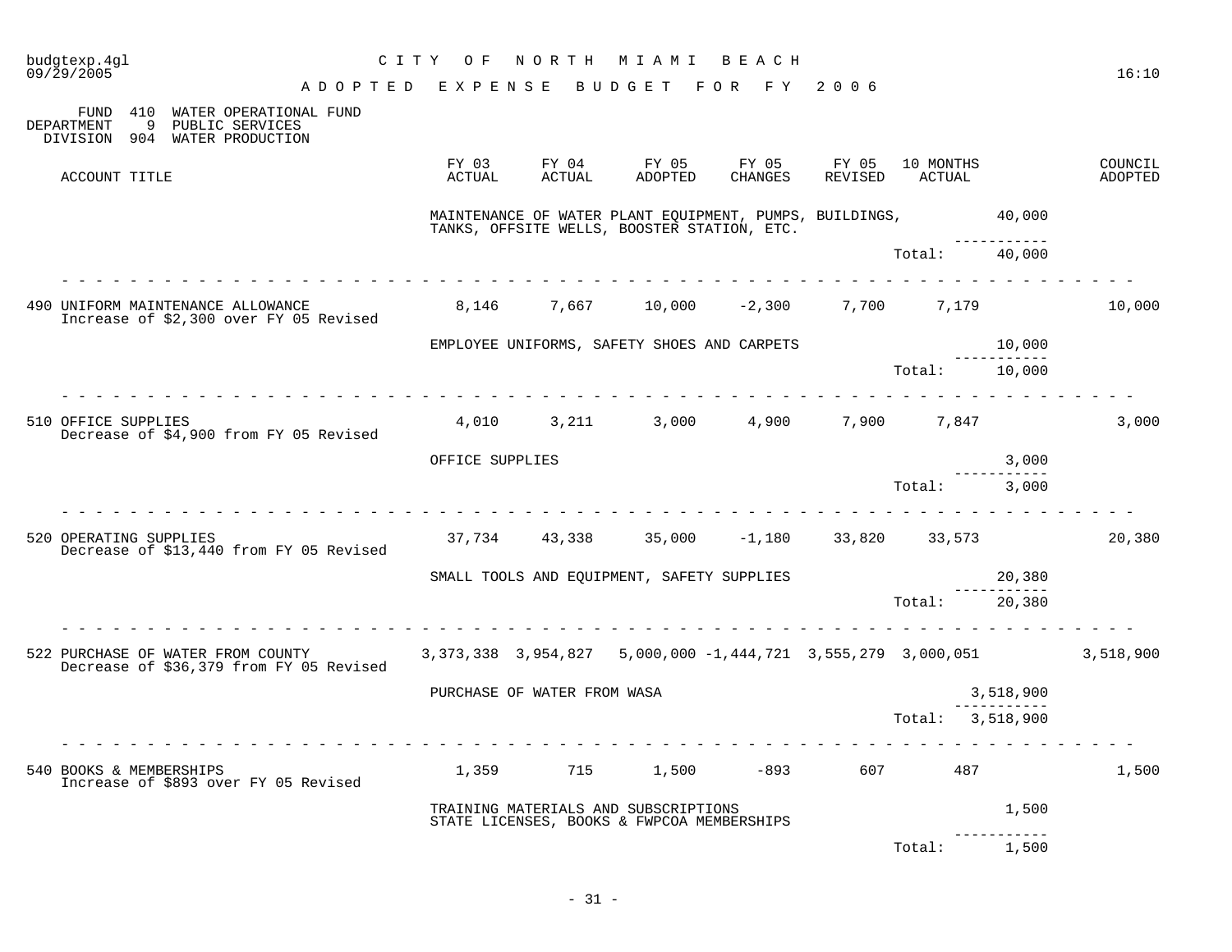CITY OF NORTH MIAMI BEACH

ADOPTED EXPENSE BUDGET FOR FY 2006

FUND 410 WATER OPERATIONAL FUND
DEPARTMENT 9 PUBLIC SERVICES
DIVISION 904 WATER PRODUCTION

| ACCOUNT TITLE | FY 03 ACTUAL | FY 04 ACTUAL | FY 05 ADOPTED | FY 05 CHANGES | FY 05 REVISED | 10 MONTHS ACTUAL | | COUNCIL ADOPTED |
|---|---|---|---|---|---|---|---|---|
| | MAINTENANCE OF WATER PLANT EQUIPMENT, PUMPS, BUILDINGS, TANKS, OFFSITE WELLS, BOOSTER STATION, ETC. | | | | | | 40,000 | |
| | | | | | | Total: | 40,000 | |
| 490 UNIFORM MAINTENANCE ALLOWANCE<br>Increase of $2,300 over FY 05 Revised | 8,146 | 7,667 | 10,000 | -2,300 | 7,700 | 7,179 | | 10,000 |
| | EMPLOYEE UNIFORMS, SAFETY SHOES AND CARPETS | | | | | | 10,000 | |
| | | | | | | Total: | 10,000 | |
| 510 OFFICE SUPPLIES<br>Decrease of $4,900 from FY 05 Revised | 4,010 | 3,211 | 3,000 | 4,900 | 7,900 | 7,847 | | 3,000 |
| | OFFICE SUPPLIES | | | | | | 3,000 | |
| | | | | | | Total: | 3,000 | |
| 520 OPERATING SUPPLIES<br>Decrease of $13,440 from FY 05 Revised | 37,734 | 43,338 | 35,000 | -1,180 | 33,820 | 33,573 | | 20,380 |
| | SMALL TOOLS AND EQUIPMENT, SAFETY SUPPLIES | | | | | | 20,380 | |
| | | | | | | Total: | 20,380 | |
| 522 PURCHASE OF WATER FROM COUNTY<br>Decrease of $36,379 from FY 05 Revised | 3,373,338 | 3,954,827 | 5,000,000 | -1,444,721 | 3,555,279 | 3,000,051 | | 3,518,900 |
| | PURCHASE OF WATER FROM WASA | | | | | | 3,518,900 | |
| | | | | | | Total: | 3,518,900 | |
| 540 BOOKS & MEMBERSHIPS<br>Increase of $893 over FY 05 Revised | 1,359 | 715 | 1,500 | -893 | 607 | 487 | | 1,500 |
| | TRAINING MATERIALS AND SUBSCRIPTIONS STATE LICENSES, BOOKS & FWPCOA MEMBERSHIPS | | | | | | 1,500 | |
| | | | | | | Total: | 1,500 | |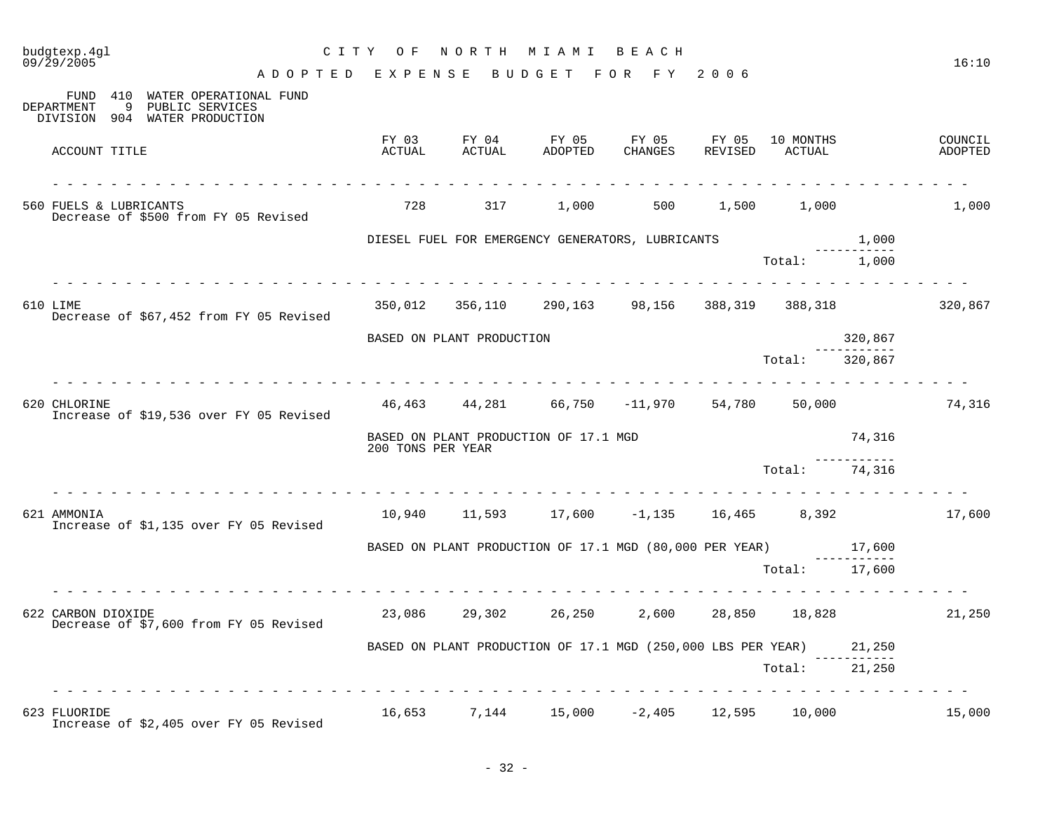# CITY OF NORTH MIAMI BEACH

## ADOPTED EXPENSE BUDGET FOR FY 2006

FUND 410 WATER OPERATIONAL FUND
DEPARTMENT 9 PUBLIC SERVICES
DIVISION 904 WATER PRODUCTION

| ACCOUNT TITLE | FY 03 ACTUAL | FY 04 ACTUAL | FY 05 ADOPTED | FY 05 CHANGES | FY 05 REVISED | 10 MONTHS ACTUAL | | COUNCIL ADOPTED |
|---|---|---|---|---|---|---|---|---|
| 560 FUELS & LUBRICANTS<br>Decrease of $500 from FY 05 Revised | 728 | 317 | 1,000 | 500 | 1,500 | 1,000 | | 1,000 |
| | DIESEL FUEL FOR EMERGENCY GENERATORS, LUBRICANTS | | | | | | 1,000 | |
| | | | | | | Total: | 1,000 | |
| 610 LIME<br>Decrease of $67,452 from FY 05 Revised | 350,012 | 356,110 | 290,163 | 98,156 | 388,319 | 388,318 | | 320,867 |
| | BASED ON PLANT PRODUCTION | | | | | | 320,867 | |
| | | | | | | Total: | 320,867 | |
| 620 CHLORINE<br>Increase of $19,536 over FY 05 Revised | 46,463 | 44,281 | 66,750 | -11,970 | 54,780 | 50,000 | | 74,316 |
| | BASED ON PLANT PRODUCTION OF 17.1 MGD<br>200 TONS PER YEAR | | | | | | 74,316 | |
| | | | | | | Total: | 74,316 | |
| 621 AMMONIA<br>Increase of $1,135 over FY 05 Revised | 10,940 | 11,593 | 17,600 | -1,135 | 16,465 | 8,392 | | 17,600 |
| | BASED ON PLANT PRODUCTION OF 17.1 MGD (80,000 PER YEAR) | | | | | | 17,600 | |
| | | | | | | Total: | 17,600 | |
| 622 CARBON DIOXIDE<br>Decrease of $7,600 from FY 05 Revised | 23,086 | 29,302 | 26,250 | 2,600 | 28,850 | 18,828 | | 21,250 |
| | BASED ON PLANT PRODUCTION OF 17.1 MGD (250,000 LBS PER YEAR) | | | | | | 21,250 | |
| | | | | | | Total: | 21,250 | |
| 623 FLUORIDE<br>Increase of $2,405 over FY 05 Revised | 16,653 | 7,144 | 15,000 | -2,405 | 12,595 | 10,000 | | 15,000 |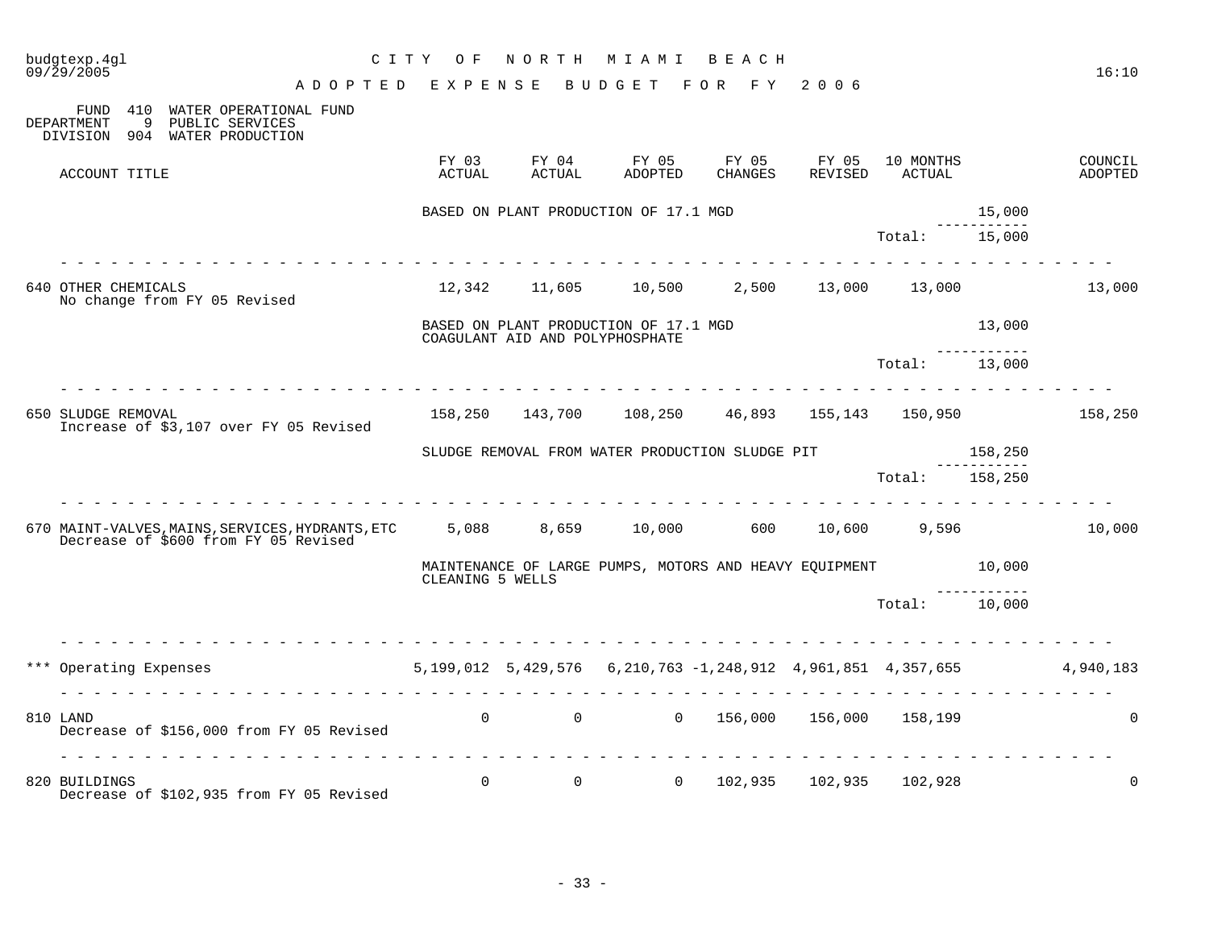# CITY OF NORTH MIAMI BEACH

## ADOPTED EXPENSE BUDGET FOR FY 2006

FUND 410 WATER OPERATIONAL FUND
DEPARTMENT 9 PUBLIC SERVICES
DIVISION 904 WATER PRODUCTION

| ACCOUNT TITLE | FY 03 ACTUAL | FY 04 ACTUAL | FY 05 ADOPTED | FY 05 CHANGES | FY 05 REVISED | 10 MONTHS ACTUAL | | COUNCIL ADOPTED |
|---|---|---|---|---|---|---|---|---|
| | BASED ON PLANT PRODUCTION OF 17.1 MGD | | | | | | 15,000 | |
| | | | | | | Total: | 15,000 | |
| 640 OTHER CHEMICALS<br>No change from FY 05 Revised | 12,342 | 11,605 | 10,500 | 2,500 | 13,000 | 13,000 | | 13,000 |
| | BASED ON PLANT PRODUCTION OF 17.1 MGD<br>COAGULANT AID AND POLYPHOSPHATE | | | | | | 13,000 | |
| | | | | | | Total: | 13,000 | |
| 650 SLUDGE REMOVAL<br>Increase of $3,107 over FY 05 Revised | 158,250 | 143,700 | 108,250 | 46,893 | 155,143 | 150,950 | | 158,250 |
| | SLUDGE REMOVAL FROM WATER PRODUCTION SLUDGE PIT | | | | | | 158,250 | |
| | | | | | | Total: | 158,250 | |
| 670 MAINT-VALVES,MAINS,SERVICES,HYDRANTS,ETC<br>Decrease of $600 from FY 05 Revised | 5,088 | 8,659 | 10,000 | 600 | 10,600 | 9,596 | | 10,000 |
| | MAINTENANCE OF LARGE PUMPS, MOTORS AND HEAVY EQUIPMENT<br>CLEANING 5 WELLS | | | | | | 10,000 | |
| | | | | | | Total: | 10,000 | |
| *** Operating Expenses | 5,199,012 | 5,429,576 | 6,210,763 | -1,248,912 | 4,961,851 | 4,357,655 | | 4,940,183 |
| 810 LAND<br>Decrease of $156,000 from FY 05 Revised | 0 | 0 | 0 | 156,000 | 156,000 | 158,199 | | 0 |
| 820 BUILDINGS<br>Decrease of $102,935 from FY 05 Revised | 0 | 0 | 0 | 102,935 | 102,935 | 102,928 | | 0 |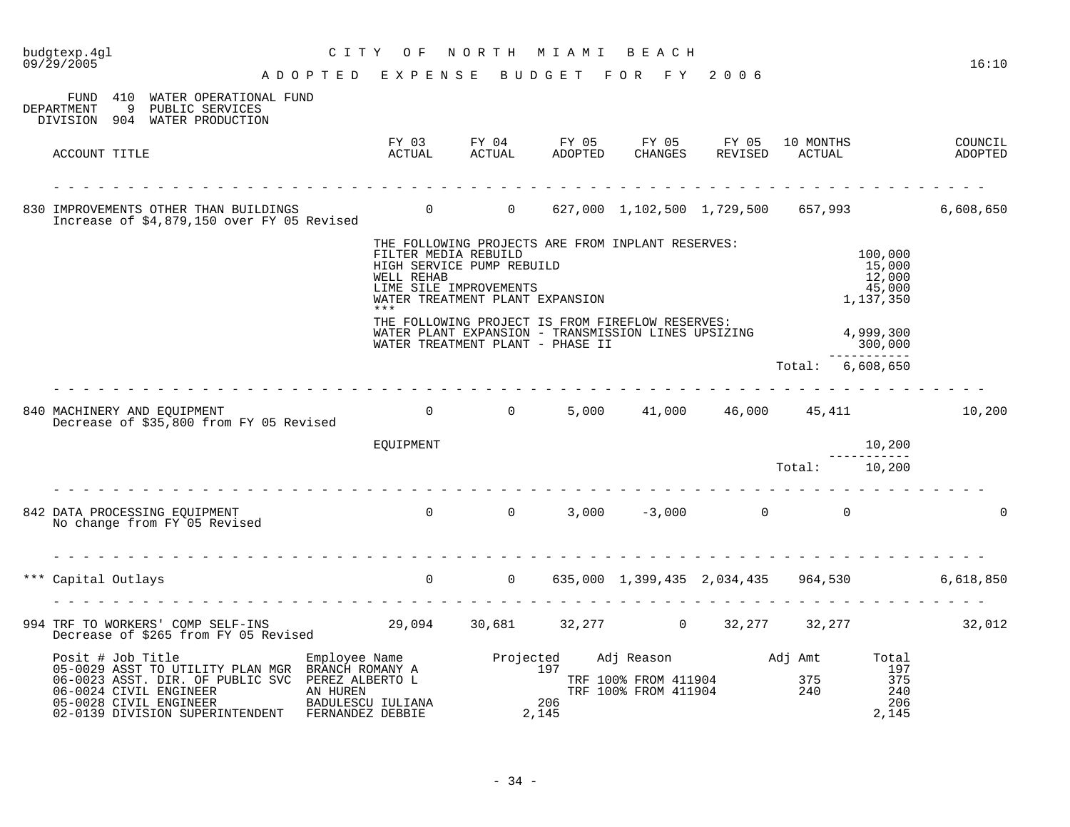budgtexp.4gl CITY OF NORTH MIAMI BEACH
09/29/2005 16:10

ADOPTED EXPENSE BUDGET FOR FY 2006

FUND 410 WATER OPERATIONAL FUND
DEPARTMENT 9 PUBLIC SERVICES
DIVISION 904 WATER PRODUCTION

| ACCOUNT TITLE | FY 03 ACTUAL | FY 04 ACTUAL | FY 05 ADOPTED | FY 05 CHANGES | FY 05 REVISED | 10 MONTHS ACTUAL | COUNCIL ADOPTED |
|---|---|---|---|---|---|---|---|
| 830 IMPROVEMENTS OTHER THAN BUILDINGS<br>Increase of $4,879,150 over FY 05 Revised | 0 | 0 | 627,000 | 1,102,500 | 1,729,500 | 657,993 | 6,608,650 |

THE FOLLOWING PROJECTS ARE FROM INPLANT RESERVES:

| Item | Amount |
|---|---|
| FILTER MEDIA REBUILD | 100,000 |
| HIGH SERVICE PUMP REBUILD | 15,000 |
| WELL REHAB | 12,000 |
| LIME SILE IMPROVEMENTS | 45,000 |
| WATER TREATMENT PLANT EXPANSION | 1,137,350 |

***

THE FOLLOWING PROJECT IS FROM FIREFLOW RESERVES:

| Item | Amount |
|---|---|
| WATER PLANT EXPANSION - TRANSMISSION LINES UPSIZING | 4,999,300 |
| WATER TREATMENT PLANT - PHASE II | 300,000 |
| Total: | 6,608,650 |

| ACCOUNT TITLE | FY 03 ACTUAL | FY 04 ACTUAL | FY 05 ADOPTED | FY 05 CHANGES | FY 05 REVISED | 10 MONTHS ACTUAL | COUNCIL ADOPTED |
|---|---|---|---|---|---|---|---|
| 840 MACHINERY AND EQUIPMENT<br>Decrease of $35,800 from FY 05 Revised | 0 | 0 | 5,000 | 41,000 | 46,000 | 45,411 | 10,200 |

| Item | Amount |
|---|---|
| EQUIPMENT | 10,200 |
| Total: | 10,200 |

| ACCOUNT TITLE | FY 03 ACTUAL | FY 04 ACTUAL | FY 05 ADOPTED | FY 05 CHANGES | FY 05 REVISED | 10 MONTHS ACTUAL | COUNCIL ADOPTED |
|---|---|---|---|---|---|---|---|
| 842 DATA PROCESSING EQUIPMENT<br>No change from FY 05 Revised | 0 | 0 | 3,000 | -3,000 | 0 | 0 | 0 |
| *** Capital Outlays | 0 | 0 | 635,000 | 1,399,435 | 2,034,435 | 964,530 | 6,618,850 |
| 994 TRF TO WORKERS' COMP SELF-INS<br>Decrease of $265 from FY 05 Revised | 29,094 | 30,681 | 32,277 | 0 | 32,277 | 32,277 | 32,012 |

| Posit # | Job Title | Employee Name | Projected | Adj Reason | Adj Amt | Total |
|---|---|---|---|---|---|---|
| 05-0029 | ASST TO UTILITY PLAN MGR | BRANCH ROMANY A | 197 | | | 197 |
| 06-0023 | ASST. DIR. OF PUBLIC SVC | PEREZ ALBERTO L | | TRF 100% FROM 411904 | 375 | 375 |
| 06-0024 | CIVIL ENGINEER | AN HUREN | | TRF 100% FROM 411904 | 240 | 240 |
| 05-0028 | CIVIL ENGINEER | BADULESCU IULIANA | 206 | | | 206 |
| 02-0139 | DIVISION SUPERINTENDENT | FERNANDEZ DEBBIE | 2,145 | | | 2,145 |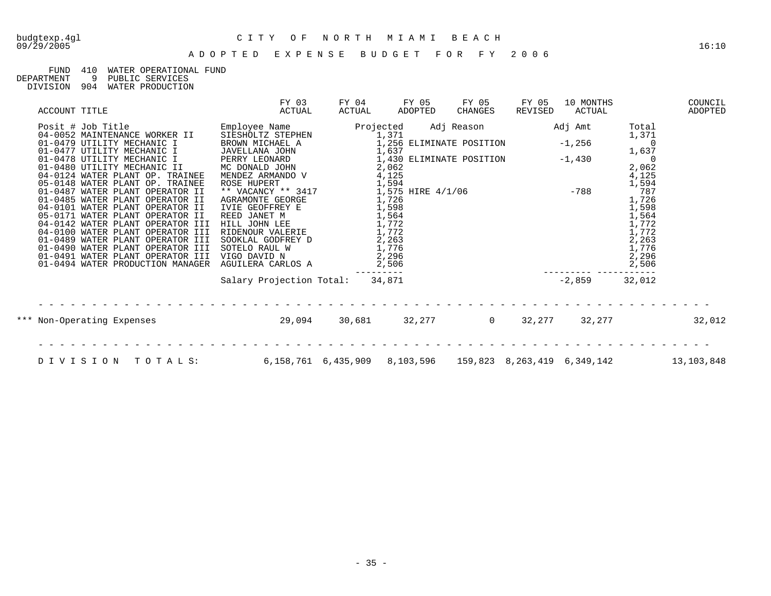budgtexp.4gl — CITY OF NORTH MIAMI BEACH — 09/29/2005 16:10

# ADOPTED EXPENSE BUDGET FOR FY 2006

FUND 410 WATER OPERATIONAL FUND
DEPARTMENT 9 PUBLIC SERVICES
DIVISION 904 WATER PRODUCTION

| Posit # | Job Title | Employee Name | Projected | Adj Reason | Adj Amt | Total |
|---|---|---|---|---|---|---|
| 04-0052 | MAINTENANCE WORKER II | SIESHOLTZ STEPHEN | 1,371 | | | 1,371 |
| 01-0479 | UTILITY MECHANIC I | BROWN MICHAEL A | 1,256 | ELIMINATE POSITION | -1,256 | 0 |
| 01-0477 | UTILITY MECHANIC I | JAVELLANA JOHN | 1,637 | | | 1,637 |
| 01-0478 | UTILITY MECHANIC I | PERRY LEONARD | 1,430 | ELIMINATE POSITION | -1,430 | 0 |
| 01-0480 | UTILITY MECHANIC II | MC DONALD JOHN | 2,062 | | | 2,062 |
| 04-0124 | WATER PLANT OP. TRAINEE | MENDEZ ARMANDO V | 4,125 | | | 4,125 |
| 05-0148 | WATER PLANT OP. TRAINEE | ROSE HUPERT | 1,594 | | | 1,594 |
| 01-0487 | WATER PLANT OPERATOR II | ** VACANCY ** 3417 | 1,575 | HIRE 4/1/06 | -788 | 787 |
| 01-0485 | WATER PLANT OPERATOR II | AGRAMONTE GEORGE | 1,726 | | | 1,726 |
| 04-0101 | WATER PLANT OPERATOR II | IVIE GEOFFREY E | 1,598 | | | 1,598 |
| 05-0171 | WATER PLANT OPERATOR II | REED JANET M | 1,564 | | | 1,564 |
| 04-0142 | WATER PLANT OPERATOR III | HILL JOHN LEE | 1,772 | | | 1,772 |
| 04-0100 | WATER PLANT OPERATOR III | RIDENOUR VALERIE | 1,772 | | | 1,772 |
| 01-0489 | WATER PLANT OPERATOR III | SOOKLAL GODFREY D | 2,263 | | | 2,263 |
| 01-0490 | WATER PLANT OPERATOR III | SOTELO RAUL W | 1,776 | | | 1,776 |
| 01-0491 | WATER PLANT OPERATOR III | VIGO DAVID N | 2,296 | | | 2,296 |
| 01-0494 | WATER PRODUCTION MANAGER | AGUILERA CARLOS A | 2,506 | | | 2,506 |
| | | Salary Projection Total: | 34,871 | | -2,859 | 32,012 |

| ACCOUNT TITLE | FY 03 ACTUAL | FY 04 ACTUAL | FY 05 ADOPTED | FY 05 CHANGES | FY 05 REVISED | 10 MONTHS ACTUAL | COUNCIL ADOPTED |
|---|---|---|---|---|---|---|---|
| *** Non-Operating Expenses | 29,094 | 30,681 | 32,277 | 0 | 32,277 | 32,277 | 32,012 |
| DIVISION TOTALS: | 6,158,761 | 6,435,909 | 8,103,596 | 159,823 | 8,263,419 | 6,349,142 | 13,103,848 |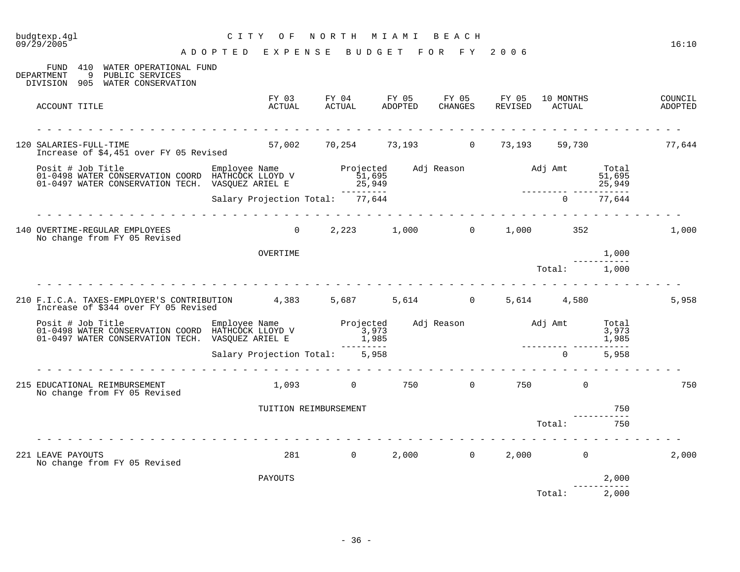CITY OF NORTH MIAMI BEACH

ADOPTED EXPENSE BUDGET FOR FY 2006

FUND 410 WATER OPERATIONAL FUND
DEPARTMENT 9 PUBLIC SERVICES
DIVISION 905 WATER CONSERVATION

| ACCOUNT TITLE | FY 03 ACTUAL | FY 04 ACTUAL | FY 05 ADOPTED | FY 05 CHANGES | FY 05 REVISED | 10 MONTHS ACTUAL | COUNCIL ADOPTED |
|---|---|---|---|---|---|---|---|
| 120 SALARIES-FULL-TIME | 57,002 | 70,254 | 73,193 | 0 | 73,193 | 59,730 | 77,644 |
| 140 OVERTIME-REGULAR EMPLOYEES | 0 | 2,223 | 1,000 | 0 | 1,000 | 352 | 1,000 |
| 210 F.I.C.A. TAXES-EMPLOYER'S CONTRIBUTION | 4,383 | 5,687 | 5,614 | 0 | 5,614 | 4,580 | 5,958 |
| 215 EDUCATIONAL REIMBURSEMENT | 1,093 | 0 | 750 | 0 | 750 | 0 | 750 |
| 221 LEAVE PAYOUTS | 281 | 0 | 2,000 | 0 | 2,000 | 0 | 2,000 |

**120 SALARIES-FULL-TIME**
Increase of $4,451 over FY 05 Revised

| Posit # | Job Title | Employee Name | Projected | Adj Reason | Adj Amt | Total |
|---|---|---|---|---|---|---|
| 01-0498 | WATER CONSERVATION COORD | HATHCOCK LLOYD V | 51,695 | | | 51,695 |
| 01-0497 | WATER CONSERVATION TECH. | VASQUEZ ARIEL E | 25,949 | | | 25,949 |
| | | Salary Projection Total: | 77,644 | | 0 | 77,644 |

**140 OVERTIME-REGULAR EMPLOYEES**
No change from FY 05 Revised

| | |
|---|---|
| OVERTIME | 1,000 |
| Total: | 1,000 |

**210 F.I.C.A. TAXES-EMPLOYER'S CONTRIBUTION**
Increase of $344 over FY 05 Revised

| Posit # | Job Title | Employee Name | Projected | Adj Reason | Adj Amt | Total |
|---|---|---|---|---|---|---|
| 01-0498 | WATER CONSERVATION COORD | HATHCOCK LLOYD V | 3,973 | | | 3,973 |
| 01-0497 | WATER CONSERVATION TECH. | VASQUEZ ARIEL E | 1,985 | | | 1,985 |
| | | Salary Projection Total: | 5,958 | | 0 | 5,958 |

**215 EDUCATIONAL REIMBURSEMENT**
No change from FY 05 Revised

| | |
|---|---|
| TUITION REIMBURSEMENT | 750 |
| Total: | 750 |

**221 LEAVE PAYOUTS**
No change from FY 05 Revised

| | |
|---|---|
| PAYOUTS | 2,000 |
| Total: | 2,000 |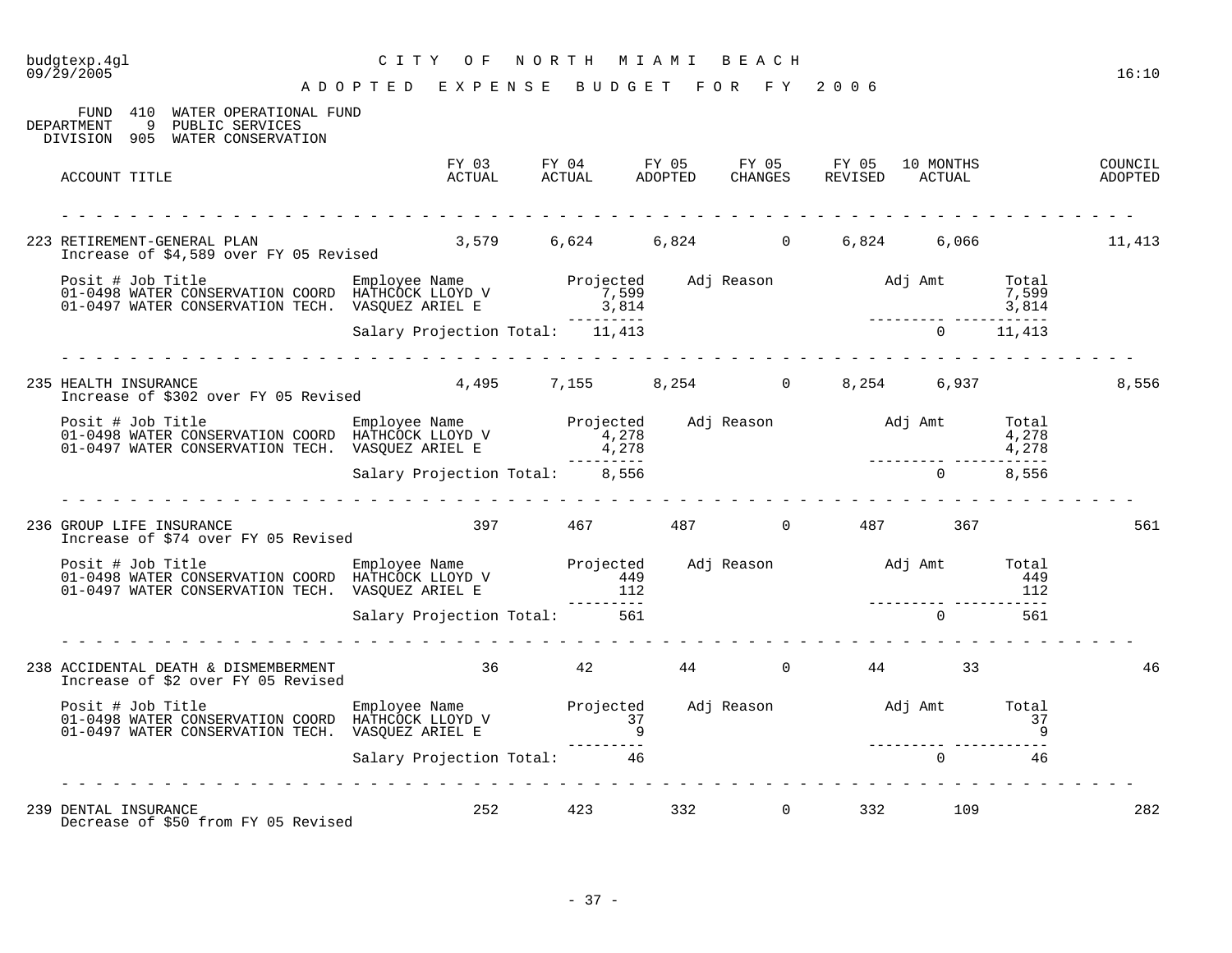# CITY OF NORTH MIAMI BEACH

## ADOPTED EXPENSE BUDGET FOR FY 2006

FUND 410 WATER OPERATIONAL FUND
DEPARTMENT 9 PUBLIC SERVICES
DIVISION 905 WATER CONSERVATION

| ACCOUNT TITLE | FY 03 ACTUAL | FY 04 ACTUAL | FY 05 ADOPTED | FY 05 CHANGES | FY 05 REVISED | 10 MONTHS ACTUAL | COUNCIL ADOPTED |
|---|---|---|---|---|---|---|---|
| 223 RETIREMENT-GENERAL PLAN | 3,579 | 6,624 | 6,824 | 0 | 6,824 | 6,066 | 11,413 |

Increase of $4,589 over FY 05 Revised

| Posit # | Job Title | Employee Name | Projected | Adj Reason | Adj Amt | Total |
|---|---|---|---|---|---|---|
| 01-0498 | WATER CONSERVATION COORD | HATHCOCK LLOYD V | 7,599 | | | 7,599 |
| 01-0497 | WATER CONSERVATION TECH. | VASQUEZ ARIEL E | 3,814 | | | 3,814 |
| | | Salary Projection Total: | 11,413 | | 0 | 11,413 |

| ACCOUNT TITLE | FY 03 ACTUAL | FY 04 ACTUAL | FY 05 ADOPTED | FY 05 CHANGES | FY 05 REVISED | 10 MONTHS ACTUAL | COUNCIL ADOPTED |
|---|---|---|---|---|---|---|---|
| 235 HEALTH INSURANCE | 4,495 | 7,155 | 8,254 | 0 | 8,254 | 6,937 | 8,556 |

Increase of $302 over FY 05 Revised

| Posit # | Job Title | Employee Name | Projected | Adj Reason | Adj Amt | Total |
|---|---|---|---|---|---|---|
| 01-0498 | WATER CONSERVATION COORD | HATHCOCK LLOYD V | 4,278 | | | 4,278 |
| 01-0497 | WATER CONSERVATION TECH. | VASQUEZ ARIEL E | 4,278 | | | 4,278 |
| | | Salary Projection Total: | 8,556 | | 0 | 8,556 |

| ACCOUNT TITLE | FY 03 ACTUAL | FY 04 ACTUAL | FY 05 ADOPTED | FY 05 CHANGES | FY 05 REVISED | 10 MONTHS ACTUAL | COUNCIL ADOPTED |
|---|---|---|---|---|---|---|---|
| 236 GROUP LIFE INSURANCE | 397 | 467 | 487 | 0 | 487 | 367 | 561 |

Increase of $74 over FY 05 Revised

| Posit # | Job Title | Employee Name | Projected | Adj Reason | Adj Amt | Total |
|---|---|---|---|---|---|---|
| 01-0498 | WATER CONSERVATION COORD | HATHCOCK LLOYD V | 449 | | | 449 |
| 01-0497 | WATER CONSERVATION TECH. | VASQUEZ ARIEL E | 112 | | | 112 |
| | | Salary Projection Total: | 561 | | 0 | 561 |

| ACCOUNT TITLE | FY 03 ACTUAL | FY 04 ACTUAL | FY 05 ADOPTED | FY 05 CHANGES | FY 05 REVISED | 10 MONTHS ACTUAL | COUNCIL ADOPTED |
|---|---|---|---|---|---|---|---|
| 238 ACCIDENTAL DEATH & DISMEMBERMENT | 36 | 42 | 44 | 0 | 44 | 33 | 46 |

Increase of $2 over FY 05 Revised

| Posit # | Job Title | Employee Name | Projected | Adj Reason | Adj Amt | Total |
|---|---|---|---|---|---|---|
| 01-0498 | WATER CONSERVATION COORD | HATHCOCK LLOYD V | 37 | | | 37 |
| 01-0497 | WATER CONSERVATION TECH. | VASQUEZ ARIEL E | 9 | | | 9 |
| | | Salary Projection Total: | 46 | | 0 | 46 |

| ACCOUNT TITLE | FY 03 ACTUAL | FY 04 ACTUAL | FY 05 ADOPTED | FY 05 CHANGES | FY 05 REVISED | 10 MONTHS ACTUAL | COUNCIL ADOPTED |
|---|---|---|---|---|---|---|---|
| 239 DENTAL INSURANCE | 252 | 423 | 332 | 0 | 332 | 109 | 282 |

Decrease of $50 from FY 05 Revised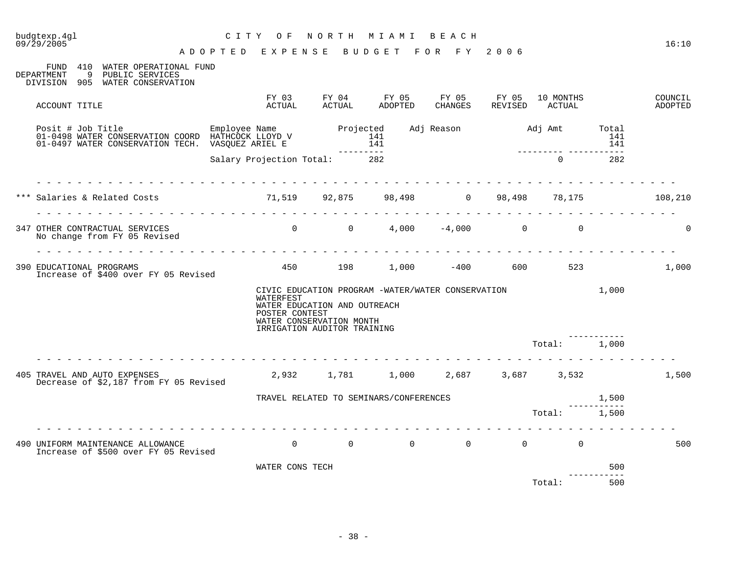budgtexp.4gl
09/29/2005

# CITY OF NORTH MIAMI BEACH

## ADOPTED EXPENSE BUDGET FOR FY 2006

16:10

FUND 410 WATER OPERATIONAL FUND
DEPARTMENT 9 PUBLIC SERVICES
DIVISION 905 WATER CONSERVATION

| ACCOUNT TITLE | FY 03 ACTUAL | FY 04 ACTUAL | FY 05 ADOPTED | FY 05 CHANGES | FY 05 REVISED | 10 MONTHS ACTUAL | | COUNCIL ADOPTED |
|---|---|---|---|---|---|---|---|---|

| Posit # Job Title | Employee Name | Projected | Adj Reason | Adj Amt | Total |
|---|---|---|---|---|---|
| 01-0498 WATER CONSERVATION COORD | HATHCOCK LLOYD V | 141 | | | 141 |
| 01-0497 WATER CONSERVATION TECH. | VASQUEZ ARIEL E | 141 | | | 141 |
| | Salary Projection Total: | 282 | | 0 | 282 |

| ACCOUNT TITLE | FY 03 ACTUAL | FY 04 ACTUAL | FY 05 ADOPTED | FY 05 CHANGES | FY 05 REVISED | 10 MONTHS ACTUAL | | COUNCIL ADOPTED |
|---|---|---|---|---|---|---|---|---|
| *** Salaries & Related Costs | 71,519 | 92,875 | 98,498 | 0 | 98,498 | 78,175 | | 108,210 |
| 347 OTHER CONTRACTUAL SERVICES<br>No change from FY 05 Revised | 0 | 0 | 4,000 | -4,000 | 0 | 0 | | 0 |
| 390 EDUCATIONAL PROGRAMS<br>Increase of $400 over FY 05 Revised | 450 | 198 | 1,000 | -400 | 600 | 523 | | 1,000 |
| CIVIC EDUCATION PROGRAM -WATER/WATER CONSERVATION<br>WATERFEST<br>WATER EDUCATION AND OUTREACH<br>POSTER CONTEST<br>WATER CONSERVATION MONTH<br>IRRIGATION AUDITOR TRAINING | | | | | | | 1,000 | |
| | | | | | | Total: | 1,000 | |
| 405 TRAVEL AND AUTO EXPENSES<br>Decrease of $2,187 from FY 05 Revised | 2,932 | 1,781 | 1,000 | 2,687 | 3,687 | 3,532 | | 1,500 |
| TRAVEL RELATED TO SEMINARS/CONFERENCES | | | | | | | 1,500 | |
| | | | | | | Total: | 1,500 | |
| 490 UNIFORM MAINTENANCE ALLOWANCE<br>Increase of $500 over FY 05 Revised | 0 | 0 | 0 | 0 | 0 | 0 | | 500 |
| WATER CONS TECH | | | | | | | 500 | |
| | | | | | | Total: | 500 | |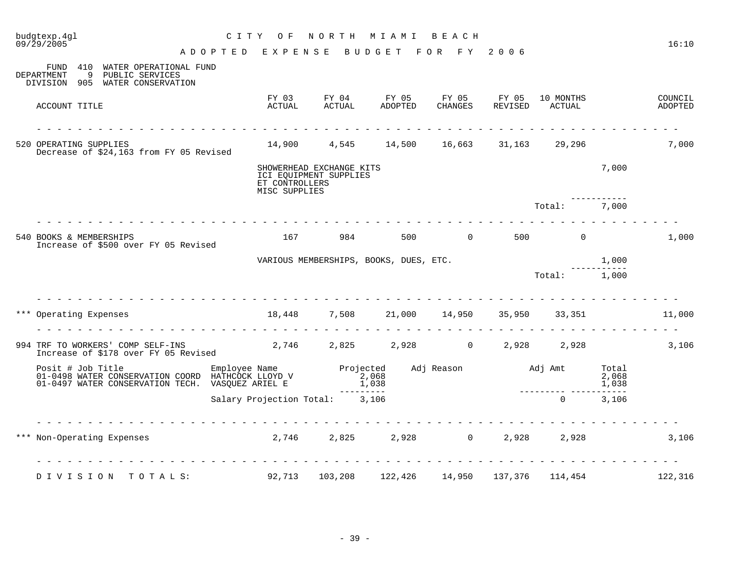budgtexp.4gl 09/29/2005

# CITY OF NORTH MIAMI BEACH

## ADOPTED EXPENSE BUDGET FOR FY 2006

16:10

FUND 410 WATER OPERATIONAL FUND
DEPARTMENT 9 PUBLIC SERVICES
DIVISION 905 WATER CONSERVATION

| ACCOUNT TITLE | FY 03 ACTUAL | FY 04 ACTUAL | FY 05 ADOPTED | FY 05 CHANGES | FY 05 REVISED | 10 MONTHS ACTUAL | | COUNCIL ADOPTED |
|---|---|---|---|---|---|---|---|---|
| 520 OPERATING SUPPLIES<br>Decrease of $24,163 from FY 05 Revised | 14,900 | 4,545 | 14,500 | 16,663 | 31,163 | 29,296 | | 7,000 |
| | SHOWERHEAD EXCHANGE KITS<br>ICI EQUIPMENT SUPPLIES<br>ET CONTROLLERS<br>MISC SUPPLIES | | | | | | 7,000 | |
| | | | | | | Total: | 7,000 | |
| 540 BOOKS & MEMBERSHIPS<br>Increase of $500 over FY 05 Revised | 167 | 984 | 500 | 0 | 500 | 0 | | 1,000 |
| | VARIOUS MEMBERSHIPS, BOOKS, DUES, ETC. | | | | | | 1,000 | |
| | | | | | | Total: | 1,000 | |
| *** Operating Expenses | 18,448 | 7,508 | 21,000 | 14,950 | 35,950 | 33,351 | | 11,000 |
| 994 TRF TO WORKERS' COMP SELF-INS<br>Increase of $178 over FY 05 Revised | 2,746 | 2,825 | 2,928 | 0 | 2,928 | 2,928 | | 3,106 |

| Posit # Job Title | Employee Name | Projected | Adj Reason | Adj Amt | Total |
|---|---|---|---|---|---|
| 01-0498 WATER CONSERVATION COORD | HATHCOCK LLOYD V | 2,068 | | | 2,068 |
| 01-0497 WATER CONSERVATION TECH. | VASQUEZ ARIEL E | 1,038 | | | 1,038 |
| | Salary Projection Total: | 3,106 | | 0 | 3,106 |

| ACCOUNT TITLE | FY 03 ACTUAL | FY 04 ACTUAL | FY 05 ADOPTED | FY 05 CHANGES | FY 05 REVISED | 10 MONTHS ACTUAL | COUNCIL ADOPTED |
|---|---|---|---|---|---|---|---|
| *** Non-Operating Expenses | 2,746 | 2,825 | 2,928 | 0 | 2,928 | 2,928 | 3,106 |
| DIVISION TOTALS: | 92,713 | 103,208 | 122,426 | 14,950 | 137,376 | 114,454 | 122,316 |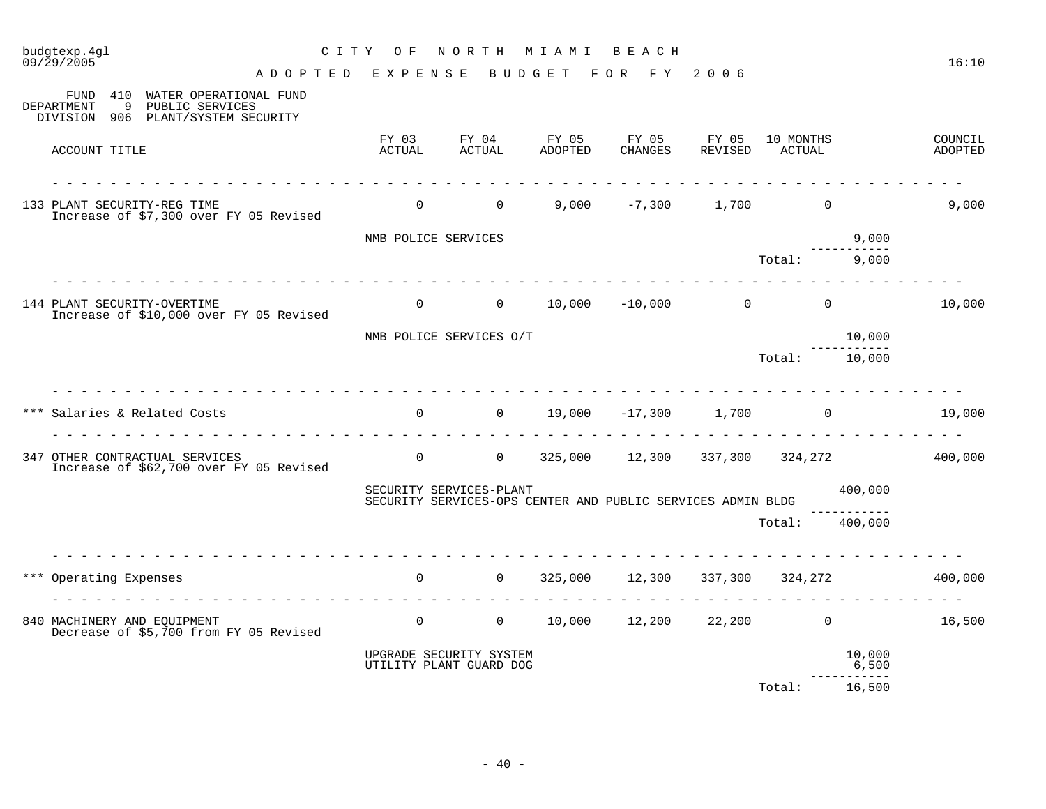# CITY OF NORTH MIAMI BEACH

## ADOPTED EXPENSE BUDGET FOR FY 2006

FUND 410 WATER OPERATIONAL FUND
DEPARTMENT 9 PUBLIC SERVICES
DIVISION 906 PLANT/SYSTEM SECURITY

| ACCOUNT TITLE | FY 03 ACTUAL | FY 04 ACTUAL | FY 05 ADOPTED | FY 05 CHANGES | FY 05 REVISED | 10 MONTHS ACTUAL | | COUNCIL ADOPTED |
|---|---|---|---|---|---|---|---|---|
| 133 PLANT SECURITY-REG TIME<br>Increase of $7,300 over FY 05 Revised | 0 | 0 | 9,000 | -7,300 | 1,700 | 0 | | 9,000 |
| NMB POLICE SERVICES | | | | | | | 9,000 | |
| | | | | | | Total: | 9,000 | |
| 144 PLANT SECURITY-OVERTIME<br>Increase of $10,000 over FY 05 Revised | 0 | 0 | 10,000 | -10,000 | 0 | 0 | | 10,000 |
| NMB POLICE SERVICES O/T | | | | | | | 10,000 | |
| | | | | | | Total: | 10,000 | |
| *** Salaries & Related Costs | 0 | 0 | 19,000 | -17,300 | 1,700 | 0 | | 19,000 |
| 347 OTHER CONTRACTUAL SERVICES<br>Increase of $62,700 over FY 05 Revised | 0 | 0 | 325,000 | 12,300 | 337,300 | 324,272 | | 400,000 |
| SECURITY SERVICES-PLANT | | | | | | | 400,000 | |
| SECURITY SERVICES-OPS CENTER AND PUBLIC SERVICES ADMIN BLDG | | | | | | | | |
| | | | | | | Total: | 400,000 | |
| *** Operating Expenses | 0 | 0 | 325,000 | 12,300 | 337,300 | 324,272 | | 400,000 |
| 840 MACHINERY AND EQUIPMENT<br>Decrease of $5,700 from FY 05 Revised | 0 | 0 | 10,000 | 12,200 | 22,200 | 0 | | 16,500 |
| UPGRADE SECURITY SYSTEM | | | | | | | 10,000 | |
| UTILITY PLANT GUARD DOG | | | | | | | 6,500 | |
| | | | | | | Total: | 16,500 | |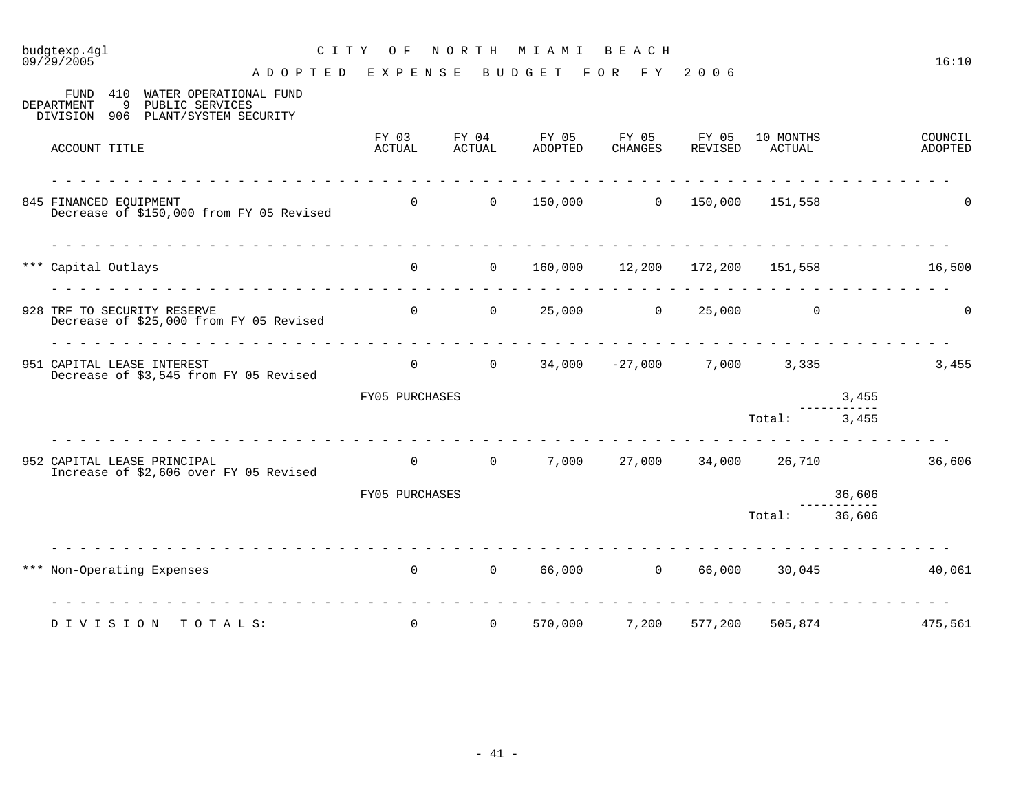CITY OF NORTH MIAMI BEACH

ADOPTED EXPENSE BUDGET FOR FY 2006

FUND 410 WATER OPERATIONAL FUND
DEPARTMENT 9 PUBLIC SERVICES
DIVISION 906 PLANT/SYSTEM SECURITY

| ACCOUNT TITLE | FY 03 ACTUAL | FY 04 ACTUAL | FY 05 ADOPTED | FY 05 CHANGES | FY 05 REVISED | 10 MONTHS ACTUAL | | COUNCIL ADOPTED |
|---|---|---|---|---|---|---|---|---|
| 845 FINANCED EQUIPMENT<br>Decrease of $150,000 from FY 05 Revised | 0 | 0 | 150,000 | 0 | 150,000 | 151,558 | | 0 |
| *** Capital Outlays | 0 | 0 | 160,000 | 12,200 | 172,200 | 151,558 | | 16,500 |
| 928 TRF TO SECURITY RESERVE<br>Decrease of $25,000 from FY 05 Revised | 0 | 0 | 25,000 | 0 | 25,000 | 0 | | 0 |
| 951 CAPITAL LEASE INTEREST<br>Decrease of $3,545 from FY 05 Revised | 0 | 0 | 34,000 | -27,000 | 7,000 | 3,335 | | 3,455 |
| | FY05 PURCHASES | | | | | | 3,455 | |
| | | | | | | Total: | 3,455 | |
| 952 CAPITAL LEASE PRINCIPAL<br>Increase of $2,606 over FY 05 Revised | 0 | 0 | 7,000 | 27,000 | 34,000 | 26,710 | | 36,606 |
| | FY05 PURCHASES | | | | | | 36,606 | |
| | | | | | | Total: | 36,606 | |
| *** Non-Operating Expenses | 0 | 0 | 66,000 | 0 | 66,000 | 30,045 | | 40,061 |
| DIVISION TOTALS: | 0 | 0 | 570,000 | 7,200 | 577,200 | 505,874 | | 475,561 |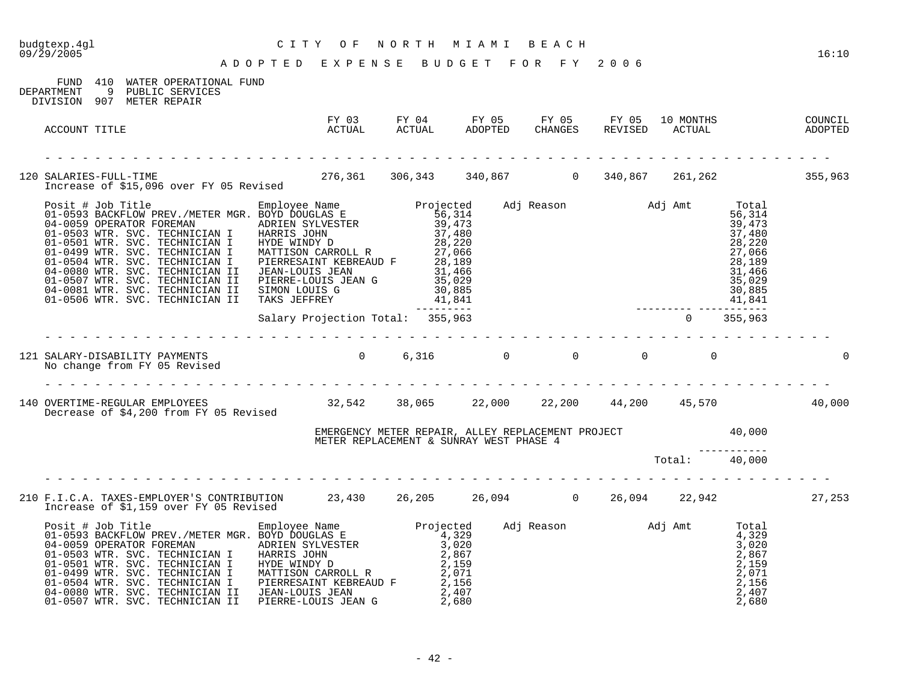CITY OF NORTH MIAMI BEACH

ADOPTED EXPENSE BUDGET FOR FY 2006

FUND 410 WATER OPERATIONAL FUND
DEPARTMENT 9 PUBLIC SERVICES
DIVISION 907 METER REPAIR

| ACCOUNT TITLE | FY 03 ACTUAL | FY 04 ACTUAL | FY 05 ADOPTED | FY 05 CHANGES | FY 05 REVISED | 10 MONTHS ACTUAL | COUNCIL ADOPTED |
|---|---|---|---|---|---|---|---|
| 120 SALARIES-FULL-TIME | 276,361 | 306,343 | 340,867 | 0 | 340,867 | 261,262 | 355,963 |

Increase of $15,096 over FY 05 Revised

| Posit # | Job Title | Employee Name | Projected | Adj Reason | Adj Amt | Total |
|---|---|---|---|---|---|---|
| 01-0593 | BACKFLOW PREV./METER MGR. | BOYD DOUGLAS E | 56,314 | | | 56,314 |
| 04-0059 | OPERATOR FOREMAN | ADRIEN SYLVESTER | 39,473 | | | 39,473 |
| 01-0503 | WTR. SVC. TECHNICIAN I | HARRIS JOHN | 37,480 | | | 37,480 |
| 01-0501 | WTR. SVC. TECHNICIAN I | HYDE WINDY D | 28,220 | | | 28,220 |
| 01-0499 | WTR. SVC. TECHNICIAN I | MATTISON CARROLL R | 27,066 | | | 27,066 |
| 01-0504 | WTR. SVC. TECHNICIAN I | PIERRESAINT KEBREAUD F | 28,189 | | | 28,189 |
| 04-0080 | WTR. SVC. TECHNICIAN II | JEAN-LOUIS JEAN | 31,466 | | | 31,466 |
| 01-0507 | WTR. SVC. TECHNICIAN II | PIERRE-LOUIS JEAN G | 35,029 | | | 35,029 |
| 04-0081 | WTR. SVC. TECHNICIAN II | SIMON LOUIS G | 30,885 | | | 30,885 |
| 01-0506 | WTR. SVC. TECHNICIAN II | TAKS JEFFREY | 41,841 | | | 41,841 |
| | | Salary Projection Total: | 355,963 | | 0 | 355,963 |

| ACCOUNT TITLE | FY 03 ACTUAL | FY 04 ACTUAL | FY 05 ADOPTED | FY 05 CHANGES | FY 05 REVISED | 10 MONTHS ACTUAL | COUNCIL ADOPTED |
|---|---|---|---|---|---|---|---|
| 121 SALARY-DISABILITY PAYMENTS | 0 | 6,316 | 0 | 0 | 0 | 0 | 0 |

No change from FY 05 Revised

| ACCOUNT TITLE | FY 03 ACTUAL | FY 04 ACTUAL | FY 05 ADOPTED | FY 05 CHANGES | FY 05 REVISED | 10 MONTHS ACTUAL | COUNCIL ADOPTED |
|---|---|---|---|---|---|---|---|
| 140 OVERTIME-REGULAR EMPLOYEES | 32,542 | 38,065 | 22,000 | 22,200 | 44,200 | 45,570 | 40,000 |

Decrease of $4,200 from FY 05 Revised

| Description | Amount |
|---|---|
| EMERGENCY METER REPAIR, ALLEY REPLACEMENT PROJECT METER REPLACEMENT & SUNRAY WEST PHASE 4 | 40,000 |
| Total: | 40,000 |

| ACCOUNT TITLE | FY 03 ACTUAL | FY 04 ACTUAL | FY 05 ADOPTED | FY 05 CHANGES | FY 05 REVISED | 10 MONTHS ACTUAL | COUNCIL ADOPTED |
|---|---|---|---|---|---|---|---|
| 210 F.I.C.A. TAXES-EMPLOYER'S CONTRIBUTION | 23,430 | 26,205 | 26,094 | 0 | 26,094 | 22,942 | 27,253 |

Increase of $1,159 over FY 05 Revised

| Posit # | Job Title | Employee Name | Projected | Adj Reason | Adj Amt | Total |
|---|---|---|---|---|---|---|
| 01-0593 | BACKFLOW PREV./METER MGR. | BOYD DOUGLAS E | 4,329 | | | 4,329 |
| 04-0059 | OPERATOR FOREMAN | ADRIEN SYLVESTER | 3,020 | | | 3,020 |
| 01-0503 | WTR. SVC. TECHNICIAN I | HARRIS JOHN | 2,867 | | | 2,867 |
| 01-0501 | WTR. SVC. TECHNICIAN I | HYDE WINDY D | 2,159 | | | 2,159 |
| 01-0499 | WTR. SVC. TECHNICIAN I | MATTISON CARROLL R | 2,071 | | | 2,071 |
| 01-0504 | WTR. SVC. TECHNICIAN I | PIERRESAINT KEBREAUD F | 2,156 | | | 2,156 |
| 04-0080 | WTR. SVC. TECHNICIAN II | JEAN-LOUIS JEAN | 2,407 | | | 2,407 |
| 01-0507 | WTR. SVC. TECHNICIAN II | PIERRE-LOUIS JEAN G | 2,680 | | | 2,680 |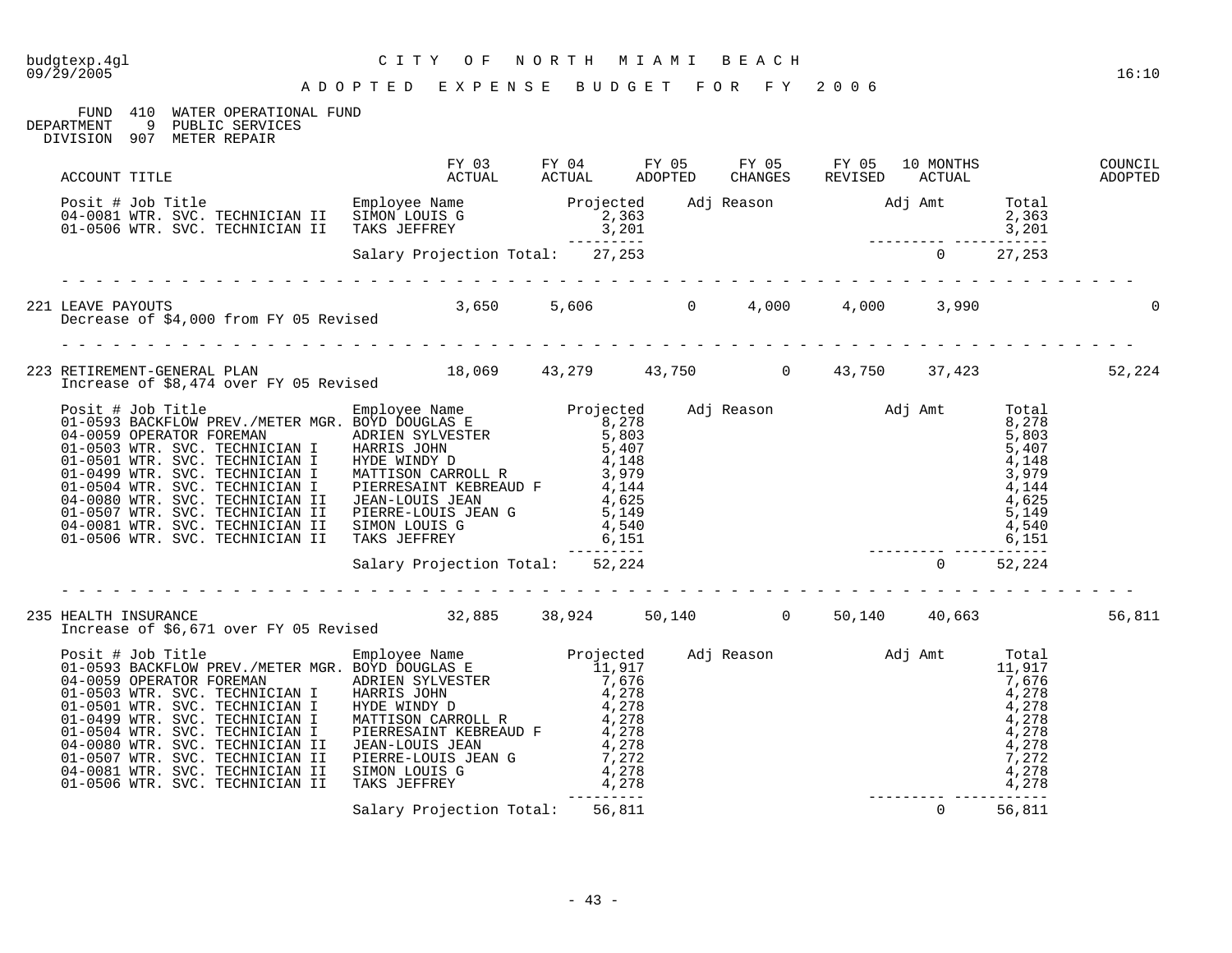budgtexp.4gl
09/29/2005

# CITY OF NORTH MIAMI BEACH

16:10

## ADOPTED EXPENSE BUDGET FOR FY 2006

FUND 410 WATER OPERATIONAL FUND
DEPARTMENT 9 PUBLIC SERVICES
DIVISION 907 METER REPAIR

| ACCOUNT TITLE | FY 03 ACTUAL | FY 04 ACTUAL | FY 05 ADOPTED | FY 05 CHANGES | FY 05 REVISED | 10 MONTHS ACTUAL | COUNCIL ADOPTED |
|---|---|---|---|---|---|---|---|

| Posit # Job Title | Employee Name | Projected | Adj Reason | Adj Amt | Total |
|---|---|---|---|---|---|
| 04-0081 WTR. SVC. TECHNICIAN II | SIMON LOUIS G | 2,363 | | | 2,363 |
| 01-0506 WTR. SVC. TECHNICIAN II | TAKS JEFFREY | 3,201 | | | 3,201 |
| | Salary Projection Total: | 27,253 | | 0 | 27,253 |

| ACCOUNT TITLE | FY 03 ACTUAL | FY 04 ACTUAL | FY 05 ADOPTED | FY 05 CHANGES | FY 05 REVISED | 10 MONTHS ACTUAL | COUNCIL ADOPTED |
|---|---|---|---|---|---|---|---|
| 221 LEAVE PAYOUTS | 3,650 | 5,606 | 0 | 4,000 | 4,000 | 3,990 | 0 |

Decrease of $4,000 from FY 05 Revised

| ACCOUNT TITLE | FY 03 ACTUAL | FY 04 ACTUAL | FY 05 ADOPTED | FY 05 CHANGES | FY 05 REVISED | 10 MONTHS ACTUAL | COUNCIL ADOPTED |
|---|---|---|---|---|---|---|---|
| 223 RETIREMENT-GENERAL PLAN | 18,069 | 43,279 | 43,750 | 0 | 43,750 | 37,423 | 52,224 |

Increase of $8,474 over FY 05 Revised

| Posit # Job Title | Employee Name | Projected | Adj Reason | Adj Amt | Total |
|---|---|---|---|---|---|
| 01-0593 BACKFLOW PREV./METER MGR. | BOYD DOUGLAS E | 8,278 | | | 8,278 |
| 04-0059 OPERATOR FOREMAN | ADRIEN SYLVESTER | 5,803 | | | 5,803 |
| 01-0503 WTR. SVC. TECHNICIAN I | HARRIS JOHN | 5,407 | | | 5,407 |
| 01-0501 WTR. SVC. TECHNICIAN I | HYDE WINDY D | 4,148 | | | 4,148 |
| 01-0499 WTR. SVC. TECHNICIAN I | MATTISON CARROLL R | 3,979 | | | 3,979 |
| 01-0504 WTR. SVC. TECHNICIAN I | PIERRESAINT KEBREAUD F | 4,144 | | | 4,144 |
| 04-0080 WTR. SVC. TECHNICIAN II | JEAN-LOUIS JEAN | 4,625 | | | 4,625 |
| 01-0507 WTR. SVC. TECHNICIAN II | PIERRE-LOUIS JEAN G | 5,149 | | | 5,149 |
| 04-0081 WTR. SVC. TECHNICIAN II | SIMON LOUIS G | 4,540 | | | 4,540 |
| 01-0506 WTR. SVC. TECHNICIAN II | TAKS JEFFREY | 6,151 | | | 6,151 |
| | Salary Projection Total: | 52,224 | | 0 | 52,224 |

| ACCOUNT TITLE | FY 03 ACTUAL | FY 04 ACTUAL | FY 05 ADOPTED | FY 05 CHANGES | FY 05 REVISED | 10 MONTHS ACTUAL | COUNCIL ADOPTED |
|---|---|---|---|---|---|---|---|
| 235 HEALTH INSURANCE | 32,885 | 38,924 | 50,140 | 0 | 50,140 | 40,663 | 56,811 |

Increase of $6,671 over FY 05 Revised

| Posit # Job Title | Employee Name | Projected | Adj Reason | Adj Amt | Total |
|---|---|---|---|---|---|
| 01-0593 BACKFLOW PREV./METER MGR. | BOYD DOUGLAS E | 11,917 | | | 11,917 |
| 04-0059 OPERATOR FOREMAN | ADRIEN SYLVESTER | 7,676 | | | 7,676 |
| 01-0503 WTR. SVC. TECHNICIAN I | HARRIS JOHN | 4,278 | | | 4,278 |
| 01-0501 WTR. SVC. TECHNICIAN I | HYDE WINDY D | 4,278 | | | 4,278 |
| 01-0499 WTR. SVC. TECHNICIAN I | MATTISON CARROLL R | 4,278 | | | 4,278 |
| 01-0504 WTR. SVC. TECHNICIAN I | PIERRESAINT KEBREAUD F | 4,278 | | | 4,278 |
| 04-0080 WTR. SVC. TECHNICIAN II | JEAN-LOUIS JEAN | 4,278 | | | 4,278 |
| 01-0507 WTR. SVC. TECHNICIAN II | PIERRE-LOUIS JEAN G | 7,272 | | | 7,272 |
| 04-0081 WTR. SVC. TECHNICIAN II | SIMON LOUIS G | 4,278 | | | 4,278 |
| 01-0506 WTR. SVC. TECHNICIAN II | TAKS JEFFREY | 4,278 | | | 4,278 |
| | Salary Projection Total: | 56,811 | | 0 | 56,811 |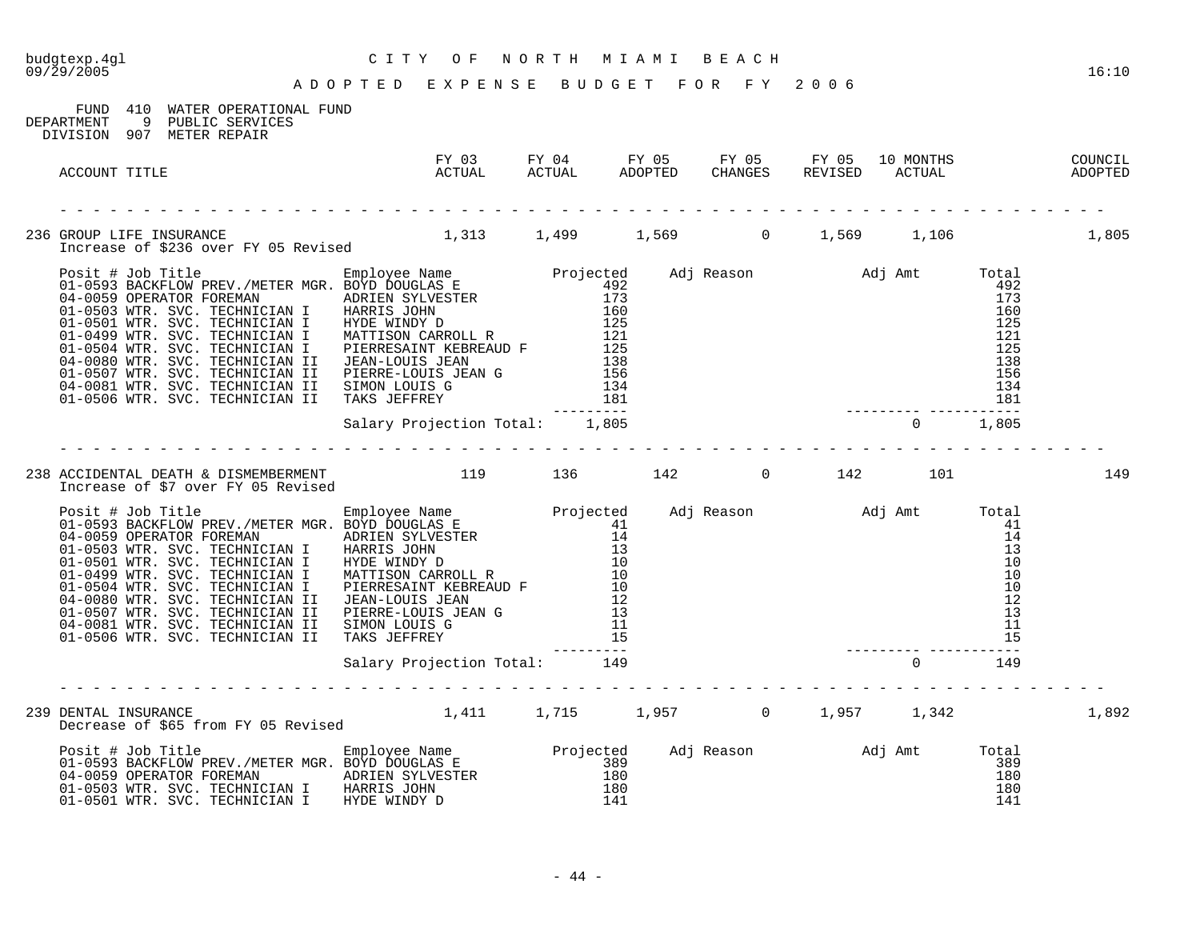# CITY OF NORTH MIAMI BEACH

## ADOPTED EXPENSE BUDGET FOR FY 2006

FUND 410 WATER OPERATIONAL FUND
DEPARTMENT 9 PUBLIC SERVICES
DIVISION 907 METER REPAIR

| ACCOUNT TITLE | FY 03 ACTUAL | FY 04 ACTUAL | FY 05 ADOPTED | FY 05 CHANGES | FY 05 REVISED | 10 MONTHS ACTUAL | COUNCIL ADOPTED |
|---|---|---|---|---|---|---|---|
| 236 GROUP LIFE INSURANCE | 1,313 | 1,499 | 1,569 | 0 | 1,569 | 1,106 | 1,805 |

Increase of $236 over FY 05 Revised

| Posit # | Job Title | Employee Name | Projected | Adj Reason | Adj Amt | Total |
|---|---|---|---|---|---|---|
| 01-0593 | BACKFLOW PREV./METER MGR. | BOYD DOUGLAS E | 492 | | | 492 |
| 04-0059 | OPERATOR FOREMAN | ADRIEN SYLVESTER | 173 | | | 173 |
| 01-0503 | WTR. SVC. TECHNICIAN I | HARRIS JOHN | 160 | | | 160 |
| 01-0501 | WTR. SVC. TECHNICIAN I | HYDE WINDY D | 125 | | | 125 |
| 01-0499 | WTR. SVC. TECHNICIAN I | MATTISON CARROLL R | 121 | | | 121 |
| 01-0504 | WTR. SVC. TECHNICIAN I | PIERRESAINT KEBREAUD F | 125 | | | 125 |
| 04-0080 | WTR. SVC. TECHNICIAN II | JEAN-LOUIS JEAN | 138 | | | 138 |
| 01-0507 | WTR. SVC. TECHNICIAN II | PIERRE-LOUIS JEAN G | 156 | | | 156 |
| 04-0081 | WTR. SVC. TECHNICIAN II | SIMON LOUIS G | 134 | | | 134 |
| 01-0506 | WTR. SVC. TECHNICIAN II | TAKS JEFFREY | 181 | | | 181 |
| | | Salary Projection Total: | 1,805 | | 0 | 1,805 |

| ACCOUNT TITLE | FY 03 ACTUAL | FY 04 ACTUAL | FY 05 ADOPTED | FY 05 CHANGES | FY 05 REVISED | 10 MONTHS ACTUAL | COUNCIL ADOPTED |
|---|---|---|---|---|---|---|---|
| 238 ACCIDENTAL DEATH & DISMEMBERMENT | 119 | 136 | 142 | 0 | 142 | 101 | 149 |

Increase of $7 over FY 05 Revised

| Posit # | Job Title | Employee Name | Projected | Adj Reason | Adj Amt | Total |
|---|---|---|---|---|---|---|
| 01-0593 | BACKFLOW PREV./METER MGR. | BOYD DOUGLAS E | 41 | | | 41 |
| 04-0059 | OPERATOR FOREMAN | ADRIEN SYLVESTER | 14 | | | 14 |
| 01-0503 | WTR. SVC. TECHNICIAN I | HARRIS JOHN | 13 | | | 13 |
| 01-0501 | WTR. SVC. TECHNICIAN I | HYDE WINDY D | 10 | | | 10 |
| 01-0499 | WTR. SVC. TECHNICIAN I | MATTISON CARROLL R | 10 | | | 10 |
| 01-0504 | WTR. SVC. TECHNICIAN I | PIERRESAINT KEBREAUD F | 10 | | | 10 |
| 04-0080 | WTR. SVC. TECHNICIAN II | JEAN-LOUIS JEAN | 12 | | | 12 |
| 01-0507 | WTR. SVC. TECHNICIAN II | PIERRE-LOUIS JEAN G | 13 | | | 13 |
| 04-0081 | WTR. SVC. TECHNICIAN II | SIMON LOUIS G | 11 | | | 11 |
| 01-0506 | WTR. SVC. TECHNICIAN II | TAKS JEFFREY | 15 | | | 15 |
| | | Salary Projection Total: | 149 | | 0 | 149 |

| ACCOUNT TITLE | FY 03 ACTUAL | FY 04 ACTUAL | FY 05 ADOPTED | FY 05 CHANGES | FY 05 REVISED | 10 MONTHS ACTUAL | COUNCIL ADOPTED |
|---|---|---|---|---|---|---|---|
| 239 DENTAL INSURANCE | 1,411 | 1,715 | 1,957 | 0 | 1,957 | 1,342 | 1,892 |

Decrease of $65 from FY 05 Revised

| Posit # | Job Title | Employee Name | Projected | Adj Reason | Adj Amt | Total |
|---|---|---|---|---|---|---|
| 01-0593 | BACKFLOW PREV./METER MGR. | BOYD DOUGLAS E | 389 | | | 389 |
| 04-0059 | OPERATOR FOREMAN | ADRIEN SYLVESTER | 180 | | | 180 |
| 01-0503 | WTR. SVC. TECHNICIAN I | HARRIS JOHN | 180 | | | 180 |
| 01-0501 | WTR. SVC. TECHNICIAN I | HYDE WINDY D | 141 | | | 141 |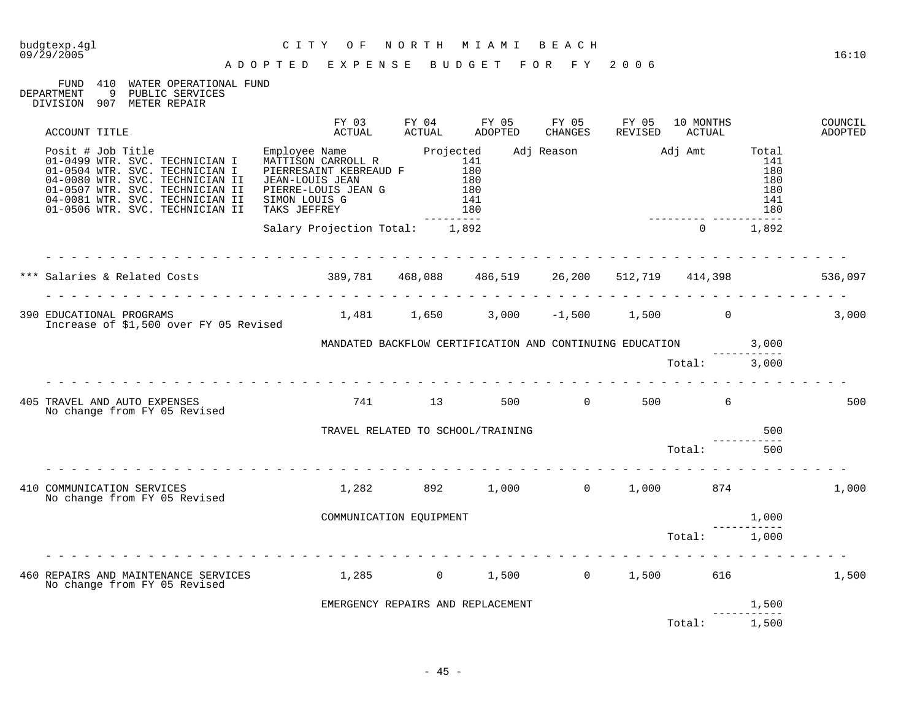budgtexp.4gl
09/29/2005

# CITY OF NORTH MIAMI BEACH

16:10

## ADOPTED EXPENSE BUDGET FOR FY 2006

FUND 410 WATER OPERATIONAL FUND
DEPARTMENT 9 PUBLIC SERVICES
DIVISION 907 METER REPAIR

| Posit # | Job Title | Employee Name | Projected | Adj Reason | Adj Amt | Total |
|---|---|---|---|---|---|---|
| 01-0499 | WTR. SVC. TECHNICIAN I | MATTISON CARROLL R | 141 | | | 141 |
| 01-0504 | WTR. SVC. TECHNICIAN I | PIERRESAINT KEBREAUD F | 180 | | | 180 |
| 04-0080 | WTR. SVC. TECHNICIAN II | JEAN-LOUIS JEAN | 180 | | | 180 |
| 01-0507 | WTR. SVC. TECHNICIAN II | PIERRE-LOUIS JEAN G | 180 | | | 180 |
| 04-0081 | WTR. SVC. TECHNICIAN II | SIMON LOUIS G | 141 | | | 141 |
| 01-0506 | WTR. SVC. TECHNICIAN II | TAKS JEFFREY | 180 | | | 180 |
| | | Salary Projection Total: | 1,892 | | 0 | 1,892 |

| ACCOUNT TITLE | FY 03 ACTUAL | FY 04 ACTUAL | FY 05 ADOPTED | FY 05 CHANGES | FY 05 REVISED | 10 MONTHS ACTUAL | | COUNCIL ADOPTED |
|---|---|---|---|---|---|---|---|---|
| *** Salaries & Related Costs | 389,781 | 468,088 | 486,519 | 26,200 | 512,719 | 414,398 | | 536,097 |
| 390 EDUCATIONAL PROGRAMS<br>Increase of $1,500 over FY 05 Revised | 1,481 | 1,650 | 3,000 | -1,500 | 1,500 | 0 | | 3,000 |
| MANDATED BACKFLOW CERTIFICATION AND CONTINUING EDUCATION | | | | | | | 3,000 | |
| | | | | | | Total: | 3,000 | |
| 405 TRAVEL AND AUTO EXPENSES<br>No change from FY 05 Revised | 741 | 13 | 500 | 0 | 500 | 6 | | 500 |
| TRAVEL RELATED TO SCHOOL/TRAINING | | | | | | | 500 | |
| | | | | | | Total: | 500 | |
| 410 COMMUNICATION SERVICES<br>No change from FY 05 Revised | 1,282 | 892 | 1,000 | 0 | 1,000 | 874 | | 1,000 |
| COMMUNICATION EQUIPMENT | | | | | | | 1,000 | |
| | | | | | | Total: | 1,000 | |
| 460 REPAIRS AND MAINTENANCE SERVICES<br>No change from FY 05 Revised | 1,285 | 0 | 1,500 | 0 | 1,500 | 616 | | 1,500 |
| EMERGENCY REPAIRS AND REPLACEMENT | | | | | | | 1,500 | |
| | | | | | | Total: | 1,500 | |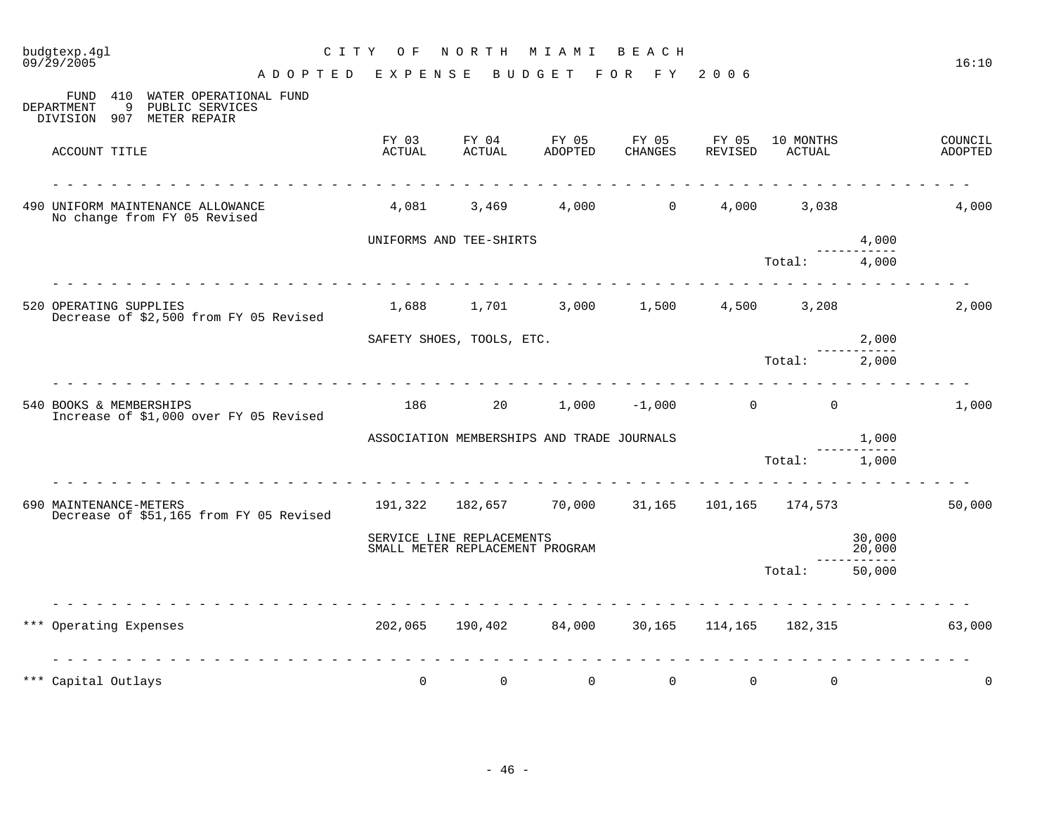budgtexp.4gl 09/29/2005

# CITY OF NORTH MIAMI BEACH

## ADOPTED EXPENSE BUDGET FOR FY 2006

16:10

FUND 410 WATER OPERATIONAL FUND
DEPARTMENT 9 PUBLIC SERVICES
DIVISION 907 METER REPAIR

| ACCOUNT TITLE | FY 03 ACTUAL | FY 04 ACTUAL | FY 05 ADOPTED | FY 05 CHANGES | FY 05 REVISED | 10 MONTHS ACTUAL | | COUNCIL ADOPTED |
|---|---|---|---|---|---|---|---|---|
| 490 UNIFORM MAINTENANCE ALLOWANCE<br>No change from FY 05 Revised | 4,081 | 3,469 | 4,000 | 0 | 4,000 | 3,038 | | 4,000 |
| | UNIFORMS AND TEE-SHIRTS | | | | | | 4,000 | |
| | | | | | | Total: | 4,000 | |
| 520 OPERATING SUPPLIES<br>Decrease of $2,500 from FY 05 Revised | 1,688 | 1,701 | 3,000 | 1,500 | 4,500 | 3,208 | | 2,000 |
| | SAFETY SHOES, TOOLS, ETC. | | | | | | 2,000 | |
| | | | | | | Total: | 2,000 | |
| 540 BOOKS & MEMBERSHIPS<br>Increase of $1,000 over FY 05 Revised | 186 | 20 | 1,000 | -1,000 | 0 | 0 | | 1,000 |
| | ASSOCIATION MEMBERSHIPS AND TRADE JOURNALS | | | | | | 1,000 | |
| | | | | | | Total: | 1,000 | |
| 690 MAINTENANCE-METERS<br>Decrease of $51,165 from FY 05 Revised | 191,322 | 182,657 | 70,000 | 31,165 | 101,165 | 174,573 | | 50,000 |
| | SERVICE LINE REPLACEMENTS | | | | | | 30,000 | |
| | SMALL METER REPLACEMENT PROGRAM | | | | | | 20,000 | |
| | | | | | | Total: | 50,000 | |
| *** Operating Expenses | 202,065 | 190,402 | 84,000 | 30,165 | 114,165 | 182,315 | | 63,000 |
| *** Capital Outlays | 0 | 0 | 0 | 0 | 0 | 0 | | 0 |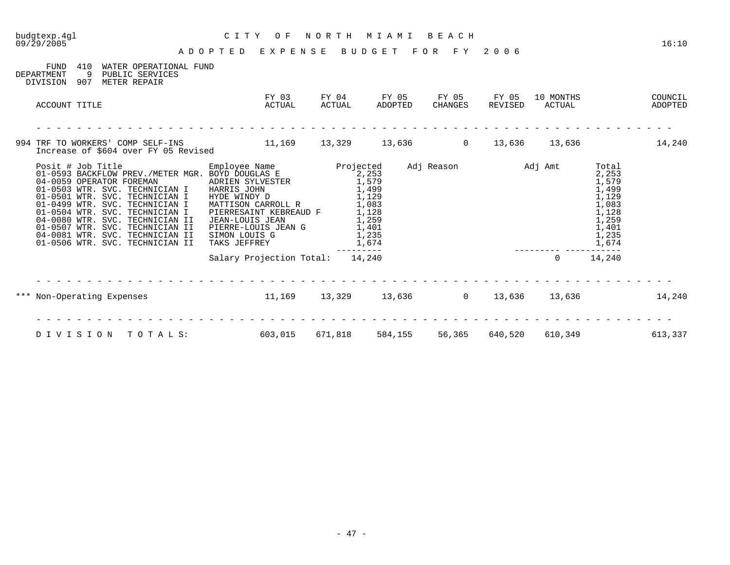budgtexp.4gl  
09/29/2005

# CITY OF NORTH MIAMI BEACH

## ADOPTED EXPENSE BUDGET FOR FY 2006

16:10

FUND 410 WATER OPERATIONAL FUND  
DEPARTMENT 9 PUBLIC SERVICES  
DIVISION 907 METER REPAIR

| ACCOUNT TITLE | FY 03 ACTUAL | FY 04 ACTUAL | FY 05 ADOPTED | FY 05 CHANGES | FY 05 REVISED | 10 MONTHS ACTUAL | COUNCIL ADOPTED |
|---|---|---|---|---|---|---|---|
| 994 TRF TO WORKERS' COMP SELF-INS<br>Increase of $604 over FY 05 Revised | 11,169 | 13,329 | 13,636 | 0 | 13,636 | 13,636 | 14,240 |

| Posit # | Job Title | Employee Name | Projected | Adj Reason | Adj Amt | Total |
|---|---|---|---|---|---|---|
| 01-0593 | BACKFLOW PREV./METER MGR. | BOYD DOUGLAS E | 2,253 | | | 2,253 |
| 04-0059 | OPERATOR FOREMAN | ADRIEN SYLVESTER | 1,579 | | | 1,579 |
| 01-0503 | WTR. SVC. TECHNICIAN I | HARRIS JOHN | 1,499 | | | 1,499 |
| 01-0501 | WTR. SVC. TECHNICIAN I | HYDE WINDY D | 1,129 | | | 1,129 |
| 01-0499 | WTR. SVC. TECHNICIAN I | MATTISON CARROLL R | 1,083 | | | 1,083 |
| 01-0504 | WTR. SVC. TECHNICIAN I | PIERRESAINT KEBREAUD F | 1,128 | | | 1,128 |
| 04-0080 | WTR. SVC. TECHNICIAN II | JEAN-LOUIS JEAN | 1,259 | | | 1,259 |
| 01-0507 | WTR. SVC. TECHNICIAN II | PIERRE-LOUIS JEAN G | 1,401 | | | 1,401 |
| 04-0081 | WTR. SVC. TECHNICIAN II | SIMON LOUIS G | 1,235 | | | 1,235 |
| 01-0506 | WTR. SVC. TECHNICIAN II | TAKS JEFFREY | 1,674 | | | 1,674 |
| | | Salary Projection Total: | 14,240 | | 0 | 14,240 |

| ACCOUNT TITLE | FY 03 ACTUAL | FY 04 ACTUAL | FY 05 ADOPTED | FY 05 CHANGES | FY 05 REVISED | 10 MONTHS ACTUAL | COUNCIL ADOPTED |
|---|---|---|---|---|---|---|---|
| *** Non-Operating Expenses | 11,169 | 13,329 | 13,636 | 0 | 13,636 | 13,636 | 14,240 |
| DIVISION TOTALS: | 603,015 | 671,818 | 584,155 | 56,365 | 640,520 | 610,349 | 613,337 |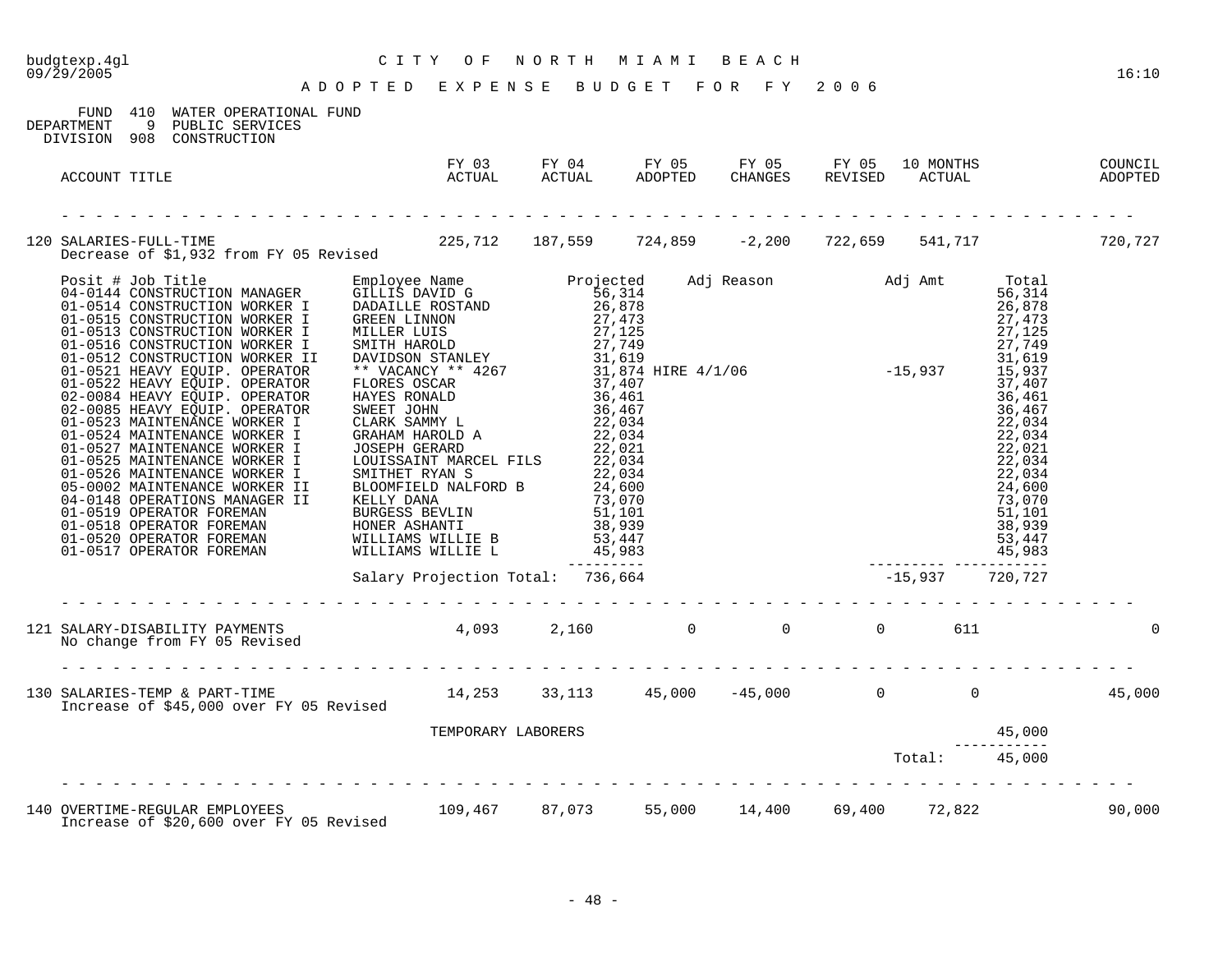**CITY OF NORTH MIAMI BEACH**

**ADOPTED EXPENSE BUDGET FOR FY 2006**

FUND 410 WATER OPERATIONAL FUND
DEPARTMENT 9 PUBLIC SERVICES
DIVISION 908 CONSTRUCTION

| ACCOUNT TITLE | FY 03 ACTUAL | FY 04 ACTUAL | FY 05 ADOPTED | FY 05 CHANGES | FY 05 REVISED | 10 MONTHS ACTUAL | COUNCIL ADOPTED |
|---|---|---|---|---|---|---|---|
| 120 SALARIES-FULL-TIME | 225,712 | 187,559 | 724,859 | -2,200 | 722,659 | 541,717 | 720,727 |

Decrease of $1,932 from FY 05 Revised

| Posit # | Job Title | Employee Name | Projected | Adj Reason | Adj Amt | Total |
|---|---|---|---|---|---|---|
| 04-0144 | CONSTRUCTION MANAGER | GILLIS DAVID G | 56,314 | | | 56,314 |
| 01-0514 | CONSTRUCTION WORKER I | DADAILLE ROSTAND | 26,878 | | | 26,878 |
| 01-0515 | CONSTRUCTION WORKER I | GREEN LINNON | 27,473 | | | 27,473 |
| 01-0513 | CONSTRUCTION WORKER I | MILLER LUIS | 27,125 | | | 27,125 |
| 01-0516 | CONSTRUCTION WORKER I | SMITH HAROLD | 27,749 | | | 27,749 |
| 01-0512 | CONSTRUCTION WORKER II | DAVIDSON STANLEY | 31,619 | | | 31,619 |
| 01-0521 | HEAVY EQUIP. OPERATOR | ** VACANCY ** 4267 | 31,874 | HIRE 4/1/06 | -15,937 | 15,937 |
| 01-0522 | HEAVY EQUIP. OPERATOR | FLORES OSCAR | 37,407 | | | 37,407 |
| 02-0084 | HEAVY EQUIP. OPERATOR | HAYES RONALD | 36,461 | | | 36,461 |
| 02-0085 | HEAVY EQUIP. OPERATOR | SWEET JOHN | 36,467 | | | 36,467 |
| 01-0523 | MAINTENANCE WORKER I | CLARK SAMMY L | 22,034 | | | 22,034 |
| 01-0524 | MAINTENANCE WORKER I | GRAHAM HAROLD A | 22,034 | | | 22,034 |
| 01-0527 | MAINTENANCE WORKER I | JOSEPH GERARD | 22,021 | | | 22,021 |
| 01-0525 | MAINTENANCE WORKER I | LOUISSAINT MARCEL FILS | 22,034 | | | 22,034 |
| 01-0526 | MAINTENANCE WORKER I | SMITHET RYAN S | 22,034 | | | 22,034 |
| 05-0002 | MAINTENANCE WORKER II | BLOOMFIELD NALFORD B | 24,600 | | | 24,600 |
| 04-0148 | OPERATIONS MANAGER II | KELLY DANA | 73,070 | | | 73,070 |
| 01-0519 | OPERATOR FOREMAN | BURGESS BEVLIN | 51,101 | | | 51,101 |
| 01-0518 | OPERATOR FOREMAN | HONER ASHANTI | 38,939 | | | 38,939 |
| 01-0520 | OPERATOR FOREMAN | WILLIAMS WILLIE B | 53,447 | | | 53,447 |
| 01-0517 | OPERATOR FOREMAN | WILLIAMS WILLIE L | 45,983 | | | 45,983 |
| | | Salary Projection Total: | 736,664 | | -15,937 | 720,727 |

| ACCOUNT TITLE | FY 03 ACTUAL | FY 04 ACTUAL | FY 05 ADOPTED | FY 05 CHANGES | FY 05 REVISED | 10 MONTHS ACTUAL | COUNCIL ADOPTED |
|---|---|---|---|---|---|---|---|
| 121 SALARY-DISABILITY PAYMENTS | 4,093 | 2,160 | 0 | 0 | 0 | 611 | 0 |

No change from FY 05 Revised

| ACCOUNT TITLE | FY 03 ACTUAL | FY 04 ACTUAL | FY 05 ADOPTED | FY 05 CHANGES | FY 05 REVISED | 10 MONTHS ACTUAL | COUNCIL ADOPTED |
|---|---|---|---|---|---|---|---|
| 130 SALARIES-TEMP & PART-TIME | 14,253 | 33,113 | 45,000 | -45,000 | 0 | 0 | 45,000 |

Increase of $45,000 over FY 05 Revised

| | |
|---|---|
| TEMPORARY LABORERS | 45,000 |
| Total: | 45,000 |

| ACCOUNT TITLE | FY 03 ACTUAL | FY 04 ACTUAL | FY 05 ADOPTED | FY 05 CHANGES | FY 05 REVISED | 10 MONTHS ACTUAL | COUNCIL ADOPTED |
|---|---|---|---|---|---|---|---|
| 140 OVERTIME-REGULAR EMPLOYEES | 109,467 | 87,073 | 55,000 | 14,400 | 69,400 | 72,822 | 90,000 |

Increase of $20,600 over FY 05 Revised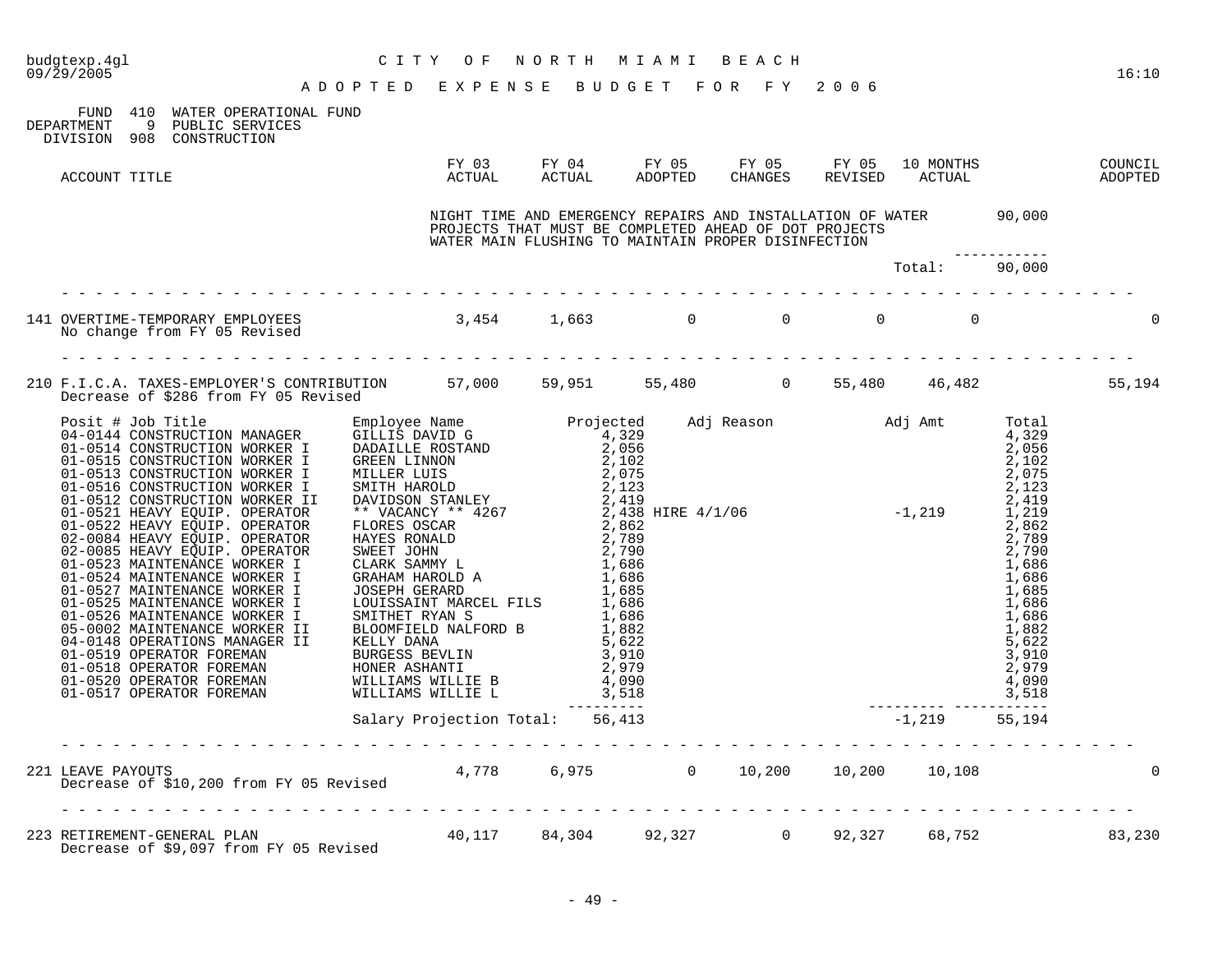CITY OF NORTH MIAMI BEACH

ADOPTED EXPENSE BUDGET FOR FY 2006

FUND 410 WATER OPERATIONAL FUND
DEPARTMENT 9 PUBLIC SERVICES
DIVISION 908 CONSTRUCTION

| ACCOUNT TITLE | FY 03 ACTUAL | FY 04 ACTUAL | FY 05 ADOPTED | FY 05 CHANGES | FY 05 REVISED | 10 MONTHS ACTUAL | COUNCIL ADOPTED |
|---|---|---|---|---|---|---|---|

NIGHT TIME AND EMERGENCY REPAIRS AND INSTALLATION OF WATER PROJECTS THAT MUST BE COMPLETED AHEAD OF DOT PROJECTS WATER MAIN FLUSHING TO MAINTAIN PROPER DISINFECTION — 90,000

Total: 90,000

| ACCOUNT TITLE | FY 03 ACTUAL | FY 04 ACTUAL | FY 05 ADOPTED | FY 05 CHANGES | FY 05 REVISED | 10 MONTHS ACTUAL | COUNCIL ADOPTED |
|---|---|---|---|---|---|---|---|
| 141 OVERTIME-TEMPORARY EMPLOYEES | 3,454 | 1,663 | 0 | 0 | 0 | 0 | 0 |

No change from FY 05 Revised

| ACCOUNT TITLE | FY 03 ACTUAL | FY 04 ACTUAL | FY 05 ADOPTED | FY 05 CHANGES | FY 05 REVISED | 10 MONTHS ACTUAL | COUNCIL ADOPTED |
|---|---|---|---|---|---|---|---|
| 210 F.I.C.A. TAXES-EMPLOYER'S CONTRIBUTION | 57,000 | 59,951 | 55,480 | 0 | 55,480 | 46,482 | 55,194 |

Decrease of $286 from FY 05 Revised

| Posit # | Job Title | Employee Name | Projected | Adj Reason | Adj Amt | Total |
|---|---|---|---|---|---|---|
| 04-0144 | CONSTRUCTION MANAGER | GILLIS DAVID G | 4,329 | | | 4,329 |
| 01-0514 | CONSTRUCTION WORKER I | DADAILLE ROSTAND | 2,056 | | | 2,056 |
| 01-0515 | CONSTRUCTION WORKER I | GREEN LINNON | 2,102 | | | 2,102 |
| 01-0513 | CONSTRUCTION WORKER I | MILLER LUIS | 2,075 | | | 2,075 |
| 01-0516 | CONSTRUCTION WORKER I | SMITH HAROLD | 2,123 | | | 2,123 |
| 01-0512 | CONSTRUCTION WORKER II | DAVIDSON STANLEY | 2,419 | | | 2,419 |
| 01-0521 | HEAVY EQUIP. OPERATOR | ** VACANCY ** 4267 | 2,438 | HIRE 4/1/06 | -1,219 | 1,219 |
| 01-0522 | HEAVY EQUIP. OPERATOR | FLORES OSCAR | 2,862 | | | 2,862 |
| 02-0084 | HEAVY EQUIP. OPERATOR | HAYES RONALD | 2,789 | | | 2,789 |
| 02-0085 | HEAVY EQUIP. OPERATOR | SWEET JOHN | 2,790 | | | 2,790 |
| 01-0523 | MAINTENANCE WORKER I | CLARK SAMMY L | 1,686 | | | 1,686 |
| 01-0524 | MAINTENANCE WORKER I | GRAHAM HAROLD A | 1,686 | | | 1,686 |
| 01-0527 | MAINTENANCE WORKER I | JOSEPH GERARD | 1,685 | | | 1,685 |
| 01-0525 | MAINTENANCE WORKER I | LOUISSAINT MARCEL FILS | 1,686 | | | 1,686 |
| 01-0526 | MAINTENANCE WORKER I | SMITHET RYAN S | 1,686 | | | 1,686 |
| 05-0002 | MAINTENANCE WORKER II | BLOOMFIELD NALFORD B | 1,882 | | | 1,882 |
| 04-0148 | OPERATIONS MANAGER II | KELLY DANA | 5,622 | | | 5,622 |
| 01-0519 | OPERATOR FOREMAN | BURGESS BEVLIN | 3,910 | | | 3,910 |
| 01-0518 | OPERATOR FOREMAN | HONER ASHANTI | 2,979 | | | 2,979 |
| 01-0520 | OPERATOR FOREMAN | WILLIAMS WILLIE B | 4,090 | | | 4,090 |
| 01-0517 | OPERATOR FOREMAN | WILLIAMS WILLIE L | 3,518 | | | 3,518 |
| | | Salary Projection Total: | 56,413 | | -1,219 | 55,194 |

| ACCOUNT TITLE | FY 03 ACTUAL | FY 04 ACTUAL | FY 05 ADOPTED | FY 05 CHANGES | FY 05 REVISED | 10 MONTHS ACTUAL | COUNCIL ADOPTED |
|---|---|---|---|---|---|---|---|
| 221 LEAVE PAYOUTS | 4,778 | 6,975 | 0 | 10,200 | 10,200 | 10,108 | 0 |

Decrease of $10,200 from FY 05 Revised

| ACCOUNT TITLE | FY 03 ACTUAL | FY 04 ACTUAL | FY 05 ADOPTED | FY 05 CHANGES | FY 05 REVISED | 10 MONTHS ACTUAL | COUNCIL ADOPTED |
|---|---|---|---|---|---|---|---|
| 223 RETIREMENT-GENERAL PLAN | 40,117 | 84,304 | 92,327 | 0 | 92,327 | 68,752 | 83,230 |

Decrease of $9,097 from FY 05 Revised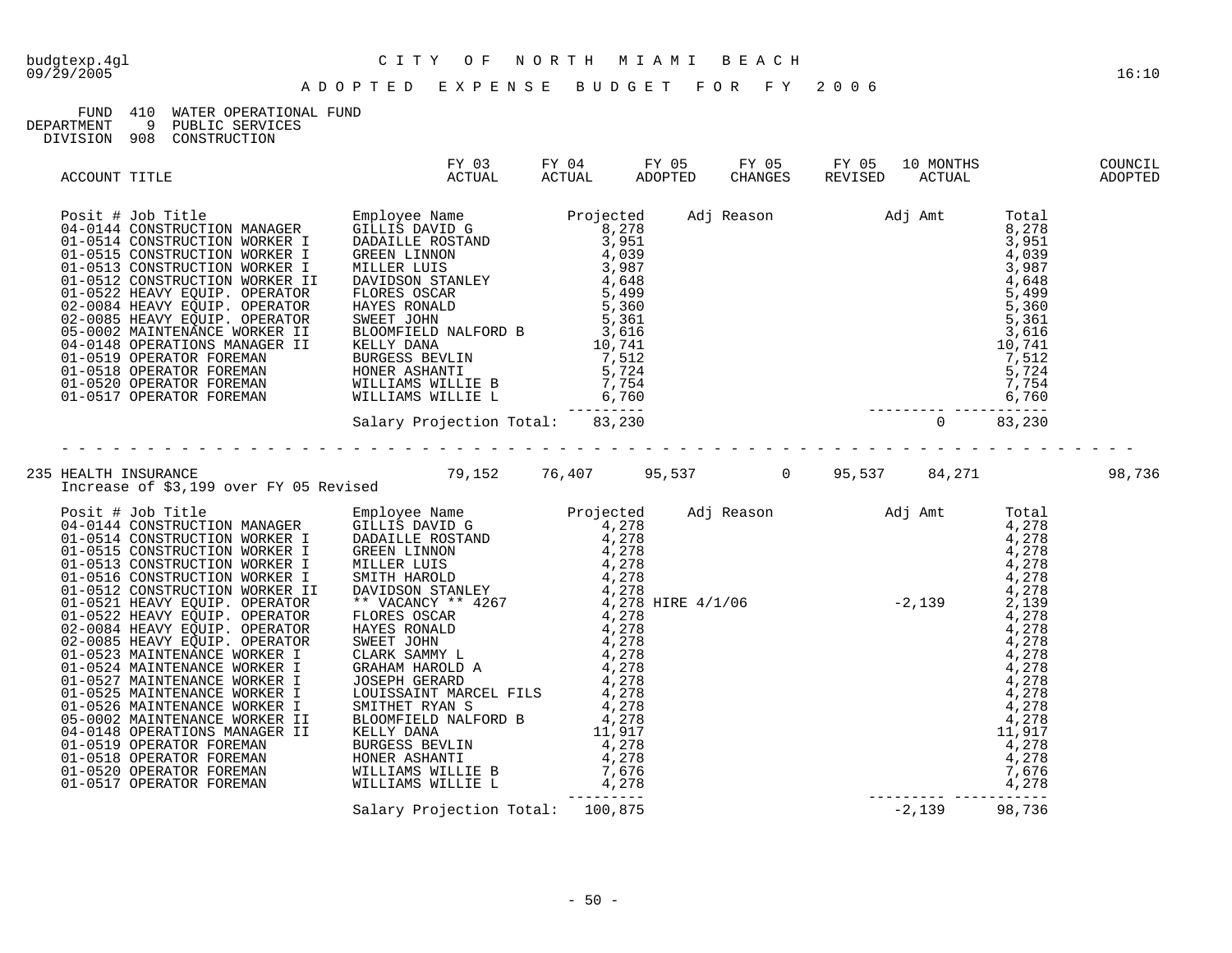budgtexp.4gl — CITY OF NORTH MIAMI BEACH
09/29/2005 — 16:10

# ADOPTED EXPENSE BUDGET FOR FY 2006

FUND 410 WATER OPERATIONAL FUND
DEPARTMENT 9 PUBLIC SERVICES
DIVISION 908 CONSTRUCTION

| ACCOUNT TITLE | FY 03 ACTUAL | FY 04 ACTUAL | FY 05 ADOPTED | FY 05 CHANGES | FY 05 REVISED | 10 MONTHS ACTUAL | COUNCIL ADOPTED |
|---|---|---|---|---|---|---|---|

| Posit # | Job Title | Employee Name | Projected | Adj Reason | Adj Amt | Total |
|---|---|---|---|---|---|---|
| 04-0144 | CONSTRUCTION MANAGER | GILLIS DAVID G | 8,278 | | | 8,278 |
| 01-0514 | CONSTRUCTION WORKER I | DADAILLE ROSTAND | 3,951 | | | 3,951 |
| 01-0515 | CONSTRUCTION WORKER I | GREEN LINNON | 4,039 | | | 4,039 |
| 01-0513 | CONSTRUCTION WORKER I | MILLER LUIS | 3,987 | | | 3,987 |
| 01-0512 | CONSTRUCTION WORKER II | DAVIDSON STANLEY | 4,648 | | | 4,648 |
| 01-0522 | HEAVY EQUIP. OPERATOR | FLORES OSCAR | 5,499 | | | 5,499 |
| 02-0084 | HEAVY EQUIP. OPERATOR | HAYES RONALD | 5,360 | | | 5,360 |
| 02-0085 | HEAVY EQUIP. OPERATOR | SWEET JOHN | 5,361 | | | 5,361 |
| 05-0002 | MAINTENANCE WORKER II | BLOOMFIELD NALFORD B | 3,616 | | | 3,616 |
| 04-0148 | OPERATIONS MANAGER II | KELLY DANA | 10,741 | | | 10,741 |
| 01-0519 | OPERATOR FOREMAN | BURGESS BEVLIN | 7,512 | | | 7,512 |
| 01-0518 | OPERATOR FOREMAN | HONER ASHANTI | 5,724 | | | 5,724 |
| 01-0520 | OPERATOR FOREMAN | WILLIAMS WILLIE B | 7,754 | | | 7,754 |
| 01-0517 | OPERATOR FOREMAN | WILLIAMS WILLIE L | 6,760 | | | 6,760 |
| | | Salary Projection Total: | 83,230 | | 0 | 83,230 |

| ACCOUNT TITLE | FY 03 ACTUAL | FY 04 ACTUAL | FY 05 ADOPTED | FY 05 CHANGES | FY 05 REVISED | 10 MONTHS ACTUAL | COUNCIL ADOPTED |
|---|---|---|---|---|---|---|---|
| 235 HEALTH INSURANCE | 79,152 | 76,407 | 95,537 | 0 | 95,537 | 84,271 | 98,736 |

Increase of $3,199 over FY 05 Revised

| Posit # | Job Title | Employee Name | Projected | Adj Reason | Adj Amt | Total |
|---|---|---|---|---|---|---|
| 04-0144 | CONSTRUCTION MANAGER | GILLIS DAVID G | 4,278 | | | 4,278 |
| 01-0514 | CONSTRUCTION WORKER I | DADAILLE ROSTAND | 4,278 | | | 4,278 |
| 01-0515 | CONSTRUCTION WORKER I | GREEN LINNON | 4,278 | | | 4,278 |
| 01-0513 | CONSTRUCTION WORKER I | MILLER LUIS | 4,278 | | | 4,278 |
| 01-0516 | CONSTRUCTION WORKER I | SMITH HAROLD | 4,278 | | | 4,278 |
| 01-0512 | CONSTRUCTION WORKER II | DAVIDSON STANLEY | 4,278 | | | 4,278 |
| 01-0521 | HEAVY EQUIP. OPERATOR | ** VACANCY ** 4267 | 4,278 | HIRE 4/1/06 | -2,139 | 2,139 |
| 01-0522 | HEAVY EQUIP. OPERATOR | FLORES OSCAR | 4,278 | | | 4,278 |
| 02-0084 | HEAVY EQUIP. OPERATOR | HAYES RONALD | 4,278 | | | 4,278 |
| 02-0085 | HEAVY EQUIP. OPERATOR | SWEET JOHN | 4,278 | | | 4,278 |
| 01-0523 | MAINTENANCE WORKER I | CLARK SAMMY L | 4,278 | | | 4,278 |
| 01-0524 | MAINTENANCE WORKER I | GRAHAM HAROLD A | 4,278 | | | 4,278 |
| 01-0527 | MAINTENANCE WORKER I | JOSEPH GERARD | 4,278 | | | 4,278 |
| 01-0525 | MAINTENANCE WORKER I | LOUISSAINT MARCEL FILS | 4,278 | | | 4,278 |
| 01-0526 | MAINTENANCE WORKER I | SMITHET RYAN S | 4,278 | | | 4,278 |
| 05-0002 | MAINTENANCE WORKER II | BLOOMFIELD NALFORD B | 4,278 | | | 4,278 |
| 04-0148 | OPERATIONS MANAGER II | KELLY DANA | 11,917 | | | 11,917 |
| 01-0519 | OPERATOR FOREMAN | BURGESS BEVLIN | 4,278 | | | 4,278 |
| 01-0518 | OPERATOR FOREMAN | HONER ASHANTI | 4,278 | | | 4,278 |
| 01-0520 | OPERATOR FOREMAN | WILLIAMS WILLIE B | 7,676 | | | 7,676 |
| 01-0517 | OPERATOR FOREMAN | WILLIAMS WILLIE L | 4,278 | | | 4,278 |
| | | Salary Projection Total: | 100,875 | | -2,139 | 98,736 |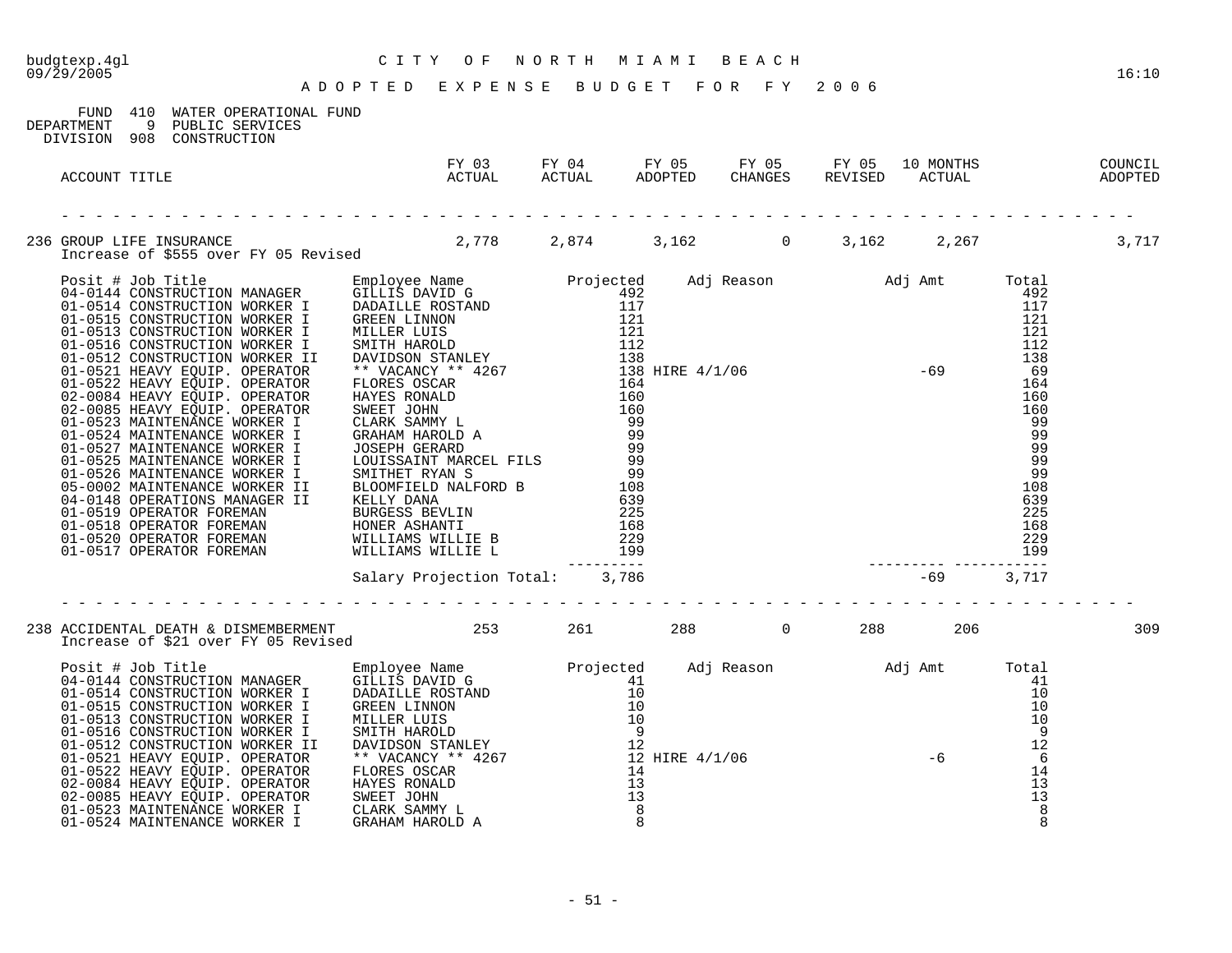budgtexp.4gl — CITY OF NORTH MIAMI BEACH
09/29/2005 — 16:10

# ADOPTED EXPENSE BUDGET FOR FY 2006

FUND 410 WATER OPERATIONAL FUND
DEPARTMENT 9 PUBLIC SERVICES
DIVISION 908 CONSTRUCTION

| ACCOUNT TITLE | FY 03 ACTUAL | FY 04 ACTUAL | FY 05 ADOPTED | FY 05 CHANGES | FY 05 REVISED | 10 MONTHS ACTUAL | COUNCIL ADOPTED |
|---|---|---|---|---|---|---|---|
| 236 GROUP LIFE INSURANCE | 2,778 | 2,874 | 3,162 | 0 | 3,162 | 2,267 | 3,717 |

Increase of $555 over FY 05 Revised

| Posit # | Job Title | Employee Name | Projected | Adj Reason | Adj Amt | Total |
|---|---|---|---|---|---|---|
| 04-0144 | CONSTRUCTION MANAGER | GILLIS DAVID G | 492 | | | 492 |
| 01-0514 | CONSTRUCTION WORKER I | DADAILLE ROSTAND | 117 | | | 117 |
| 01-0515 | CONSTRUCTION WORKER I | GREEN LINNON | 121 | | | 121 |
| 01-0513 | CONSTRUCTION WORKER I | MILLER LUIS | 121 | | | 121 |
| 01-0516 | CONSTRUCTION WORKER I | SMITH HAROLD | 112 | | | 112 |
| 01-0512 | CONSTRUCTION WORKER II | DAVIDSON STANLEY | 138 | | | 138 |
| 01-0521 | HEAVY EQUIP. OPERATOR | ** VACANCY ** 4267 | 138 | HIRE 4/1/06 | -69 | 69 |
| 01-0522 | HEAVY EQUIP. OPERATOR | FLORES OSCAR | 164 | | | 164 |
| 02-0084 | HEAVY EQUIP. OPERATOR | HAYES RONALD | 160 | | | 160 |
| 02-0085 | HEAVY EQUIP. OPERATOR | SWEET JOHN | 160 | | | 160 |
| 01-0523 | MAINTENANCE WORKER I | CLARK SAMMY L | 99 | | | 99 |
| 01-0524 | MAINTENANCE WORKER I | GRAHAM HAROLD A | 99 | | | 99 |
| 01-0527 | MAINTENANCE WORKER I | JOSEPH GERARD | 99 | | | 99 |
| 01-0525 | MAINTENANCE WORKER I | LOUISSAINT MARCEL FILS | 99 | | | 99 |
| 01-0526 | MAINTENANCE WORKER I | SMITHET RYAN S | 99 | | | 99 |
| 05-0002 | MAINTENANCE WORKER II | BLOOMFIELD NALFORD B | 108 | | | 108 |
| 04-0148 | OPERATIONS MANAGER II | KELLY DANA | 639 | | | 639 |
| 01-0519 | OPERATOR FOREMAN | BURGESS BEVLIN | 225 | | | 225 |
| 01-0518 | OPERATOR FOREMAN | HONER ASHANTI | 168 | | | 168 |
| 01-0520 | OPERATOR FOREMAN | WILLIAMS WILLIE B | 229 | | | 229 |
| 01-0517 | OPERATOR FOREMAN | WILLIAMS WILLIE L | 199 | | | 199 |
| | | Salary Projection Total: | 3,786 | | -69 | 3,717 |

| ACCOUNT TITLE | FY 03 ACTUAL | FY 04 ACTUAL | FY 05 ADOPTED | FY 05 CHANGES | FY 05 REVISED | 10 MONTHS ACTUAL | COUNCIL ADOPTED |
|---|---|---|---|---|---|---|---|
| 238 ACCIDENTAL DEATH & DISMEMBERMENT | 253 | 261 | 288 | 0 | 288 | 206 | 309 |

Increase of $21 over FY 05 Revised

| Posit # | Job Title | Employee Name | Projected | Adj Reason | Adj Amt | Total |
|---|---|---|---|---|---|---|
| 04-0144 | CONSTRUCTION MANAGER | GILLIS DAVID G | 41 | | | 41 |
| 01-0514 | CONSTRUCTION WORKER I | DADAILLE ROSTAND | 10 | | | 10 |
| 01-0515 | CONSTRUCTION WORKER I | GREEN LINNON | 10 | | | 10 |
| 01-0513 | CONSTRUCTION WORKER I | MILLER LUIS | 10 | | | 10 |
| 01-0516 | CONSTRUCTION WORKER I | SMITH HAROLD | 9 | | | 9 |
| 01-0512 | CONSTRUCTION WORKER II | DAVIDSON STANLEY | 12 | | | 12 |
| 01-0521 | HEAVY EQUIP. OPERATOR | ** VACANCY ** 4267 | 12 | HIRE 4/1/06 | -6 | 6 |
| 01-0522 | HEAVY EQUIP. OPERATOR | FLORES OSCAR | 14 | | | 14 |
| 02-0084 | HEAVY EQUIP. OPERATOR | HAYES RONALD | 13 | | | 13 |
| 02-0085 | HEAVY EQUIP. OPERATOR | SWEET JOHN | 13 | | | 13 |
| 01-0523 | MAINTENANCE WORKER I | CLARK SAMMY L | 8 | | | 8 |
| 01-0524 | MAINTENANCE WORKER I | GRAHAM HAROLD A | 8 | | | 8 |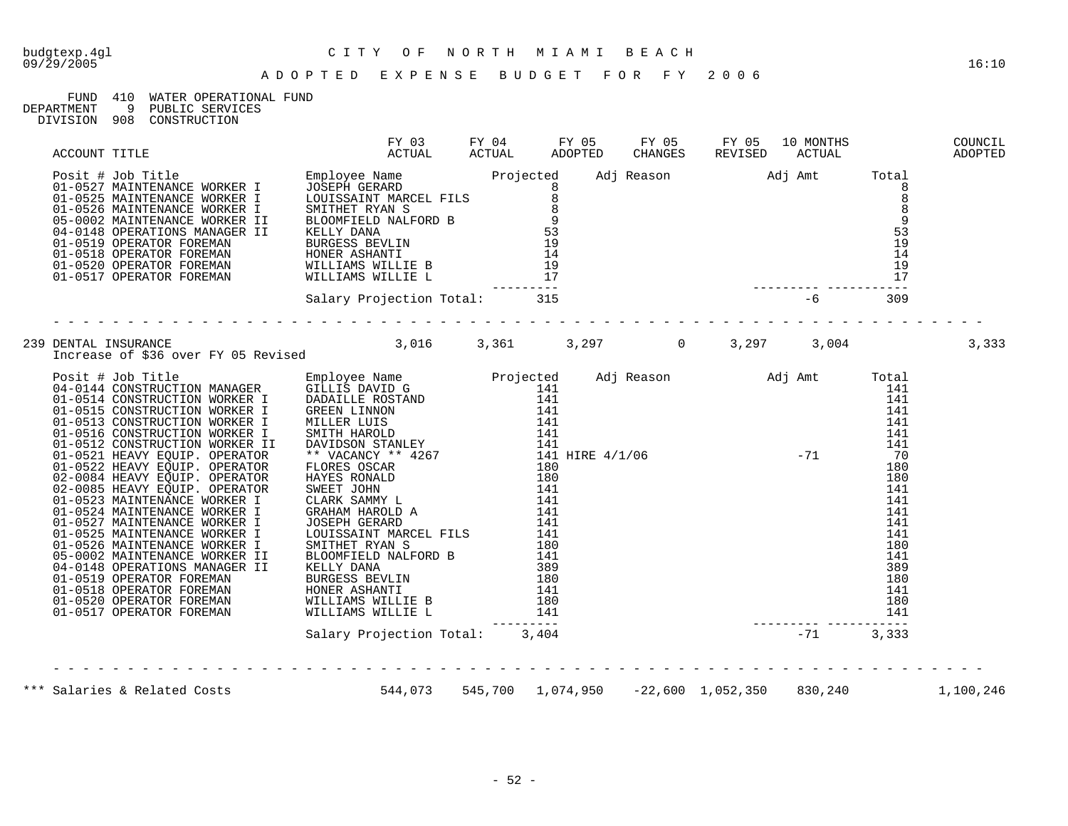budgtexp.4gl
09/29/2005

# CITY OF NORTH MIAMI BEACH

## ADOPTED EXPENSE BUDGET FOR FY 2006

16:10

FUND 410 WATER OPERATIONAL FUND
DEPARTMENT 9 PUBLIC SERVICES
DIVISION 908 CONSTRUCTION

| ACCOUNT TITLE | FY 03 ACTUAL | FY 04 ACTUAL | FY 05 ADOPTED | FY 05 CHANGES | FY 05 REVISED | 10 MONTHS ACTUAL | COUNCIL ADOPTED |
|---|---|---|---|---|---|---|---|

| Posit # | Job Title | Employee Name | Projected | Adj Reason | Adj Amt | Total |
|---|---|---|---|---|---|---|
| 01-0527 | MAINTENANCE WORKER I | JOSEPH GERARD | 8 | | | 8 |
| 01-0525 | MAINTENANCE WORKER I | LOUISSAINT MARCEL FILS | 8 | | | 8 |
| 01-0526 | MAINTENANCE WORKER I | SMITHET RYAN S | 8 | | | 8 |
| 05-0002 | MAINTENANCE WORKER II | BLOOMFIELD NALFORD B | 9 | | | 9 |
| 04-0148 | OPERATIONS MANAGER II | KELLY DANA | 53 | | | 53 |
| 01-0519 | OPERATOR FOREMAN | BURGESS BEVLIN | 19 | | | 19 |
| 01-0518 | OPERATOR FOREMAN | HONER ASHANTI | 14 | | | 14 |
| 01-0520 | OPERATOR FOREMAN | WILLIAMS WILLIE B | 19 | | | 19 |
| 01-0517 | OPERATOR FOREMAN | WILLIAMS WILLIE L | 17 | | | 17 |
| | | Salary Projection Total: | 315 | | -6 | 309 |

| ACCOUNT TITLE | FY 03 ACTUAL | FY 04 ACTUAL | FY 05 ADOPTED | FY 05 CHANGES | FY 05 REVISED | 10 MONTHS ACTUAL | COUNCIL ADOPTED |
|---|---|---|---|---|---|---|---|
| 239 DENTAL INSURANCE | 3,016 | 3,361 | 3,297 | 0 | 3,297 | 3,004 | 3,333 |

Increase of $36 over FY 05 Revised

| Posit # | Job Title | Employee Name | Projected | Adj Reason | Adj Amt | Total |
|---|---|---|---|---|---|---|
| 04-0144 | CONSTRUCTION MANAGER | GILLIS DAVID G | 141 | | | 141 |
| 01-0514 | CONSTRUCTION WORKER I | DADAILLE ROSTAND | 141 | | | 141 |
| 01-0515 | CONSTRUCTION WORKER I | GREEN LINNON | 141 | | | 141 |
| 01-0513 | CONSTRUCTION WORKER I | MILLER LUIS | 141 | | | 141 |
| 01-0516 | CONSTRUCTION WORKER I | SMITH HAROLD | 141 | | | 141 |
| 01-0512 | CONSTRUCTION WORKER II | DAVIDSON STANLEY | 141 | | | 141 |
| 01-0521 | HEAVY EQUIP. OPERATOR | ** VACANCY ** 4267 | 141 | HIRE 4/1/06 | -71 | 70 |
| 01-0522 | HEAVY EQUIP. OPERATOR | FLORES OSCAR | 180 | | | 180 |
| 02-0084 | HEAVY EQUIP. OPERATOR | HAYES RONALD | 180 | | | 180 |
| 02-0085 | HEAVY EQUIP. OPERATOR | SWEET JOHN | 141 | | | 141 |
| 01-0523 | MAINTENANCE WORKER I | CLARK SAMMY L | 141 | | | 141 |
| 01-0524 | MAINTENANCE WORKER I | GRAHAM HAROLD A | 141 | | | 141 |
| 01-0527 | MAINTENANCE WORKER I | JOSEPH GERARD | 141 | | | 141 |
| 01-0525 | MAINTENANCE WORKER I | LOUISSAINT MARCEL FILS | 141 | | | 141 |
| 01-0526 | MAINTENANCE WORKER I | SMITHET RYAN S | 180 | | | 180 |
| 05-0002 | MAINTENANCE WORKER II | BLOOMFIELD NALFORD B | 141 | | | 141 |
| 04-0148 | OPERATIONS MANAGER II | KELLY DANA | 389 | | | 389 |
| 01-0519 | OPERATOR FOREMAN | BURGESS BEVLIN | 180 | | | 180 |
| 01-0518 | OPERATOR FOREMAN | HONER ASHANTI | 141 | | | 141 |
| 01-0520 | OPERATOR FOREMAN | WILLIAMS WILLIE B | 180 | | | 180 |
| 01-0517 | OPERATOR FOREMAN | WILLIAMS WILLIE L | 141 | | | 141 |
| | | Salary Projection Total: | 3,404 | | -71 | 3,333 |

| ACCOUNT TITLE | FY 03 ACTUAL | FY 04 ACTUAL | FY 05 ADOPTED | FY 05 CHANGES | FY 05 REVISED | 10 MONTHS ACTUAL | COUNCIL ADOPTED |
|---|---|---|---|---|---|---|---|
| *** Salaries & Related Costs | 544,073 | 545,700 | 1,074,950 | -22,600 | 1,052,350 | 830,240 | 1,100,246 |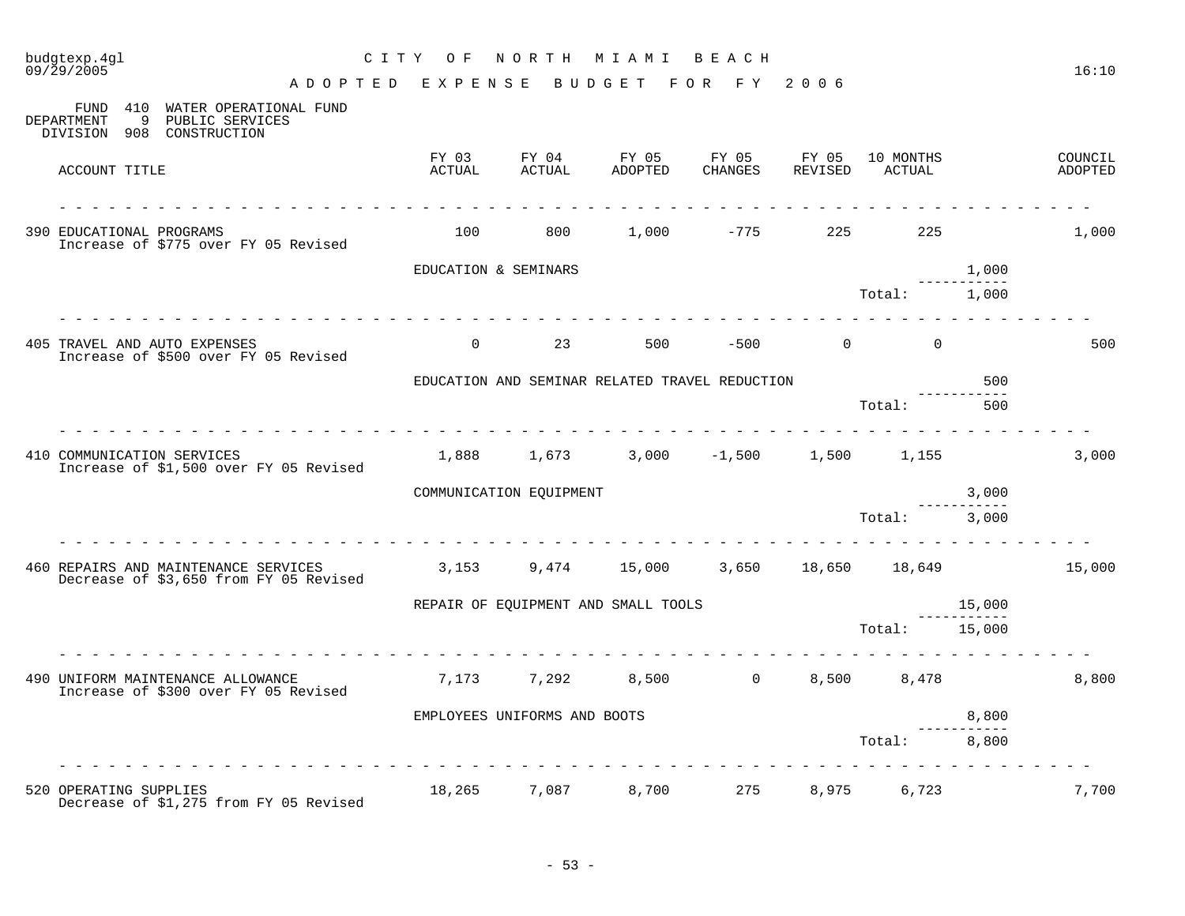budgtexp.4gl — CITY OF NORTH MIAMI BEACH
09/29/2005 — 16:10

# ADOPTED EXPENSE BUDGET FOR FY 2006

FUND 410 WATER OPERATIONAL FUND
DEPARTMENT 9 PUBLIC SERVICES
DIVISION 908 CONSTRUCTION

| ACCOUNT TITLE | FY 03 ACTUAL | FY 04 ACTUAL | FY 05 ADOPTED | FY 05 CHANGES | FY 05 REVISED | 10 MONTHS ACTUAL | | COUNCIL ADOPTED |
|---|---|---|---|---|---|---|---|---|
| 390 EDUCATIONAL PROGRAMS<br>Increase of $775 over FY 05 Revised | 100 | 800 | 1,000 | -775 | 225 | 225 | | 1,000 |
| | EDUCATION & SEMINARS | | | | | | 1,000 | |
| | | | | | | Total: | 1,000 | |
| 405 TRAVEL AND AUTO EXPENSES<br>Increase of $500 over FY 05 Revised | 0 | 23 | 500 | -500 | 0 | 0 | | 500 |
| | EDUCATION AND SEMINAR RELATED TRAVEL REDUCTION | | | | | | 500 | |
| | | | | | | Total: | 500 | |
| 410 COMMUNICATION SERVICES<br>Increase of $1,500 over FY 05 Revised | 1,888 | 1,673 | 3,000 | -1,500 | 1,500 | 1,155 | | 3,000 |
| | COMMUNICATION EQUIPMENT | | | | | | 3,000 | |
| | | | | | | Total: | 3,000 | |
| 460 REPAIRS AND MAINTENANCE SERVICES<br>Decrease of $3,650 from FY 05 Revised | 3,153 | 9,474 | 15,000 | 3,650 | 18,650 | 18,649 | | 15,000 |
| | REPAIR OF EQUIPMENT AND SMALL TOOLS | | | | | | 15,000 | |
| | | | | | | Total: | 15,000 | |
| 490 UNIFORM MAINTENANCE ALLOWANCE<br>Increase of $300 over FY 05 Revised | 7,173 | 7,292 | 8,500 | 0 | 8,500 | 8,478 | | 8,800 |
| | EMPLOYEES UNIFORMS AND BOOTS | | | | | | 8,800 | |
| | | | | | | Total: | 8,800 | |
| 520 OPERATING SUPPLIES<br>Decrease of $1,275 from FY 05 Revised | 18,265 | 7,087 | 8,700 | 275 | 8,975 | 6,723 | | 7,700 |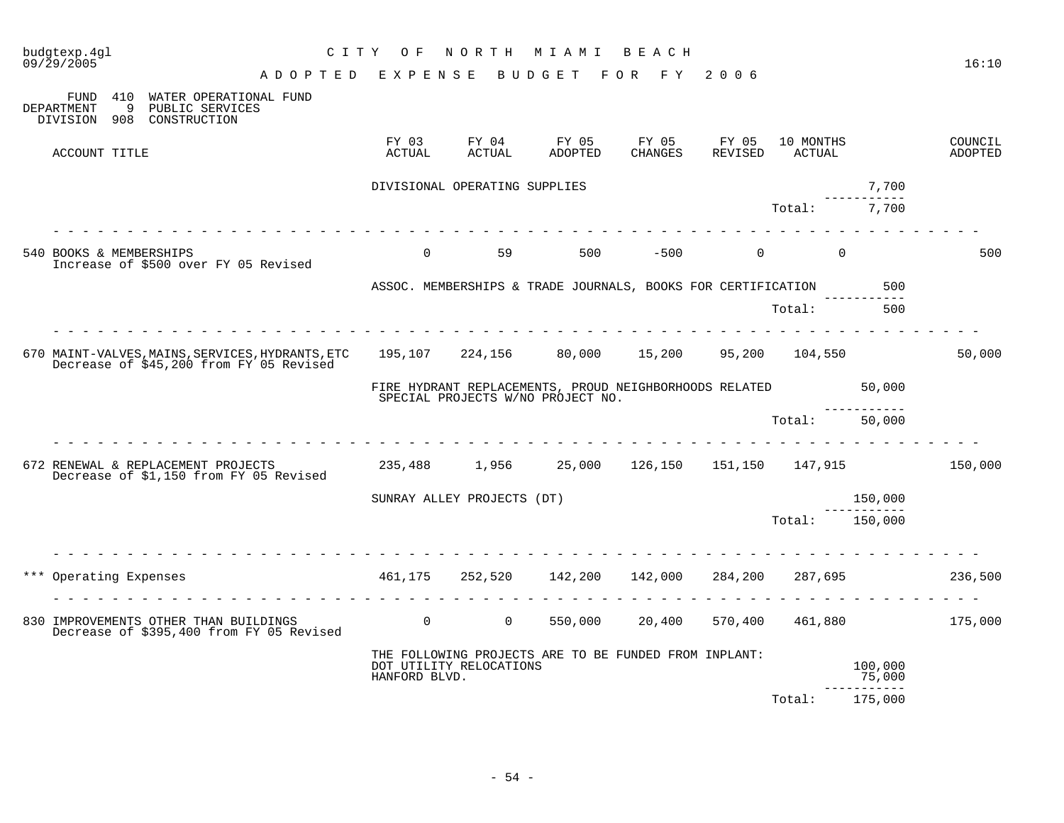budgtexp.4gl — CITY OF NORTH MIAMI BEACH — 09/29/2005 — 16:10

## ADOPTED EXPENSE BUDGET FOR FY 2006

FUND 410 WATER OPERATIONAL FUND
DEPARTMENT 9 PUBLIC SERVICES
DIVISION 908 CONSTRUCTION

| ACCOUNT TITLE | FY 03 ACTUAL | FY 04 ACTUAL | FY 05 ADOPTED | FY 05 CHANGES | FY 05 REVISED | 10 MONTHS ACTUAL | | COUNCIL ADOPTED |
|---|---|---|---|---|---|---|---|---|
| | DIVISIONAL OPERATING SUPPLIES | | | | | | 7,700 | |
| | | | | | | Total: | 7,700 | |
| 540 BOOKS & MEMBERSHIPS<br>Increase of $500 over FY 05 Revised | 0 | 59 | 500 | -500 | 0 | 0 | | 500 |
| | ASSOC. MEMBERSHIPS & TRADE JOURNALS, BOOKS FOR CERTIFICATION | | | | | | 500 | |
| | | | | | | Total: | 500 | |
| 670 MAINT-VALVES,MAINS,SERVICES,HYDRANTS,ETC<br>Decrease of $45,200 from FY 05 Revised | 195,107 | 224,156 | 80,000 | 15,200 | 95,200 | 104,550 | | 50,000 |
| | FIRE HYDRANT REPLACEMENTS, PROUD NEIGHBORHOODS RELATED SPECIAL PROJECTS W/NO PROJECT NO. | | | | | | 50,000 | |
| | | | | | | Total: | 50,000 | |
| 672 RENEWAL & REPLACEMENT PROJECTS<br>Decrease of $1,150 from FY 05 Revised | 235,488 | 1,956 | 25,000 | 126,150 | 151,150 | 147,915 | | 150,000 |
| | SUNRAY ALLEY PROJECTS (DT) | | | | | | 150,000 | |
| | | | | | | Total: | 150,000 | |
| *** Operating Expenses | 461,175 | 252,520 | 142,200 | 142,000 | 284,200 | 287,695 | | 236,500 |
| 830 IMPROVEMENTS OTHER THAN BUILDINGS<br>Decrease of $395,400 from FY 05 Revised | 0 | 0 | 550,000 | 20,400 | 570,400 | 461,880 | | 175,000 |
| | THE FOLLOWING PROJECTS ARE TO BE FUNDED FROM INPLANT: | | | | | | | |
| | DOT UTILITY RELOCATIONS | | | | | | 100,000 | |
| | HANFORD BLVD. | | | | | | 75,000 | |
| | | | | | | Total: | 175,000 | |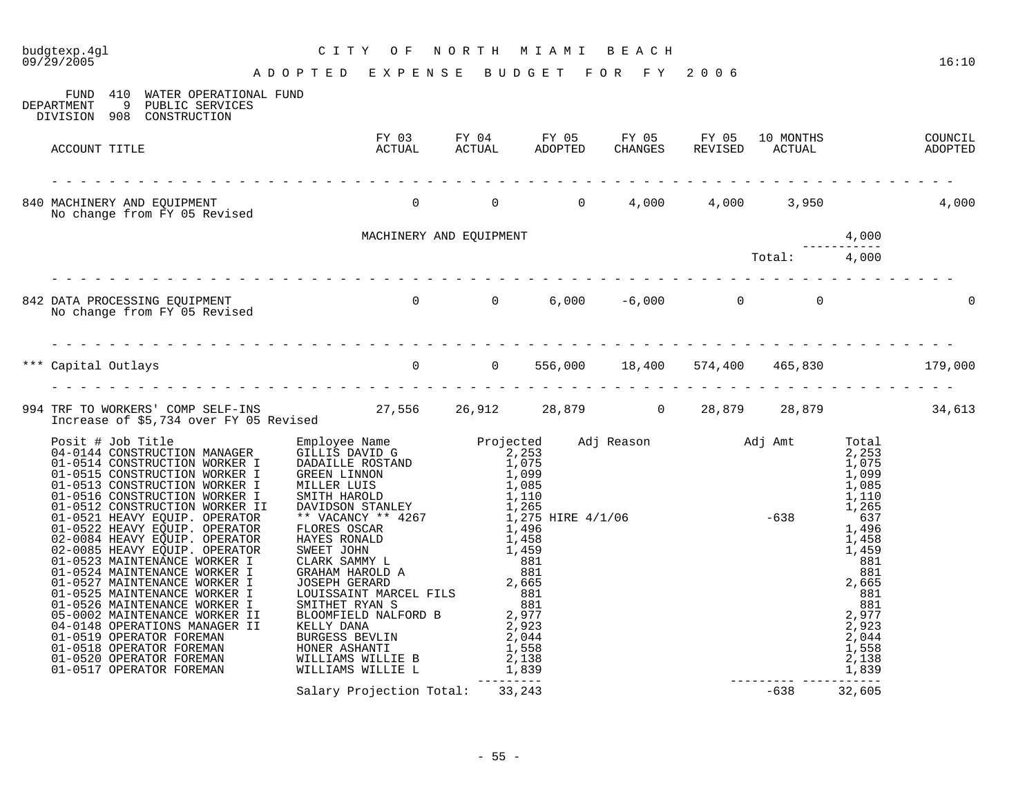budgtexp.4gl — CITY OF NORTH MIAMI BEACH — 09/29/2005 — 16:10

## ADOPTED EXPENSE BUDGET FOR FY 2006

FUND 410 WATER OPERATIONAL FUND
DEPARTMENT 9 PUBLIC SERVICES
DIVISION 908 CONSTRUCTION

| ACCOUNT TITLE | FY 03 ACTUAL | FY 04 ACTUAL | FY 05 ADOPTED | FY 05 CHANGES | FY 05 REVISED | 10 MONTHS ACTUAL | COUNCIL ADOPTED |
|---|---|---|---|---|---|---|---|
| 840 MACHINERY AND EQUIPMENT<br>No change from FY 05 Revised | 0 | 0 | 0 | 4,000 | 4,000 | 3,950 | 4,000 |
| 842 DATA PROCESSING EQUIPMENT<br>No change from FY 05 Revised | 0 | 0 | 6,000 | -6,000 | 0 | 0 | 0 |
| *** Capital Outlays | 0 | 0 | 556,000 | 18,400 | 574,400 | 465,830 | 179,000 |
| 994 TRF TO WORKERS' COMP SELF-INS<br>Increase of $5,734 over FY 05 Revised | 27,556 | 26,912 | 28,879 | 0 | 28,879 | 28,879 | 34,613 |

Detail for 840:

| Item | Amount |
|---|---|
| MACHINERY AND EQUIPMENT | 4,000 |
| Total: | 4,000 |

Detail for 994:

| Posit # | Job Title | Employee Name | Projected | Adj Reason | Adj Amt | Total |
|---|---|---|---|---|---|---|
| 04-0144 | CONSTRUCTION MANAGER | GILLIS DAVID G | 2,253 | | | 2,253 |
| 01-0514 | CONSTRUCTION WORKER I | DADAILLE ROSTAND | 1,075 | | | 1,075 |
| 01-0515 | CONSTRUCTION WORKER I | GREEN LINNON | 1,099 | | | 1,099 |
| 01-0513 | CONSTRUCTION WORKER I | MILLER LUIS | 1,085 | | | 1,085 |
| 01-0516 | CONSTRUCTION WORKER I | SMITH HAROLD | 1,110 | | | 1,110 |
| 01-0512 | CONSTRUCTION WORKER II | DAVIDSON STANLEY | 1,265 | | | 1,265 |
| 01-0521 | HEAVY EQUIP. OPERATOR | ** VACANCY ** 4267 | 1,275 | HIRE 4/1/06 | -638 | 637 |
| 01-0522 | HEAVY EQUIP. OPERATOR | FLORES OSCAR | 1,496 | | | 1,496 |
| 02-0084 | HEAVY EQUIP. OPERATOR | HAYES RONALD | 1,458 | | | 1,458 |
| 02-0085 | HEAVY EQUIP. OPERATOR | SWEET JOHN | 1,459 | | | 1,459 |
| 01-0523 | MAINTENANCE WORKER I | CLARK SAMMY L | 881 | | | 881 |
| 01-0524 | MAINTENANCE WORKER I | GRAHAM HAROLD A | 881 | | | 881 |
| 01-0527 | MAINTENANCE WORKER I | JOSEPH GERARD | 2,665 | | | 2,665 |
| 01-0525 | MAINTENANCE WORKER I | LOUISSAINT MARCEL FILS | 881 | | | 881 |
| 01-0526 | MAINTENANCE WORKER I | SMITHET RYAN S | 881 | | | 881 |
| 05-0002 | MAINTENANCE WORKER II | BLOOMFIELD NALFORD B | 2,977 | | | 2,977 |
| 04-0148 | OPERATIONS MANAGER II | KELLY DANA | 2,923 | | | 2,923 |
| 01-0519 | OPERATOR FOREMAN | BURGESS BEVLIN | 2,044 | | | 2,044 |
| 01-0518 | OPERATOR FOREMAN | HONER ASHANTI | 1,558 | | | 1,558 |
| 01-0520 | OPERATOR FOREMAN | WILLIAMS WILLIE B | 2,138 | | | 2,138 |
| 01-0517 | OPERATOR FOREMAN | WILLIAMS WILLIE L | 1,839 | | | 1,839 |
| | | Salary Projection Total: | 33,243 | | -638 | 32,605 |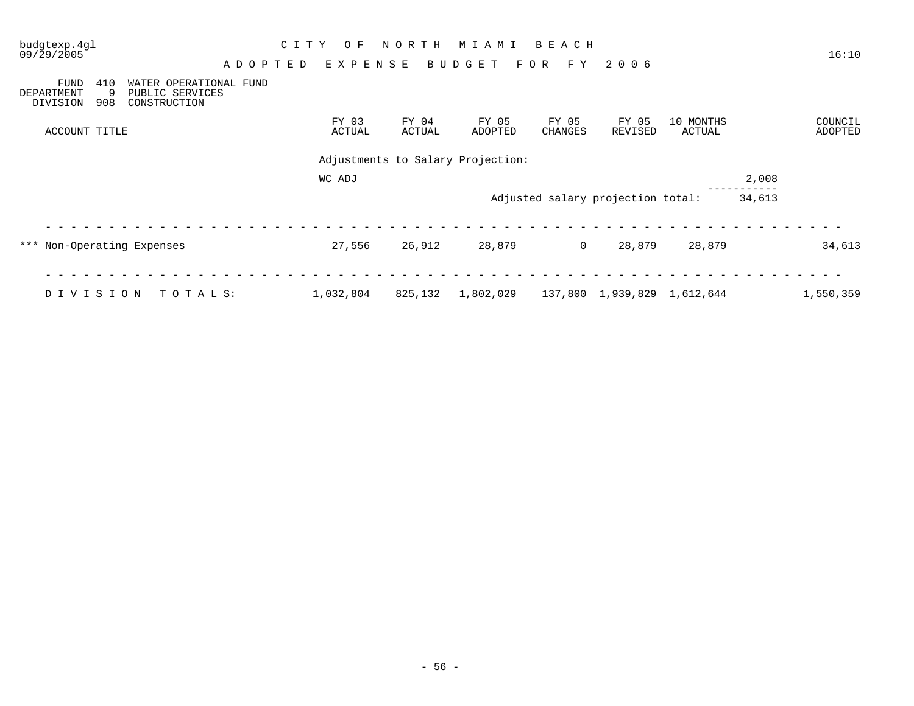budgtexp.4gl
09/29/2005

# CITY OF NORTH MIAMI BEACH

## ADOPTED EXPENSE BUDGET FOR FY 2006

16:10

FUND 410 WATER OPERATIONAL FUND
DEPARTMENT 9 PUBLIC SERVICES
DIVISION 908 CONSTRUCTION

| ACCOUNT TITLE | FY 03 ACTUAL | FY 04 ACTUAL | FY 05 ADOPTED | FY 05 CHANGES | FY 05 REVISED | 10 MONTHS ACTUAL | | COUNCIL ADOPTED |
|---|---|---|---|---|---|---|---|---|
| | Adjustments to Salary Projection: | | | | | | | |
| | WC ADJ | | | | | | 2,008 | |
| | | | | Adjusted salary projection total: | | | 34,613 | |
| *** Non-Operating Expenses | 27,556 | 26,912 | 28,879 | 0 | 28,879 | 28,879 | | 34,613 |
| D I V I S I O N   T O T A L S: | 1,032,804 | 825,132 | 1,802,029 | 137,800 | 1,939,829 | 1,612,644 | | 1,550,359 |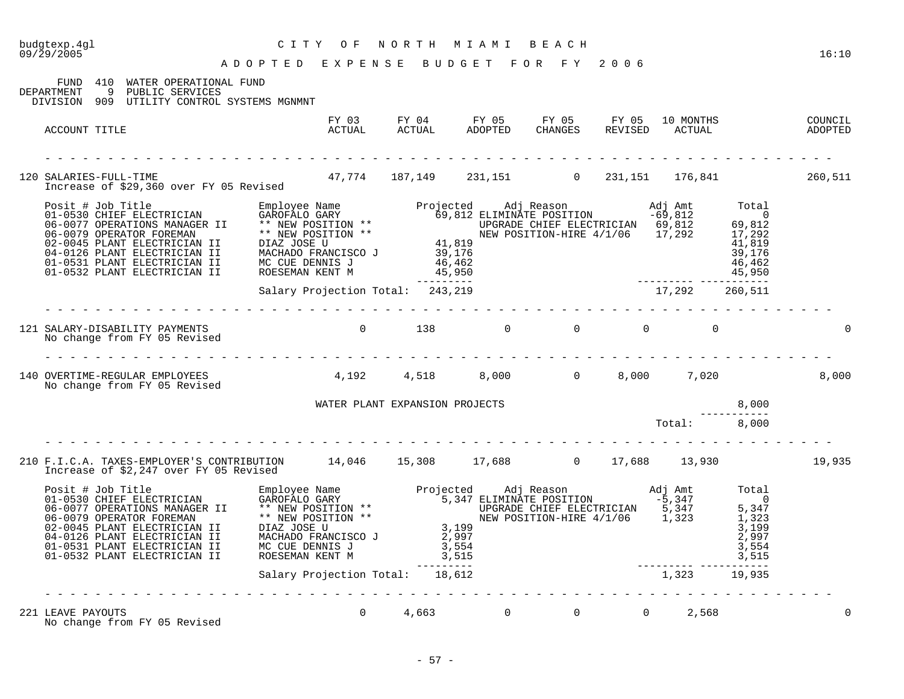# CITY OF NORTH MIAMI BEACH

## ADOPTED EXPENSE BUDGET FOR FY 2006

FUND 410 WATER OPERATIONAL FUND
DEPARTMENT 9 PUBLIC SERVICES
DIVISION 909 UTILITY CONTROL SYSTEMS MGNMNT

| ACCOUNT TITLE | FY 03 ACTUAL | FY 04 ACTUAL | FY 05 ADOPTED | FY 05 CHANGES | FY 05 REVISED | 10 MONTHS ACTUAL | COUNCIL ADOPTED |
|---|---|---|---|---|---|---|---|
| 120 SALARIES-FULL-TIME | 47,774 | 187,149 | 231,151 | 0 | 231,151 | 176,841 | 260,511 |

Increase of $29,360 over FY 05 Revised

| Posit # | Job Title | Employee Name | Projected | Adj Reason | Adj Amt | Total |
|---|---|---|---|---|---|---|
| 01-0530 | CHIEF ELECTRICIAN | GAROFALO GARY | 69,812 | ELIMINATE POSITION | -69,812 | 0 |
| 06-0077 | OPERATIONS MANAGER II | ** NEW POSITION ** | | UPGRADE CHIEF ELECTRICIAN | 69,812 | 69,812 |
| 06-0079 | OPERATOR FOREMAN | ** NEW POSITION ** | | NEW POSITION-HIRE 4/1/06 | 17,292 | 17,292 |
| 02-0045 | PLANT ELECTRICIAN II | DIAZ JOSE U | 41,819 | | | 41,819 |
| 04-0126 | PLANT ELECTRICIAN II | MACHADO FRANCISCO J | 39,176 | | | 39,176 |
| 01-0531 | PLANT ELECTRICIAN II | MC CUE DENNIS J | 46,462 | | | 46,462 |
| 01-0532 | PLANT ELECTRICIAN II | ROESEMAN KENT M | 45,950 | | | 45,950 |
| | | Salary Projection Total: | 243,219 | | 17,292 | 260,511 |

| ACCOUNT TITLE | FY 03 ACTUAL | FY 04 ACTUAL | FY 05 ADOPTED | FY 05 CHANGES | FY 05 REVISED | 10 MONTHS ACTUAL | COUNCIL ADOPTED |
|---|---|---|---|---|---|---|---|
| 121 SALARY-DISABILITY PAYMENTS | 0 | 138 | 0 | 0 | 0 | 0 | 0 |

No change from FY 05 Revised

| ACCOUNT TITLE | FY 03 ACTUAL | FY 04 ACTUAL | FY 05 ADOPTED | FY 05 CHANGES | FY 05 REVISED | 10 MONTHS ACTUAL | COUNCIL ADOPTED |
|---|---|---|---|---|---|---|---|
| 140 OVERTIME-REGULAR EMPLOYEES | 4,192 | 4,518 | 8,000 | 0 | 8,000 | 7,020 | 8,000 |

No change from FY 05 Revised

| | |
|---|---|
| WATER PLANT EXPANSION PROJECTS | 8,000 |
| Total: | 8,000 |

| ACCOUNT TITLE | FY 03 ACTUAL | FY 04 ACTUAL | FY 05 ADOPTED | FY 05 CHANGES | FY 05 REVISED | 10 MONTHS ACTUAL | COUNCIL ADOPTED |
|---|---|---|---|---|---|---|---|
| 210 F.I.C.A. TAXES-EMPLOYER'S CONTRIBUTION | 14,046 | 15,308 | 17,688 | 0 | 17,688 | 13,930 | 19,935 |

Increase of $2,247 over FY 05 Revised

| Posit # | Job Title | Employee Name | Projected | Adj Reason | Adj Amt | Total |
|---|---|---|---|---|---|---|
| 01-0530 | CHIEF ELECTRICIAN | GAROFALO GARY | 5,347 | ELIMINATE POSITION | -5,347 | 0 |
| 06-0077 | OPERATIONS MANAGER II | ** NEW POSITION ** | | UPGRADE CHIEF ELECTRICIAN | 5,347 | 5,347 |
| 06-0079 | OPERATOR FOREMAN | ** NEW POSITION ** | | NEW POSITION-HIRE 4/1/06 | 1,323 | 1,323 |
| 02-0045 | PLANT ELECTRICIAN II | DIAZ JOSE U | 3,199 | | | 3,199 |
| 04-0126 | PLANT ELECTRICIAN II | MACHADO FRANCISCO J | 2,997 | | | 2,997 |
| 01-0531 | PLANT ELECTRICIAN II | MC CUE DENNIS J | 3,554 | | | 3,554 |
| 01-0532 | PLANT ELECTRICIAN II | ROESEMAN KENT M | 3,515 | | | 3,515 |
| | | Salary Projection Total: | 18,612 | | 1,323 | 19,935 |

| ACCOUNT TITLE | FY 03 ACTUAL | FY 04 ACTUAL | FY 05 ADOPTED | FY 05 CHANGES | FY 05 REVISED | 10 MONTHS ACTUAL | COUNCIL ADOPTED |
|---|---|---|---|---|---|---|---|
| 221 LEAVE PAYOUTS | 0 | 4,663 | 0 | 0 | 0 | 2,568 | 0 |

No change from FY 05 Revised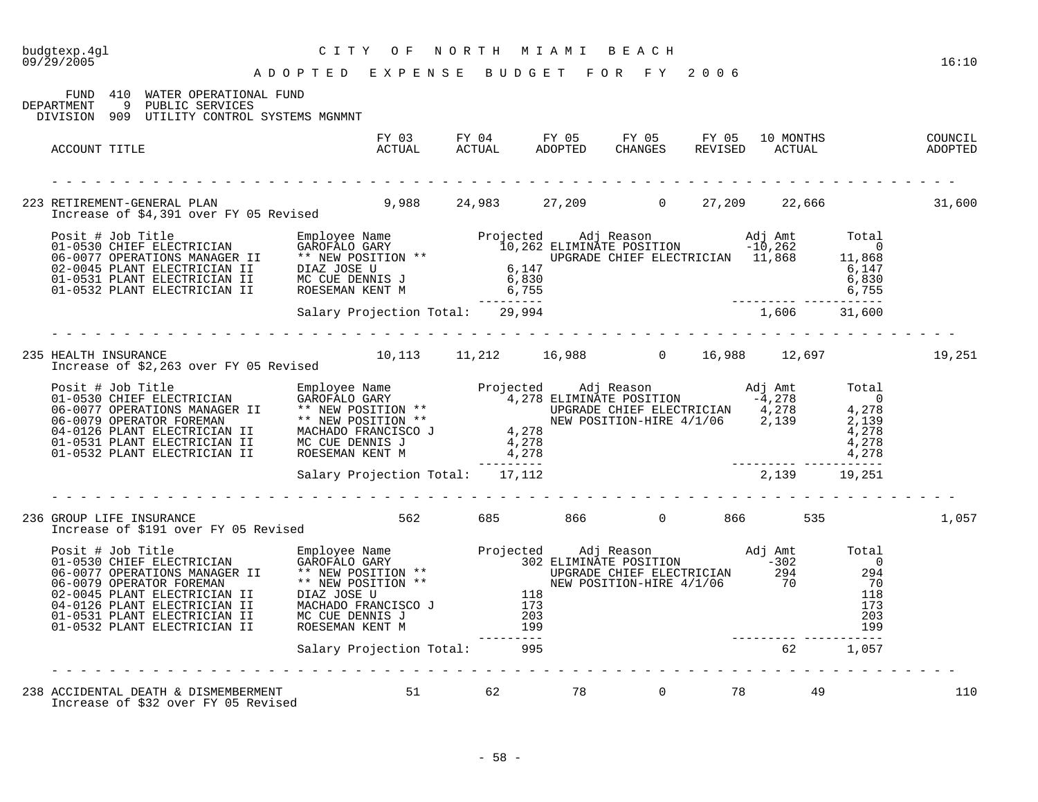budgtexp.4gl — CITY OF NORTH MIAMI BEACH — 09/29/2005 — 16:10

# ADOPTED EXPENSE BUDGET FOR FY 2006

FUND 410 WATER OPERATIONAL FUND
DEPARTMENT 9 PUBLIC SERVICES
DIVISION 909 UTILITY CONTROL SYSTEMS MGNMNT

| ACCOUNT TITLE | FY 03 ACTUAL | FY 04 ACTUAL | FY 05 ADOPTED | FY 05 CHANGES | FY 05 REVISED | 10 MONTHS ACTUAL | COUNCIL ADOPTED |
|---|---|---|---|---|---|---|---|
| 223 RETIREMENT-GENERAL PLAN | 9,988 | 24,983 | 27,209 | 0 | 27,209 | 22,666 | 31,600 |

Increase of $4,391 over FY 05 Revised

| Posit # | Job Title | Employee Name | Projected | Adj Reason | Adj Amt | Total |
|---|---|---|---|---|---|---|
| 01-0530 | CHIEF ELECTRICIAN | GAROFALO GARY | 10,262 | ELIMINATE POSITION | -10,262 | 0 |
| 06-0077 | OPERATIONS MANAGER II | ** NEW POSITION ** | | UPGRADE CHIEF ELECTRICIAN | 11,868 | 11,868 |
| 02-0045 | PLANT ELECTRICIAN II | DIAZ JOSE U | 6,147 | | | 6,147 |
| 01-0531 | PLANT ELECTRICIAN II | MC CUE DENNIS J | 6,830 | | | 6,830 |
| 01-0532 | PLANT ELECTRICIAN II | ROESEMAN KENT M | 6,755 | | | 6,755 |
| | | Salary Projection Total: | 29,994 | | 1,606 | 31,600 |

| ACCOUNT TITLE | FY 03 ACTUAL | FY 04 ACTUAL | FY 05 ADOPTED | FY 05 CHANGES | FY 05 REVISED | 10 MONTHS ACTUAL | COUNCIL ADOPTED |
|---|---|---|---|---|---|---|---|
| 235 HEALTH INSURANCE | 10,113 | 11,212 | 16,988 | 0 | 16,988 | 12,697 | 19,251 |

Increase of $2,263 over FY 05 Revised

| Posit # | Job Title | Employee Name | Projected | Adj Reason | Adj Amt | Total |
|---|---|---|---|---|---|---|
| 01-0530 | CHIEF ELECTRICIAN | GAROFALO GARY | 4,278 | ELIMINATE POSITION | -4,278 | 0 |
| 06-0077 | OPERATIONS MANAGER II | ** NEW POSITION ** | | UPGRADE CHIEF ELECTRICIAN | 4,278 | 4,278 |
| 06-0079 | OPERATOR FOREMAN | ** NEW POSITION ** | | NEW POSITION-HIRE 4/1/06 | 2,139 | 2,139 |
| 04-0126 | PLANT ELECTRICIAN II | MACHADO FRANCISCO J | 4,278 | | | 4,278 |
| 01-0531 | PLANT ELECTRICIAN II | MC CUE DENNIS J | 4,278 | | | 4,278 |
| 01-0532 | PLANT ELECTRICIAN II | ROESEMAN KENT M | 4,278 | | | 4,278 |
| | | Salary Projection Total: | 17,112 | | 2,139 | 19,251 |

| ACCOUNT TITLE | FY 03 ACTUAL | FY 04 ACTUAL | FY 05 ADOPTED | FY 05 CHANGES | FY 05 REVISED | 10 MONTHS ACTUAL | COUNCIL ADOPTED |
|---|---|---|---|---|---|---|---|
| 236 GROUP LIFE INSURANCE | 562 | 685 | 866 | 0 | 866 | 535 | 1,057 |

Increase of $191 over FY 05 Revised

| Posit # | Job Title | Employee Name | Projected | Adj Reason | Adj Amt | Total |
|---|---|---|---|---|---|---|
| 01-0530 | CHIEF ELECTRICIAN | GAROFALO GARY | 302 | ELIMINATE POSITION | -302 | 0 |
| 06-0077 | OPERATIONS MANAGER II | ** NEW POSITION ** | | UPGRADE CHIEF ELECTRICIAN | 294 | 294 |
| 06-0079 | OPERATOR FOREMAN | ** NEW POSITION ** | | NEW POSITION-HIRE 4/1/06 | 70 | 70 |
| 02-0045 | PLANT ELECTRICIAN II | DIAZ JOSE U | 118 | | | 118 |
| 04-0126 | PLANT ELECTRICIAN II | MACHADO FRANCISCO J | 173 | | | 173 |
| 01-0531 | PLANT ELECTRICIAN II | MC CUE DENNIS J | 203 | | | 203 |
| 01-0532 | PLANT ELECTRICIAN II | ROESEMAN KENT M | 199 | | | 199 |
| | | Salary Projection Total: | 995 | | 62 | 1,057 |

| ACCOUNT TITLE | FY 03 ACTUAL | FY 04 ACTUAL | FY 05 ADOPTED | FY 05 CHANGES | FY 05 REVISED | 10 MONTHS ACTUAL | COUNCIL ADOPTED |
|---|---|---|---|---|---|---|---|
| 238 ACCIDENTAL DEATH & DISMEMBERMENT | 51 | 62 | 78 | 0 | 78 | 49 | 110 |

Increase of $32 over FY 05 Revised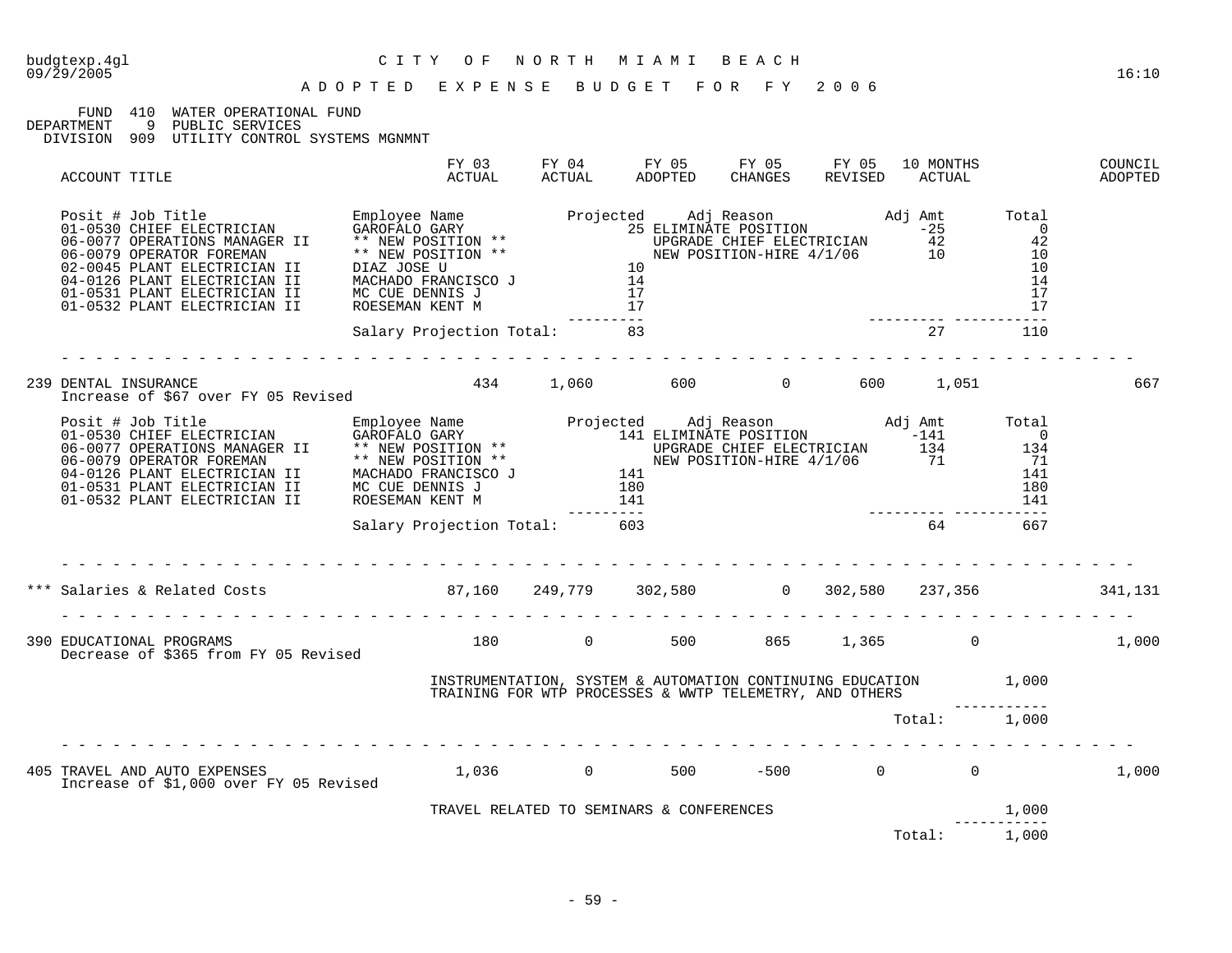budgtexp.4gl CITY OF NORTH MIAMI BEACH
09/29/2005 16:10

ADOPTED EXPENSE BUDGET FOR FY 2006

FUND 410 WATER OPERATIONAL FUND
DEPARTMENT 9 PUBLIC SERVICES
DIVISION 909 UTILITY CONTROL SYSTEMS MGNMNT

| ACCOUNT TITLE | FY 03 ACTUAL | FY 04 ACTUAL | FY 05 ADOPTED | FY 05 CHANGES | FY 05 REVISED | 10 MONTHS ACTUAL | COUNCIL ADOPTED |
|---|---|---|---|---|---|---|---|

| Posit # Job Title | Employee Name | Projected | Adj Reason | Adj Amt | Total |
|---|---|---|---|---|---|
| 01-0530 CHIEF ELECTRICIAN | GAROFALO GARY | 25 | ELIMINATE POSITION | -25 | 0 |
| 06-0077 OPERATIONS MANAGER II | ** NEW POSITION ** | | UPGRADE CHIEF ELECTRICIAN | 42 | 42 |
| 06-0079 OPERATOR FOREMAN | ** NEW POSITION ** | | NEW POSITION-HIRE 4/1/06 | 10 | 10 |
| 02-0045 PLANT ELECTRICIAN II | DIAZ JOSE U | 10 | | | 10 |
| 04-0126 PLANT ELECTRICIAN II | MACHADO FRANCISCO J | 14 | | | 14 |
| 01-0531 PLANT ELECTRICIAN II | MC CUE DENNIS J | 17 | | | 17 |
| 01-0532 PLANT ELECTRICIAN II | ROESEMAN KENT M | 17 | | | 17 |
| | Salary Projection Total: | 83 | | 27 | 110 |

| ACCOUNT TITLE | FY 03 ACTUAL | FY 04 ACTUAL | FY 05 ADOPTED | FY 05 CHANGES | FY 05 REVISED | 10 MONTHS ACTUAL | COUNCIL ADOPTED |
|---|---|---|---|---|---|---|---|
| 239 DENTAL INSURANCE | 434 | 1,060 | 600 | 0 | 600 | 1,051 | 667 |

Increase of $67 over FY 05 Revised

| Posit # Job Title | Employee Name | Projected | Adj Reason | Adj Amt | Total |
|---|---|---|---|---|---|
| 01-0530 CHIEF ELECTRICIAN | GAROFALO GARY | 141 | ELIMINATE POSITION | -141 | 0 |
| 06-0077 OPERATIONS MANAGER II | ** NEW POSITION ** | | UPGRADE CHIEF ELECTRICIAN | 134 | 134 |
| 06-0079 OPERATOR FOREMAN | ** NEW POSITION ** | | NEW POSITION-HIRE 4/1/06 | 71 | 71 |
| 04-0126 PLANT ELECTRICIAN II | MACHADO FRANCISCO J | 141 | | | 141 |
| 01-0531 PLANT ELECTRICIAN II | MC CUE DENNIS J | 180 | | | 180 |
| 01-0532 PLANT ELECTRICIAN II | ROESEMAN KENT M | 141 | | | 141 |
| | Salary Projection Total: | 603 | | 64 | 667 |

| ACCOUNT TITLE | FY 03 ACTUAL | FY 04 ACTUAL | FY 05 ADOPTED | FY 05 CHANGES | FY 05 REVISED | 10 MONTHS ACTUAL | COUNCIL ADOPTED |
|---|---|---|---|---|---|---|---|
| *** Salaries & Related Costs | 87,160 | 249,779 | 302,580 | 0 | 302,580 | 237,356 | 341,131 |
| 390 EDUCATIONAL PROGRAMS | 180 | 0 | 500 | 865 | 1,365 | 0 | 1,000 |

Decrease of $365 from FY 05 Revised

| Description | Amount |
|---|---|
| INSTRUMENTATION, SYSTEM & AUTOMATION CONTINUING EDUCATION TRAINING FOR WTP PROCESSES & WWTP TELEMETRY, AND OTHERS | 1,000 |
| Total: | 1,000 |

| ACCOUNT TITLE | FY 03 ACTUAL | FY 04 ACTUAL | FY 05 ADOPTED | FY 05 CHANGES | FY 05 REVISED | 10 MONTHS ACTUAL | COUNCIL ADOPTED |
|---|---|---|---|---|---|---|---|
| 405 TRAVEL AND AUTO EXPENSES | 1,036 | 0 | 500 | -500 | 0 | 0 | 1,000 |

Increase of $1,000 over FY 05 Revised

| Description | Amount |
|---|---|
| TRAVEL RELATED TO SEMINARS & CONFERENCES | 1,000 |
| Total: | 1,000 |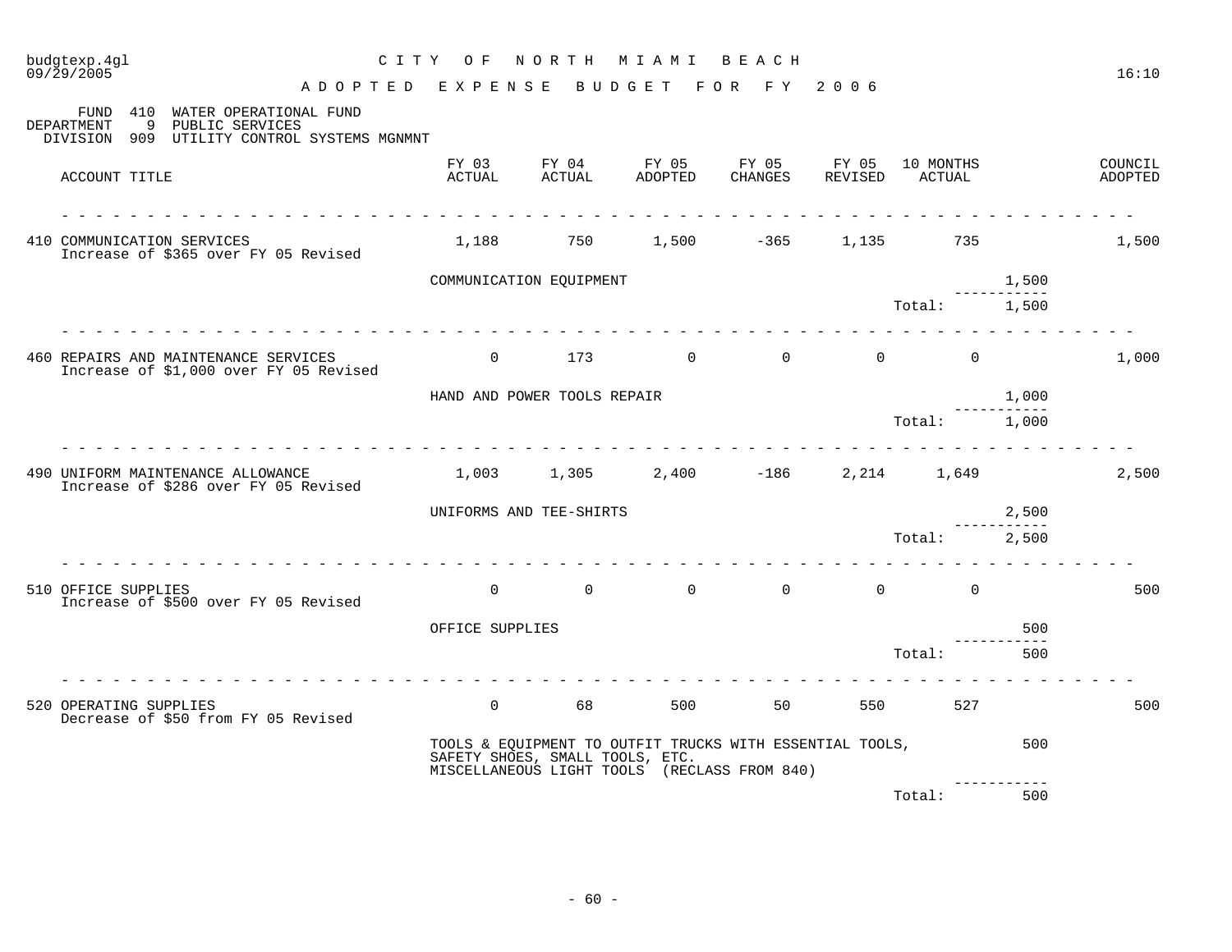budgtexp.4gl
09/29/2005

# CITY OF NORTH MIAMI BEACH

## ADOPTED EXPENSE BUDGET FOR FY 2006

FUND 410 WATER OPERATIONAL FUND
DEPARTMENT 9 PUBLIC SERVICES
DIVISION 909 UTILITY CONTROL SYSTEMS MGNMNT

| ACCOUNT TITLE | FY 03 ACTUAL | FY 04 ACTUAL | FY 05 ADOPTED | FY 05 CHANGES | FY 05 REVISED | 10 MONTHS ACTUAL | | COUNCIL ADOPTED |
|---|---|---|---|---|---|---|---|---|
| 410 COMMUNICATION SERVICES<br>Increase of $365 over FY 05 Revised | 1,188 | 750 | 1,500 | -365 | 1,135 | 735 | | 1,500 |
| | COMMUNICATION EQUIPMENT | | | | | | 1,500 | |
| | | | | | | Total: | 1,500 | |
| 460 REPAIRS AND MAINTENANCE SERVICES<br>Increase of $1,000 over FY 05 Revised | 0 | 173 | 0 | 0 | 0 | 0 | | 1,000 |
| | HAND AND POWER TOOLS REPAIR | | | | | | 1,000 | |
| | | | | | | Total: | 1,000 | |
| 490 UNIFORM MAINTENANCE ALLOWANCE<br>Increase of $286 over FY 05 Revised | 1,003 | 1,305 | 2,400 | -186 | 2,214 | 1,649 | | 2,500 |
| | UNIFORMS AND TEE-SHIRTS | | | | | | 2,500 | |
| | | | | | | Total: | 2,500 | |
| 510 OFFICE SUPPLIES<br>Increase of $500 over FY 05 Revised | 0 | 0 | 0 | 0 | 0 | 0 | | 500 |
| | OFFICE SUPPLIES | | | | | | 500 | |
| | | | | | | Total: | 500 | |
| 520 OPERATING SUPPLIES<br>Decrease of $50 from FY 05 Revised | 0 | 68 | 500 | 50 | 550 | 527 | | 500 |
| | TOOLS & EQUIPMENT TO OUTFIT TRUCKS WITH ESSENTIAL TOOLS,<br>SAFETY SHOES, SMALL TOOLS, ETC.<br>MISCELLANEOUS LIGHT TOOLS (RECLASS FROM 840) | | | | | | 500 | |
| | | | | | | Total: | 500 | |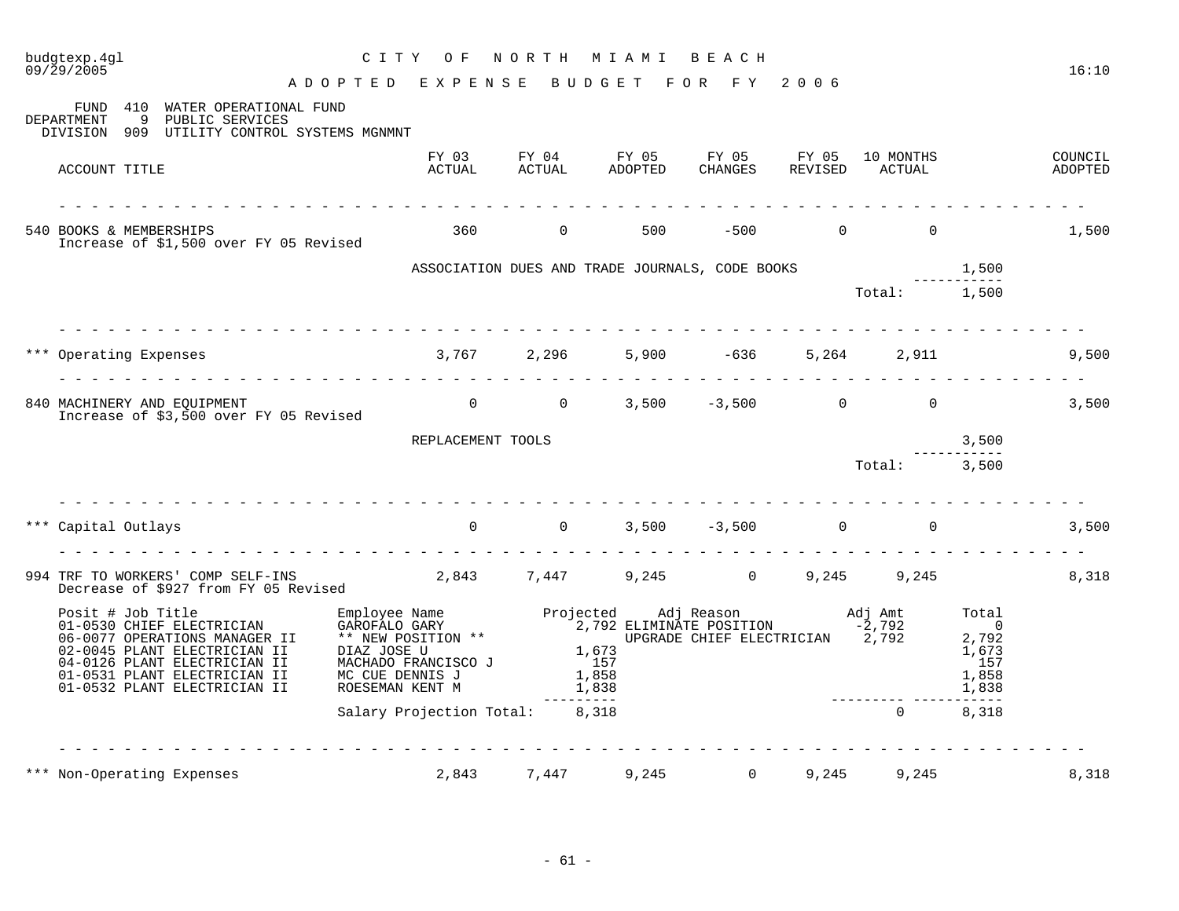budgtexp.4gl
09/29/2005

# CITY OF NORTH MIAMI BEACH

## ADOPTED EXPENSE BUDGET FOR FY 2006

FUND 410 WATER OPERATIONAL FUND
DEPARTMENT 9 PUBLIC SERVICES
DIVISION 909 UTILITY CONTROL SYSTEMS MGNMNT

| ACCOUNT TITLE | FY 03 ACTUAL | FY 04 ACTUAL | FY 05 ADOPTED | FY 05 CHANGES | FY 05 REVISED | 10 MONTHS ACTUAL | | COUNCIL ADOPTED |
|---|---|---|---|---|---|---|---|---|
| 540 BOOKS & MEMBERSHIPS<br>Increase of $1,500 over FY 05 Revised | 360 | 0 | 500 | -500 | 0 | 0 | | 1,500 |
| | ASSOCIATION DUES AND TRADE JOURNALS, CODE BOOKS | | | | | | 1,500 | |
| | | | | | | Total: | 1,500 | |
| *** Operating Expenses | 3,767 | 2,296 | 5,900 | -636 | 5,264 | 2,911 | | 9,500 |
| 840 MACHINERY AND EQUIPMENT<br>Increase of $3,500 over FY 05 Revised | 0 | 0 | 3,500 | -3,500 | 0 | 0 | | 3,500 |
| | REPLACEMENT TOOLS | | | | | | 3,500 | |
| | | | | | | Total: | 3,500 | |
| *** Capital Outlays | 0 | 0 | 3,500 | -3,500 | 0 | 0 | | 3,500 |
| 994 TRF TO WORKERS' COMP SELF-INS<br>Decrease of $927 from FY 05 Revised | 2,843 | 7,447 | 9,245 | 0 | 9,245 | 9,245 | | 8,318 |

| Posit # Job Title | Employee Name | Projected | Adj Reason | Adj Amt | Total |
|---|---|---|---|---|---|
| 01-0530 CHIEF ELECTRICIAN | GAROFALO GARY | 2,792 | ELIMINATE POSITION | -2,792 | 0 |
| 06-0077 OPERATIONS MANAGER II | ** NEW POSITION ** | | UPGRADE CHIEF ELECTRICIAN | 2,792 | 2,792 |
| 02-0045 PLANT ELECTRICIAN II | DIAZ JOSE U | 1,673 | | | 1,673 |
| 04-0126 PLANT ELECTRICIAN II | MACHADO FRANCISCO J | 157 | | | 157 |
| 01-0531 PLANT ELECTRICIAN II | MC CUE DENNIS J | 1,858 | | | 1,858 |
| 01-0532 PLANT ELECTRICIAN II | ROESEMAN KENT M | 1,838 | | | 1,838 |
| | Salary Projection Total: | 8,318 | | 0 | 8,318 |

| ACCOUNT TITLE | FY 03 ACTUAL | FY 04 ACTUAL | FY 05 ADOPTED | FY 05 CHANGES | FY 05 REVISED | 10 MONTHS ACTUAL | COUNCIL ADOPTED |
|---|---|---|---|---|---|---|---|
| *** Non-Operating Expenses | 2,843 | 7,447 | 9,245 | 0 | 9,245 | 9,245 | 8,318 |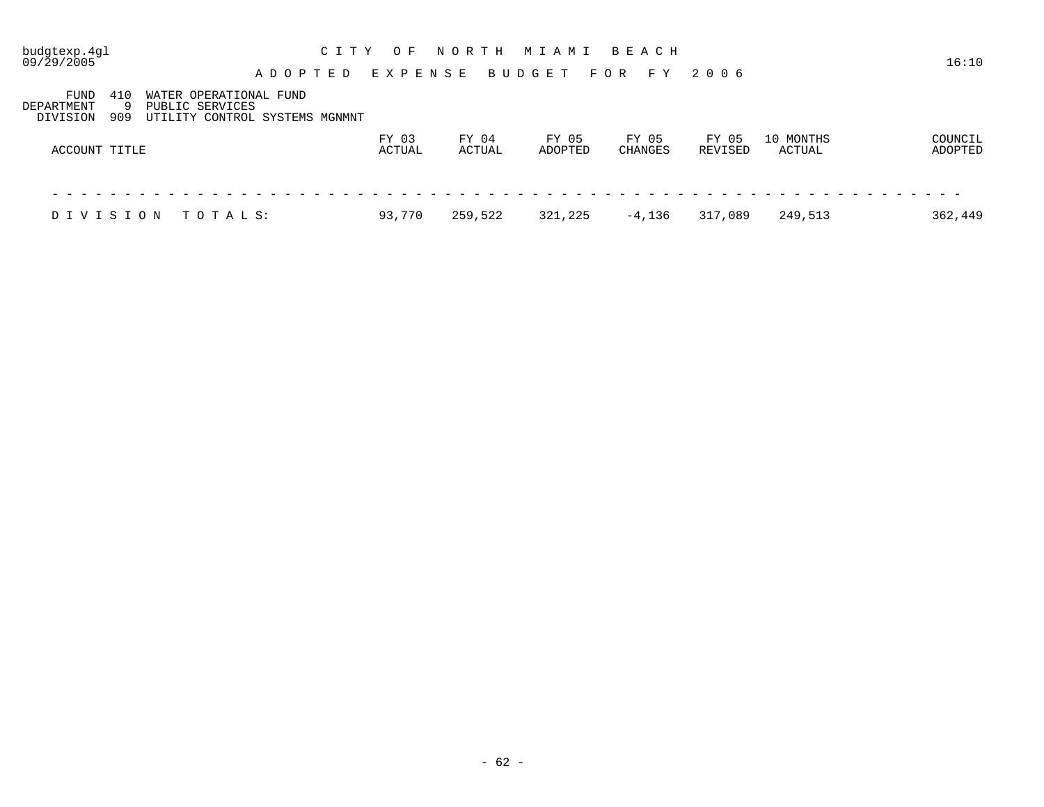budgtexp.4gl
09/29/2005

# CITY OF NORTH MIAMI BEACH

16:10

## ADOPTED EXPENSE BUDGET FOR FY 2006

FUND 410 WATER OPERATIONAL FUND
DEPARTMENT 9 PUBLIC SERVICES
DIVISION 909 UTILITY CONTROL SYSTEMS MGNMNT

| ACCOUNT TITLE | FY 03 ACTUAL | FY 04 ACTUAL | FY 05 ADOPTED | FY 05 CHANGES | FY 05 REVISED | 10 MONTHS ACTUAL | COUNCIL ADOPTED |
|---|---|---|---|---|---|---|---|
| DIVISION TOTALS: | 93,770 | 259,522 | 321,225 | -4,136 | 317,089 | 249,513 | 362,449 |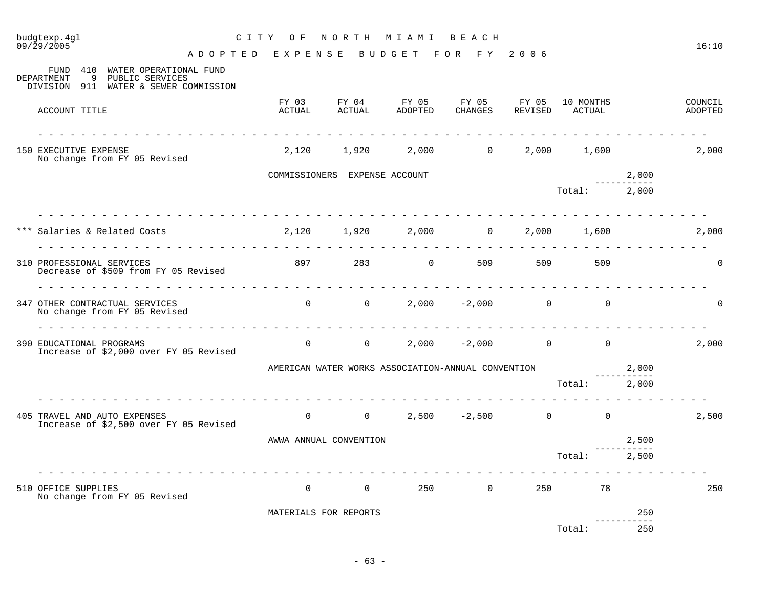# CITY OF NORTH MIAMI BEACH

## ADOPTED EXPENSE BUDGET FOR FY 2006

FUND 410 WATER OPERATIONAL FUND
DEPARTMENT 9 PUBLIC SERVICES
DIVISION 911 WATER & SEWER COMMISSION

| ACCOUNT TITLE | FY 03 ACTUAL | FY 04 ACTUAL | FY 05 ADOPTED | FY 05 CHANGES | FY 05 REVISED | 10 MONTHS ACTUAL | | COUNCIL ADOPTED |
|---|---|---|---|---|---|---|---|---|
| 150 EXECUTIVE EXPENSE<br>No change from FY 05 Revised | 2,120 | 1,920 | 2,000 | 0 | 2,000 | 1,600 | | 2,000 |
| | COMMISSIONERS EXPENSE ACCOUNT | | | | | | 2,000 | |
| | | | | | | Total: | 2,000 | |
| *** Salaries & Related Costs | 2,120 | 1,920 | 2,000 | 0 | 2,000 | 1,600 | | 2,000 |
| 310 PROFESSIONAL SERVICES<br>Decrease of $509 from FY 05 Revised | 897 | 283 | 0 | 509 | 509 | 509 | | 0 |
| 347 OTHER CONTRACTUAL SERVICES<br>No change from FY 05 Revised | 0 | 0 | 2,000 | -2,000 | 0 | 0 | | 0 |
| 390 EDUCATIONAL PROGRAMS<br>Increase of $2,000 over FY 05 Revised | 0 | 0 | 2,000 | -2,000 | 0 | 0 | | 2,000 |
| | AMERICAN WATER WORKS ASSOCIATION-ANNUAL CONVENTION | | | | | | 2,000 | |
| | | | | | | Total: | 2,000 | |
| 405 TRAVEL AND AUTO EXPENSES<br>Increase of $2,500 over FY 05 Revised | 0 | 0 | 2,500 | -2,500 | 0 | 0 | | 2,500 |
| | AWWA ANNUAL CONVENTION | | | | | | 2,500 | |
| | | | | | | Total: | 2,500 | |
| 510 OFFICE SUPPLIES<br>No change from FY 05 Revised | 0 | 0 | 250 | 0 | 250 | 78 | | 250 |
| | MATERIALS FOR REPORTS | | | | | | 250 | |
| | | | | | | Total: | 250 | |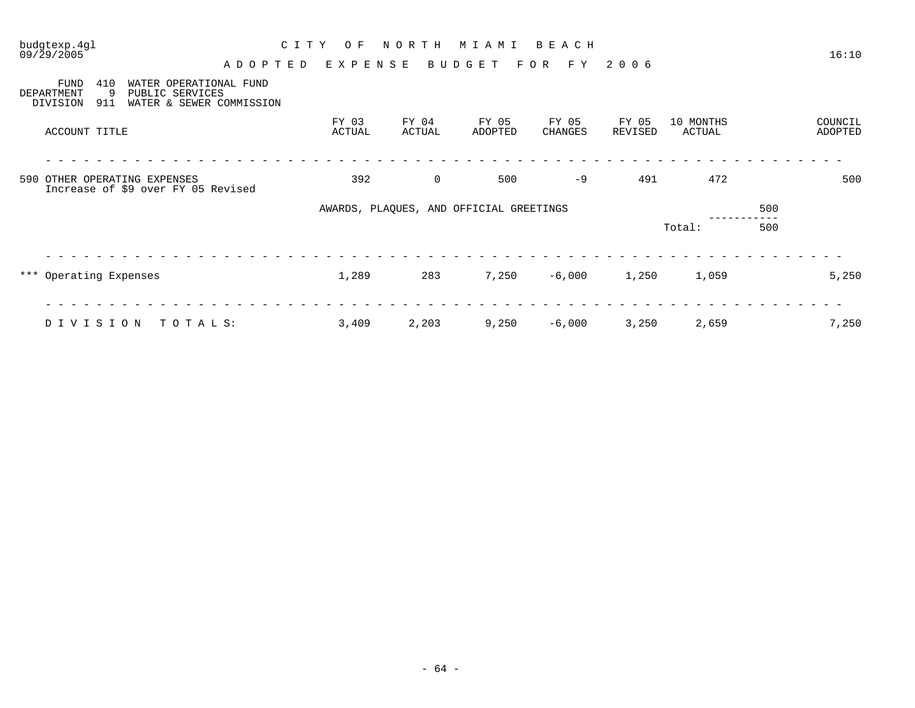CITY OF NORTH MIAMI BEACH

ADOPTED EXPENSE BUDGET FOR FY 2006

FUND 410 WATER OPERATIONAL FUND
DEPARTMENT 9 PUBLIC SERVICES
DIVISION 911 WATER & SEWER COMMISSION

| ACCOUNT TITLE | FY 03 ACTUAL | FY 04 ACTUAL | FY 05 ADOPTED | FY 05 CHANGES | FY 05 REVISED | 10 MONTHS ACTUAL | | COUNCIL ADOPTED |
|---|---|---|---|---|---|---|---|---|
| 590 OTHER OPERATING EXPENSES<br>Increase of $9 over FY 05 Revised | 392 | 0 | 500 | -9 | 491 | 472 | | 500 |
| | AWARDS, PLAQUES, AND OFFICIAL GREETINGS | | | | | | 500 | |
| | | | | | | Total: | 500 | |
| *** Operating Expenses | 1,289 | 283 | 7,250 | -6,000 | 1,250 | 1,059 | | 5,250 |
| DIVISION TOTALS: | 3,409 | 2,203 | 9,250 | -6,000 | 3,250 | 2,659 | | 7,250 |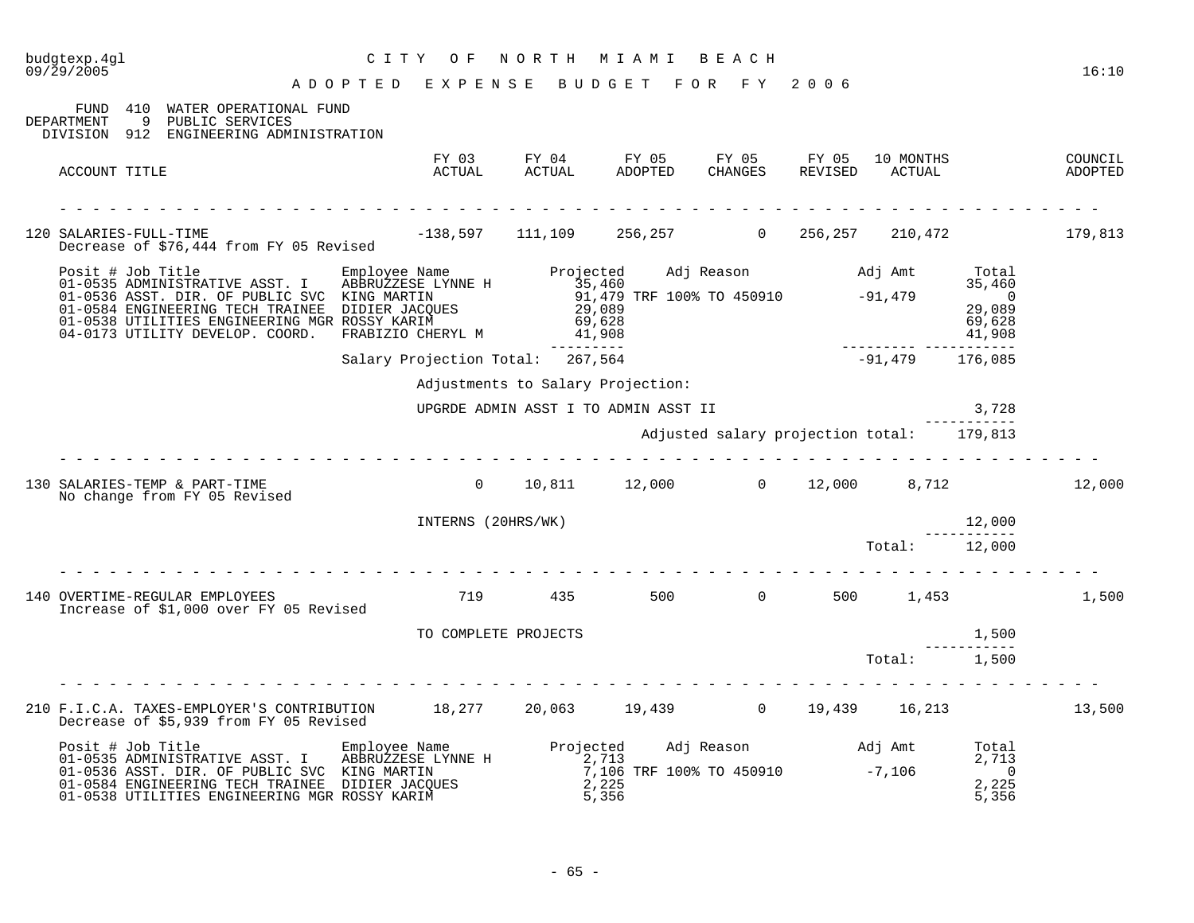budgtexp.4gl — CITY OF NORTH MIAMI BEACH — 09/29/2005 — 16:10

# ADOPTED EXPENSE BUDGET FOR FY 2006

FUND 410 WATER OPERATIONAL FUND
DEPARTMENT 9 PUBLIC SERVICES
DIVISION 912 ENGINEERING ADMINISTRATION

| ACCOUNT TITLE | FY 03 ACTUAL | FY 04 ACTUAL | FY 05 ADOPTED | FY 05 CHANGES | FY 05 REVISED | 10 MONTHS ACTUAL | COUNCIL ADOPTED |
|---|---|---|---|---|---|---|---|
| 120 SALARIES-FULL-TIME | -138,597 | 111,109 | 256,257 | 0 | 256,257 | 210,472 | 179,813 |

Decrease of $76,444 from FY 05 Revised

| Posit # | Job Title | Employee Name | Projected | Adj Reason | Adj Amt | Total |
|---|---|---|---|---|---|---|
| 01-0535 | ADMINISTRATIVE ASST. I | ABBRUZZESE LYNNE H | 35,460 | | | 35,460 |
| 01-0536 | ASST. DIR. OF PUBLIC SVC | KING MARTIN | 91,479 | TRF 100% TO 450910 | -91,479 | 0 |
| 01-0584 | ENGINEERING TECH TRAINEE | DIDIER JACQUES | 29,089 | | | 29,089 |
| 01-0538 | UTILITIES ENGINEERING MGR | ROSSY KARIM | 69,628 | | | 69,628 |
| 04-0173 | UTILITY DEVELOP. COORD. | FRABIZIO CHERYL M | 41,908 | | | 41,908 |
| | | Salary Projection Total: | 267,564 | | -91,479 | 176,085 |

Adjustments to Salary Projection:

| | |
|---|---|
| UPGRDE ADMIN ASST I TO ADMIN ASST II | 3,728 |
| Adjusted salary projection total: | 179,813 |

| ACCOUNT TITLE | FY 03 ACTUAL | FY 04 ACTUAL | FY 05 ADOPTED | FY 05 CHANGES | FY 05 REVISED | 10 MONTHS ACTUAL | COUNCIL ADOPTED |
|---|---|---|---|---|---|---|---|
| 130 SALARIES-TEMP & PART-TIME | 0 | 10,811 | 12,000 | 0 | 12,000 | 8,712 | 12,000 |

No change from FY 05 Revised

| | |
|---|---|
| INTERNS (20HRS/WK) | 12,000 |
| Total: | 12,000 |

| ACCOUNT TITLE | FY 03 ACTUAL | FY 04 ACTUAL | FY 05 ADOPTED | FY 05 CHANGES | FY 05 REVISED | 10 MONTHS ACTUAL | COUNCIL ADOPTED |
|---|---|---|---|---|---|---|---|
| 140 OVERTIME-REGULAR EMPLOYEES | 719 | 435 | 500 | 0 | 500 | 1,453 | 1,500 |

Increase of $1,000 over FY 05 Revised

| | |
|---|---|
| TO COMPLETE PROJECTS | 1,500 |
| Total: | 1,500 |

| ACCOUNT TITLE | FY 03 ACTUAL | FY 04 ACTUAL | FY 05 ADOPTED | FY 05 CHANGES | FY 05 REVISED | 10 MONTHS ACTUAL | COUNCIL ADOPTED |
|---|---|---|---|---|---|---|---|
| 210 F.I.C.A. TAXES-EMPLOYER'S CONTRIBUTION | 18,277 | 20,063 | 19,439 | 0 | 19,439 | 16,213 | 13,500 |

Decrease of $5,939 from FY 05 Revised

| Posit # | Job Title | Employee Name | Projected | Adj Reason | Adj Amt | Total |
|---|---|---|---|---|---|---|
| 01-0535 | ADMINISTRATIVE ASST. I | ABBRUZZESE LYNNE H | 2,713 | | | 2,713 |
| 01-0536 | ASST. DIR. OF PUBLIC SVC | KING MARTIN | 7,106 | TRF 100% TO 450910 | -7,106 | 0 |
| 01-0584 | ENGINEERING TECH TRAINEE | DIDIER JACQUES | 2,225 | | | 2,225 |
| 01-0538 | UTILITIES ENGINEERING MGR | ROSSY KARIM | 5,356 | | | 5,356 |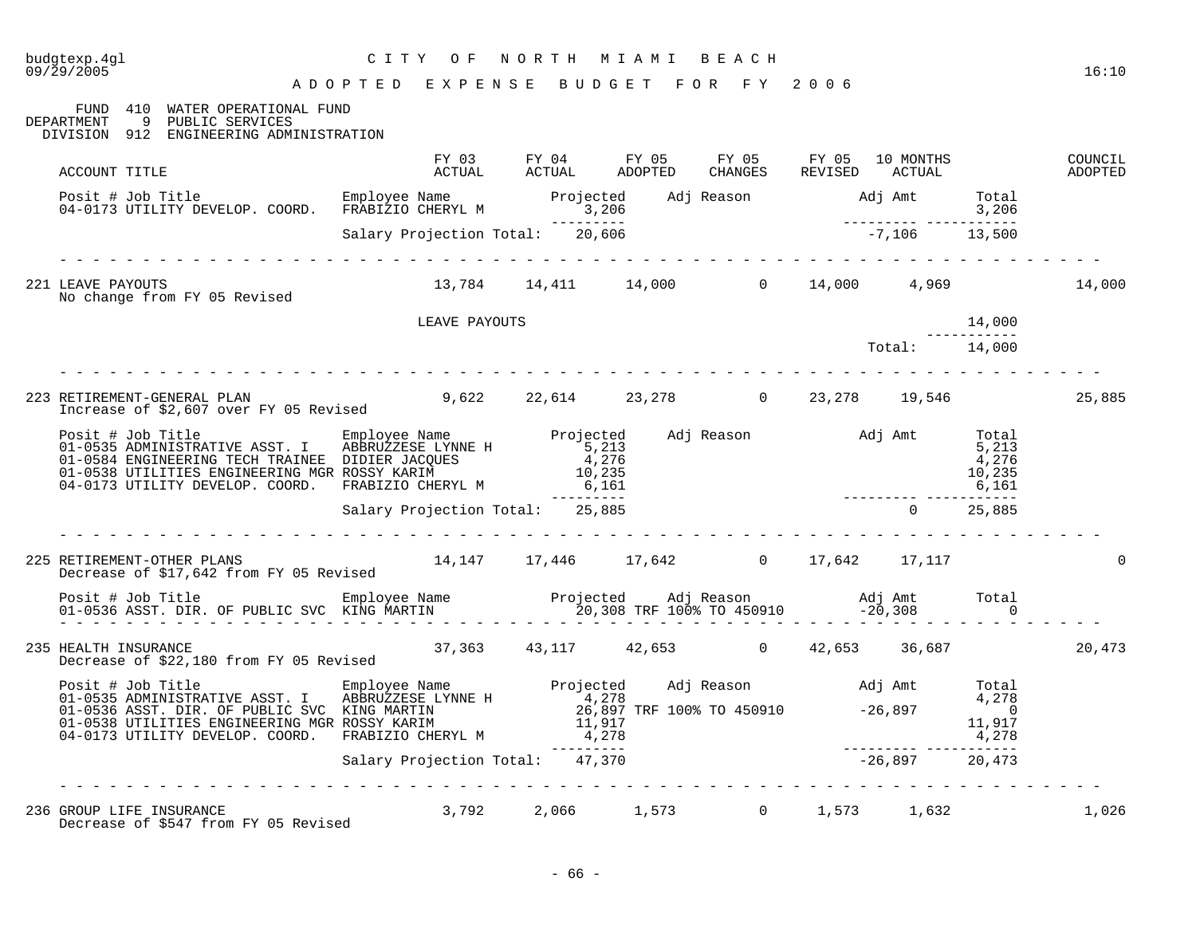budgtexp.4gl — CITY OF NORTH MIAMI BEACH
09/29/2005 — 16:10

# ADOPTED EXPENSE BUDGET FOR FY 2006

FUND 410 WATER OPERATIONAL FUND
DEPARTMENT 9 PUBLIC SERVICES
DIVISION 912 ENGINEERING ADMINISTRATION

| ACCOUNT TITLE | FY 03 ACTUAL | FY 04 ACTUAL | FY 05 ADOPTED | FY 05 CHANGES | FY 05 REVISED | 10 MONTHS ACTUAL | COUNCIL ADOPTED |
|---|---|---|---|---|---|---|---|

| Posit # | Job Title | Employee Name | Projected | Adj Reason | Adj Amt | Total |
|---|---|---|---|---|---|---|
| 04-0173 | UTILITY DEVELOP. COORD. | FRABIZIO CHERYL M | 3,206 | | | 3,206 |
| | | Salary Projection Total: | 20,606 | | -7,106 | 13,500 |

| ACCOUNT TITLE | FY 03 ACTUAL | FY 04 ACTUAL | FY 05 ADOPTED | FY 05 CHANGES | FY 05 REVISED | 10 MONTHS ACTUAL | COUNCIL ADOPTED |
|---|---|---|---|---|---|---|---|
| 221 LEAVE PAYOUTS | 13,784 | 14,411 | 14,000 | 0 | 14,000 | 4,969 | 14,000 |

No change from FY 05 Revised

| | |
|---|---|
| LEAVE PAYOUTS | 14,000 |
| Total: | 14,000 |

| ACCOUNT TITLE | FY 03 ACTUAL | FY 04 ACTUAL | FY 05 ADOPTED | FY 05 CHANGES | FY 05 REVISED | 10 MONTHS ACTUAL | COUNCIL ADOPTED |
|---|---|---|---|---|---|---|---|
| 223 RETIREMENT-GENERAL PLAN | 9,622 | 22,614 | 23,278 | 0 | 23,278 | 19,546 | 25,885 |

Increase of $2,607 over FY 05 Revised

| Posit # | Job Title | Employee Name | Projected | Adj Reason | Adj Amt | Total |
|---|---|---|---|---|---|---|
| 01-0535 | ADMINISTRATIVE ASST. I | ABBRUZZESE LYNNE H | 5,213 | | | 5,213 |
| 01-0584 | ENGINEERING TECH TRAINEE | DIDIER JACQUES | 4,276 | | | 4,276 |
| 01-0538 | UTILITIES ENGINEERING MGR | ROSSY KARIM | 10,235 | | | 10,235 |
| 04-0173 | UTILITY DEVELOP. COORD. | FRABIZIO CHERYL M | 6,161 | | | 6,161 |
| | | Salary Projection Total: | 25,885 | | 0 | 25,885 |

| ACCOUNT TITLE | FY 03 ACTUAL | FY 04 ACTUAL | FY 05 ADOPTED | FY 05 CHANGES | FY 05 REVISED | 10 MONTHS ACTUAL | COUNCIL ADOPTED |
|---|---|---|---|---|---|---|---|
| 225 RETIREMENT-OTHER PLANS | 14,147 | 17,446 | 17,642 | 0 | 17,642 | 17,117 | 0 |

Decrease of $17,642 from FY 05 Revised

| Posit # | Job Title | Employee Name | Projected | Adj Reason | Adj Amt | Total |
|---|---|---|---|---|---|---|
| 01-0536 | ASST. DIR. OF PUBLIC SVC | KING MARTIN | 20,308 | TRF 100% TO 450910 | -20,308 | 0 |

| ACCOUNT TITLE | FY 03 ACTUAL | FY 04 ACTUAL | FY 05 ADOPTED | FY 05 CHANGES | FY 05 REVISED | 10 MONTHS ACTUAL | COUNCIL ADOPTED |
|---|---|---|---|---|---|---|---|
| 235 HEALTH INSURANCE | 37,363 | 43,117 | 42,653 | 0 | 42,653 | 36,687 | 20,473 |

Decrease of $22,180 from FY 05 Revised

| Posit # | Job Title | Employee Name | Projected | Adj Reason | Adj Amt | Total |
|---|---|---|---|---|---|---|
| 01-0535 | ADMINISTRATIVE ASST. I | ABBRUZZESE LYNNE H | 4,278 | | | 4,278 |
| 01-0536 | ASST. DIR. OF PUBLIC SVC | KING MARTIN | 26,897 | TRF 100% TO 450910 | -26,897 | 0 |
| 01-0538 | UTILITIES ENGINEERING MGR | ROSSY KARIM | 11,917 | | | 11,917 |
| 04-0173 | UTILITY DEVELOP. COORD. | FRABIZIO CHERYL M | 4,278 | | | 4,278 |
| | | Salary Projection Total: | 47,370 | | -26,897 | 20,473 |

| ACCOUNT TITLE | FY 03 ACTUAL | FY 04 ACTUAL | FY 05 ADOPTED | FY 05 CHANGES | FY 05 REVISED | 10 MONTHS ACTUAL | COUNCIL ADOPTED |
|---|---|---|---|---|---|---|---|
| 236 GROUP LIFE INSURANCE | 3,792 | 2,066 | 1,573 | 0 | 1,573 | 1,632 | 1,026 |

Decrease of $547 from FY 05 Revised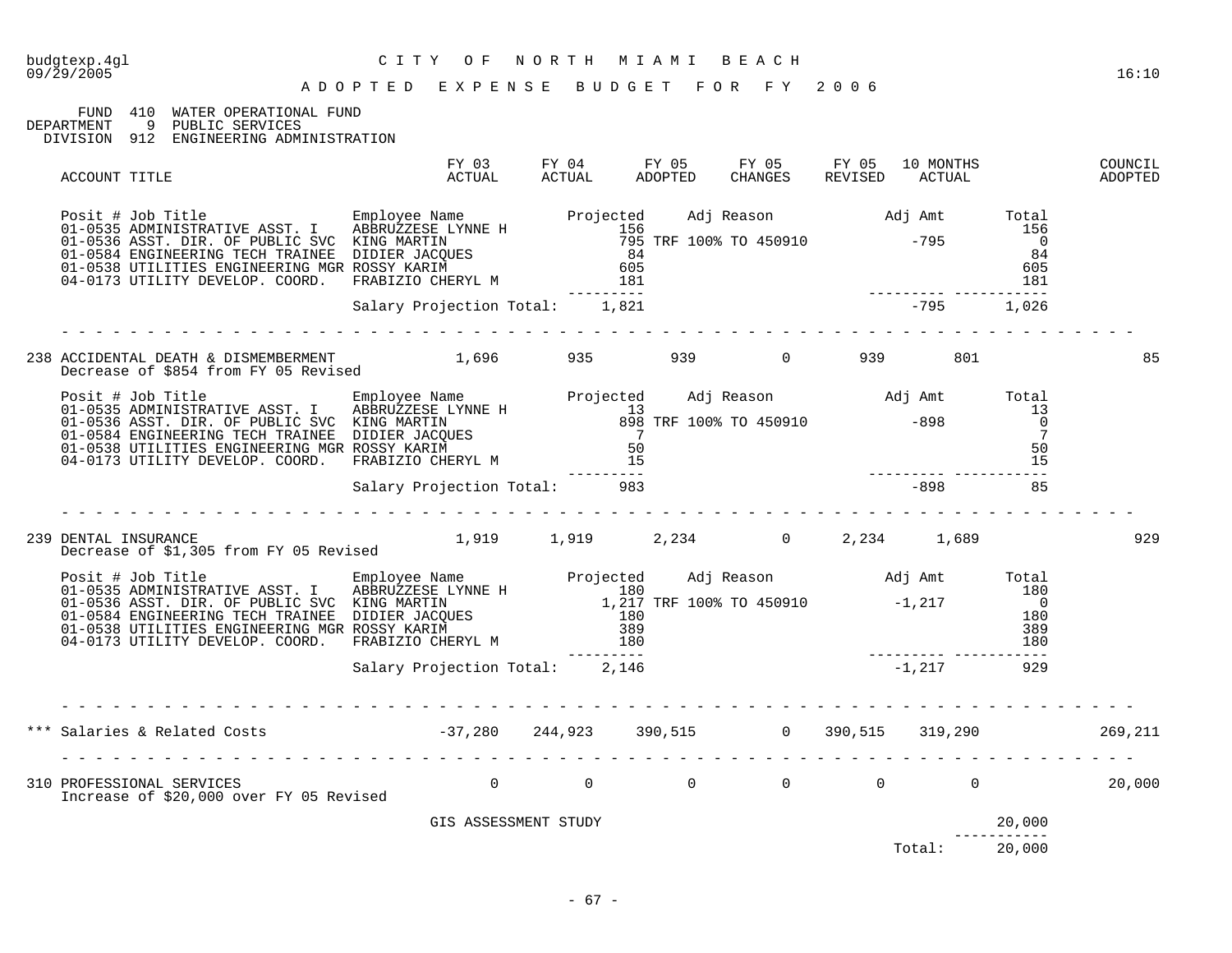budgtexp.4gl
09/29/2005

CITY OF NORTH MIAMI BEACH

ADOPTED EXPENSE BUDGET FOR FY 2006

16:10

FUND 410 WATER OPERATIONAL FUND
DEPARTMENT 9 PUBLIC SERVICES
DIVISION 912 ENGINEERING ADMINISTRATION

| ACCOUNT TITLE | FY 03 ACTUAL | FY 04 ACTUAL | FY 05 ADOPTED | FY 05 CHANGES | FY 05 REVISED | 10 MONTHS ACTUAL | COUNCIL ADOPTED |
|---|---|---|---|---|---|---|---|

| Posit # | Job Title | Employee Name | Projected | Adj Reason | Adj Amt | Total |
|---|---|---|---|---|---|---|
| 01-0535 | ADMINISTRATIVE ASST. I | ABBRUZZESE LYNNE H | 156 | | | 156 |
| 01-0536 | ASST. DIR. OF PUBLIC SVC | KING MARTIN | 795 | TRF 100% TO 450910 | -795 | 0 |
| 01-0584 | ENGINEERING TECH TRAINEE | DIDIER JACQUES | 84 | | | 84 |
| 01-0538 | UTILITIES ENGINEERING MGR | ROSSY KARIM | 605 | | | 605 |
| 04-0173 | UTILITY DEVELOP. COORD. | FRABIZIO CHERYL M | 181 | | | 181 |
| | | Salary Projection Total: | 1,821 | | -795 | 1,026 |

| ACCOUNT TITLE | FY 03 ACTUAL | FY 04 ACTUAL | FY 05 ADOPTED | FY 05 CHANGES | FY 05 REVISED | 10 MONTHS ACTUAL | COUNCIL ADOPTED |
|---|---|---|---|---|---|---|---|
| 238 ACCIDENTAL DEATH & DISMEMBERMENT<br>Decrease of $854 from FY 05 Revised | 1,696 | 935 | 939 | 0 | 939 | 801 | 85 |

| Posit # | Job Title | Employee Name | Projected | Adj Reason | Adj Amt | Total |
|---|---|---|---|---|---|---|
| 01-0535 | ADMINISTRATIVE ASST. I | ABBRUZZESE LYNNE H | 13 | | | 13 |
| 01-0536 | ASST. DIR. OF PUBLIC SVC | KING MARTIN | 898 | TRF 100% TO 450910 | -898 | 0 |
| 01-0584 | ENGINEERING TECH TRAINEE | DIDIER JACQUES | 7 | | | 7 |
| 01-0538 | UTILITIES ENGINEERING MGR | ROSSY KARIM | 50 | | | 50 |
| 04-0173 | UTILITY DEVELOP. COORD. | FRABIZIO CHERYL M | 15 | | | 15 |
| | | Salary Projection Total: | 983 | | -898 | 85 |

| ACCOUNT TITLE | FY 03 ACTUAL | FY 04 ACTUAL | FY 05 ADOPTED | FY 05 CHANGES | FY 05 REVISED | 10 MONTHS ACTUAL | COUNCIL ADOPTED |
|---|---|---|---|---|---|---|---|
| 239 DENTAL INSURANCE<br>Decrease of $1,305 from FY 05 Revised | 1,919 | 1,919 | 2,234 | 0 | 2,234 | 1,689 | 929 |

| Posit # | Job Title | Employee Name | Projected | Adj Reason | Adj Amt | Total |
|---|---|---|---|---|---|---|
| 01-0535 | ADMINISTRATIVE ASST. I | ABBRUZZESE LYNNE H | 180 | | | 180 |
| 01-0536 | ASST. DIR. OF PUBLIC SVC | KING MARTIN | 1,217 | TRF 100% TO 450910 | -1,217 | 0 |
| 01-0584 | ENGINEERING TECH TRAINEE | DIDIER JACQUES | 180 | | | 180 |
| 01-0538 | UTILITIES ENGINEERING MGR | ROSSY KARIM | 389 | | | 389 |
| 04-0173 | UTILITY DEVELOP. COORD. | FRABIZIO CHERYL M | 180 | | | 180 |
| | | Salary Projection Total: | 2,146 | | -1,217 | 929 |

| ACCOUNT TITLE | FY 03 ACTUAL | FY 04 ACTUAL | FY 05 ADOPTED | FY 05 CHANGES | FY 05 REVISED | 10 MONTHS ACTUAL | COUNCIL ADOPTED |
|---|---|---|---|---|---|---|---|
| *** Salaries & Related Costs | -37,280 | 244,923 | 390,515 | 0 | 390,515 | 319,290 | 269,211 |
| 310 PROFESSIONAL SERVICES<br>Increase of $20,000 over FY 05 Revised | 0 | 0 | 0 | 0 | 0 | 0 | 20,000 |

| Description | Amount |
|---|---|
| GIS ASSESSMENT STUDY | 20,000 |
| Total: | 20,000 |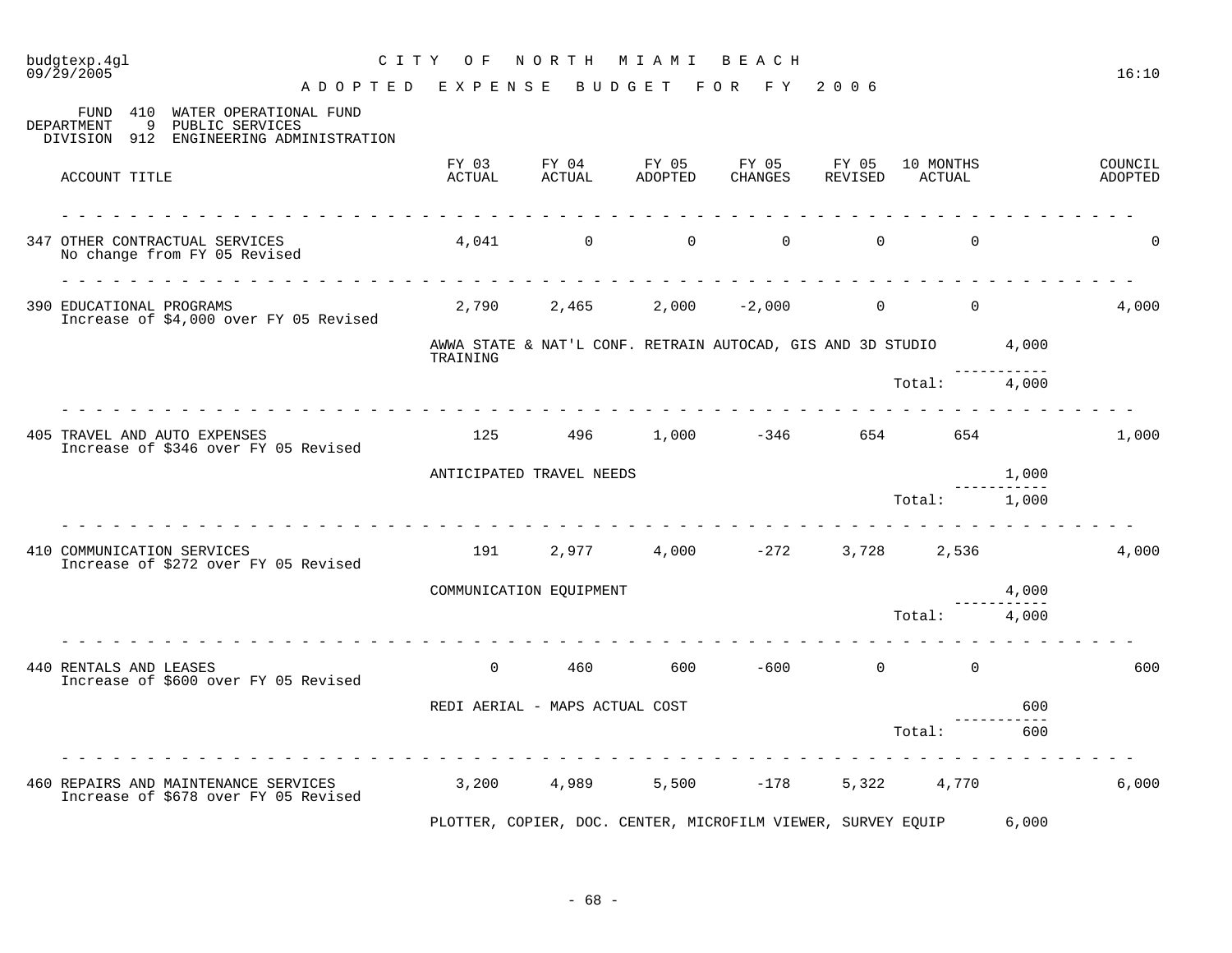# CITY OF NORTH MIAMI BEACH

## ADOPTED EXPENSE BUDGET FOR FY 2006

FUND 410 WATER OPERATIONAL FUND
DEPARTMENT 9 PUBLIC SERVICES
DIVISION 912 ENGINEERING ADMINISTRATION

| ACCOUNT TITLE | FY 03 ACTUAL | FY 04 ACTUAL | FY 05 ADOPTED | FY 05 CHANGES | FY 05 REVISED | 10 MONTHS ACTUAL | | COUNCIL ADOPTED |
|---|---|---|---|---|---|---|---|---|
| 347 OTHER CONTRACTUAL SERVICES<br>No change from FY 05 Revised | 4,041 | 0 | 0 | 0 | 0 | 0 | | 0 |
| 390 EDUCATIONAL PROGRAMS<br>Increase of $4,000 over FY 05 Revised | 2,790 | 2,465 | 2,000 | -2,000 | 0 | 0 | | 4,000 |
| | AWWA STATE & NAT'L CONF. RETRAIN AUTOCAD, GIS AND 3D STUDIO TRAINING | | | | | | 4,000 | |
| | | | | | | Total: | 4,000 | |
| 405 TRAVEL AND AUTO EXPENSES<br>Increase of $346 over FY 05 Revised | 125 | 496 | 1,000 | -346 | 654 | 654 | | 1,000 |
| | ANTICIPATED TRAVEL NEEDS | | | | | | 1,000 | |
| | | | | | | Total: | 1,000 | |
| 410 COMMUNICATION SERVICES<br>Increase of $272 over FY 05 Revised | 191 | 2,977 | 4,000 | -272 | 3,728 | 2,536 | | 4,000 |
| | COMMUNICATION EQUIPMENT | | | | | | 4,000 | |
| | | | | | | Total: | 4,000 | |
| 440 RENTALS AND LEASES<br>Increase of $600 over FY 05 Revised | 0 | 460 | 600 | -600 | 0 | 0 | | 600 |
| | REDI AERIAL - MAPS ACTUAL COST | | | | | | 600 | |
| | | | | | | Total: | 600 | |
| 460 REPAIRS AND MAINTENANCE SERVICES<br>Increase of $678 over FY 05 Revised | 3,200 | 4,989 | 5,500 | -178 | 5,322 | 4,770 | | 6,000 |
| | PLOTTER, COPIER, DOC. CENTER, MICROFILM VIEWER, SURVEY EQUIP | | | | | | 6,000 | |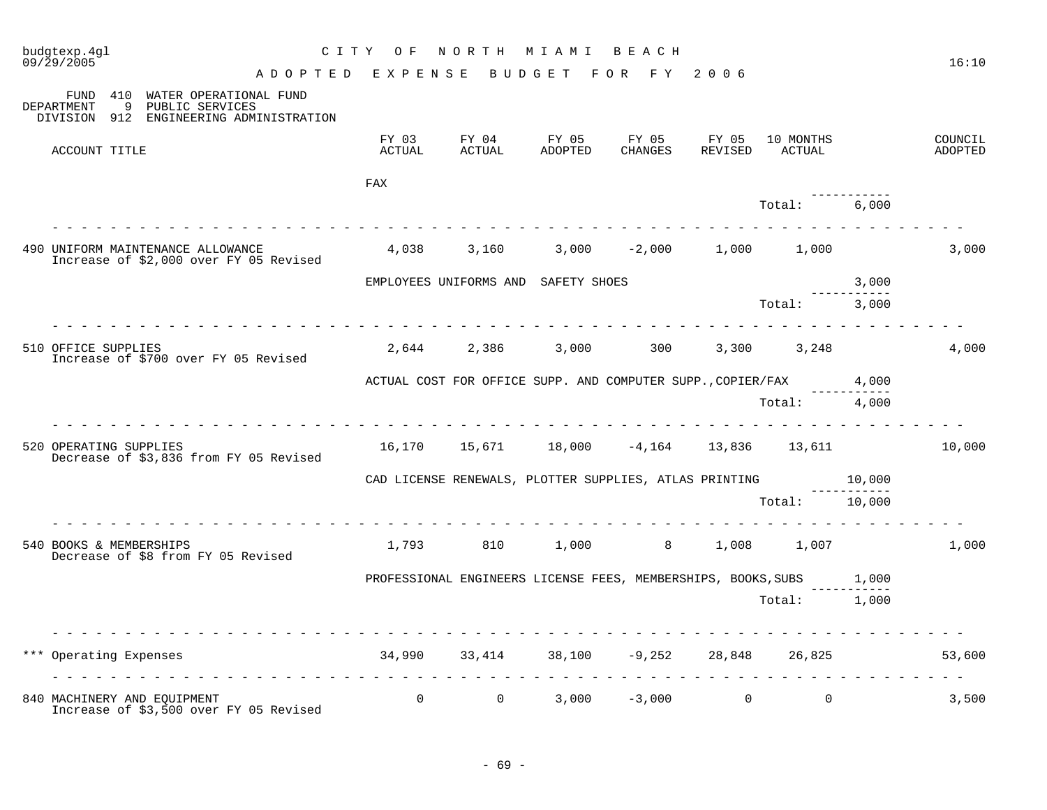CITY OF NORTH MIAMI BEACH

ADOPTED EXPENSE BUDGET FOR FY 2006

FUND 410 WATER OPERATIONAL FUND
DEPARTMENT 9 PUBLIC SERVICES
DIVISION 912 ENGINEERING ADMINISTRATION

| ACCOUNT TITLE | FY 03 ACTUAL | FY 04 ACTUAL | FY 05 ADOPTED | FY 05 CHANGES | FY 05 REVISED | 10 MONTHS ACTUAL | | COUNCIL ADOPTED |
|---|---|---|---|---|---|---|---|---|
| | FAX | | | | | | | |
| | | | | | | Total: | 6,000 | |
| 490 UNIFORM MAINTENANCE ALLOWANCE<br>Increase of $2,000 over FY 05 Revised | 4,038 | 3,160 | 3,000 | -2,000 | 1,000 | 1,000 | | 3,000 |
| | EMPLOYEES UNIFORMS AND SAFETY SHOES | | | | | | 3,000 | |
| | | | | | | Total: | 3,000 | |
| 510 OFFICE SUPPLIES<br>Increase of $700 over FY 05 Revised | 2,644 | 2,386 | 3,000 | 300 | 3,300 | 3,248 | | 4,000 |
| | ACTUAL COST FOR OFFICE SUPP. AND COMPUTER SUPP.,COPIER/FAX | | | | | | 4,000 | |
| | | | | | | Total: | 4,000 | |
| 520 OPERATING SUPPLIES<br>Decrease of $3,836 from FY 05 Revised | 16,170 | 15,671 | 18,000 | -4,164 | 13,836 | 13,611 | | 10,000 |
| | CAD LICENSE RENEWALS, PLOTTER SUPPLIES, ATLAS PRINTING | | | | | | 10,000 | |
| | | | | | | Total: | 10,000 | |
| 540 BOOKS & MEMBERSHIPS<br>Decrease of $8 from FY 05 Revised | 1,793 | 810 | 1,000 | 8 | 1,008 | 1,007 | | 1,000 |
| | PROFESSIONAL ENGINEERS LICENSE FEES, MEMBERSHIPS, BOOKS,SUBS | | | | | | 1,000 | |
| | | | | | | Total: | 1,000 | |
| *** Operating Expenses | 34,990 | 33,414 | 38,100 | -9,252 | 28,848 | 26,825 | | 53,600 |
| 840 MACHINERY AND EQUIPMENT<br>Increase of $3,500 over FY 05 Revised | 0 | 0 | 3,000 | -3,000 | 0 | 0 | | 3,500 |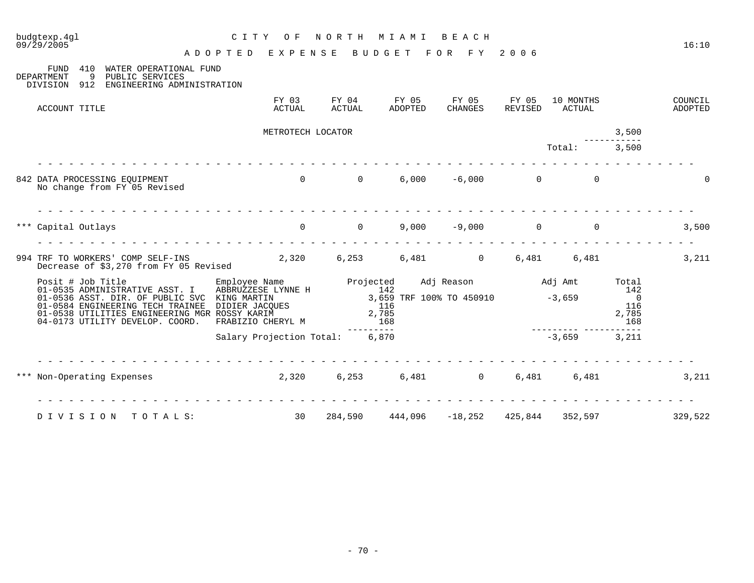budgtexp.4gl
09/29/2005

CITY OF NORTH MIAMI BEACH

ADOPTED EXPENSE BUDGET FOR FY 2006

16:10

FUND 410 WATER OPERATIONAL FUND
DEPARTMENT 9 PUBLIC SERVICES
DIVISION 912 ENGINEERING ADMINISTRATION

| ACCOUNT TITLE | FY 03 ACTUAL | FY 04 ACTUAL | FY 05 ADOPTED | FY 05 CHANGES | FY 05 REVISED | 10 MONTHS ACTUAL | | COUNCIL ADOPTED |
|---|---|---|---|---|---|---|---|---|
| | METROTECH LOCATOR | | | | | | 3,500 | |
| | | | | | | Total: | 3,500 | |
| 842 DATA PROCESSING EQUIPMENT<br>No change from FY 05 Revised | 0 | 0 | 6,000 | -6,000 | 0 | 0 | | 0 |
| *** Capital Outlays | 0 | 0 | 9,000 | -9,000 | 0 | 0 | | 3,500 |
| 994 TRF TO WORKERS' COMP SELF-INS<br>Decrease of $3,270 from FY 05 Revised | 2,320 | 6,253 | 6,481 | 0 | 6,481 | 6,481 | | 3,211 |

| Posit # Job Title | Employee Name | Projected | Adj Reason | Adj Amt | Total |
|---|---|---|---|---|---|
| 01-0535 ADMINISTRATIVE ASST. I | ABBRUZZESE LYNNE H | 142 | | | 142 |
| 01-0536 ASST. DIR. OF PUBLIC SVC | KING MARTIN | 3,659 | TRF 100% TO 450910 | -3,659 | 0 |
| 01-0584 ENGINEERING TECH TRAINEE | DIDIER JACQUES | 116 | | | 116 |
| 01-0538 UTILITIES ENGINEERING MGR | ROSSY KARIM | 2,785 | | | 2,785 |
| 04-0173 UTILITY DEVELOP. COORD. | FRABIZIO CHERYL M | 168 | | | 168 |
| | Salary Projection Total: | 6,870 | | -3,659 | 3,211 |

| ACCOUNT TITLE | FY 03 ACTUAL | FY 04 ACTUAL | FY 05 ADOPTED | FY 05 CHANGES | FY 05 REVISED | 10 MONTHS ACTUAL | | COUNCIL ADOPTED |
|---|---|---|---|---|---|---|---|---|
| *** Non-Operating Expenses | 2,320 | 6,253 | 6,481 | 0 | 6,481 | 6,481 | | 3,211 |
| DIVISION TOTALS: | 30 | 284,590 | 444,096 | -18,252 | 425,844 | 352,597 | | 329,522 |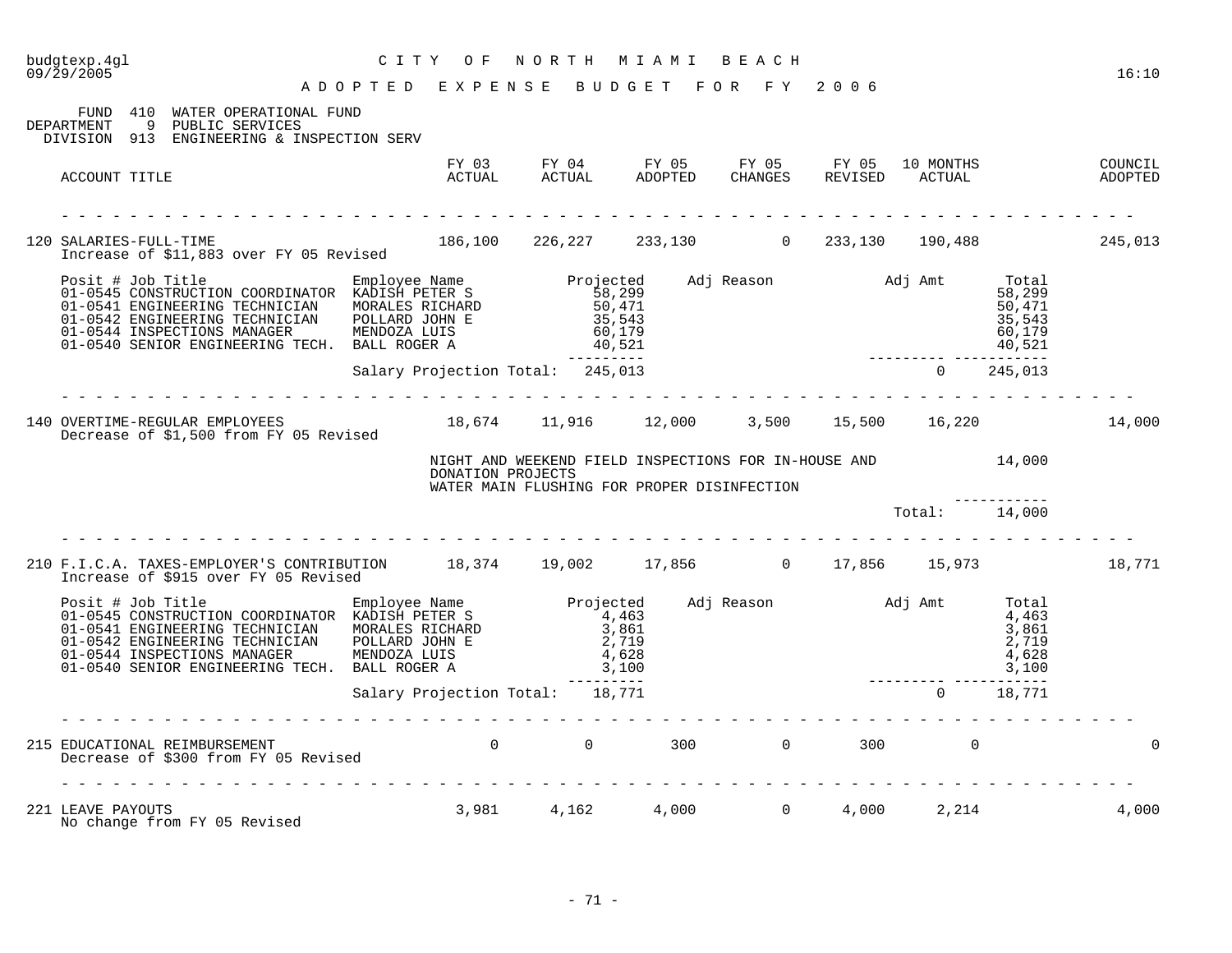CITY OF NORTH MIAMI BEACH

ADOPTED EXPENSE BUDGET FOR FY 2006

budgtexp.4gl
09/29/2005
16:10

FUND 410 WATER OPERATIONAL FUND
DEPARTMENT 9 PUBLIC SERVICES
DIVISION 913 ENGINEERING & INSPECTION SERV

| ACCOUNT TITLE | FY 03 ACTUAL | FY 04 ACTUAL | FY 05 ADOPTED | FY 05 CHANGES | FY 05 REVISED | 10 MONTHS ACTUAL | COUNCIL ADOPTED |
|---|---|---|---|---|---|---|---|
| 120 SALARIES-FULL-TIME | 186,100 | 226,227 | 233,130 | 0 | 233,130 | 190,488 | 245,013 |

Increase of $11,883 over FY 05 Revised

| Posit # Job Title | Employee Name | Projected | Adj Reason | Adj Amt | Total |
|---|---|---|---|---|---|
| 01-0545 CONSTRUCTION COORDINATOR | KADISH PETER S | 58,299 | | | 58,299 |
| 01-0541 ENGINEERING TECHNICIAN | MORALES RICHARD | 50,471 | | | 50,471 |
| 01-0542 ENGINEERING TECHNICIAN | POLLARD JOHN E | 35,543 | | | 35,543 |
| 01-0544 INSPECTIONS MANAGER | MENDOZA LUIS | 60,179 | | | 60,179 |
| 01-0540 SENIOR ENGINEERING TECH. | BALL ROGER A | 40,521 | | | 40,521 |
| | Salary Projection Total: | 245,013 | | 0 | 245,013 |

| ACCOUNT TITLE | FY 03 ACTUAL | FY 04 ACTUAL | FY 05 ADOPTED | FY 05 CHANGES | FY 05 REVISED | 10 MONTHS ACTUAL | COUNCIL ADOPTED |
|---|---|---|---|---|---|---|---|
| 140 OVERTIME-REGULAR EMPLOYEES | 18,674 | 11,916 | 12,000 | 3,500 | 15,500 | 16,220 | 14,000 |

Decrease of $1,500 from FY 05 Revised

NIGHT AND WEEKEND FIELD INSPECTIONS FOR IN-HOUSE AND DONATION PROJECTS — 14,000
WATER MAIN FLUSHING FOR PROPER DISINFECTION

Total: 14,000

| ACCOUNT TITLE | FY 03 ACTUAL | FY 04 ACTUAL | FY 05 ADOPTED | FY 05 CHANGES | FY 05 REVISED | 10 MONTHS ACTUAL | COUNCIL ADOPTED |
|---|---|---|---|---|---|---|---|
| 210 F.I.C.A. TAXES-EMPLOYER'S CONTRIBUTION | 18,374 | 19,002 | 17,856 | 0 | 17,856 | 15,973 | 18,771 |

Increase of $915 over FY 05 Revised

| Posit # Job Title | Employee Name | Projected | Adj Reason | Adj Amt | Total |
|---|---|---|---|---|---|
| 01-0545 CONSTRUCTION COORDINATOR | KADISH PETER S | 4,463 | | | 4,463 |
| 01-0541 ENGINEERING TECHNICIAN | MORALES RICHARD | 3,861 | | | 3,861 |
| 01-0542 ENGINEERING TECHNICIAN | POLLARD JOHN E | 2,719 | | | 2,719 |
| 01-0544 INSPECTIONS MANAGER | MENDOZA LUIS | 4,628 | | | 4,628 |
| 01-0540 SENIOR ENGINEERING TECH. | BALL ROGER A | 3,100 | | | 3,100 |
| | Salary Projection Total: | 18,771 | | 0 | 18,771 |

| ACCOUNT TITLE | FY 03 ACTUAL | FY 04 ACTUAL | FY 05 ADOPTED | FY 05 CHANGES | FY 05 REVISED | 10 MONTHS ACTUAL | COUNCIL ADOPTED |
|---|---|---|---|---|---|---|---|
| 215 EDUCATIONAL REIMBURSEMENT | 0 | 0 | 300 | 0 | 300 | 0 | 0 |

Decrease of $300 from FY 05 Revised

| ACCOUNT TITLE | FY 03 ACTUAL | FY 04 ACTUAL | FY 05 ADOPTED | FY 05 CHANGES | FY 05 REVISED | 10 MONTHS ACTUAL | COUNCIL ADOPTED |
|---|---|---|---|---|---|---|---|
| 221 LEAVE PAYOUTS | 3,981 | 4,162 | 4,000 | 0 | 4,000 | 2,214 | 4,000 |

No change from FY 05 Revised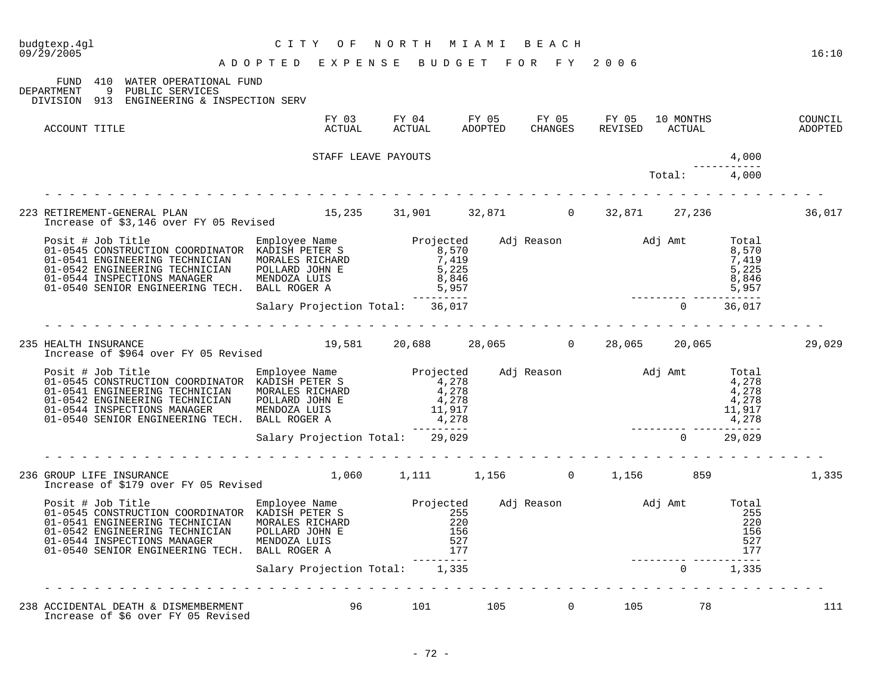CITY OF NORTH MIAMI BEACH

ADOPTED EXPENSE BUDGET FOR FY 2006

FUND 410 WATER OPERATIONAL FUND
DEPARTMENT 9 PUBLIC SERVICES
DIVISION 913 ENGINEERING & INSPECTION SERV

| ACCOUNT TITLE | FY 03 ACTUAL | FY 04 ACTUAL | FY 05 ADOPTED | FY 05 CHANGES | FY 05 REVISED | 10 MONTHS ACTUAL | | COUNCIL ADOPTED |
|---|---|---|---|---|---|---|---|---|
| STAFF LEAVE PAYOUTS | | | | | | | 4,000 | |
| | | | | | | Total: | 4,000 | |

| ACCOUNT TITLE | FY 03 ACTUAL | FY 04 ACTUAL | FY 05 ADOPTED | FY 05 CHANGES | FY 05 REVISED | 10 MONTHS ACTUAL | COUNCIL ADOPTED |
|---|---|---|---|---|---|---|---|
| 223 RETIREMENT-GENERAL PLAN | 15,235 | 31,901 | 32,871 | 0 | 32,871 | 27,236 | 36,017 |

Increase of $3,146 over FY 05 Revised

| Posit # Job Title | Employee Name | Projected | Adj Reason | Adj Amt | Total |
|---|---|---|---|---|---|
| 01-0545 CONSTRUCTION COORDINATOR | KADISH PETER S | 8,570 | | | 8,570 |
| 01-0541 ENGINEERING TECHNICIAN | MORALES RICHARD | 7,419 | | | 7,419 |
| 01-0542 ENGINEERING TECHNICIAN | POLLARD JOHN E | 5,225 | | | 5,225 |
| 01-0544 INSPECTIONS MANAGER | MENDOZA LUIS | 8,846 | | | 8,846 |
| 01-0540 SENIOR ENGINEERING TECH. | BALL ROGER A | 5,957 | | | 5,957 |
| | Salary Projection Total: | 36,017 | | 0 | 36,017 |

| ACCOUNT TITLE | FY 03 ACTUAL | FY 04 ACTUAL | FY 05 ADOPTED | FY 05 CHANGES | FY 05 REVISED | 10 MONTHS ACTUAL | COUNCIL ADOPTED |
|---|---|---|---|---|---|---|---|
| 235 HEALTH INSURANCE | 19,581 | 20,688 | 28,065 | 0 | 28,065 | 20,065 | 29,029 |

Increase of $964 over FY 05 Revised

| Posit # Job Title | Employee Name | Projected | Adj Reason | Adj Amt | Total |
|---|---|---|---|---|---|
| 01-0545 CONSTRUCTION COORDINATOR | KADISH PETER S | 4,278 | | | 4,278 |
| 01-0541 ENGINEERING TECHNICIAN | MORALES RICHARD | 4,278 | | | 4,278 |
| 01-0542 ENGINEERING TECHNICIAN | POLLARD JOHN E | 4,278 | | | 4,278 |
| 01-0544 INSPECTIONS MANAGER | MENDOZA LUIS | 11,917 | | | 11,917 |
| 01-0540 SENIOR ENGINEERING TECH. | BALL ROGER A | 4,278 | | | 4,278 |
| | Salary Projection Total: | 29,029 | | 0 | 29,029 |

| ACCOUNT TITLE | FY 03 ACTUAL | FY 04 ACTUAL | FY 05 ADOPTED | FY 05 CHANGES | FY 05 REVISED | 10 MONTHS ACTUAL | COUNCIL ADOPTED |
|---|---|---|---|---|---|---|---|
| 236 GROUP LIFE INSURANCE | 1,060 | 1,111 | 1,156 | 0 | 1,156 | 859 | 1,335 |

Increase of $179 over FY 05 Revised

| Posit # Job Title | Employee Name | Projected | Adj Reason | Adj Amt | Total |
|---|---|---|---|---|---|
| 01-0545 CONSTRUCTION COORDINATOR | KADISH PETER S | 255 | | | 255 |
| 01-0541 ENGINEERING TECHNICIAN | MORALES RICHARD | 220 | | | 220 |
| 01-0542 ENGINEERING TECHNICIAN | POLLARD JOHN E | 156 | | | 156 |
| 01-0544 INSPECTIONS MANAGER | MENDOZA LUIS | 527 | | | 527 |
| 01-0540 SENIOR ENGINEERING TECH. | BALL ROGER A | 177 | | | 177 |
| | Salary Projection Total: | 1,335 | | 0 | 1,335 |

| ACCOUNT TITLE | FY 03 ACTUAL | FY 04 ACTUAL | FY 05 ADOPTED | FY 05 CHANGES | FY 05 REVISED | 10 MONTHS ACTUAL | COUNCIL ADOPTED |
|---|---|---|---|---|---|---|---|
| 238 ACCIDENTAL DEATH & DISMEMBERMENT | 96 | 101 | 105 | 0 | 105 | 78 | 111 |

Increase of $6 over FY 05 Revised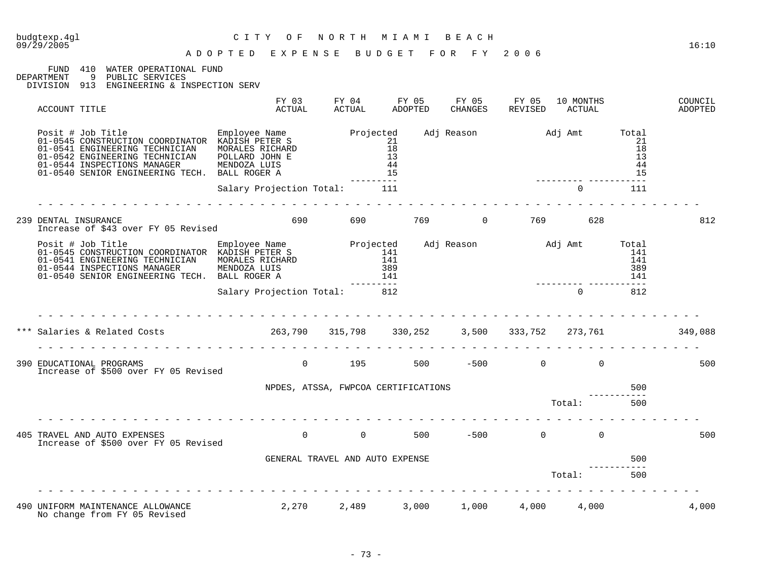CITY OF NORTH MIAMI BEACH

ADOPTED EXPENSE BUDGET FOR FY 2006

FUND 410 WATER OPERATIONAL FUND
DEPARTMENT 9 PUBLIC SERVICES
DIVISION 913 ENGINEERING & INSPECTION SERV

| ACCOUNT TITLE | FY 03 ACTUAL | FY 04 ACTUAL | FY 05 ADOPTED | FY 05 CHANGES | FY 05 REVISED | 10 MONTHS ACTUAL | COUNCIL ADOPTED |
|---|---|---|---|---|---|---|---|

| Posit # Job Title | Employee Name | Projected | Adj Reason | Adj Amt | Total |
|---|---|---|---|---|---|
| 01-0545 CONSTRUCTION COORDINATOR | KADISH PETER S | 21 | | | 21 |
| 01-0541 ENGINEERING TECHNICIAN | MORALES RICHARD | 18 | | | 18 |
| 01-0542 ENGINEERING TECHNICIAN | POLLARD JOHN E | 13 | | | 13 |
| 01-0544 INSPECTIONS MANAGER | MENDOZA LUIS | 44 | | | 44 |
| 01-0540 SENIOR ENGINEERING TECH. | BALL ROGER A | 15 | | | 15 |
| | Salary Projection Total: | 111 | | 0 | 111 |

| ACCOUNT TITLE | FY 03 ACTUAL | FY 04 ACTUAL | FY 05 ADOPTED | FY 05 CHANGES | FY 05 REVISED | 10 MONTHS ACTUAL | COUNCIL ADOPTED |
|---|---|---|---|---|---|---|---|
| 239 DENTAL INSURANCE<br>Increase of $43 over FY 05 Revised | 690 | 690 | 769 | 0 | 769 | 628 | 812 |

| Posit # Job Title | Employee Name | Projected | Adj Reason | Adj Amt | Total |
|---|---|---|---|---|---|
| 01-0545 CONSTRUCTION COORDINATOR | KADISH PETER S | 141 | | | 141 |
| 01-0541 ENGINEERING TECHNICIAN | MORALES RICHARD | 141 | | | 141 |
| 01-0544 INSPECTIONS MANAGER | MENDOZA LUIS | 389 | | | 389 |
| 01-0540 SENIOR ENGINEERING TECH. | BALL ROGER A | 141 | | | 141 |
| | Salary Projection Total: | 812 | | 0 | 812 |

| ACCOUNT TITLE | FY 03 ACTUAL | FY 04 ACTUAL | FY 05 ADOPTED | FY 05 CHANGES | FY 05 REVISED | 10 MONTHS ACTUAL | COUNCIL ADOPTED |
|---|---|---|---|---|---|---|---|
| *** Salaries & Related Costs | 263,790 | 315,798 | 330,252 | 3,500 | 333,752 | 273,761 | 349,088 |
| 390 EDUCATIONAL PROGRAMS<br>Increase of $500 over FY 05 Revised | 0 | 195 | 500 | -500 | 0 | 0 | 500 |

| Description | Amount |
|---|---|
| NPDES, ATSSA, FWPCOA CERTIFICATIONS | 500 |
| Total: | 500 |

| ACCOUNT TITLE | FY 03 ACTUAL | FY 04 ACTUAL | FY 05 ADOPTED | FY 05 CHANGES | FY 05 REVISED | 10 MONTHS ACTUAL | COUNCIL ADOPTED |
|---|---|---|---|---|---|---|---|
| 405 TRAVEL AND AUTO EXPENSES<br>Increase of $500 over FY 05 Revised | 0 | 0 | 500 | -500 | 0 | 0 | 500 |

| Description | Amount |
|---|---|
| GENERAL TRAVEL AND AUTO EXPENSE | 500 |
| Total: | 500 |

| ACCOUNT TITLE | FY 03 ACTUAL | FY 04 ACTUAL | FY 05 ADOPTED | FY 05 CHANGES | FY 05 REVISED | 10 MONTHS ACTUAL | COUNCIL ADOPTED |
|---|---|---|---|---|---|---|---|
| 490 UNIFORM MAINTENANCE ALLOWANCE<br>No change from FY 05 Revised | 2,270 | 2,489 | 3,000 | 1,000 | 4,000 | 4,000 | 4,000 |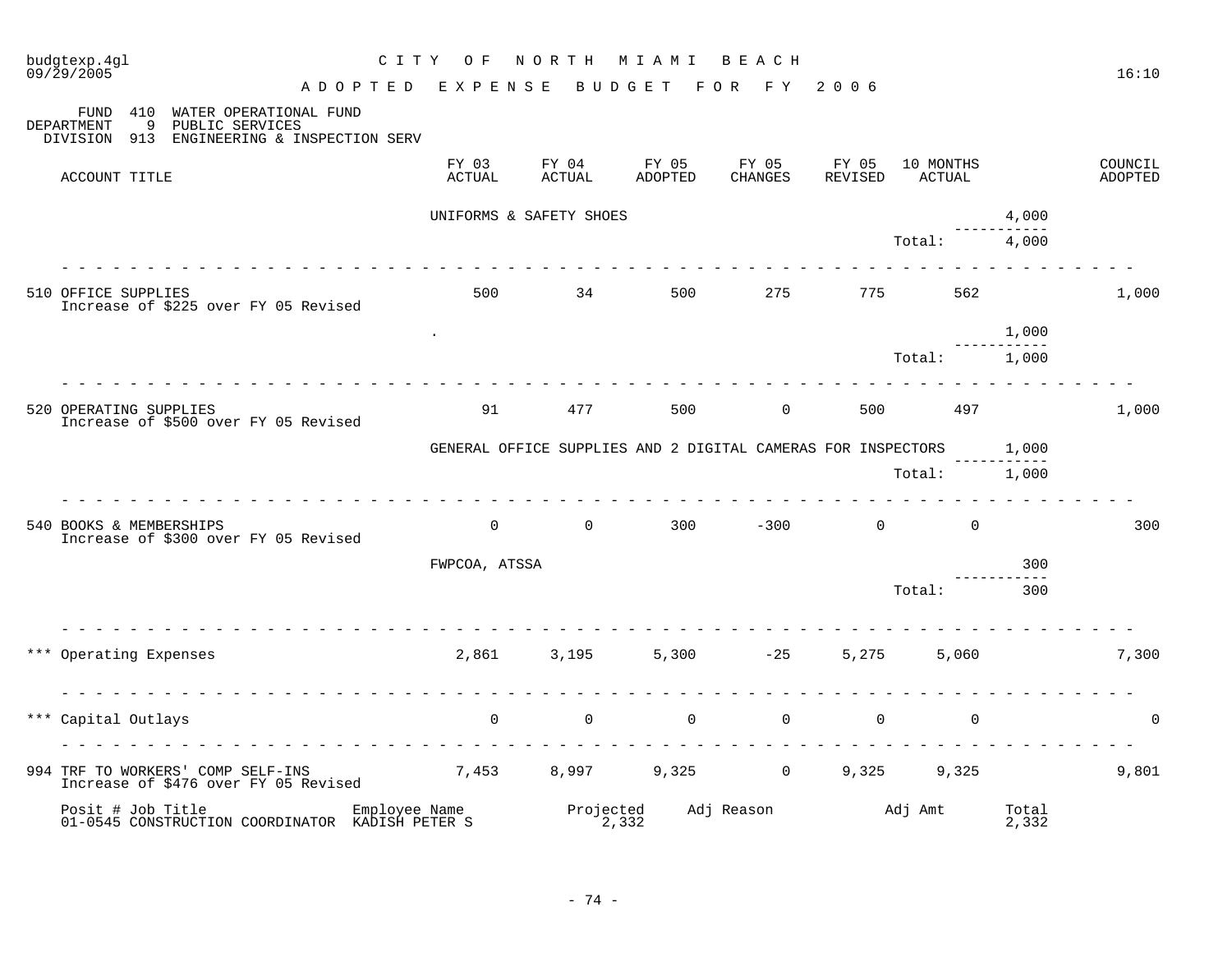budgtexp.4gl CITY OF NORTH MIAMI BEACH
09/29/2005 16:10

ADOPTED EXPENSE BUDGET FOR FY 2006

FUND 410 WATER OPERATIONAL FUND
DEPARTMENT 9 PUBLIC SERVICES
DIVISION 913 ENGINEERING & INSPECTION SERV

| ACCOUNT TITLE | FY 03 ACTUAL | FY 04 ACTUAL | FY 05 ADOPTED | FY 05 CHANGES | FY 05 REVISED | 10 MONTHS ACTUAL | | COUNCIL ADOPTED |
|---|---|---|---|---|---|---|---|---|
| | UNIFORMS & SAFETY SHOES | | | | | | 4,000 | |
| | | | | | | Total: | 4,000 | |
| 510 OFFICE SUPPLIES | 500 | 34 | 500 | 275 | 775 | 562 | | 1,000 |
| Increase of $225 over FY 05 Revised | | | | | | | | |
| | . | | | | | | 1,000 | |
| | | | | | | Total: | 1,000 | |
| 520 OPERATING SUPPLIES | 91 | 477 | 500 | 0 | 500 | 497 | | 1,000 |
| Increase of $500 over FY 05 Revised | | | | | | | | |
| | GENERAL OFFICE SUPPLIES AND 2 DIGITAL CAMERAS FOR INSPECTORS | | | | | | 1,000 | |
| | | | | | | Total: | 1,000 | |
| 540 BOOKS & MEMBERSHIPS | 0 | 0 | 300 | -300 | 0 | 0 | | 300 |
| Increase of $300 over FY 05 Revised | | | | | | | | |
| | FWPCOA, ATSSA | | | | | | 300 | |
| | | | | | | Total: | 300 | |
| *** Operating Expenses | 2,861 | 3,195 | 5,300 | -25 | 5,275 | 5,060 | | 7,300 |
| *** Capital Outlays | 0 | 0 | 0 | 0 | 0 | 0 | | 0 |
| 994 TRF TO WORKERS' COMP SELF-INS | 7,453 | 8,997 | 9,325 | 0 | 9,325 | 9,325 | | 9,801 |
| Increase of $476 over FY 05 Revised | | | | | | | | |

| Posit # Job Title | Employee Name | Projected | Adj Reason | Adj Amt | Total |
|---|---|---|---|---|---|
| 01-0545 CONSTRUCTION COORDINATOR | KADISH PETER S | 2,332 | | | 2,332 |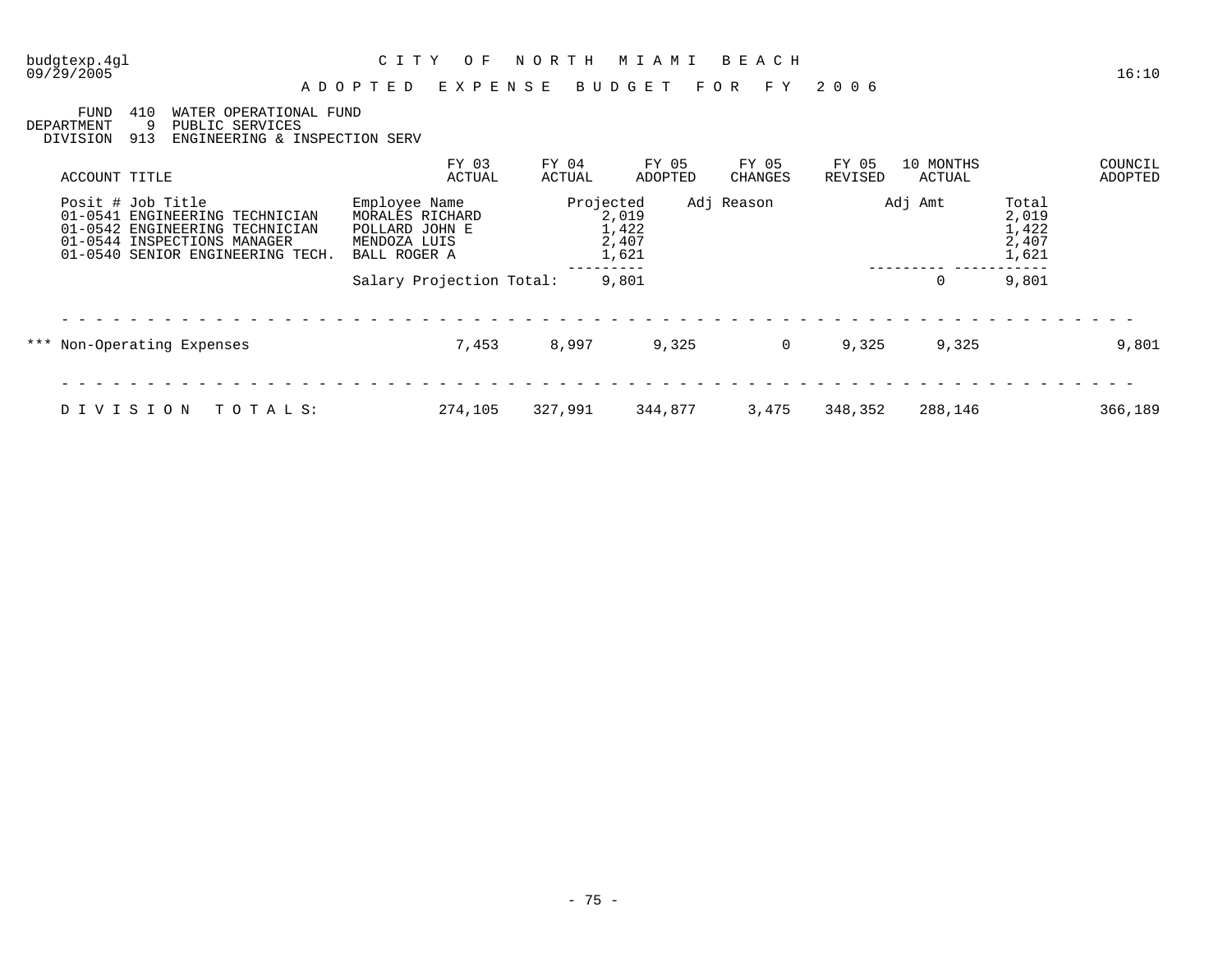budgtexp.4gl
09/29/2005

# CITY OF NORTH MIAMI BEACH

## ADOPTED EXPENSE BUDGET FOR FY 2006

16:10

FUND 410 WATER OPERATIONAL FUND
DEPARTMENT 9 PUBLIC SERVICES
DIVISION 913 ENGINEERING & INSPECTION SERV

| ACCOUNT TITLE | FY 03 ACTUAL | FY 04 ACTUAL | FY 05 ADOPTED | FY 05 CHANGES | FY 05 REVISED | 10 MONTHS ACTUAL | COUNCIL ADOPTED |
|---|---|---|---|---|---|---|---|

| Posit # Job Title | Employee Name | Projected | Adj Reason | Adj Amt | Total |
|---|---|---|---|---|---|
| 01-0541 ENGINEERING TECHNICIAN | MORALES RICHARD | 2,019 | | | 2,019 |
| 01-0542 ENGINEERING TECHNICIAN | POLLARD JOHN E | 1,422 | | | 1,422 |
| 01-0544 INSPECTIONS MANAGER | MENDOZA LUIS | 2,407 | | | 2,407 |
| 01-0540 SENIOR ENGINEERING TECH. | BALL ROGER A | 1,621 | | | 1,621 |
| | Salary Projection Total: | 9,801 | | 0 | 9,801 |

| ACCOUNT TITLE | FY 03 ACTUAL | FY 04 ACTUAL | FY 05 ADOPTED | FY 05 CHANGES | FY 05 REVISED | 10 MONTHS ACTUAL | COUNCIL ADOPTED |
|---|---|---|---|---|---|---|---|
| *** Non-Operating Expenses | 7,453 | 8,997 | 9,325 | 0 | 9,325 | 9,325 | 9,801 |
| DIVISION TOTALS: | 274,105 | 327,991 | 344,877 | 3,475 | 348,352 | 288,146 | 366,189 |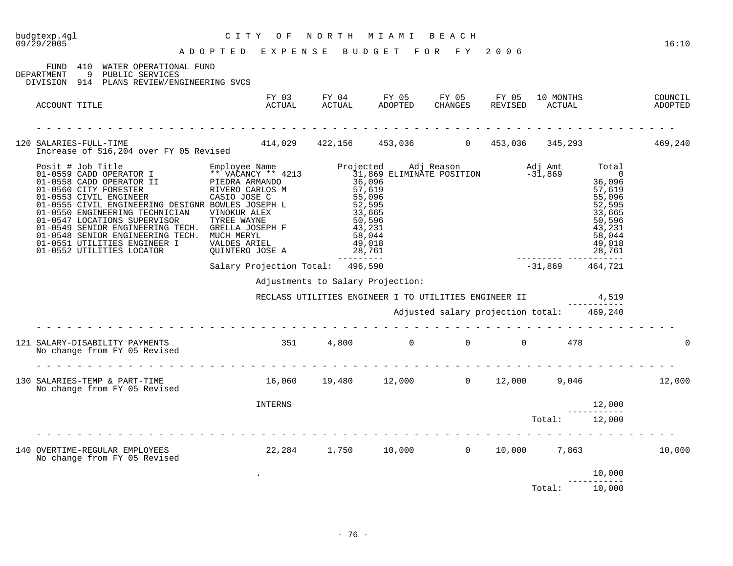budgtexp.4gl — 09/29/2005 — 16:10

# CITY OF NORTH MIAMI BEACH

## ADOPTED EXPENSE BUDGET FOR FY 2006

FUND 410 WATER OPERATIONAL FUND
DEPARTMENT 9 PUBLIC SERVICES
DIVISION 914 PLANS REVIEW/ENGINEERING SVCS

| ACCOUNT TITLE | FY 03 ACTUAL | FY 04 ACTUAL | FY 05 ADOPTED | FY 05 CHANGES | FY 05 REVISED | 10 MONTHS ACTUAL | COUNCIL ADOPTED |
|---|---|---|---|---|---|---|---|
| 120 SALARIES-FULL-TIME<br>Increase of $16,204 over FY 05 Revised | 414,029 | 422,156 | 453,036 | 0 | 453,036 | 345,293 | 469,240 |

| Posit # | Job Title | Employee Name | Projected | Adj Reason | Adj Amt | Total |
|---|---|---|---|---|---|---|
| 01-0559 | CADD OPERATOR I | ** VACANCY ** 4213 | 31,869 | ELIMINATE POSITION | -31,869 | 0 |
| 01-0558 | CADD OPERATOR II | PIEDRA ARMANDO | 36,096 | | | 36,096 |
| 01-0560 | CITY FORESTER | RIVERO CARLOS M | 57,619 | | | 57,619 |
| 01-0553 | CIVIL ENGINEER | CASIO JOSE C | 55,096 | | | 55,096 |
| 01-0555 | CIVIL ENGINEERING DESIGNR | BOWLES JOSEPH L | 52,595 | | | 52,595 |
| 01-0550 | ENGINEERING TECHNICIAN | VINOKUR ALEX | 33,665 | | | 33,665 |
| 01-0547 | LOCATIONS SUPERVISOR | TYREE WAYNE | 50,596 | | | 50,596 |
| 01-0549 | SENIOR ENGINEERING TECH. | GRELLA JOSEPH F | 43,231 | | | 43,231 |
| 01-0548 | SENIOR ENGINEERING TECH. | MUCH MERYL | 58,044 | | | 58,044 |
| 01-0551 | UTILITIES ENGINEER I | VALDES ARIEL | 49,018 | | | 49,018 |
| 01-0552 | UTILITIES LOCATOR | QUINTERO JOSE A | 28,761 | | | 28,761 |
| | | Salary Projection Total: | 496,590 | | -31,869 | 464,721 |

Adjustments to Salary Projection:

| | |
|---|---|
| RECLASS UTILITIES ENGINEER I TO UTILITIES ENGINEER II | 4,519 |
| Adjusted salary projection total: | 469,240 |

| ACCOUNT TITLE | FY 03 ACTUAL | FY 04 ACTUAL | FY 05 ADOPTED | FY 05 CHANGES | FY 05 REVISED | 10 MONTHS ACTUAL | COUNCIL ADOPTED |
|---|---|---|---|---|---|---|---|
| 121 SALARY-DISABILITY PAYMENTS<br>No change from FY 05 Revised | 351 | 4,800 | 0 | 0 | 0 | 478 | 0 |

| ACCOUNT TITLE | FY 03 ACTUAL | FY 04 ACTUAL | FY 05 ADOPTED | FY 05 CHANGES | FY 05 REVISED | 10 MONTHS ACTUAL | COUNCIL ADOPTED |
|---|---|---|---|---|---|---|---|
| 130 SALARIES-TEMP & PART-TIME<br>No change from FY 05 Revised | 16,060 | 19,480 | 12,000 | 0 | 12,000 | 9,046 | 12,000 |

| | |
|---|---|
| INTERNS | 12,000 |
| Total: | 12,000 |

| ACCOUNT TITLE | FY 03 ACTUAL | FY 04 ACTUAL | FY 05 ADOPTED | FY 05 CHANGES | FY 05 REVISED | 10 MONTHS ACTUAL | COUNCIL ADOPTED |
|---|---|---|---|---|---|---|---|
| 140 OVERTIME-REGULAR EMPLOYEES<br>No change from FY 05 Revised | 22,284 | 1,750 | 10,000 | 0 | 10,000 | 7,863 | 10,000 |

| | |
|---|---|
| . | 10,000 |
| Total: | 10,000 |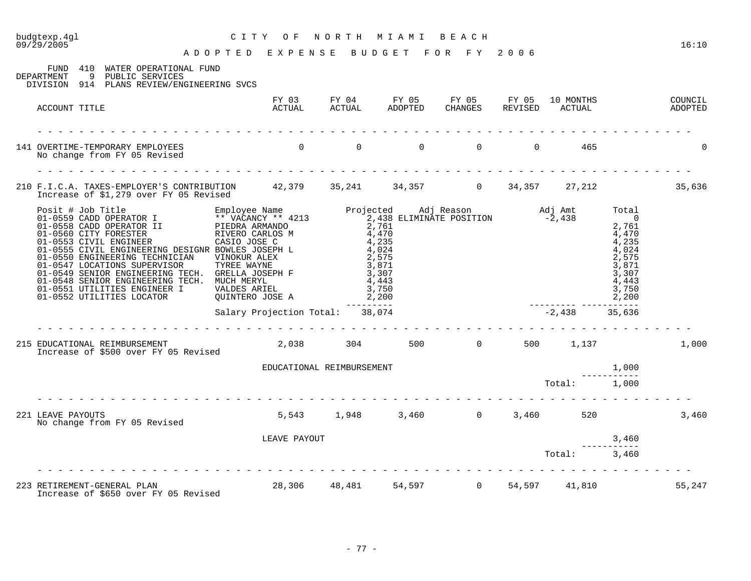budgtexp.4gl
09/29/2005

# CITY OF NORTH MIAMI BEACH

## ADOPTED EXPENSE BUDGET FOR FY 2006

16:10

FUND 410 WATER OPERATIONAL FUND
DEPARTMENT 9 PUBLIC SERVICES
DIVISION 914 PLANS REVIEW/ENGINEERING SVCS

| ACCOUNT TITLE | FY 03 ACTUAL | FY 04 ACTUAL | FY 05 ADOPTED | FY 05 CHANGES | FY 05 REVISED | 10 MONTHS ACTUAL | COUNCIL ADOPTED |
|---|---|---|---|---|---|---|---|
| 141 OVERTIME-TEMPORARY EMPLOYEES<br>No change from FY 05 Revised | 0 | 0 | 0 | 0 | 0 | 465 | 0 |
| 210 F.I.C.A. TAXES-EMPLOYER'S CONTRIBUTION<br>Increase of $1,279 over FY 05 Revised | 42,379 | 35,241 | 34,357 | 0 | 34,357 | 27,212 | 35,636 |

| Posit # Job Title | Employee Name | Projected | Adj Reason | Adj Amt | Total |
|---|---|---|---|---|---|
| 01-0559 CADD OPERATOR I | ** VACANCY ** 4213 | 2,438 | ELIMINATE POSITION | -2,438 | 0 |
| 01-0558 CADD OPERATOR II | PIEDRA ARMANDO | 2,761 | | | 2,761 |
| 01-0560 CITY FORESTER | RIVERO CARLOS M | 4,470 | | | 4,470 |
| 01-0553 CIVIL ENGINEER | CASIO JOSE C | 4,235 | | | 4,235 |
| 01-0555 CIVIL ENGINEERING DESIGNR | BOWLES JOSEPH L | 4,024 | | | 4,024 |
| 01-0550 ENGINEERING TECHNICIAN | VINOKUR ALEX | 2,575 | | | 2,575 |
| 01-0547 LOCATIONS SUPERVISOR | TYREE WAYNE | 3,871 | | | 3,871 |
| 01-0549 SENIOR ENGINEERING TECH. | GRELLA JOSEPH F | 3,307 | | | 3,307 |
| 01-0548 SENIOR ENGINEERING TECH. | MUCH MERYL | 4,443 | | | 4,443 |
| 01-0551 UTILITIES ENGINEER I | VALDES ARIEL | 3,750 | | | 3,750 |
| 01-0552 UTILITIES LOCATOR | QUINTERO JOSE A | 2,200 | | | 2,200 |
| | Salary Projection Total: | 38,074 | | -2,438 | 35,636 |

| ACCOUNT TITLE | FY 03 ACTUAL | FY 04 ACTUAL | FY 05 ADOPTED | FY 05 CHANGES | FY 05 REVISED | 10 MONTHS ACTUAL | COUNCIL ADOPTED |
|---|---|---|---|---|---|---|---|
| 215 EDUCATIONAL REIMBURSEMENT<br>Increase of $500 over FY 05 Revised | 2,038 | 304 | 500 | 0 | 500 | 1,137 | 1,000 |

| | |
|---|---|
| EDUCATIONAL REIMBURSEMENT | 1,000 |
| Total: | 1,000 |

| ACCOUNT TITLE | FY 03 ACTUAL | FY 04 ACTUAL | FY 05 ADOPTED | FY 05 CHANGES | FY 05 REVISED | 10 MONTHS ACTUAL | COUNCIL ADOPTED |
|---|---|---|---|---|---|---|---|
| 221 LEAVE PAYOUTS<br>No change from FY 05 Revised | 5,543 | 1,948 | 3,460 | 0 | 3,460 | 520 | 3,460 |

| | |
|---|---|
| LEAVE PAYOUT | 3,460 |
| Total: | 3,460 |

| ACCOUNT TITLE | FY 03 ACTUAL | FY 04 ACTUAL | FY 05 ADOPTED | FY 05 CHANGES | FY 05 REVISED | 10 MONTHS ACTUAL | COUNCIL ADOPTED |
|---|---|---|---|---|---|---|---|
| 223 RETIREMENT-GENERAL PLAN<br>Increase of $650 over FY 05 Revised | 28,306 | 48,481 | 54,597 | 0 | 54,597 | 41,810 | 55,247 |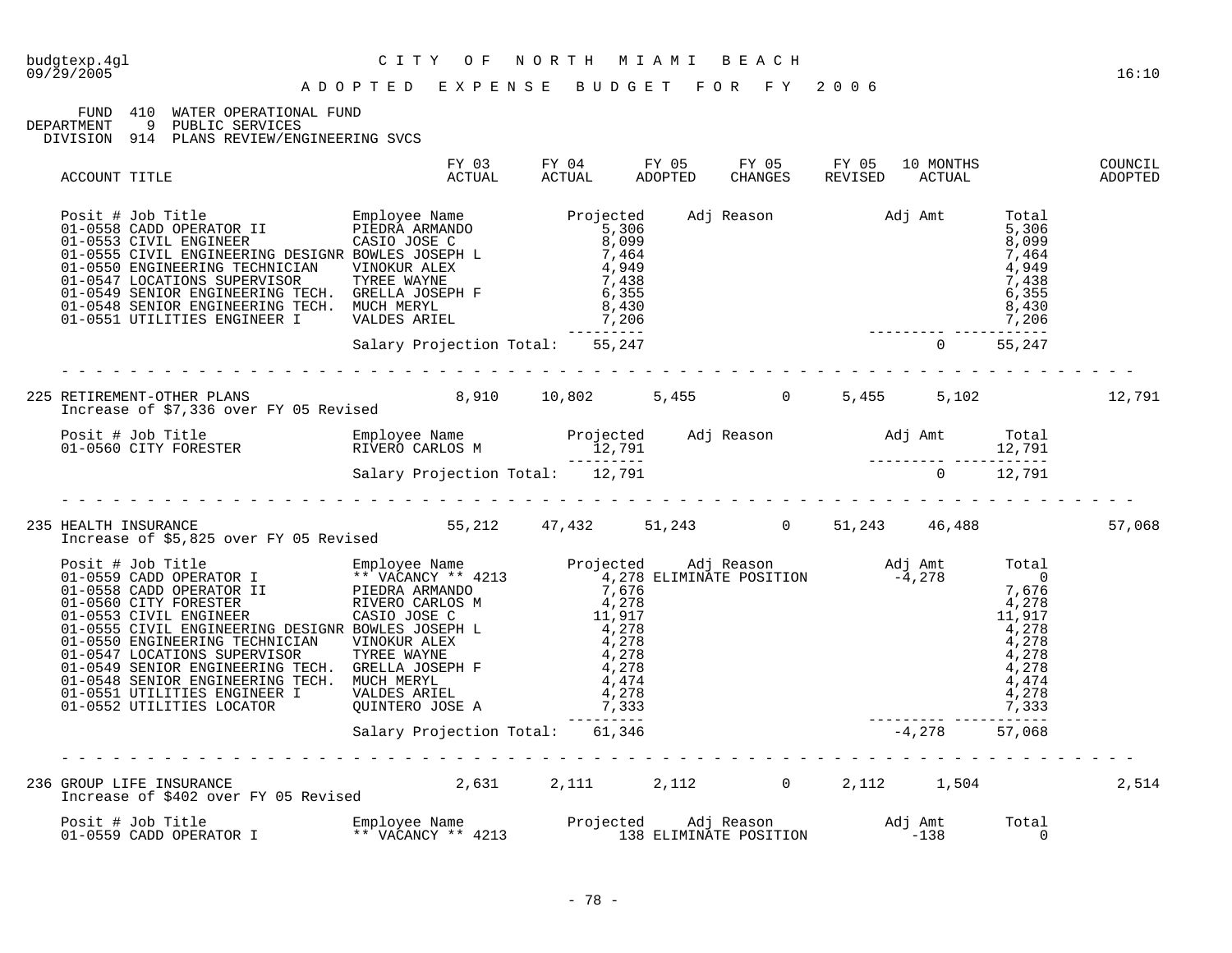budgtexp.4gl — CITY OF NORTH MIAMI BEACH
09/29/2005 — 16:10

# ADOPTED EXPENSE BUDGET FOR FY 2006

FUND 410 WATER OPERATIONAL FUND
DEPARTMENT 9 PUBLIC SERVICES
DIVISION 914 PLANS REVIEW/ENGINEERING SVCS

| ACCOUNT TITLE | FY 03 ACTUAL | FY 04 ACTUAL | FY 05 ADOPTED | FY 05 CHANGES | FY 05 REVISED | 10 MONTHS ACTUAL | COUNCIL ADOPTED |
|---|---|---|---|---|---|---|---|

| Posit # | Job Title | Employee Name | Projected | Adj Reason | Adj Amt | Total |
|---|---|---|---|---|---|---|
| 01-0558 | CADD OPERATOR II | PIEDRA ARMANDO | 5,306 | | | 5,306 |
| 01-0553 | CIVIL ENGINEER | CASIO JOSE C | 8,099 | | | 8,099 |
| 01-0555 | CIVIL ENGINEERING DESIGNR | BOWLES JOSEPH L | 7,464 | | | 7,464 |
| 01-0550 | ENGINEERING TECHNICIAN | VINOKUR ALEX | 4,949 | | | 4,949 |
| 01-0547 | LOCATIONS SUPERVISOR | TYREE WAYNE | 7,438 | | | 7,438 |
| 01-0549 | SENIOR ENGINEERING TECH. | GRELLA JOSEPH F | 6,355 | | | 6,355 |
| 01-0548 | SENIOR ENGINEERING TECH. | MUCH MERYL | 8,430 | | | 8,430 |
| 01-0551 | UTILITIES ENGINEER I | VALDES ARIEL | 7,206 | | | 7,206 |
| | | Salary Projection Total: | 55,247 | | 0 | 55,247 |

| ACCOUNT TITLE | FY 03 ACTUAL | FY 04 ACTUAL | FY 05 ADOPTED | FY 05 CHANGES | FY 05 REVISED | 10 MONTHS ACTUAL | COUNCIL ADOPTED |
|---|---|---|---|---|---|---|---|
| 225 RETIREMENT-OTHER PLANS | 8,910 | 10,802 | 5,455 | 0 | 5,455 | 5,102 | 12,791 |

Increase of $7,336 over FY 05 Revised

| Posit # | Job Title | Employee Name | Projected | Adj Reason | Adj Amt | Total |
|---|---|---|---|---|---|---|
| 01-0560 | CITY FORESTER | RIVERO CARLOS M | 12,791 | | | 12,791 |
| | | Salary Projection Total: | 12,791 | | 0 | 12,791 |

| ACCOUNT TITLE | FY 03 ACTUAL | FY 04 ACTUAL | FY 05 ADOPTED | FY 05 CHANGES | FY 05 REVISED | 10 MONTHS ACTUAL | COUNCIL ADOPTED |
|---|---|---|---|---|---|---|---|
| 235 HEALTH INSURANCE | 55,212 | 47,432 | 51,243 | 0 | 51,243 | 46,488 | 57,068 |

Increase of $5,825 over FY 05 Revised

| Posit # | Job Title | Employee Name | Projected | Adj Reason | Adj Amt | Total |
|---|---|---|---|---|---|---|
| 01-0559 | CADD OPERATOR I | ** VACANCY ** 4213 | 4,278 | ELIMINATE POSITION | -4,278 | 0 |
| 01-0558 | CADD OPERATOR II | PIEDRA ARMANDO | 7,676 | | | 7,676 |
| 01-0560 | CITY FORESTER | RIVERO CARLOS M | 4,278 | | | 4,278 |
| 01-0553 | CIVIL ENGINEER | CASIO JOSE C | 11,917 | | | 11,917 |
| 01-0555 | CIVIL ENGINEERING DESIGNR | BOWLES JOSEPH L | 4,278 | | | 4,278 |
| 01-0550 | ENGINEERING TECHNICIAN | VINOKUR ALEX | 4,278 | | | 4,278 |
| 01-0547 | LOCATIONS SUPERVISOR | TYREE WAYNE | 4,278 | | | 4,278 |
| 01-0549 | SENIOR ENGINEERING TECH. | GRELLA JOSEPH F | 4,278 | | | 4,278 |
| 01-0548 | SENIOR ENGINEERING TECH. | MUCH MERYL | 4,474 | | | 4,474 |
| 01-0551 | UTILITIES ENGINEER I | VALDES ARIEL | 4,278 | | | 4,278 |
| 01-0552 | UTILITIES LOCATOR | QUINTERO JOSE A | 7,333 | | | 7,333 |
| | | Salary Projection Total: | 61,346 | | -4,278 | 57,068 |

| ACCOUNT TITLE | FY 03 ACTUAL | FY 04 ACTUAL | FY 05 ADOPTED | FY 05 CHANGES | FY 05 REVISED | 10 MONTHS ACTUAL | COUNCIL ADOPTED |
|---|---|---|---|---|---|---|---|
| 236 GROUP LIFE INSURANCE | 2,631 | 2,111 | 2,112 | 0 | 2,112 | 1,504 | 2,514 |

Increase of $402 over FY 05 Revised

| Posit # | Job Title | Employee Name | Projected | Adj Reason | Adj Amt | Total |
|---|---|---|---|---|---|---|
| 01-0559 | CADD OPERATOR I | ** VACANCY ** 4213 | 138 | ELIMINATE POSITION | -138 | 0 |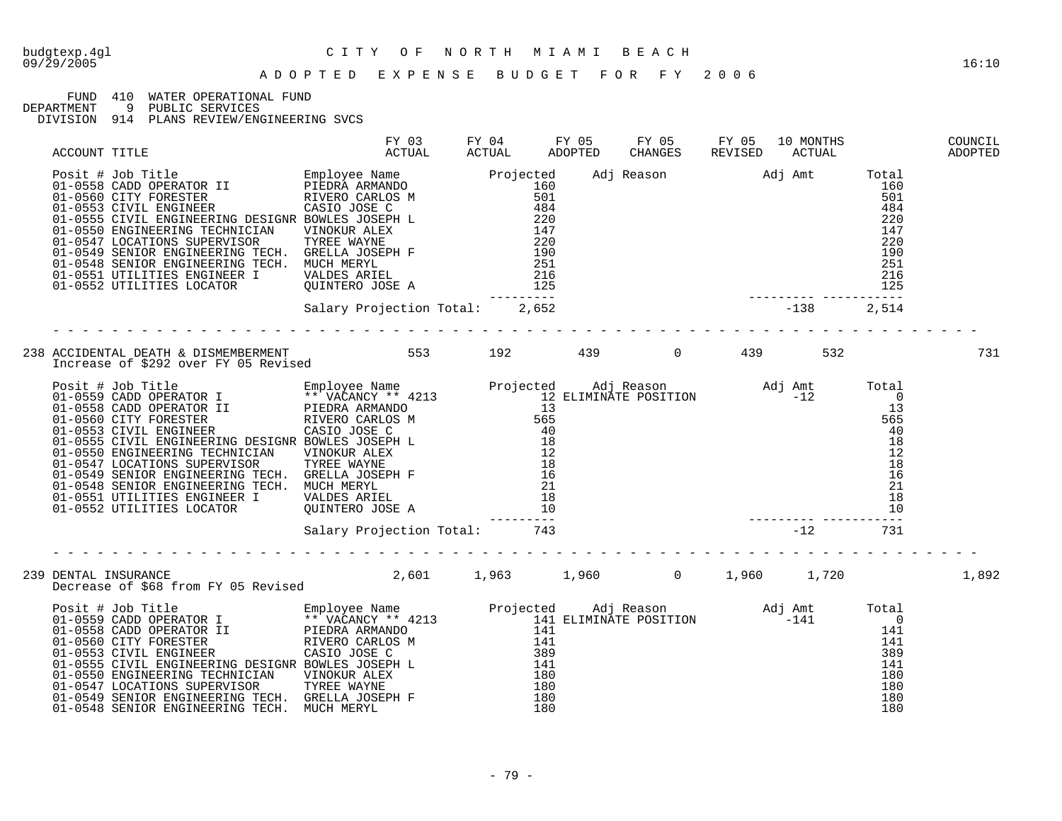budgtexp.4gl
09/29/2005

# CITY OF NORTH MIAMI BEACH

## ADOPTED EXPENSE BUDGET FOR FY 2006

16:10

FUND 410 WATER OPERATIONAL FUND
DEPARTMENT 9 PUBLIC SERVICES
DIVISION 914 PLANS REVIEW/ENGINEERING SVCS

| ACCOUNT TITLE | FY 03 ACTUAL | FY 04 ACTUAL | FY 05 ADOPTED | FY 05 CHANGES | FY 05 REVISED | 10 MONTHS ACTUAL | COUNCIL ADOPTED |
|---|---|---|---|---|---|---|---|

| Posit # | Job Title | Employee Name | Projected | Adj Reason | Adj Amt | Total |
|---|---|---|---|---|---|---|
| 01-0558 | CADD OPERATOR II | PIEDRA ARMANDO | 160 | | | 160 |
| 01-0560 | CITY FORESTER | RIVERO CARLOS M | 501 | | | 501 |
| 01-0553 | CIVIL ENGINEER | CASIO JOSE C | 484 | | | 484 |
| 01-0555 | CIVIL ENGINEERING DESIGNR | BOWLES JOSEPH L | 220 | | | 220 |
| 01-0550 | ENGINEERING TECHNICIAN | VINOKUR ALEX | 147 | | | 147 |
| 01-0547 | LOCATIONS SUPERVISOR | TYREE WAYNE | 220 | | | 220 |
| 01-0549 | SENIOR ENGINEERING TECH. | GRELLA JOSEPH F | 190 | | | 190 |
| 01-0548 | SENIOR ENGINEERING TECH. | MUCH MERYL | 251 | | | 251 |
| 01-0551 | UTILITIES ENGINEER I | VALDES ARIEL | 216 | | | 216 |
| 01-0552 | UTILITIES LOCATOR | QUINTERO JOSE A | 125 | | | 125 |
| | | Salary Projection Total: | 2,652 | | -138 | 2,514 |

| ACCOUNT TITLE | FY 03 ACTUAL | FY 04 ACTUAL | FY 05 ADOPTED | FY 05 CHANGES | FY 05 REVISED | 10 MONTHS ACTUAL | COUNCIL ADOPTED |
|---|---|---|---|---|---|---|---|
| 238 ACCIDENTAL DEATH & DISMEMBERMENT | 553 | 192 | 439 | 0 | 439 | 532 | 731 |

Increase of $292 over FY 05 Revised

| Posit # | Job Title | Employee Name | Projected | Adj Reason | Adj Amt | Total |
|---|---|---|---|---|---|---|
| 01-0559 | CADD OPERATOR I | ** VACANCY ** 4213 | 12 | ELIMINATE POSITION | -12 | 0 |
| 01-0558 | CADD OPERATOR II | PIEDRA ARMANDO | 13 | | | 13 |
| 01-0560 | CITY FORESTER | RIVERO CARLOS M | 565 | | | 565 |
| 01-0553 | CIVIL ENGINEER | CASIO JOSE C | 40 | | | 40 |
| 01-0555 | CIVIL ENGINEERING DESIGNR | BOWLES JOSEPH L | 18 | | | 18 |
| 01-0550 | ENGINEERING TECHNICIAN | VINOKUR ALEX | 12 | | | 12 |
| 01-0547 | LOCATIONS SUPERVISOR | TYREE WAYNE | 18 | | | 18 |
| 01-0549 | SENIOR ENGINEERING TECH. | GRELLA JOSEPH F | 16 | | | 16 |
| 01-0548 | SENIOR ENGINEERING TECH. | MUCH MERYL | 21 | | | 21 |
| 01-0551 | UTILITIES ENGINEER I | VALDES ARIEL | 18 | | | 18 |
| 01-0552 | UTILITIES LOCATOR | QUINTERO JOSE A | 10 | | | 10 |
| | | Salary Projection Total: | 743 | | -12 | 731 |

| ACCOUNT TITLE | FY 03 ACTUAL | FY 04 ACTUAL | FY 05 ADOPTED | FY 05 CHANGES | FY 05 REVISED | 10 MONTHS ACTUAL | COUNCIL ADOPTED |
|---|---|---|---|---|---|---|---|
| 239 DENTAL INSURANCE | 2,601 | 1,963 | 1,960 | 0 | 1,960 | 1,720 | 1,892 |

Decrease of $68 from FY 05 Revised

| Posit # | Job Title | Employee Name | Projected | Adj Reason | Adj Amt | Total |
|---|---|---|---|---|---|---|
| 01-0559 | CADD OPERATOR I | ** VACANCY ** 4213 | 141 | ELIMINATE POSITION | -141 | 0 |
| 01-0558 | CADD OPERATOR II | PIEDRA ARMANDO | 141 | | | 141 |
| 01-0560 | CITY FORESTER | RIVERO CARLOS M | 141 | | | 141 |
| 01-0553 | CIVIL ENGINEER | CASIO JOSE C | 389 | | | 389 |
| 01-0555 | CIVIL ENGINEERING DESIGNR | BOWLES JOSEPH L | 141 | | | 141 |
| 01-0550 | ENGINEERING TECHNICIAN | VINOKUR ALEX | 180 | | | 180 |
| 01-0547 | LOCATIONS SUPERVISOR | TYREE WAYNE | 180 | | | 180 |
| 01-0549 | SENIOR ENGINEERING TECH. | GRELLA JOSEPH F | 180 | | | 180 |
| 01-0548 | SENIOR ENGINEERING TECH. | MUCH MERYL | 180 | | | 180 |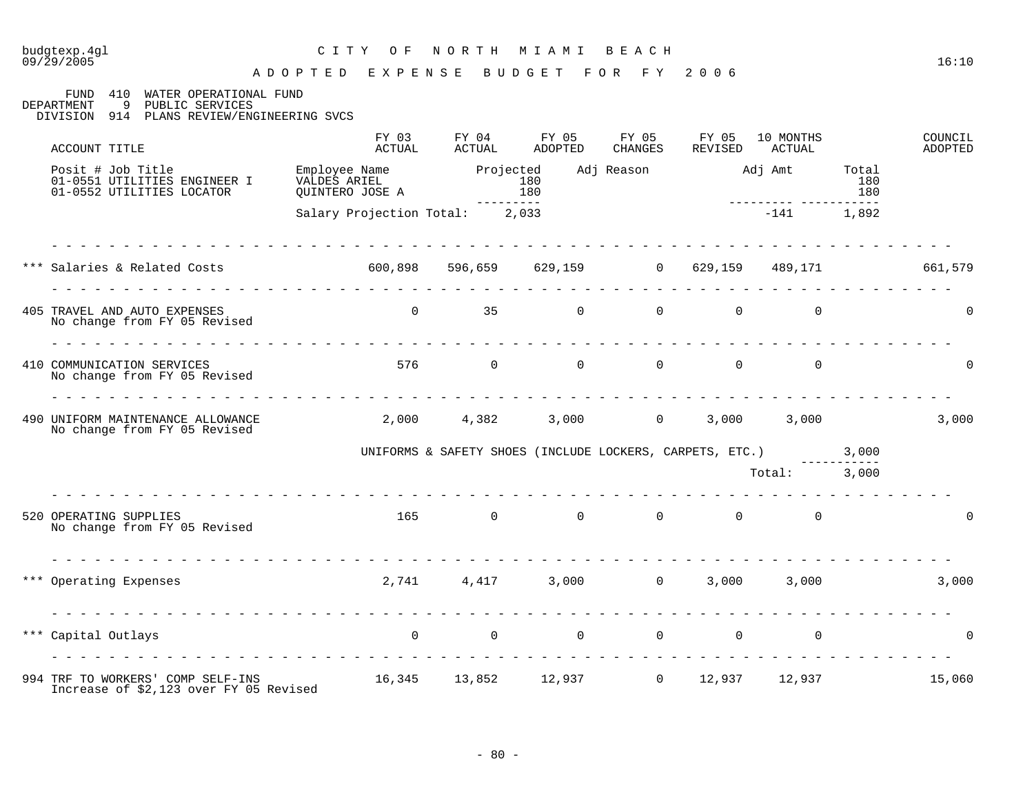budgtexp.4gl
09/29/2005

# CITY OF NORTH MIAMI BEACH

16:10

## ADOPTED EXPENSE BUDGET FOR FY 2006

FUND 410 WATER OPERATIONAL FUND
DEPARTMENT 9 PUBLIC SERVICES
DIVISION 914 PLANS REVIEW/ENGINEERING SVCS

| Posit # | Job Title | Employee Name | Projected | Adj Reason | Adj Amt | Total |
|---|---|---|---|---|---|---|
| 01-0551 | UTILITIES ENGINEER I | VALDES ARIEL | 180 | | | 180 |
| 01-0552 | UTILITIES LOCATOR | QUINTERO JOSE A | 180 | | | 180 |
| | | Salary Projection Total: | 2,033 | | -141 | 1,892 |

| ACCOUNT TITLE | FY 03 ACTUAL | FY 04 ACTUAL | FY 05 ADOPTED | FY 05 CHANGES | FY 05 REVISED | 10 MONTHS ACTUAL | | COUNCIL ADOPTED |
|---|---|---|---|---|---|---|---|---|
| *** Salaries & Related Costs | 600,898 | 596,659 | 629,159 | 0 | 629,159 | 489,171 | | 661,579 |
| 405 TRAVEL AND AUTO EXPENSES<br>No change from FY 05 Revised | 0 | 35 | 0 | 0 | 0 | 0 | | 0 |
| 410 COMMUNICATION SERVICES<br>No change from FY 05 Revised | 576 | 0 | 0 | 0 | 0 | 0 | | 0 |
| 490 UNIFORM MAINTENANCE ALLOWANCE<br>No change from FY 05 Revised | 2,000 | 4,382 | 3,000 | 0 | 3,000 | 3,000 | | 3,000 |
| UNIFORMS & SAFETY SHOES (INCLUDE LOCKERS, CARPETS, ETC.) | | | | | | | 3,000 | |
| | | | | | | Total: | 3,000 | |
| 520 OPERATING SUPPLIES<br>No change from FY 05 Revised | 165 | 0 | 0 | 0 | 0 | 0 | | 0 |
| *** Operating Expenses | 2,741 | 4,417 | 3,000 | 0 | 3,000 | 3,000 | | 3,000 |
| *** Capital Outlays | 0 | 0 | 0 | 0 | 0 | 0 | | 0 |
| 994 TRF TO WORKERS' COMP SELF-INS<br>Increase of $2,123 over FY 05 Revised | 16,345 | 13,852 | 12,937 | 0 | 12,937 | 12,937 | | 15,060 |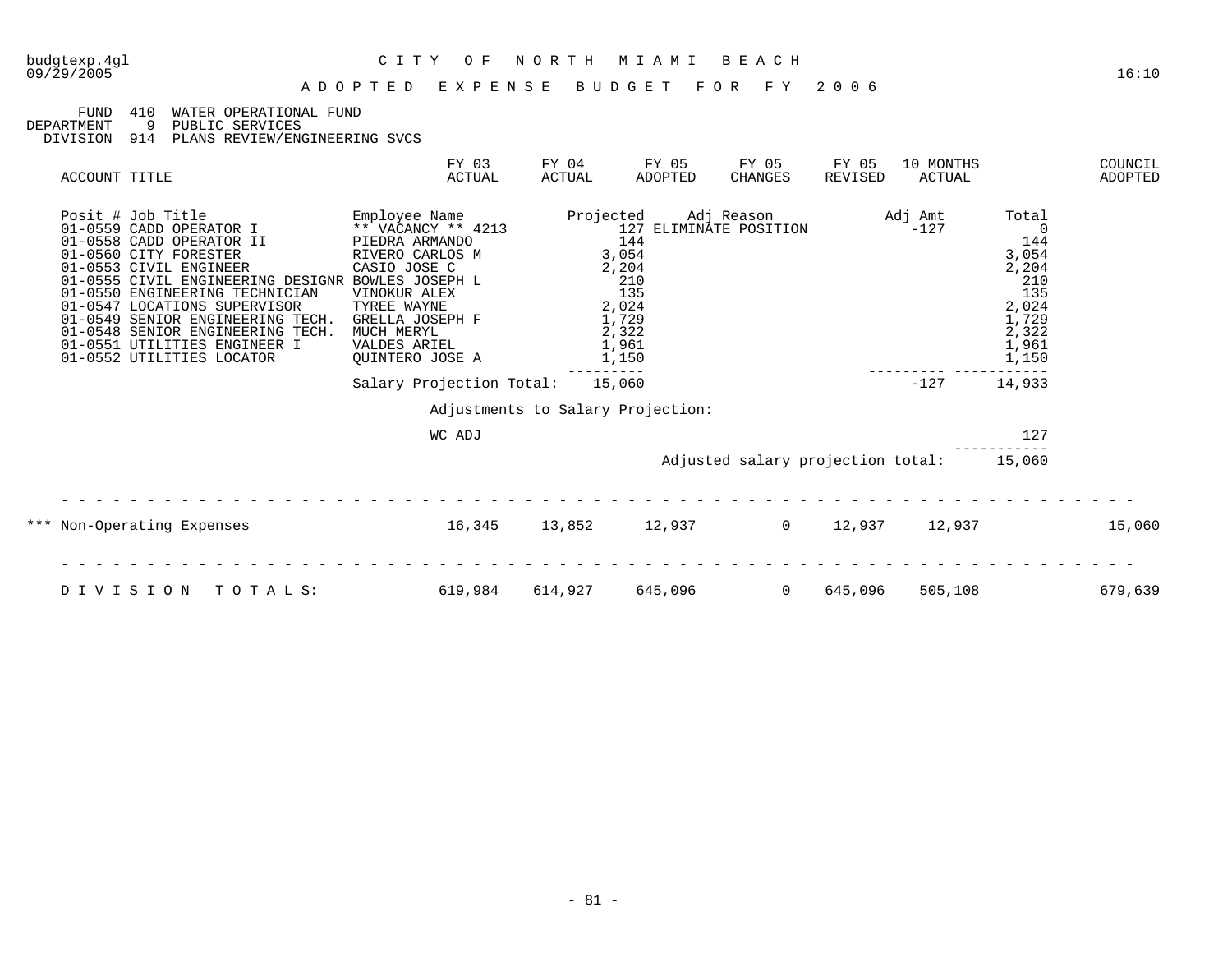budgtexp.4gl
09/29/2005

# CITY OF NORTH MIAMI BEACH

16:10

## ADOPTED EXPENSE BUDGET FOR FY 2006

FUND 410 WATER OPERATIONAL FUND
DEPARTMENT 9 PUBLIC SERVICES
DIVISION 914 PLANS REVIEW/ENGINEERING SVCS

| ACCOUNT TITLE | FY 03 ACTUAL | FY 04 ACTUAL | FY 05 ADOPTED | FY 05 CHANGES | FY 05 REVISED | 10 MONTHS ACTUAL | COUNCIL ADOPTED |
|---|---|---|---|---|---|---|---|

| Posit # | Job Title | Employee Name | Projected | Adj Reason | Adj Amt | Total |
|---|---|---|---|---|---|---|
| 01-0559 | CADD OPERATOR I | ** VACANCY ** 4213 | 127 | ELIMINATE POSITION | -127 | 0 |
| 01-0558 | CADD OPERATOR II | PIEDRA ARMANDO | 144 | | | 144 |
| 01-0560 | CITY FORESTER | RIVERO CARLOS M | 3,054 | | | 3,054 |
| 01-0553 | CIVIL ENGINEER | CASIO JOSE C | 2,204 | | | 2,204 |
| 01-0555 | CIVIL ENGINEERING DESIGNR | BOWLES JOSEPH L | 210 | | | 210 |
| 01-0550 | ENGINEERING TECHNICIAN | VINOKUR ALEX | 135 | | | 135 |
| 01-0547 | LOCATIONS SUPERVISOR | TYREE WAYNE | 2,024 | | | 2,024 |
| 01-0549 | SENIOR ENGINEERING TECH. | GRELLA JOSEPH F | 1,729 | | | 1,729 |
| 01-0548 | SENIOR ENGINEERING TECH. | MUCH MERYL | 2,322 | | | 2,322 |
| 01-0551 | UTILITIES ENGINEER I | VALDES ARIEL | 1,961 | | | 1,961 |
| 01-0552 | UTILITIES LOCATOR | QUINTERO JOSE A | 1,150 | | | 1,150 |
| | | Salary Projection Total: | 15,060 | | -127 | 14,933 |

Adjustments to Salary Projection:

| | Total |
|---|---|
| WC ADJ | 127 |
| Adjusted salary projection total: | 15,060 |

| ACCOUNT TITLE | FY 03 ACTUAL | FY 04 ACTUAL | FY 05 ADOPTED | FY 05 CHANGES | FY 05 REVISED | 10 MONTHS ACTUAL | COUNCIL ADOPTED |
|---|---|---|---|---|---|---|---|
| *** Non-Operating Expenses | 16,345 | 13,852 | 12,937 | 0 | 12,937 | 12,937 | 15,060 |
| DIVISION TOTALS: | 619,984 | 614,927 | 645,096 | 0 | 645,096 | 505,108 | 679,639 |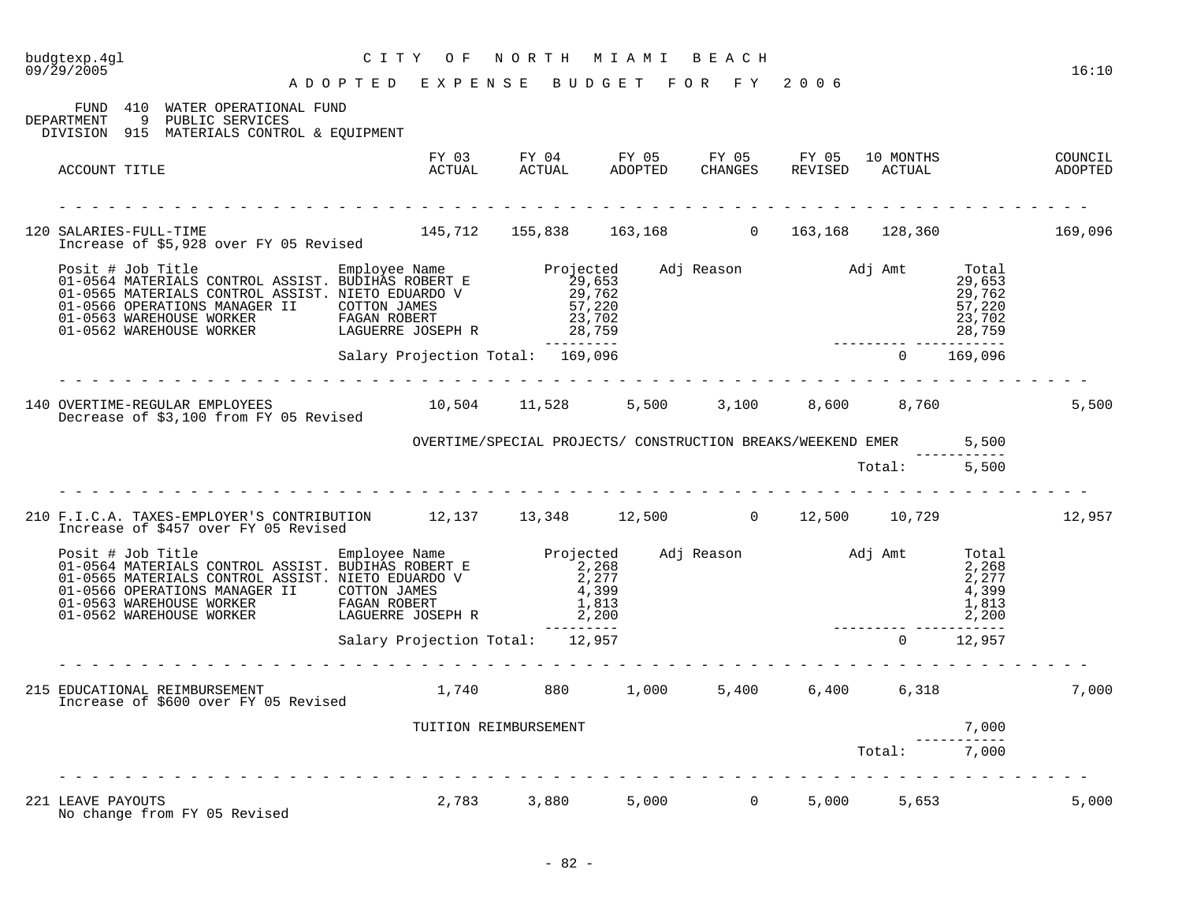CITY OF NORTH MIAMI BEACH

ADOPTED EXPENSE BUDGET FOR FY 2006

FUND 410 WATER OPERATIONAL FUND
DEPARTMENT 9 PUBLIC SERVICES
DIVISION 915 MATERIALS CONTROL & EQUIPMENT

| ACCOUNT TITLE | FY 03 ACTUAL | FY 04 ACTUAL | FY 05 ADOPTED | FY 05 CHANGES | FY 05 REVISED | 10 MONTHS ACTUAL | COUNCIL ADOPTED |
|---|---|---|---|---|---|---|---|
| 120 SALARIES-FULL-TIME<br>Increase of $5,928 over FY 05 Revised | 145,712 | 155,838 | 163,168 | 0 | 163,168 | 128,360 | 169,096 |

| Posit # | Job Title | Employee Name | Projected | Adj Reason | Adj Amt | Total |
|---|---|---|---|---|---|---|
| 01-0564 | MATERIALS CONTROL ASSIST. | BUDIHAS ROBERT E | 29,653 | | | 29,653 |
| 01-0565 | MATERIALS CONTROL ASSIST. | NIETO EDUARDO V | 29,762 | | | 29,762 |
| 01-0566 | OPERATIONS MANAGER II | COTTON JAMES | 57,220 | | | 57,220 |
| 01-0563 | WAREHOUSE WORKER | FAGAN ROBERT | 23,702 | | | 23,702 |
| 01-0562 | WAREHOUSE WORKER | LAGUERRE JOSEPH R | 28,759 | | | 28,759 |
| | | Salary Projection Total: | 169,096 | | 0 | 169,096 |

| ACCOUNT TITLE | FY 03 ACTUAL | FY 04 ACTUAL | FY 05 ADOPTED | FY 05 CHANGES | FY 05 REVISED | 10 MONTHS ACTUAL | COUNCIL ADOPTED |
|---|---|---|---|---|---|---|---|
| 140 OVERTIME-REGULAR EMPLOYEES<br>Decrease of $3,100 from FY 05 Revised | 10,504 | 11,528 | 5,500 | 3,100 | 8,600 | 8,760 | 5,500 |

| Description | Amount |
|---|---|
| OVERTIME/SPECIAL PROJECTS/ CONSTRUCTION BREAKS/WEEKEND EMER | 5,500 |
| Total: | 5,500 |

| ACCOUNT TITLE | FY 03 ACTUAL | FY 04 ACTUAL | FY 05 ADOPTED | FY 05 CHANGES | FY 05 REVISED | 10 MONTHS ACTUAL | COUNCIL ADOPTED |
|---|---|---|---|---|---|---|---|
| 210 F.I.C.A. TAXES-EMPLOYER'S CONTRIBUTION<br>Increase of $457 over FY 05 Revised | 12,137 | 13,348 | 12,500 | 0 | 12,500 | 10,729 | 12,957 |

| Posit # | Job Title | Employee Name | Projected | Adj Reason | Adj Amt | Total |
|---|---|---|---|---|---|---|
| 01-0564 | MATERIALS CONTROL ASSIST. | BUDIHAS ROBERT E | 2,268 | | | 2,268 |
| 01-0565 | MATERIALS CONTROL ASSIST. | NIETO EDUARDO V | 2,277 | | | 2,277 |
| 01-0566 | OPERATIONS MANAGER II | COTTON JAMES | 4,399 | | | 4,399 |
| 01-0563 | WAREHOUSE WORKER | FAGAN ROBERT | 1,813 | | | 1,813 |
| 01-0562 | WAREHOUSE WORKER | LAGUERRE JOSEPH R | 2,200 | | | 2,200 |
| | | Salary Projection Total: | 12,957 | | 0 | 12,957 |

| ACCOUNT TITLE | FY 03 ACTUAL | FY 04 ACTUAL | FY 05 ADOPTED | FY 05 CHANGES | FY 05 REVISED | 10 MONTHS ACTUAL | COUNCIL ADOPTED |
|---|---|---|---|---|---|---|---|
| 215 EDUCATIONAL REIMBURSEMENT<br>Increase of $600 over FY 05 Revised | 1,740 | 880 | 1,000 | 5,400 | 6,400 | 6,318 | 7,000 |

| Description | Amount |
|---|---|
| TUITION REIMBURSEMENT | 7,000 |
| Total: | 7,000 |

| ACCOUNT TITLE | FY 03 ACTUAL | FY 04 ACTUAL | FY 05 ADOPTED | FY 05 CHANGES | FY 05 REVISED | 10 MONTHS ACTUAL | COUNCIL ADOPTED |
|---|---|---|---|---|---|---|---|
| 221 LEAVE PAYOUTS<br>No change from FY 05 Revised | 2,783 | 3,880 | 5,000 | 0 | 5,000 | 5,653 | 5,000 |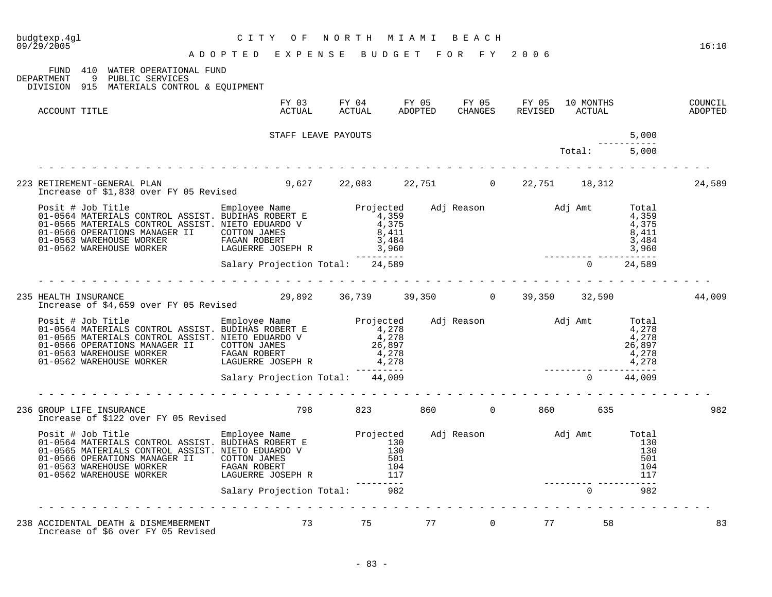CITY OF NORTH MIAMI BEACH

ADOPTED EXPENSE BUDGET FOR FY 2006

FUND 410 WATER OPERATIONAL FUND
DEPARTMENT 9 PUBLIC SERVICES
DIVISION 915 MATERIALS CONTROL & EQUIPMENT

| ACCOUNT TITLE | FY 03 ACTUAL | FY 04 ACTUAL | FY 05 ADOPTED | FY 05 CHANGES | FY 05 REVISED | 10 MONTHS ACTUAL | | COUNCIL ADOPTED |
|---|---|---|---|---|---|---|---|---|
| | STAFF LEAVE PAYOUTS | | | | | | 5,000 | |
| | | | | | | Total: | 5,000 | |

| ACCOUNT TITLE | FY 03 ACTUAL | FY 04 ACTUAL | FY 05 ADOPTED | FY 05 CHANGES | FY 05 REVISED | 10 MONTHS ACTUAL | COUNCIL ADOPTED |
|---|---|---|---|---|---|---|---|
| 223 RETIREMENT-GENERAL PLAN | 9,627 | 22,083 | 22,751 | 0 | 22,751 | 18,312 | 24,589 |

Increase of $1,838 over FY 05 Revised

| Posit # | Job Title | Employee Name | Projected | Adj Reason | Adj Amt | Total |
|---|---|---|---|---|---|---|
| 01-0564 | MATERIALS CONTROL ASSIST. | BUDIHAS ROBERT E | 4,359 | | | 4,359 |
| 01-0565 | MATERIALS CONTROL ASSIST. | NIETO EDUARDO V | 4,375 | | | 4,375 |
| 01-0566 | OPERATIONS MANAGER II | COTTON JAMES | 8,411 | | | 8,411 |
| 01-0563 | WAREHOUSE WORKER | FAGAN ROBERT | 3,484 | | | 3,484 |
| 01-0562 | WAREHOUSE WORKER | LAGUERRE JOSEPH R | 3,960 | | | 3,960 |
| | | Salary Projection Total: | 24,589 | | 0 | 24,589 |

| ACCOUNT TITLE | FY 03 ACTUAL | FY 04 ACTUAL | FY 05 ADOPTED | FY 05 CHANGES | FY 05 REVISED | 10 MONTHS ACTUAL | COUNCIL ADOPTED |
|---|---|---|---|---|---|---|---|
| 235 HEALTH INSURANCE | 29,892 | 36,739 | 39,350 | 0 | 39,350 | 32,590 | 44,009 |

Increase of $4,659 over FY 05 Revised

| Posit # | Job Title | Employee Name | Projected | Adj Reason | Adj Amt | Total |
|---|---|---|---|---|---|---|
| 01-0564 | MATERIALS CONTROL ASSIST. | BUDIHAS ROBERT E | 4,278 | | | 4,278 |
| 01-0565 | MATERIALS CONTROL ASSIST. | NIETO EDUARDO V | 4,278 | | | 4,278 |
| 01-0566 | OPERATIONS MANAGER II | COTTON JAMES | 26,897 | | | 26,897 |
| 01-0563 | WAREHOUSE WORKER | FAGAN ROBERT | 4,278 | | | 4,278 |
| 01-0562 | WAREHOUSE WORKER | LAGUERRE JOSEPH R | 4,278 | | | 4,278 |
| | | Salary Projection Total: | 44,009 | | 0 | 44,009 |

| ACCOUNT TITLE | FY 03 ACTUAL | FY 04 ACTUAL | FY 05 ADOPTED | FY 05 CHANGES | FY 05 REVISED | 10 MONTHS ACTUAL | COUNCIL ADOPTED |
|---|---|---|---|---|---|---|---|
| 236 GROUP LIFE INSURANCE | 798 | 823 | 860 | 0 | 860 | 635 | 982 |

Increase of $122 over FY 05 Revised

| Posit # | Job Title | Employee Name | Projected | Adj Reason | Adj Amt | Total |
|---|---|---|---|---|---|---|
| 01-0564 | MATERIALS CONTROL ASSIST. | BUDIHAS ROBERT E | 130 | | | 130 |
| 01-0565 | MATERIALS CONTROL ASSIST. | NIETO EDUARDO V | 130 | | | 130 |
| 01-0566 | OPERATIONS MANAGER II | COTTON JAMES | 501 | | | 501 |
| 01-0563 | WAREHOUSE WORKER | FAGAN ROBERT | 104 | | | 104 |
| 01-0562 | WAREHOUSE WORKER | LAGUERRE JOSEPH R | 117 | | | 117 |
| | | Salary Projection Total: | 982 | | 0 | 982 |

| ACCOUNT TITLE | FY 03 ACTUAL | FY 04 ACTUAL | FY 05 ADOPTED | FY 05 CHANGES | FY 05 REVISED | 10 MONTHS ACTUAL | COUNCIL ADOPTED |
|---|---|---|---|---|---|---|---|
| 238 ACCIDENTAL DEATH & DISMEMBERMENT | 73 | 75 | 77 | 0 | 77 | 58 | 83 |

Increase of $6 over FY 05 Revised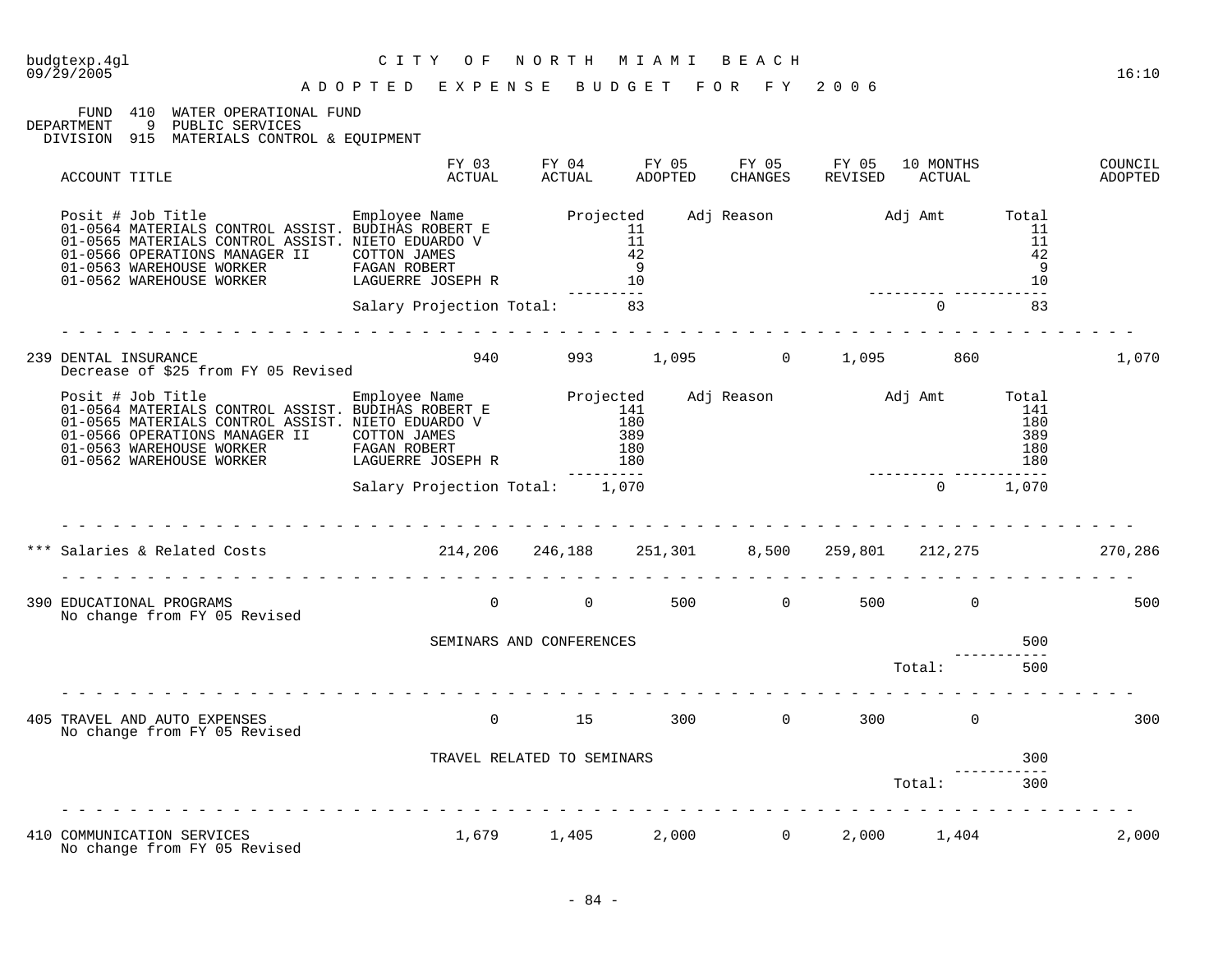budgtexp.4gl
09/29/2005

# CITY OF NORTH MIAMI BEACH

## ADOPTED EXPENSE BUDGET FOR FY 2006

16:10

FUND 410 WATER OPERATIONAL FUND
DEPARTMENT 9 PUBLIC SERVICES
DIVISION 915 MATERIALS CONTROL & EQUIPMENT

| ACCOUNT TITLE | FY 03 ACTUAL | FY 04 ACTUAL | FY 05 ADOPTED | FY 05 CHANGES | FY 05 REVISED | 10 MONTHS ACTUAL | COUNCIL ADOPTED |
|---|---|---|---|---|---|---|---|

| Posit # | Job Title | Employee Name | Projected | Adj Reason | Adj Amt | Total |
|---|---|---|---|---|---|---|
| 01-0564 | MATERIALS CONTROL ASSIST. | BUDIHAS ROBERT E | 11 | | | 11 |
| 01-0565 | MATERIALS CONTROL ASSIST. | NIETO EDUARDO V | 11 | | | 11 |
| 01-0566 | OPERATIONS MANAGER II | COTTON JAMES | 42 | | | 42 |
| 01-0563 | WAREHOUSE WORKER | FAGAN ROBERT | 9 | | | 9 |
| 01-0562 | WAREHOUSE WORKER | LAGUERRE JOSEPH R | 10 | | | 10 |
| | | Salary Projection Total: | 83 | | 0 | 83 |

| ACCOUNT TITLE | FY 03 ACTUAL | FY 04 ACTUAL | FY 05 ADOPTED | FY 05 CHANGES | FY 05 REVISED | 10 MONTHS ACTUAL | COUNCIL ADOPTED |
|---|---|---|---|---|---|---|---|
| 239 DENTAL INSURANCE | 940 | 993 | 1,095 | 0 | 1,095 | 860 | 1,070 |

Decrease of $25 from FY 05 Revised

| Posit # | Job Title | Employee Name | Projected | Adj Reason | Adj Amt | Total |
|---|---|---|---|---|---|---|
| 01-0564 | MATERIALS CONTROL ASSIST. | BUDIHAS ROBERT E | 141 | | | 141 |
| 01-0565 | MATERIALS CONTROL ASSIST. | NIETO EDUARDO V | 180 | | | 180 |
| 01-0566 | OPERATIONS MANAGER II | COTTON JAMES | 389 | | | 389 |
| 01-0563 | WAREHOUSE WORKER | FAGAN ROBERT | 180 | | | 180 |
| 01-0562 | WAREHOUSE WORKER | LAGUERRE JOSEPH R | 180 | | | 180 |
| | | Salary Projection Total: | 1,070 | | 0 | 1,070 |

| ACCOUNT TITLE | FY 03 ACTUAL | FY 04 ACTUAL | FY 05 ADOPTED | FY 05 CHANGES | FY 05 REVISED | 10 MONTHS ACTUAL | COUNCIL ADOPTED |
|---|---|---|---|---|---|---|---|
| *** Salaries & Related Costs | 214,206 | 246,188 | 251,301 | 8,500 | 259,801 | 212,275 | 270,286 |
| 390 EDUCATIONAL PROGRAMS | 0 | 0 | 500 | 0 | 500 | 0 | 500 |

No change from FY 05 Revised

| Description | Amount |
|---|---|
| SEMINARS AND CONFERENCES | 500 |
| Total: | 500 |

| ACCOUNT TITLE | FY 03 ACTUAL | FY 04 ACTUAL | FY 05 ADOPTED | FY 05 CHANGES | FY 05 REVISED | 10 MONTHS ACTUAL | COUNCIL ADOPTED |
|---|---|---|---|---|---|---|---|
| 405 TRAVEL AND AUTO EXPENSES | 0 | 15 | 300 | 0 | 300 | 0 | 300 |

No change from FY 05 Revised

| Description | Amount |
|---|---|
| TRAVEL RELATED TO SEMINARS | 300 |
| Total: | 300 |

| ACCOUNT TITLE | FY 03 ACTUAL | FY 04 ACTUAL | FY 05 ADOPTED | FY 05 CHANGES | FY 05 REVISED | 10 MONTHS ACTUAL | COUNCIL ADOPTED |
|---|---|---|---|---|---|---|---|
| 410 COMMUNICATION SERVICES | 1,679 | 1,405 | 2,000 | 0 | 2,000 | 1,404 | 2,000 |

No change from FY 05 Revised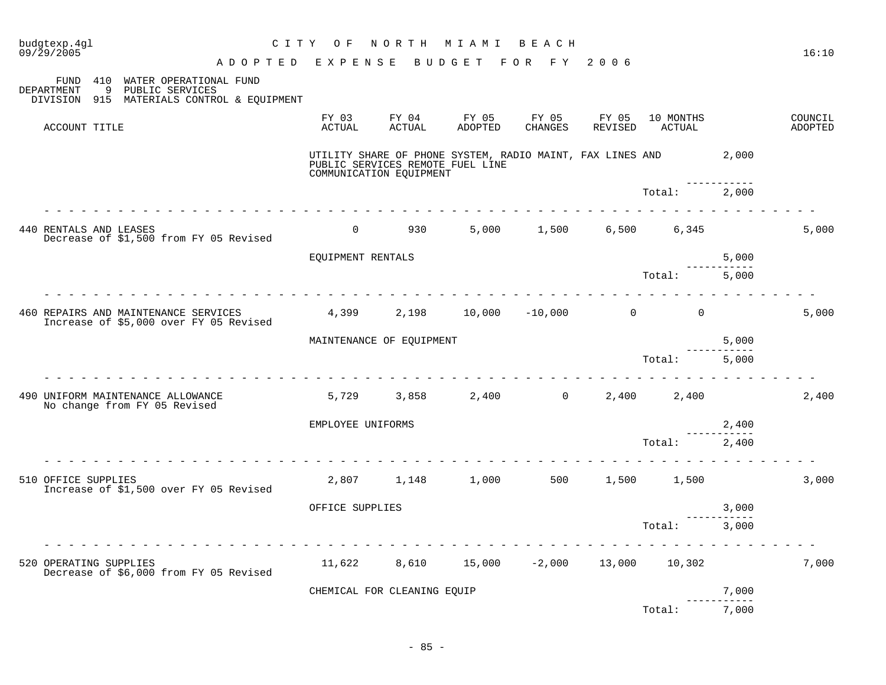CITY OF NORTH MIAMI BEACH

ADOPTED EXPENSE BUDGET FOR FY 2006

FUND 410 WATER OPERATIONAL FUND
DEPARTMENT 9 PUBLIC SERVICES
DIVISION 915 MATERIALS CONTROL & EQUIPMENT

| ACCOUNT TITLE | FY 03 ACTUAL | FY 04 ACTUAL | FY 05 ADOPTED | FY 05 CHANGES | FY 05 REVISED | 10 MONTHS ACTUAL | | COUNCIL ADOPTED |
|---|---|---|---|---|---|---|---|---|
| | UTILITY SHARE OF PHONE SYSTEM, RADIO MAINT, FAX LINES AND PUBLIC SERVICES REMOTE FUEL LINE COMMUNICATION EQUIPMENT | | | | | | 2,000 | |
| | | | | | | Total: | 2,000 | |
| 440 RENTALS AND LEASES<br>Decrease of $1,500 from FY 05 Revised | 0 | 930 | 5,000 | 1,500 | 6,500 | 6,345 | | 5,000 |
| | EQUIPMENT RENTALS | | | | | | 5,000 | |
| | | | | | | Total: | 5,000 | |
| 460 REPAIRS AND MAINTENANCE SERVICES<br>Increase of $5,000 over FY 05 Revised | 4,399 | 2,198 | 10,000 | -10,000 | 0 | 0 | | 5,000 |
| | MAINTENANCE OF EQUIPMENT | | | | | | 5,000 | |
| | | | | | | Total: | 5,000 | |
| 490 UNIFORM MAINTENANCE ALLOWANCE<br>No change from FY 05 Revised | 5,729 | 3,858 | 2,400 | 0 | 2,400 | 2,400 | | 2,400 |
| | EMPLOYEE UNIFORMS | | | | | | 2,400 | |
| | | | | | | Total: | 2,400 | |
| 510 OFFICE SUPPLIES<br>Increase of $1,500 over FY 05 Revised | 2,807 | 1,148 | 1,000 | 500 | 1,500 | 1,500 | | 3,000 |
| | OFFICE SUPPLIES | | | | | | 3,000 | |
| | | | | | | Total: | 3,000 | |
| 520 OPERATING SUPPLIES<br>Decrease of $6,000 from FY 05 Revised | 11,622 | 8,610 | 15,000 | -2,000 | 13,000 | 10,302 | | 7,000 |
| | CHEMICAL FOR CLEANING EQUIP | | | | | | 7,000 | |
| | | | | | | Total: | 7,000 | |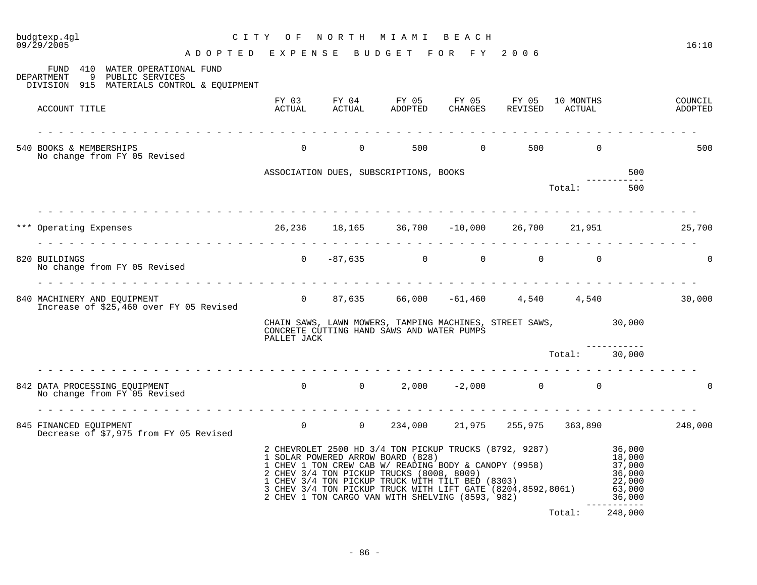# CITY OF NORTH MIAMI BEACH

## ADOPTED EXPENSE BUDGET FOR FY 2006

FUND 410 WATER OPERATIONAL FUND
DEPARTMENT 9 PUBLIC SERVICES
DIVISION 915 MATERIALS CONTROL & EQUIPMENT

| ACCOUNT TITLE | FY 03 ACTUAL | FY 04 ACTUAL | FY 05 ADOPTED | FY 05 CHANGES | FY 05 REVISED | 10 MONTHS ACTUAL | | COUNCIL ADOPTED |
|---|---|---|---|---|---|---|---|---|
| 540 BOOKS & MEMBERSHIPS<br>No change from FY 05 Revised | 0 | 0 | 500 | 0 | 500 | 0 | | 500 |
| | ASSOCIATION DUES, SUBSCRIPTIONS, BOOKS | | | | | | 500 | |
| | | | | | | Total: | 500 | |
| *** Operating Expenses | 26,236 | 18,165 | 36,700 | -10,000 | 26,700 | 21,951 | | 25,700 |
| 820 BUILDINGS<br>No change from FY 05 Revised | 0 | -87,635 | 0 | 0 | 0 | 0 | | 0 |
| 840 MACHINERY AND EQUIPMENT<br>Increase of $25,460 over FY 05 Revised | 0 | 87,635 | 66,000 | -61,460 | 4,540 | 4,540 | | 30,000 |
| | CHAIN SAWS, LAWN MOWERS, TAMPING MACHINES, STREET SAWS, CONCRETE CUTTING HAND SAWS AND WATER PUMPS PALLET JACK | | | | | | 30,000 | |
| | | | | | | Total: | 30,000 | |
| 842 DATA PROCESSING EQUIPMENT<br>No change from FY 05 Revised | 0 | 0 | 2,000 | -2,000 | 0 | 0 | | 0 |
| 845 FINANCED EQUIPMENT<br>Decrease of $7,975 from FY 05 Revised | 0 | 0 | 234,000 | 21,975 | 255,975 | 363,890 | | 248,000 |
| | 2 CHEVROLET 2500 HD 3/4 TON PICKUP TRUCKS (8792, 9287) | | | | | | 36,000 | |
| | 1 SOLAR POWERED ARROW BOARD (828) | | | | | | 18,000 | |
| | 1 CHEV 1 TON CREW CAB W/ READING BODY & CANOPY (9958) | | | | | | 37,000 | |
| | 2 CHEV 3/4 TON PICKUP TRUCKS (8008, 8009) | | | | | | 36,000 | |
| | 1 CHEV 3/4 TON PICKUP TRUCK WITH TILT BED (8303) | | | | | | 22,000 | |
| | 3 CHEV 3/4 TON PICKUP TRUCK WITH LIFT GATE (8204,8592,8061) | | | | | | 63,000 | |
| | 2 CHEV 1 TON CARGO VAN WITH SHELVING (8593, 982) | | | | | | 36,000 | |
| | | | | | | Total: | 248,000 | |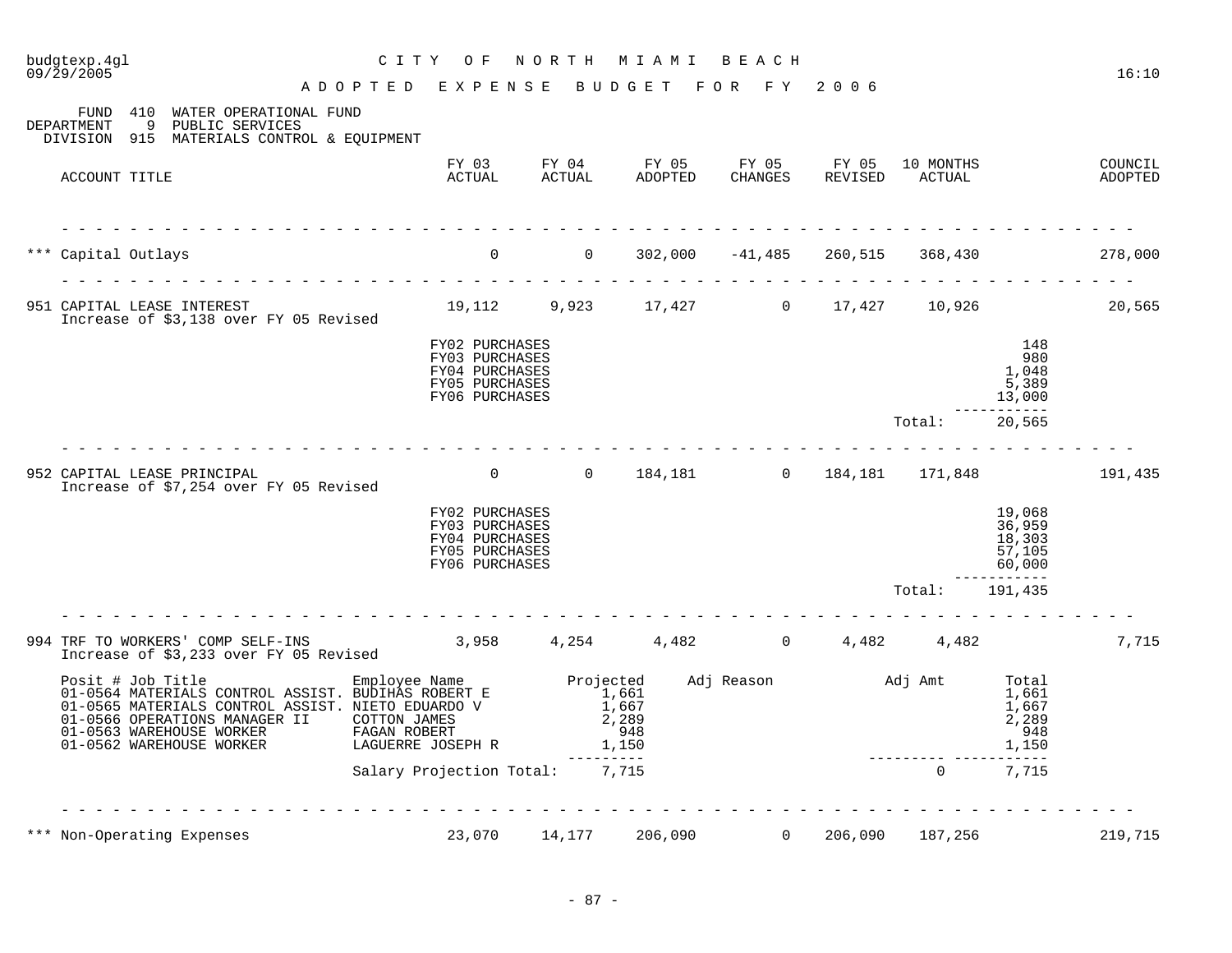budgtexp.4gl CITY OF NORTH MIAMI BEACH
09/29/2005 16:10

ADOPTED EXPENSE BUDGET FOR FY 2006

FUND 410 WATER OPERATIONAL FUND
DEPARTMENT 9 PUBLIC SERVICES
DIVISION 915 MATERIALS CONTROL & EQUIPMENT

| ACCOUNT TITLE | FY 03 ACTUAL | FY 04 ACTUAL | FY 05 ADOPTED | FY 05 CHANGES | FY 05 REVISED | 10 MONTHS ACTUAL | COUNCIL ADOPTED |
|---|---|---|---|---|---|---|---|
| *** Capital Outlays | 0 | 0 | 302,000 | -41,485 | 260,515 | 368,430 | 278,000 |
| 951 CAPITAL LEASE INTEREST<br>Increase of $3,138 over FY 05 Revised | 19,112 | 9,923 | 17,427 | 0 | 17,427 | 10,926 | 20,565 |

| Item | Amount |
|---|---|
| FY02 PURCHASES | 148 |
| FY03 PURCHASES | 980 |
| FY04 PURCHASES | 1,048 |
| FY05 PURCHASES | 5,389 |
| FY06 PURCHASES | 13,000 |
| Total: | 20,565 |

| ACCOUNT TITLE | FY 03 ACTUAL | FY 04 ACTUAL | FY 05 ADOPTED | FY 05 CHANGES | FY 05 REVISED | 10 MONTHS ACTUAL | COUNCIL ADOPTED |
|---|---|---|---|---|---|---|---|
| 952 CAPITAL LEASE PRINCIPAL<br>Increase of $7,254 over FY 05 Revised | 0 | 0 | 184,181 | 0 | 184,181 | 171,848 | 191,435 |

| Item | Amount |
|---|---|
| FY02 PURCHASES | 19,068 |
| FY03 PURCHASES | 36,959 |
| FY04 PURCHASES | 18,303 |
| FY05 PURCHASES | 57,105 |
| FY06 PURCHASES | 60,000 |
| Total: | 191,435 |

| ACCOUNT TITLE | FY 03 ACTUAL | FY 04 ACTUAL | FY 05 ADOPTED | FY 05 CHANGES | FY 05 REVISED | 10 MONTHS ACTUAL | COUNCIL ADOPTED |
|---|---|---|---|---|---|---|---|
| 994 TRF TO WORKERS' COMP SELF-INS<br>Increase of $3,233 over FY 05 Revised | 3,958 | 4,254 | 4,482 | 0 | 4,482 | 4,482 | 7,715 |

| Posit # | Job Title | Employee Name | Projected | Adj Reason | Adj Amt | Total |
|---|---|---|---|---|---|---|
| 01-0564 | MATERIALS CONTROL ASSIST. | BUDIHAS ROBERT E | 1,661 | | | 1,661 |
| 01-0565 | MATERIALS CONTROL ASSIST. | NIETO EDUARDO V | 1,667 | | | 1,667 |
| 01-0566 | OPERATIONS MANAGER II | COTTON JAMES | 2,289 | | | 2,289 |
| 01-0563 | WAREHOUSE WORKER | FAGAN ROBERT | 948 | | | 948 |
| 01-0562 | WAREHOUSE WORKER | LAGUERRE JOSEPH R | 1,150 | | | 1,150 |
| | | Salary Projection Total: | 7,715 | | 0 | 7,715 |

| ACCOUNT TITLE | FY 03 ACTUAL | FY 04 ACTUAL | FY 05 ADOPTED | FY 05 CHANGES | FY 05 REVISED | 10 MONTHS ACTUAL | COUNCIL ADOPTED |
|---|---|---|---|---|---|---|---|
| *** Non-Operating Expenses | 23,070 | 14,177 | 206,090 | 0 | 206,090 | 187,256 | 219,715 |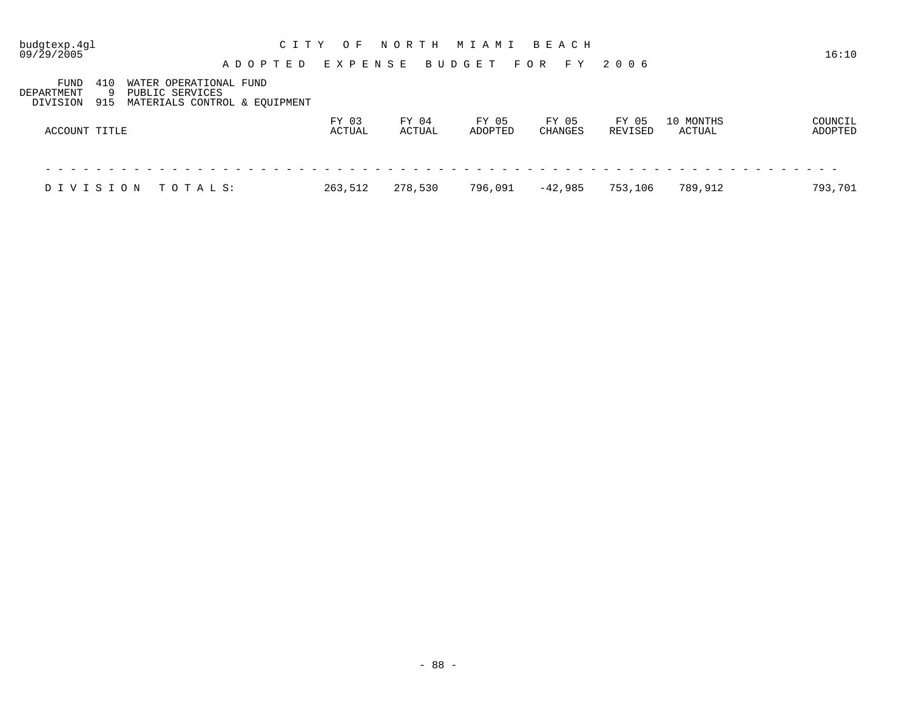# CITY OF NORTH MIAMI BEACH

## ADOPTED EXPENSE BUDGET FOR FY 2006

budgtexp.4gl
09/29/2005 16:10

FUND 410 WATER OPERATIONAL FUND
DEPARTMENT 9 PUBLIC SERVICES
DIVISION 915 MATERIALS CONTROL & EQUIPMENT

| ACCOUNT TITLE | FY 03 ACTUAL | FY 04 ACTUAL | FY 05 ADOPTED | FY 05 CHANGES | FY 05 REVISED | 10 MONTHS ACTUAL | COUNCIL ADOPTED |
|---|---|---|---|---|---|---|---|
| DIVISION TOTALS: | 263,512 | 278,530 | 796,091 | -42,985 | 753,106 | 789,912 | 793,701 |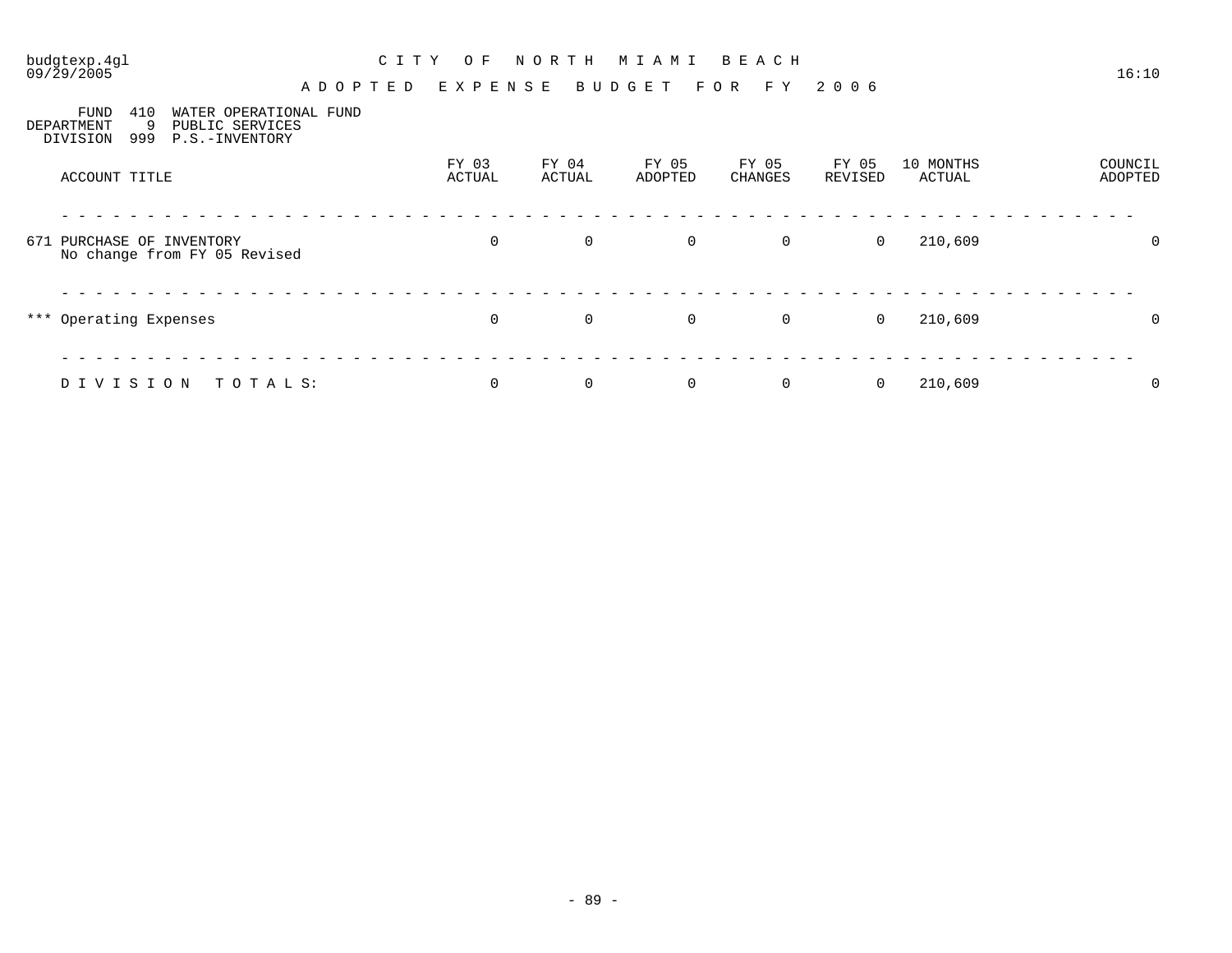budgtexp.4gl
09/29/2005

# C I T Y   O F   N O R T H   M I A M I   B E A C H

## A D O P T E D   E X P E N S E   B U D G E T   F O R   F Y   2 0 0 6

16:10

FUND 410 WATER OPERATIONAL FUND
DEPARTMENT 9 PUBLIC SERVICES
DIVISION 999 P.S.-INVENTORY

| ACCOUNT TITLE | FY 03 ACTUAL | FY 04 ACTUAL | FY 05 ADOPTED | FY 05 CHANGES | FY 05 REVISED | 10 MONTHS ACTUAL | COUNCIL ADOPTED |
|---|---|---|---|---|---|---|---|
| 671 PURCHASE OF INVENTORY<br>No change from FY 05 Revised | 0 | 0 | 0 | 0 | 0 | 210,609 | 0 |
| *** Operating Expenses | 0 | 0 | 0 | 0 | 0 | 210,609 | 0 |
| D I V I S I O N   T O T A L S: | 0 | 0 | 0 | 0 | 0 | 210,609 | 0 |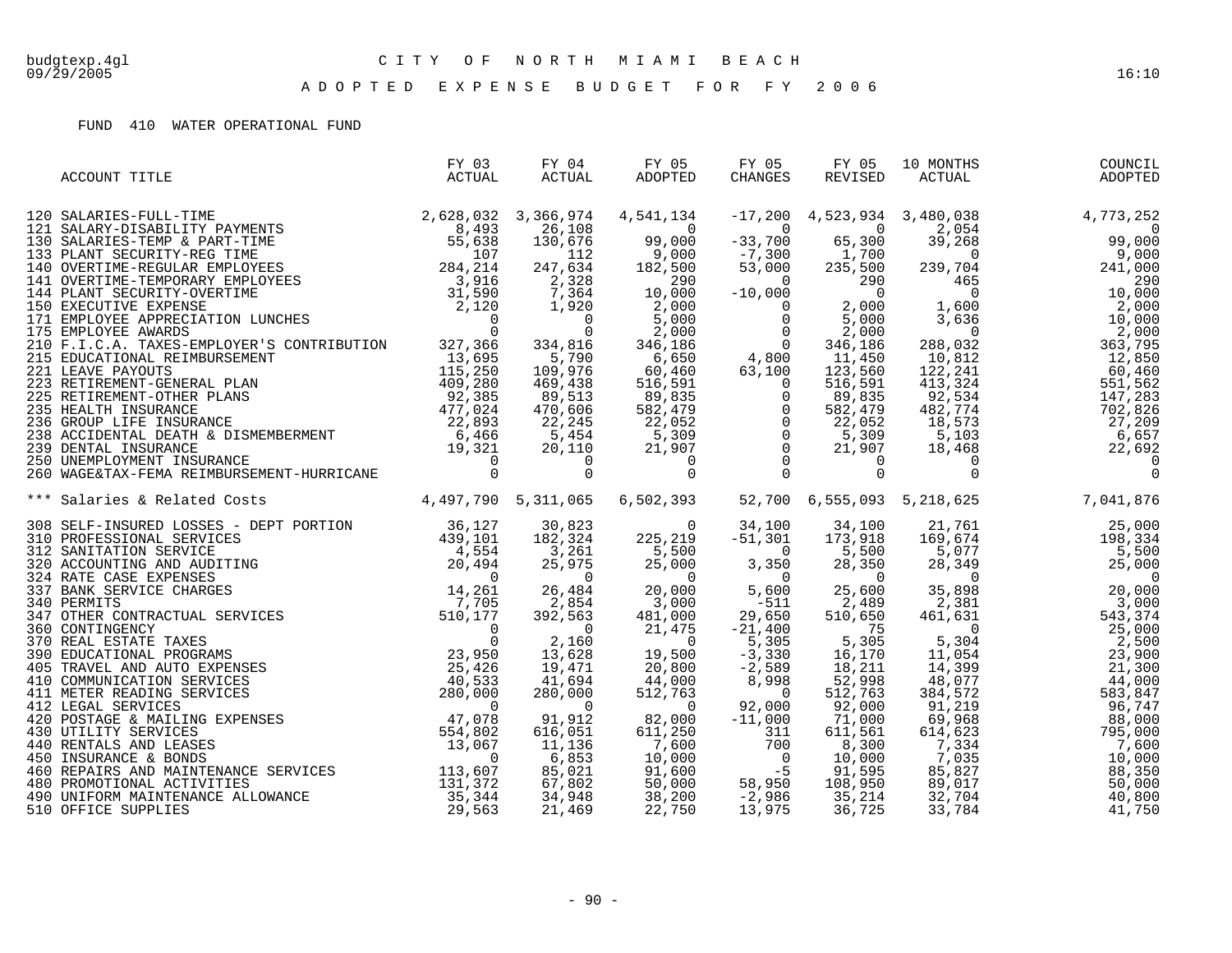budgtexp.4gl
09/29/2005

# CITY OF NORTH MIAMI BEACH

16:10

## ADOPTED EXPENSE BUDGET FOR FY 2006

FUND 410 WATER OPERATIONAL FUND

| ACCOUNT TITLE | FY 03 ACTUAL | FY 04 ACTUAL | FY 05 ADOPTED | FY 05 CHANGES | FY 05 REVISED | 10 MONTHS ACTUAL | COUNCIL ADOPTED |
|---|---|---|---|---|---|---|---|
| 120 SALARIES-FULL-TIME | 2,628,032 | 3,366,974 | 4,541,134 | -17,200 | 4,523,934 | 3,480,038 | 4,773,252 |
| 121 SALARY-DISABILITY PAYMENTS | 8,493 | 26,108 | 0 | 0 | 0 | 2,054 | 0 |
| 130 SALARIES-TEMP & PART-TIME | 55,638 | 130,676 | 99,000 | -33,700 | 65,300 | 39,268 | 99,000 |
| 133 PLANT SECURITY-REG TIME | 107 | 112 | 9,000 | -7,300 | 1,700 | 0 | 9,000 |
| 140 OVERTIME-REGULAR EMPLOYEES | 284,214 | 247,634 | 182,500 | 53,000 | 235,500 | 239,704 | 241,000 |
| 141 OVERTIME-TEMPORARY EMPLOYEES | 3,916 | 2,328 | 290 | 0 | 290 | 465 | 290 |
| 144 PLANT SECURITY-OVERTIME | 31,590 | 7,364 | 10,000 | -10,000 | 0 | 0 | 10,000 |
| 150 EXECUTIVE EXPENSE | 2,120 | 1,920 | 2,000 | 0 | 2,000 | 1,600 | 2,000 |
| 171 EMPLOYEE APPRECIATION LUNCHES | 0 | 0 | 5,000 | 0 | 5,000 | 3,636 | 10,000 |
| 175 EMPLOYEE AWARDS | 0 | 0 | 2,000 | 0 | 2,000 | 0 | 2,000 |
| 210 F.I.C.A. TAXES-EMPLOYER'S CONTRIBUTION | 327,366 | 334,816 | 346,186 | 0 | 346,186 | 288,032 | 363,795 |
| 215 EDUCATIONAL REIMBURSEMENT | 13,695 | 5,790 | 6,650 | 4,800 | 11,450 | 10,812 | 12,850 |
| 221 LEAVE PAYOUTS | 115,250 | 109,976 | 60,460 | 63,100 | 123,560 | 122,241 | 60,460 |
| 223 RETIREMENT-GENERAL PLAN | 409,280 | 469,438 | 516,591 | 0 | 516,591 | 413,324 | 551,562 |
| 225 RETIREMENT-OTHER PLANS | 92,385 | 89,513 | 89,835 | 0 | 89,835 | 92,534 | 147,283 |
| 235 HEALTH INSURANCE | 477,024 | 470,606 | 582,479 | 0 | 582,479 | 482,774 | 702,826 |
| 236 GROUP LIFE INSURANCE | 22,893 | 22,245 | 22,052 | 0 | 22,052 | 18,573 | 27,209 |
| 238 ACCIDENTAL DEATH & DISMEMBERMENT | 6,466 | 5,454 | 5,309 | 0 | 5,309 | 5,103 | 6,657 |
| 239 DENTAL INSURANCE | 19,321 | 20,110 | 21,907 | 0 | 21,907 | 18,468 | 22,692 |
| 250 UNEMPLOYMENT INSURANCE | 0 | 0 | 0 | 0 | 0 | 0 | 0 |
| 260 WAGE&TAX-FEMA REIMBURSEMENT-HURRICANE | 0 | 0 | 0 | 0 | 0 | 0 | 0 |
| *** Salaries & Related Costs | 4,497,790 | 5,311,065 | 6,502,393 | 52,700 | 6,555,093 | 5,218,625 | 7,041,876 |
| 308 SELF-INSURED LOSSES - DEPT PORTION | 36,127 | 30,823 | 0 | 34,100 | 34,100 | 21,761 | 25,000 |
| 310 PROFESSIONAL SERVICES | 439,101 | 182,324 | 225,219 | -51,301 | 173,918 | 169,674 | 198,334 |
| 312 SANITATION SERVICE | 4,554 | 3,261 | 5,500 | 0 | 5,500 | 5,077 | 5,500 |
| 320 ACCOUNTING AND AUDITING | 20,494 | 25,975 | 25,000 | 3,350 | 28,350 | 28,349 | 25,000 |
| 324 RATE CASE EXPENSES | 0 | 0 | 0 | 0 | 0 | 0 | 0 |
| 337 BANK SERVICE CHARGES | 14,261 | 26,484 | 20,000 | 5,600 | 25,600 | 35,898 | 20,000 |
| 340 PERMITS | 7,705 | 2,854 | 3,000 | -511 | 2,489 | 2,381 | 3,000 |
| 347 OTHER CONTRACTUAL SERVICES | 510,177 | 392,563 | 481,000 | 29,650 | 510,650 | 461,631 | 543,374 |
| 360 CONTINGENCY | 0 | 0 | 21,475 | -21,400 | 75 | 0 | 25,000 |
| 370 REAL ESTATE TAXES | 0 | 2,160 | 0 | 5,305 | 5,305 | 5,304 | 2,500 |
| 390 EDUCATIONAL PROGRAMS | 23,950 | 13,628 | 19,500 | -3,330 | 16,170 | 11,054 | 23,900 |
| 405 TRAVEL AND AUTO EXPENSES | 25,426 | 19,471 | 20,800 | -2,589 | 18,211 | 14,399 | 21,300 |
| 410 COMMUNICATION SERVICES | 40,533 | 41,694 | 44,000 | 8,998 | 52,998 | 48,077 | 44,000 |
| 411 METER READING SERVICES | 280,000 | 280,000 | 512,763 | 0 | 512,763 | 384,572 | 583,847 |
| 412 LEGAL SERVICES | 0 | 0 | 0 | 92,000 | 92,000 | 91,219 | 96,747 |
| 420 POSTAGE & MAILING EXPENSES | 47,078 | 91,912 | 82,000 | -11,000 | 71,000 | 69,968 | 88,000 |
| 430 UTILITY SERVICES | 554,802 | 616,051 | 611,250 | 311 | 611,561 | 614,623 | 795,000 |
| 440 RENTALS AND LEASES | 13,067 | 11,136 | 7,600 | 700 | 8,300 | 7,334 | 7,600 |
| 450 INSURANCE & BONDS | 0 | 6,853 | 10,000 | 0 | 10,000 | 7,035 | 10,000 |
| 460 REPAIRS AND MAINTENANCE SERVICES | 113,607 | 85,021 | 91,600 | -5 | 91,595 | 85,827 | 88,350 |
| 480 PROMOTIONAL ACTIVITIES | 131,372 | 67,802 | 50,000 | 58,950 | 108,950 | 89,017 | 50,000 |
| 490 UNIFORM MAINTENANCE ALLOWANCE | 35,344 | 34,948 | 38,200 | -2,986 | 35,214 | 32,704 | 40,800 |
| 510 OFFICE SUPPLIES | 29,563 | 21,469 | 22,750 | 13,975 | 36,725 | 33,784 | 41,750 |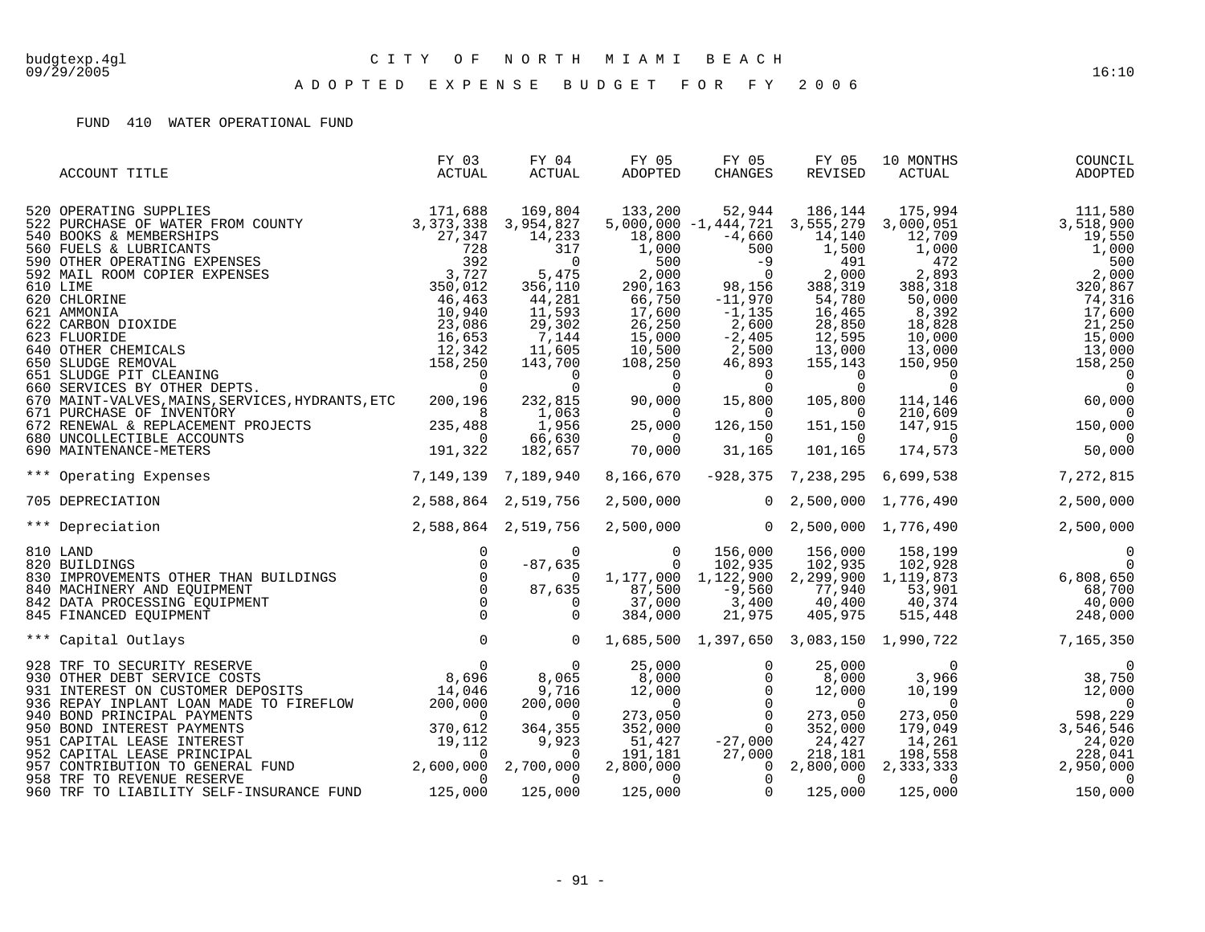CITY OF NORTH MIAMI BEACH

ADOPTED EXPENSE BUDGET FOR FY 2006

FUND 410 WATER OPERATIONAL FUND

| ACCOUNT TITLE | FY 03 ACTUAL | FY 04 ACTUAL | FY 05 ADOPTED | FY 05 CHANGES | FY 05 REVISED | 10 MONTHS ACTUAL | COUNCIL ADOPTED |
|---|---|---|---|---|---|---|---|
| 520 OPERATING SUPPLIES | 171,688 | 169,804 | 133,200 | 52,944 | 186,144 | 175,994 | 111,580 |
| 522 PURCHASE OF WATER FROM COUNTY | 3,373,338 | 3,954,827 | 5,000,000 | -1,444,721 | 3,555,279 | 3,000,051 | 3,518,900 |
| 540 BOOKS & MEMBERSHIPS | 27,347 | 14,233 | 18,800 | -4,660 | 14,140 | 12,709 | 19,550 |
| 560 FUELS & LUBRICANTS | 728 | 317 | 1,000 | 500 | 1,500 | 1,000 | 1,000 |
| 590 OTHER OPERATING EXPENSES | 392 | 0 | 500 | -9 | 491 | 472 | 500 |
| 592 MAIL ROOM COPIER EXPENSES | 3,727 | 5,475 | 2,000 | 0 | 2,000 | 2,893 | 2,000 |
| 610 LIME | 350,012 | 356,110 | 290,163 | 98,156 | 388,319 | 388,318 | 320,867 |
| 620 CHLORINE | 46,463 | 44,281 | 66,750 | -11,970 | 54,780 | 50,000 | 74,316 |
| 621 AMMONIA | 10,940 | 11,593 | 17,600 | -1,135 | 16,465 | 8,392 | 17,600 |
| 622 CARBON DIOXIDE | 23,086 | 29,302 | 26,250 | 2,600 | 28,850 | 18,828 | 21,250 |
| 623 FLUORIDE | 16,653 | 7,144 | 15,000 | -2,405 | 12,595 | 10,000 | 15,000 |
| 640 OTHER CHEMICALS | 12,342 | 11,605 | 10,500 | 2,500 | 13,000 | 13,000 | 13,000 |
| 650 SLUDGE REMOVAL | 158,250 | 143,700 | 108,250 | 46,893 | 155,143 | 150,950 | 158,250 |
| 651 SLUDGE PIT CLEANING | 0 | 0 | 0 | 0 | 0 | 0 | 0 |
| 660 SERVICES BY OTHER DEPTS. | 0 | 0 | 0 | 0 | 0 | 0 | 0 |
| 670 MAINT-VALVES,MAINS,SERVICES,HYDRANTS,ETC | 200,196 | 232,815 | 90,000 | 15,800 | 105,800 | 114,146 | 60,000 |
| 671 PURCHASE OF INVENTORY | 8 | 1,063 | 0 | 0 | 0 | 210,609 | 0 |
| 672 RENEWAL & REPLACEMENT PROJECTS | 235,488 | 1,956 | 25,000 | 126,150 | 151,150 | 147,915 | 150,000 |
| 680 UNCOLLECTIBLE ACCOUNTS | 0 | 66,630 | 0 | 0 | 0 | 0 | 0 |
| 690 MAINTENANCE-METERS | 191,322 | 182,657 | 70,000 | 31,165 | 101,165 | 174,573 | 50,000 |
| *** Operating Expenses | 7,149,139 | 7,189,940 | 8,166,670 | -928,375 | 7,238,295 | 6,699,538 | 7,272,815 |
| 705 DEPRECIATION | 2,588,864 | 2,519,756 | 2,500,000 | 0 | 2,500,000 | 1,776,490 | 2,500,000 |
| *** Depreciation | 2,588,864 | 2,519,756 | 2,500,000 | 0 | 2,500,000 | 1,776,490 | 2,500,000 |
| 810 LAND | 0 | 0 | 0 | 156,000 | 156,000 | 158,199 | 0 |
| 820 BUILDINGS | 0 | -87,635 | 0 | 102,935 | 102,935 | 102,928 | 0 |
| 830 IMPROVEMENTS OTHER THAN BUILDINGS | 0 | 0 | 1,177,000 | 1,122,900 | 2,299,900 | 1,119,873 | 6,808,650 |
| 840 MACHINERY AND EQUIPMENT | 0 | 87,635 | 87,500 | -9,560 | 77,940 | 53,901 | 68,700 |
| 842 DATA PROCESSING EQUIPMENT | 0 | 0 | 37,000 | 3,400 | 40,400 | 40,374 | 40,000 |
| 845 FINANCED EQUIPMENT | 0 | 0 | 384,000 | 21,975 | 405,975 | 515,448 | 248,000 |
| *** Capital Outlays | 0 | 0 | 1,685,500 | 1,397,650 | 3,083,150 | 1,990,722 | 7,165,350 |
| 928 TRF TO SECURITY RESERVE | 0 | 0 | 25,000 | 0 | 25,000 | 0 | 0 |
| 930 OTHER DEBT SERVICE COSTS | 8,696 | 8,065 | 8,000 | 0 | 8,000 | 3,966 | 38,750 |
| 931 INTEREST ON CUSTOMER DEPOSITS | 14,046 | 9,716 | 12,000 | 0 | 12,000 | 10,199 | 12,000 |
| 936 REPAY INPLANT LOAN MADE TO FIREFLOW | 200,000 | 200,000 | 0 | 0 | 0 | 0 | 0 |
| 940 BOND PRINCIPAL PAYMENTS | 0 | 0 | 273,050 | 0 | 273,050 | 273,050 | 598,229 |
| 950 BOND INTEREST PAYMENTS | 370,612 | 364,355 | 352,000 | 0 | 352,000 | 179,049 | 3,546,546 |
| 951 CAPITAL LEASE INTEREST | 19,112 | 9,923 | 51,427 | -27,000 | 24,427 | 14,261 | 24,020 |
| 952 CAPITAL LEASE PRINCIPAL | 0 | 0 | 191,181 | 27,000 | 218,181 | 198,558 | 228,041 |
| 957 CONTRIBUTION TO GENERAL FUND | 2,600,000 | 2,700,000 | 2,800,000 | 0 | 2,800,000 | 2,333,333 | 2,950,000 |
| 958 TRF TO REVENUE RESERVE | 0 | 0 | 0 | 0 | 0 | 0 | 0 |
| 960 TRF TO LIABILITY SELF-INSURANCE FUND | 125,000 | 125,000 | 125,000 | 0 | 125,000 | 125,000 | 150,000 |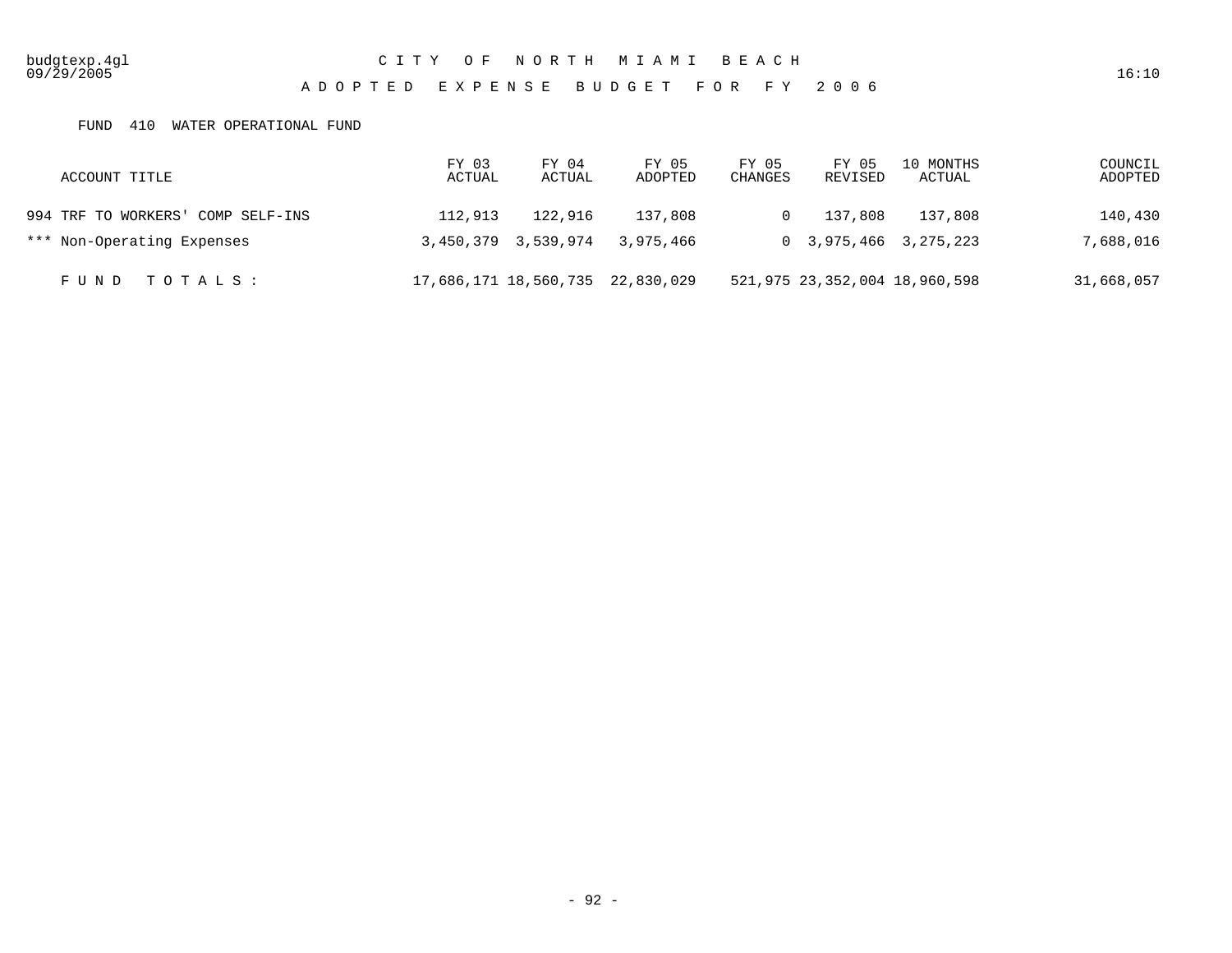CITY OF NORTH MIAMI BEACH

ADOPTED EXPENSE BUDGET FOR FY 2006

FUND 410 WATER OPERATIONAL FUND

| ACCOUNT TITLE | FY 03 ACTUAL | FY 04 ACTUAL | FY 05 ADOPTED | FY 05 CHANGES | FY 05 REVISED | 10 MONTHS ACTUAL | COUNCIL ADOPTED |
|---|---|---|---|---|---|---|---|
| 994 TRF TO WORKERS' COMP SELF-INS | 112,913 | 122,916 | 137,808 | 0 | 137,808 | 137,808 | 140,430 |
| *** Non-Operating Expenses | 3,450,379 | 3,539,974 | 3,975,466 | 0 | 3,975,466 | 3,275,223 | 7,688,016 |
| FUND TOTALS: | 17,686,171 | 18,560,735 | 22,830,029 | 521,975 | 23,352,004 | 18,960,598 | 31,668,057 |